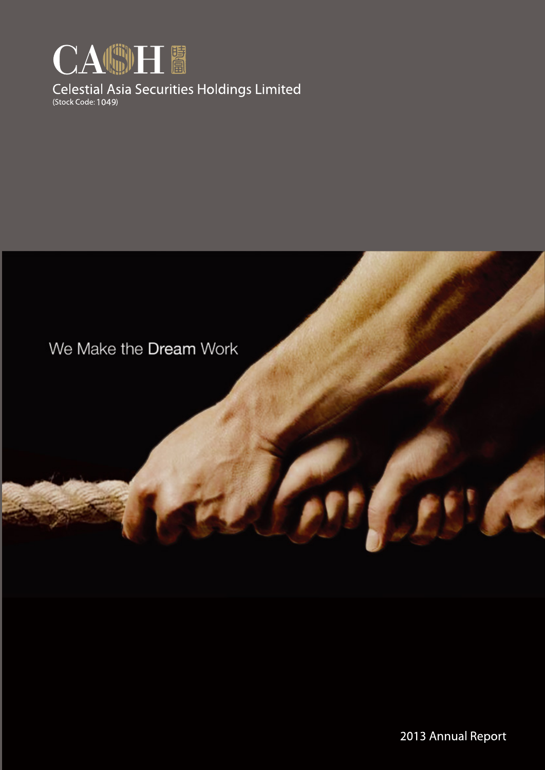# CASH 時富

Celestial Asia Securities Holdings Limited
(Stock Code: 1049)

We Make the **Dream** Work

2013 Annual Report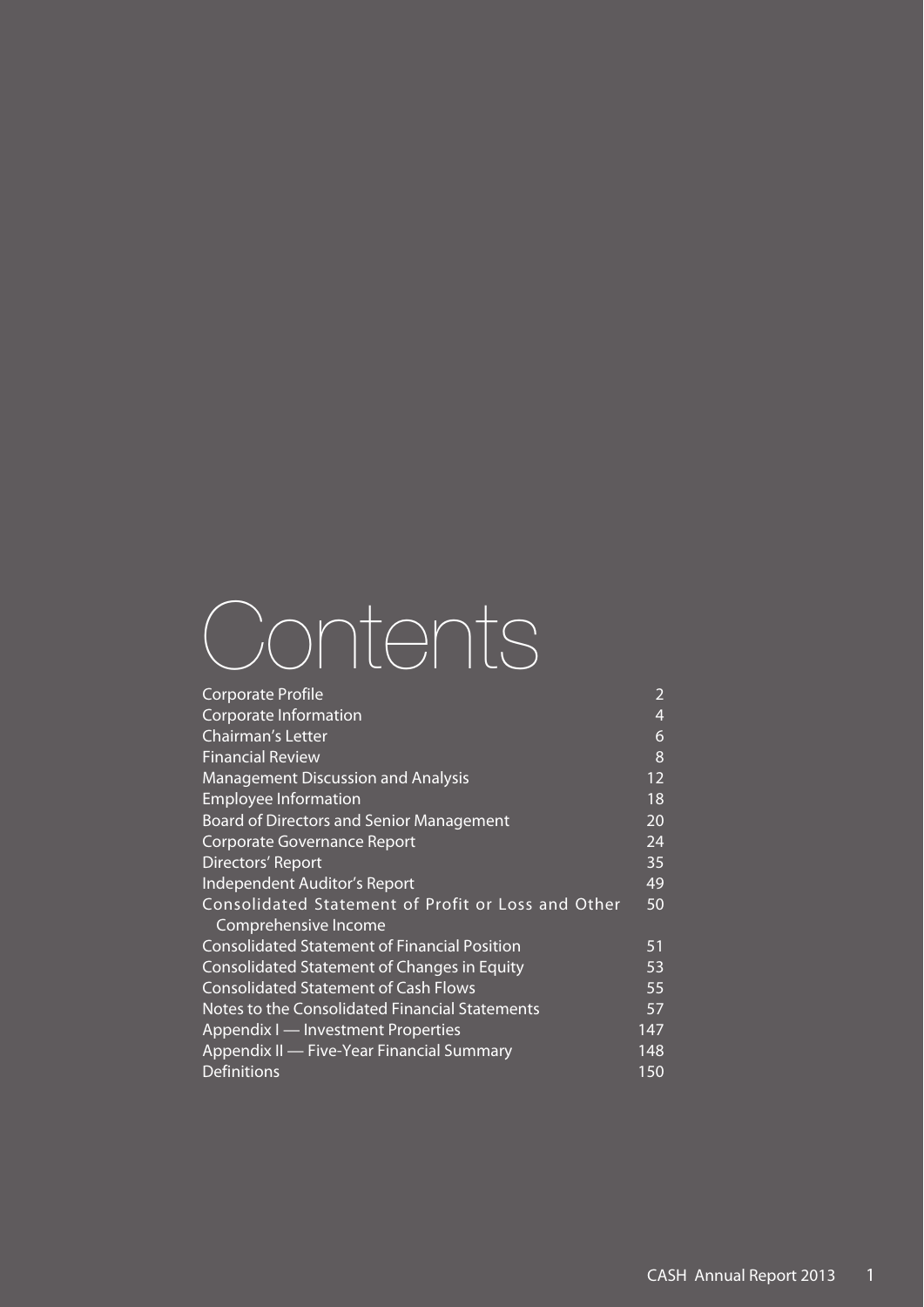# Contents

| | |
|---|---|
| Corporate Profile | 2 |
| Corporate Information | 4 |
| Chairman's Letter | 6 |
| Financial Review | 8 |
| Management Discussion and Analysis | 12 |
| Employee Information | 18 |
| Board of Directors and Senior Management | 20 |
| Corporate Governance Report | 24 |
| Directors' Report | 35 |
| Independent Auditor's Report | 49 |
| Consolidated Statement of Profit or Loss and Other Comprehensive Income | 50 |
| Consolidated Statement of Financial Position | 51 |
| Consolidated Statement of Changes in Equity | 53 |
| Consolidated Statement of Cash Flows | 55 |
| Notes to the Consolidated Financial Statements | 57 |
| Appendix I — Investment Properties | 147 |
| Appendix II — Five-Year Financial Summary | 148 |
| Definitions | 150 |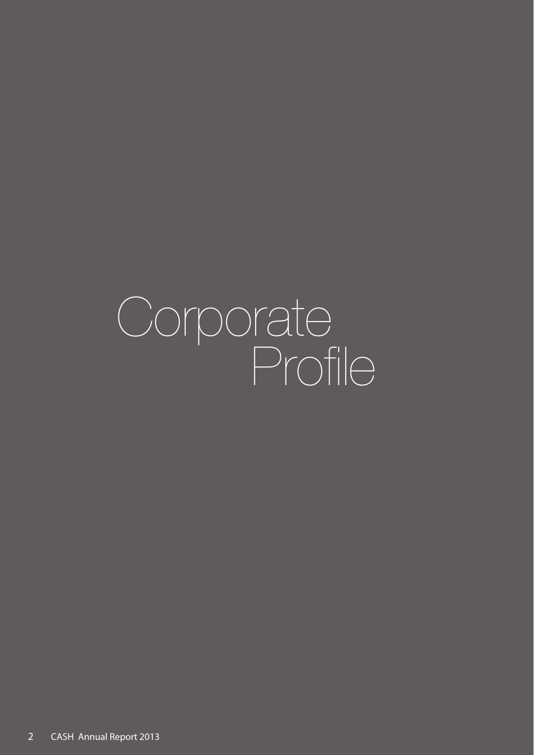# Corporate Profile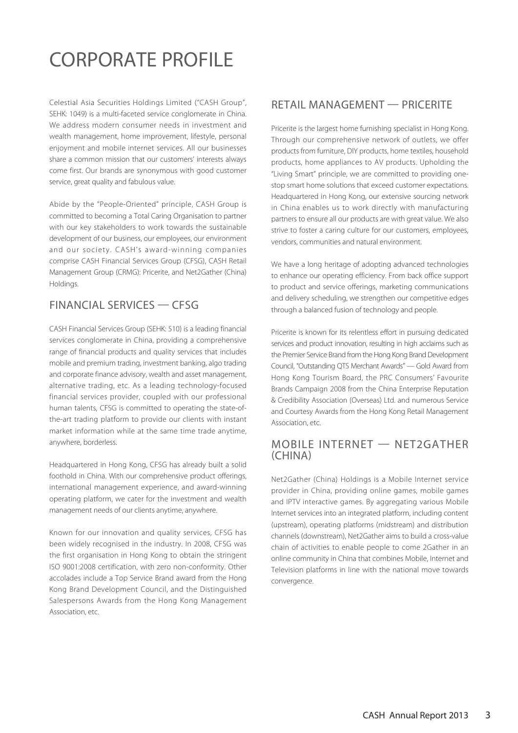# CORPORATE PROFILE

Celestial Asia Securities Holdings Limited ("CASH Group", SEHK: 1049) is a multi-faceted service conglomerate in China. We address modern consumer needs in investment and wealth management, home improvement, lifestyle, personal enjoyment and mobile internet services. All our businesses share a common mission that our customers' interests always come first. Our brands are synonymous with good customer service, great quality and fabulous value.

Abide by the "People-Oriented" principle, CASH Group is committed to becoming a Total Caring Organisation to partner with our key stakeholders to work towards the sustainable development of our business, our employees, our environment and our society. CASH's award-winning companies comprise CASH Financial Services Group (CFSG), CASH Retail Management Group (CRMG): Pricerite, and Net2Gather (China) Holdings.

## FINANCIAL SERVICES — CFSG

CASH Financial Services Group (SEHK: 510) is a leading financial services conglomerate in China, providing a comprehensive range of financial products and quality services that includes mobile and premium trading, investment banking, algo trading and corporate finance advisory, wealth and asset management, alternative trading, etc. As a leading technology-focused financial services provider, coupled with our professional human talents, CFSG is committed to operating the state-of-the-art trading platform to provide our clients with instant market information while at the same time trade anytime, anywhere, borderless.

Headquartered in Hong Kong, CFSG has already built a solid foothold in China. With our comprehensive product offerings, international management experience, and award-winning operating platform, we cater for the investment and wealth management needs of our clients anytime, anywhere.

Known for our innovation and quality services, CFSG has been widely recognised in the industry. In 2008, CFSG was the first organisation in Hong Kong to obtain the stringent ISO 9001:2008 certification, with zero non-conformity. Other accolades include a Top Service Brand award from the Hong Kong Brand Development Council, and the Distinguished Salespersons Awards from the Hong Kong Management Association, etc.

## RETAIL MANAGEMENT — PRICERITE

Pricerite is the largest home furnishing specialist in Hong Kong. Through our comprehensive network of outlets, we offer products from furniture, DIY products, home textiles, household products, home appliances to AV products. Upholding the "Living Smart" principle, we are committed to providing one-stop smart home solutions that exceed customer expectations. Headquartered in Hong Kong, our extensive sourcing network in China enables us to work directly with manufacturing partners to ensure all our products are with great value. We also strive to foster a caring culture for our customers, employees, vendors, communities and natural environment.

We have a long heritage of adopting advanced technologies to enhance our operating efficiency. From back office support to product and service offerings, marketing communications and delivery scheduling, we strengthen our competitive edges through a balanced fusion of technology and people.

Pricerite is known for its relentless effort in pursuing dedicated services and product innovation, resulting in high acclaims such as the Premier Service Brand from the Hong Kong Brand Development Council, "Outstanding QTS Merchant Awards" — Gold Award from Hong Kong Tourism Board, the PRC Consumers' Favourite Brands Campaign 2008 from the China Enterprise Reputation & Credibility Association (Overseas) Ltd. and numerous Service and Courtesy Awards from the Hong Kong Retail Management Association, etc.

## MOBILE INTERNET — NET2GATHER (CHINA)

Net2Gather (China) Holdings is a Mobile Internet service provider in China, providing online games, mobile games and IPTV interactive games. By aggregating various Mobile Internet services into an integrated platform, including content (upstream), operating platforms (midstream) and distribution channels (downstream), Net2Gather aims to build a cross-value chain of activities to enable people to come 2Gather in an online community in China that combines Mobile, Internet and Television platforms in line with the national move towards convergence.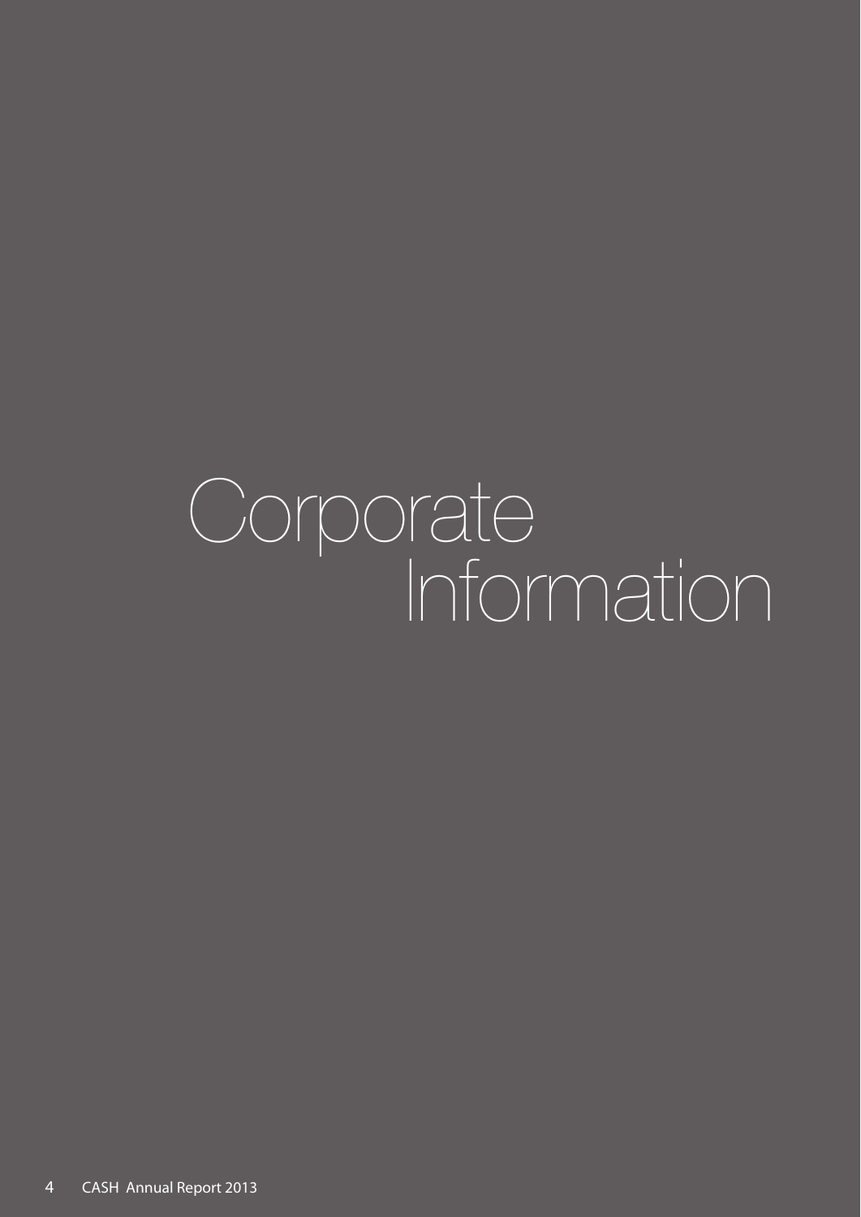# Corporate Information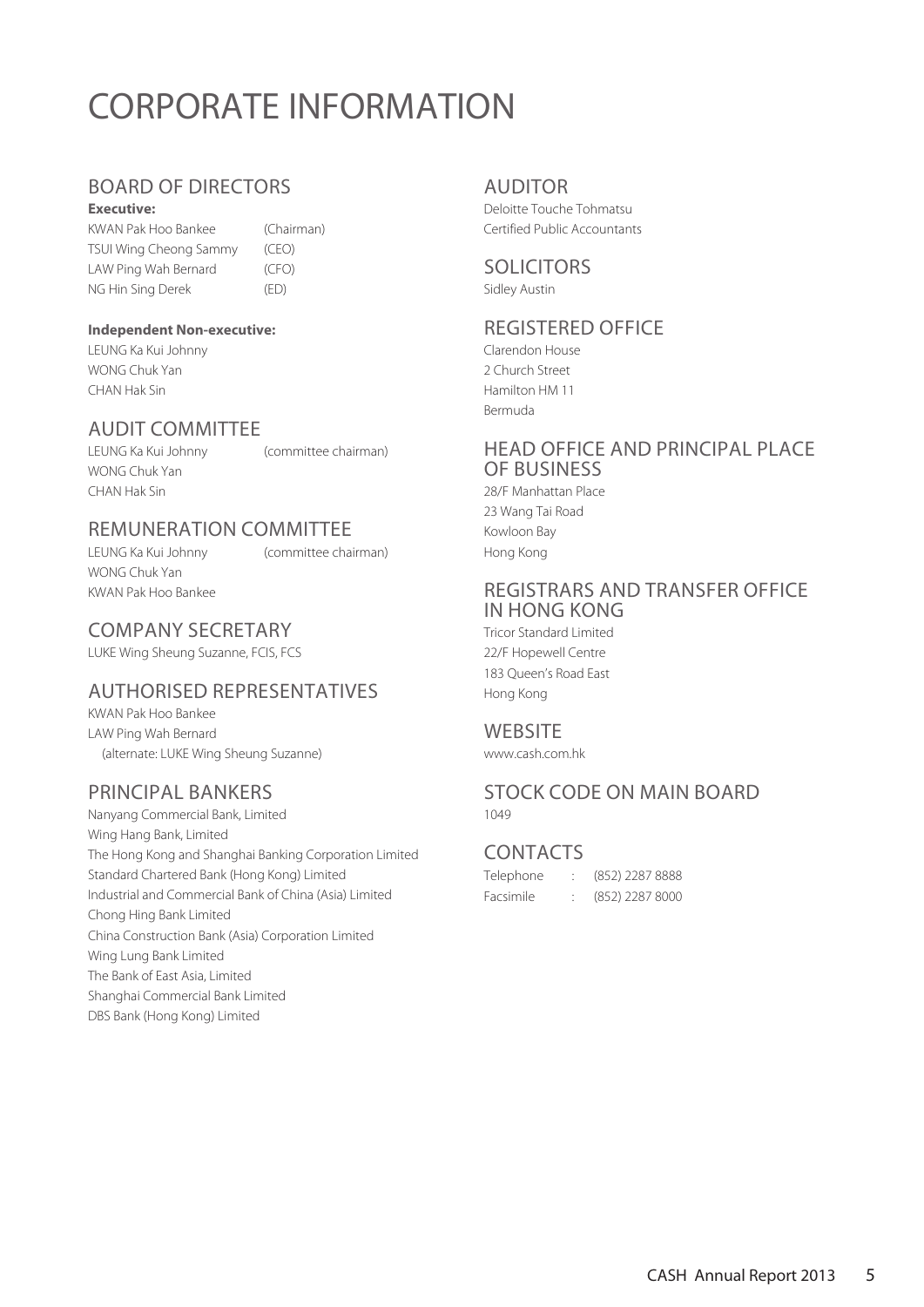# CORPORATE INFORMATION

## BOARD OF DIRECTORS

**Executive:**

| | |
|---|---|
| KWAN Pak Hoo Bankee | (Chairman) |
| TSUI Wing Cheong Sammy | (CEO) |
| LAW Ping Wah Bernard | (CFO) |
| NG Hin Sing Derek | (ED) |

**Independent Non-executive:**

LEUNG Ka Kui Johnny
WONG Chuk Yan
CHAN Hak Sin

## AUDIT COMMITTEE

LEUNG Ka Kui Johnny (committee chairman)
WONG Chuk Yan
CHAN Hak Sin

## REMUNERATION COMMITTEE

LEUNG Ka Kui Johnny (committee chairman)
WONG Chuk Yan
KWAN Pak Hoo Bankee

## COMPANY SECRETARY

LUKE Wing Sheung Suzanne, FCIS, FCS

## AUTHORISED REPRESENTATIVES

KWAN Pak Hoo Bankee
LAW Ping Wah Bernard
(alternate: LUKE Wing Sheung Suzanne)

## PRINCIPAL BANKERS

Nanyang Commercial Bank, Limited
Wing Hang Bank, Limited
The Hong Kong and Shanghai Banking Corporation Limited
Standard Chartered Bank (Hong Kong) Limited
Industrial and Commercial Bank of China (Asia) Limited
Chong Hing Bank Limited
China Construction Bank (Asia) Corporation Limited
Wing Lung Bank Limited
The Bank of East Asia, Limited
Shanghai Commercial Bank Limited
DBS Bank (Hong Kong) Limited

## AUDITOR

Deloitte Touche Tohmatsu
Certified Public Accountants

## SOLICITORS

Sidley Austin

## REGISTERED OFFICE

Clarendon House
2 Church Street
Hamilton HM 11
Bermuda

## HEAD OFFICE AND PRINCIPAL PLACE OF BUSINESS

28/F Manhattan Place
23 Wang Tai Road
Kowloon Bay
Hong Kong

## REGISTRARS AND TRANSFER OFFICE IN HONG KONG

Tricor Standard Limited
22/F Hopewell Centre
183 Queen's Road East
Hong Kong

## WEBSITE

www.cash.com.hk

## STOCK CODE ON MAIN BOARD

1049

## CONTACTS

| | | |
|---|---|---|
| Telephone | : | (852) 2287 8888 |
| Facsimile | : | (852) 2287 8000 |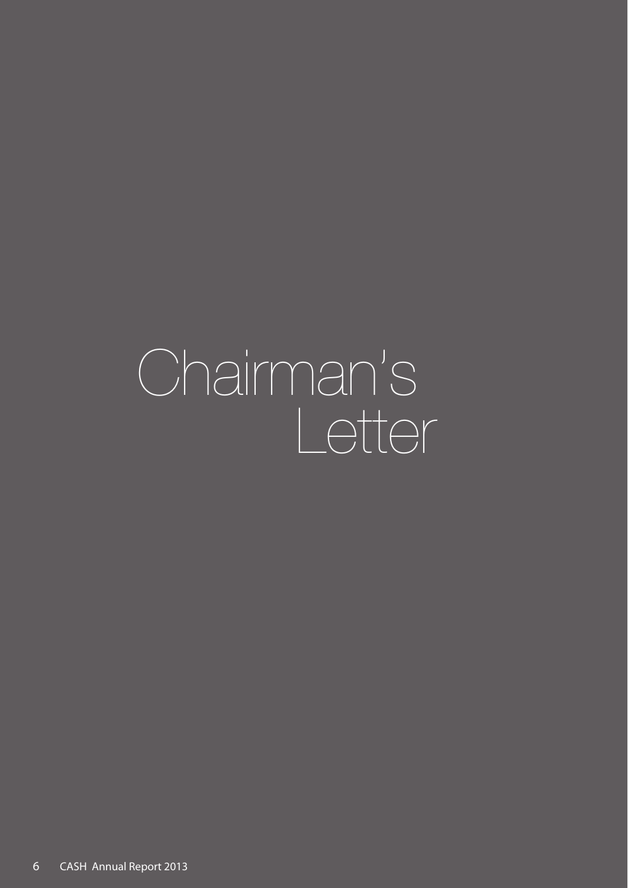# Chairman's Letter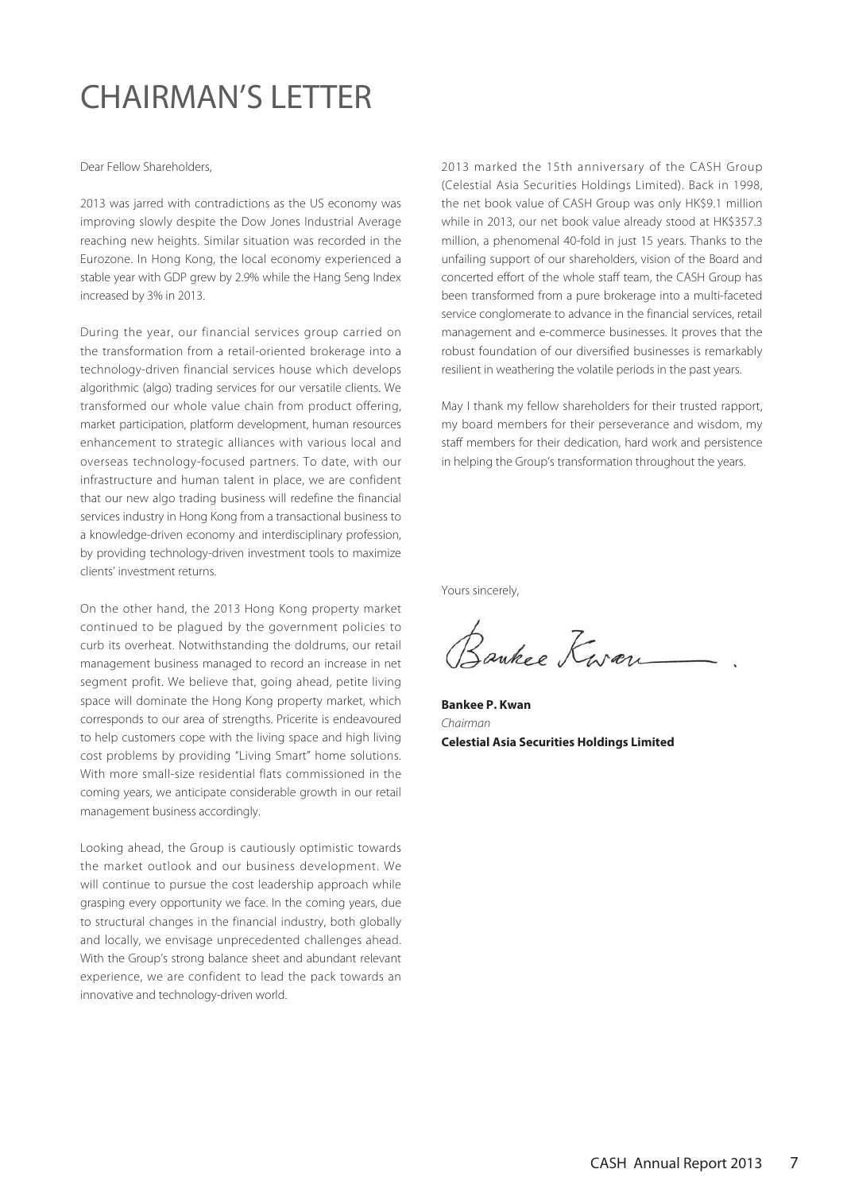# CHAIRMAN'S LETTER

Dear Fellow Shareholders,

2013 was jarred with contradictions as the US economy was improving slowly despite the Dow Jones Industrial Average reaching new heights. Similar situation was recorded in the Eurozone. In Hong Kong, the local economy experienced a stable year with GDP grew by 2.9% while the Hang Seng Index increased by 3% in 2013.

During the year, our financial services group carried on the transformation from a retail-oriented brokerage into a technology-driven financial services house which develops algorithmic (algo) trading services for our versatile clients. We transformed our whole value chain from product offering, market participation, platform development, human resources enhancement to strategic alliances with various local and overseas technology-focused partners. To date, with our infrastructure and human talent in place, we are confident that our new algo trading business will redefine the financial services industry in Hong Kong from a transactional business to a knowledge-driven economy and interdisciplinary profession, by providing technology-driven investment tools to maximize clients' investment returns.

On the other hand, the 2013 Hong Kong property market continued to be plagued by the government policies to curb its overheat. Notwithstanding the doldrums, our retail management business managed to record an increase in net segment profit. We believe that, going ahead, petite living space will dominate the Hong Kong property market, which corresponds to our area of strengths. Pricerite is endeavoured to help customers cope with the living space and high living cost problems by providing "Living Smart" home solutions. With more small-size residential flats commissioned in the coming years, we anticipate considerable growth in our retail management business accordingly.

Looking ahead, the Group is cautiously optimistic towards the market outlook and our business development. We will continue to pursue the cost leadership approach while grasping every opportunity we face. In the coming years, due to structural changes in the financial industry, both globally and locally, we envisage unprecedented challenges ahead. With the Group's strong balance sheet and abundant relevant experience, we are confident to lead the pack towards an innovative and technology-driven world.

2013 marked the 15th anniversary of the CASH Group (Celestial Asia Securities Holdings Limited). Back in 1998, the net book value of CASH Group was only HK$9.1 million while in 2013, our net book value already stood at HK$357.3 million, a phenomenal 40-fold in just 15 years. Thanks to the unfailing support of our shareholders, vision of the Board and concerted effort of the whole staff team, the CASH Group has been transformed from a pure brokerage into a multi-faceted service conglomerate to advance in the financial services, retail management and e-commerce businesses. It proves that the robust foundation of our diversified businesses is remarkably resilient in weathering the volatile periods in the past years.

May I thank my fellow shareholders for their trusted rapport, my board members for their perseverance and wisdom, my staff members for their dedication, hard work and persistence in helping the Group's transformation throughout the years.

Yours sincerely,

**Bankee P. Kwan**
*Chairman*
**Celestial Asia Securities Holdings Limited**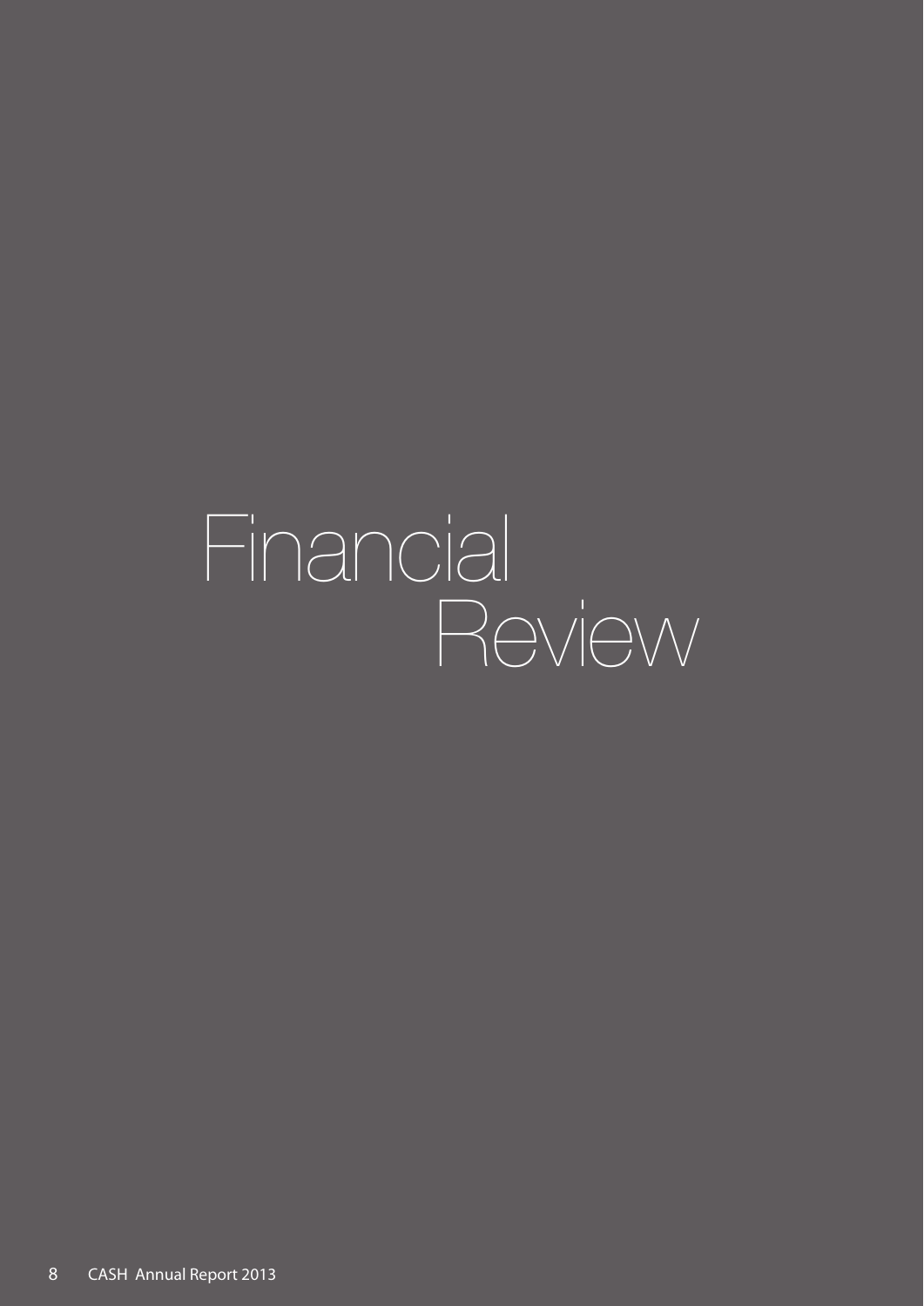# Financial Review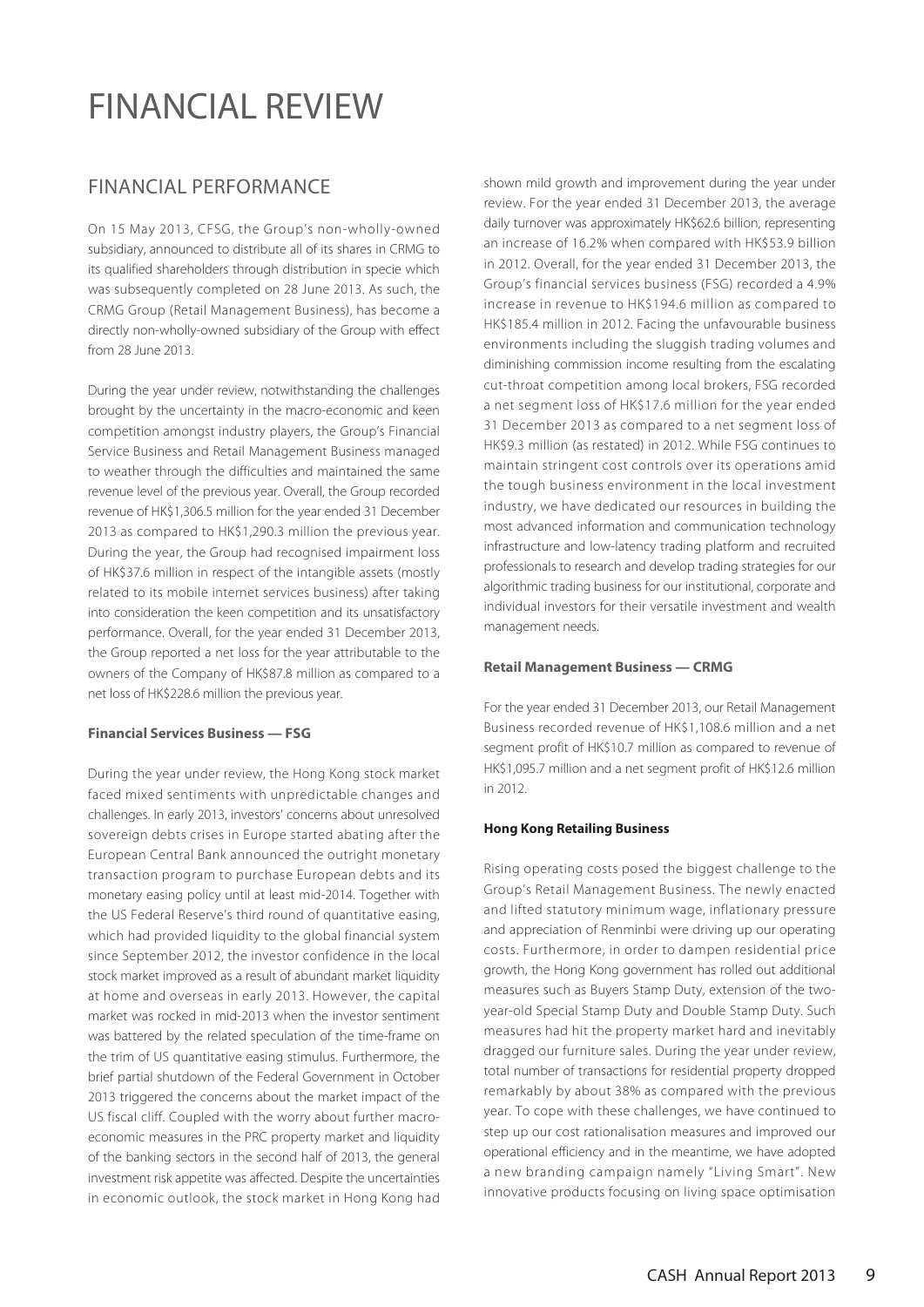# FINANCIAL REVIEW

## FINANCIAL PERFORMANCE

On 15 May 2013, CFSG, the Group's non-wholly-owned subsidiary, announced to distribute all of its shares in CRMG to its qualified shareholders through distribution in specie which was subsequently completed on 28 June 2013. As such, the CRMG Group (Retail Management Business), has become a directly non-wholly-owned subsidiary of the Group with effect from 28 June 2013.

During the year under review, notwithstanding the challenges brought by the uncertainty in the macro-economic and keen competition amongst industry players, the Group's Financial Service Business and Retail Management Business managed to weather through the difficulties and maintained the same revenue level of the previous year. Overall, the Group recorded revenue of HK$1,306.5 million for the year ended 31 December 2013 as compared to HK$1,290.3 million the previous year. During the year, the Group had recognised impairment loss of HK$37.6 million in respect of the intangible assets (mostly related to its mobile internet services business) after taking into consideration the keen competition and its unsatisfactory performance. Overall, for the year ended 31 December 2013, the Group reported a net loss for the year attributable to the owners of the Company of HK$87.8 million as compared to a net loss of HK$228.6 million the previous year.

**Financial Services Business — FSG**

During the year under review, the Hong Kong stock market faced mixed sentiments with unpredictable changes and challenges. In early 2013, investors' concerns about unresolved sovereign debts crises in Europe started abating after the European Central Bank announced the outright monetary transaction program to purchase European debts and its monetary easing policy until at least mid-2014. Together with the US Federal Reserve's third round of quantitative easing, which had provided liquidity to the global financial system since September 2012, the investor confidence in the local stock market improved as a result of abundant market liquidity at home and overseas in early 2013. However, the capital market was rocked in mid-2013 when the investor sentiment was battered by the related speculation of the time-frame on the trim of US quantitative easing stimulus. Furthermore, the brief partial shutdown of the Federal Government in October 2013 triggered the concerns about the market impact of the US fiscal cliff. Coupled with the worry about further macro-economic measures in the PRC property market and liquidity of the banking sectors in the second half of 2013, the general investment risk appetite was affected. Despite the uncertainties in economic outlook, the stock market in Hong Kong had shown mild growth and improvement during the year under review. For the year ended 31 December 2013, the average daily turnover was approximately HK$62.6 billion, representing an increase of 16.2% when compared with HK$53.9 billion in 2012. Overall, for the year ended 31 December 2013, the Group's financial services business (FSG) recorded a 4.9% increase in revenue to HK$194.6 million as compared to HK$185.4 million in 2012. Facing the unfavourable business environments including the sluggish trading volumes and diminishing commission income resulting from the escalating cut-throat competition among local brokers, FSG recorded a net segment loss of HK$17.6 million for the year ended 31 December 2013 as compared to a net segment loss of HK$9.3 million (as restated) in 2012. While FSG continues to maintain stringent cost controls over its operations amid the tough business environment in the local investment industry, we have dedicated our resources in building the most advanced information and communication technology infrastructure and low-latency trading platform and recruited professionals to research and develop trading strategies for our algorithmic trading business for our institutional, corporate and individual investors for their versatile investment and wealth management needs.

**Retail Management Business — CRMG**

For the year ended 31 December 2013, our Retail Management Business recorded revenue of HK$1,108.6 million and a net segment profit of HK$10.7 million as compared to revenue of HK$1,095.7 million and a net segment profit of HK$12.6 million in 2012.

**Hong Kong Retailing Business**

Rising operating costs posed the biggest challenge to the Group's Retail Management Business. The newly enacted and lifted statutory minimum wage, inflationary pressure and appreciation of Renminbi were driving up our operating costs. Furthermore, in order to dampen residential price growth, the Hong Kong government has rolled out additional measures such as Buyers Stamp Duty, extension of the two-year-old Special Stamp Duty and Double Stamp Duty. Such measures had hit the property market hard and inevitably dragged our furniture sales. During the year under review, total number of transactions for residential property dropped remarkably by about 38% as compared with the previous year. To cope with these challenges, we have continued to step up our cost rationalisation measures and improved our operational efficiency and in the meantime, we have adopted a new branding campaign namely "Living Smart". New innovative products focusing on living space optimisation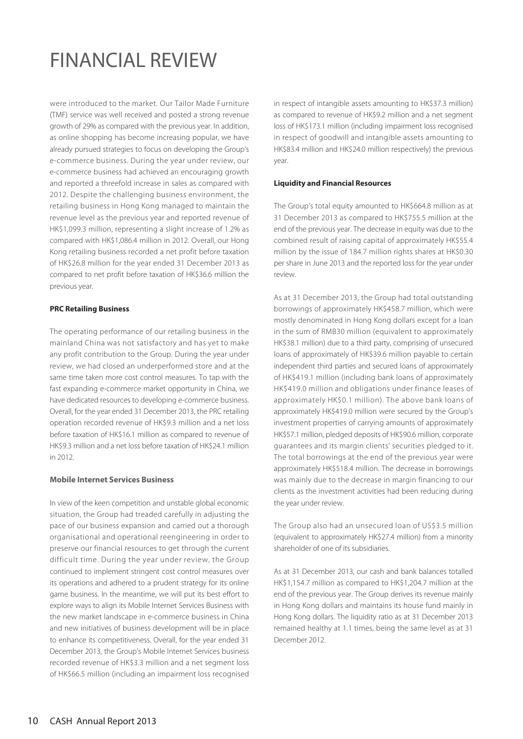# FINANCIAL REVIEW

were introduced to the market. Our Tailor Made Furniture (TMF) service was well received and posted a strong revenue growth of 29% as compared with the previous year. In addition, as online shopping has become increasing popular, we have already pursued strategies to focus on developing the Group's e-commerce business. During the year under review, our e-commerce business had achieved an encouraging growth and reported a threefold increase in sales as compared with 2012. Despite the challenging business environment, the retailing business in Hong Kong managed to maintain the revenue level as the previous year and reported revenue of HK$1,099.3 million, representing a slight increase of 1.2% as compared with HK$1,086.4 million in 2012. Overall, our Hong Kong retailing business recorded a net profit before taxation of HK$26.8 million for the year ended 31 December 2013 as compared to net profit before taxation of HK$36.6 million the previous year.

**PRC Retailing Business**

The operating performance of our retailing business in the mainland China was not satisfactory and has yet to make any profit contribution to the Group. During the year under review, we had closed an underperformed store and at the same time taken more cost control measures. To tap with the fast expanding e-commerce market opportunity in China, we have dedicated resources to developing e-commerce business. Overall, for the year ended 31 December 2013, the PRC retailing operation recorded revenue of HK$9.3 million and a net loss before taxation of HK$16.1 million as compared to revenue of HK$9.3 million and a net loss before taxation of HK$24.1 million in 2012.

**Mobile Internet Services Business**

In view of the keen competition and unstable global economic situation, the Group had treaded carefully in adjusting the pace of our business expansion and carried out a thorough organisational and operational reengineering in order to preserve our financial resources to get through the current difficult time. During the year under review, the Group continued to implement stringent cost control measures over its operations and adhered to a prudent strategy for its online game business. In the meantime, we will put its best effort to explore ways to align its Mobile Internet Services Business with the new market landscape in e-commerce business in China and new initiatives of business development will be in place to enhance its competitiveness. Overall, for the year ended 31 December 2013, the Group's Mobile Internet Services business recorded revenue of HK$3.3 million and a net segment loss of HK$66.5 million (including an impairment loss recognised in respect of intangible assets amounting to HK$37.3 million) as compared to revenue of HK$9.2 million and a net segment loss of HK$173.1 million (including impairment loss recognised in respect of goodwill and intangible assets amounting to HK$83.4 million and HK$24.0 million respectively) the previous year.

**Liquidity and Financial Resources**

The Group's total equity amounted to HK$664.8 million as at 31 December 2013 as compared to HK$755.5 million at the end of the previous year. The decrease in equity was due to the combined result of raising capital of approximately HK$55.4 million by the issue of 184.7 million rights shares at HK$0.30 per share in June 2013 and the reported loss for the year under review.

As at 31 December 2013, the Group had total outstanding borrowings of approximately HK$458.7 million, which were mostly denominated in Hong Kong dollars except for a loan in the sum of RMB30 million (equivalent to approximately HK$38.1 million) due to a third party, comprising of unsecured loans of approximately of HK$39.6 million payable to certain independent third parties and secured loans of approximately of HK$419.1 million (including bank loans of approximately HK$419.0 million and obligations under finance leases of approximately HK$0.1 million). The above bank loans of approximately HK$419.0 million were secured by the Group's investment properties of carrying amounts of approximately HK$57.1 million, pledged deposits of HK$90.6 million, corporate guarantees and its margin clients' securities pledged to it. The total borrowings at the end of the previous year were approximately HK$518.4 million. The decrease in borrowings was mainly due to the decrease in margin financing to our clients as the investment activities had been reducing during the year under review.

The Group also had an unsecured loan of US$3.5 million (equivalent to approximately HK$27.4 million) from a minority shareholder of one of its subsidiaries.

As at 31 December 2013, our cash and bank balances totalled HK$1,154.7 million as compared to HK$1,204.7 million at the end of the previous year. The Group derives its revenue mainly in Hong Kong dollars and maintains its house fund mainly in Hong Kong dollars. The liquidity ratio as at 31 December 2013 remained healthy at 1.1 times, being the same level as at 31 December 2012.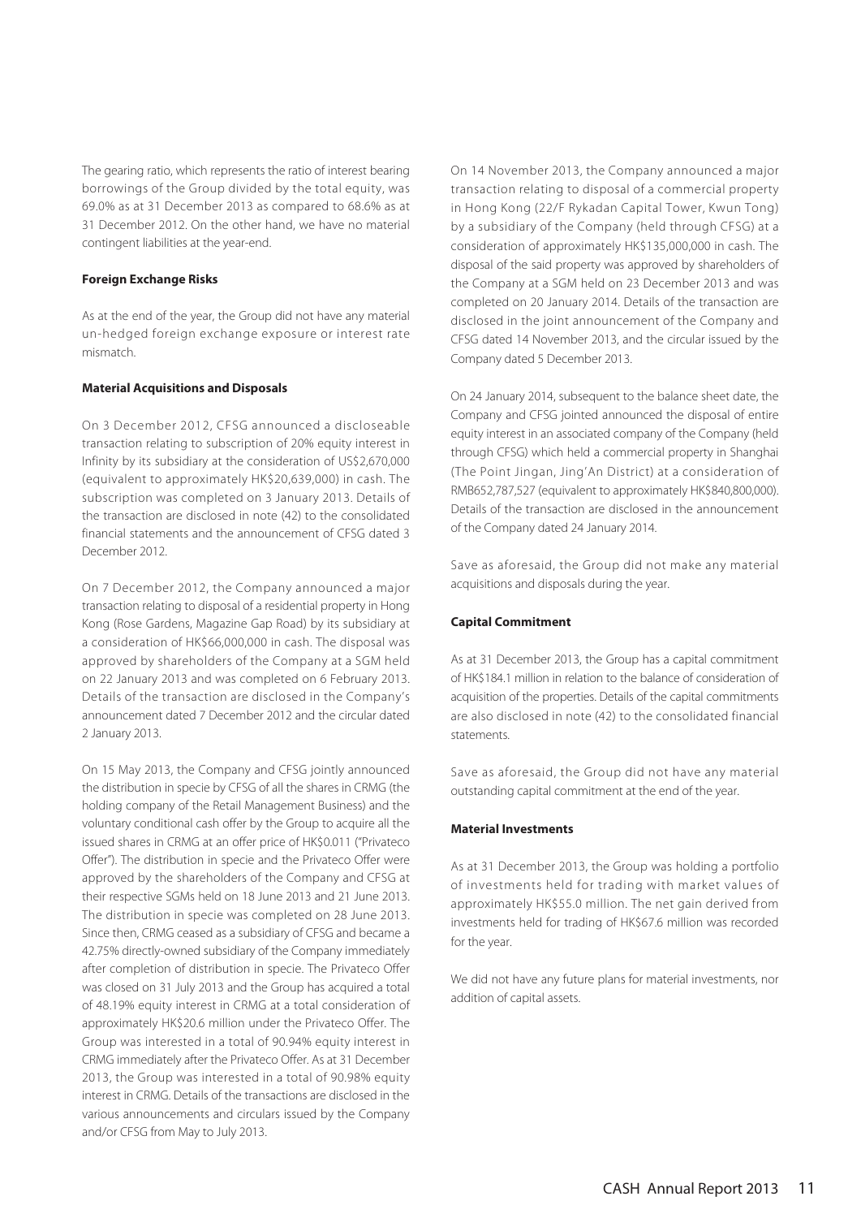The gearing ratio, which represents the ratio of interest bearing borrowings of the Group divided by the total equity, was 69.0% as at 31 December 2013 as compared to 68.6% as at 31 December 2012. On the other hand, we have no material contingent liabilities at the year-end.

**Foreign Exchange Risks**

As at the end of the year, the Group did not have any material un-hedged foreign exchange exposure or interest rate mismatch.

**Material Acquisitions and Disposals**

On 3 December 2012, CFSG announced a discloseable transaction relating to subscription of 20% equity interest in Infinity by its subsidiary at the consideration of US$2,670,000 (equivalent to approximately HK$20,639,000) in cash. The subscription was completed on 3 January 2013. Details of the transaction are disclosed in note (42) to the consolidated financial statements and the announcement of CFSG dated 3 December 2012.

On 7 December 2012, the Company announced a major transaction relating to disposal of a residential property in Hong Kong (Rose Gardens, Magazine Gap Road) by its subsidiary at a consideration of HK$66,000,000 in cash. The disposal was approved by shareholders of the Company at a SGM held on 22 January 2013 and was completed on 6 February 2013. Details of the transaction are disclosed in the Company's announcement dated 7 December 2012 and the circular dated 2 January 2013.

On 15 May 2013, the Company and CFSG jointly announced the distribution in specie by CFSG of all the shares in CRMG (the holding company of the Retail Management Business) and the voluntary conditional cash offer by the Group to acquire all the issued shares in CRMG at an offer price of HK$0.011 ("Privateco Offer"). The distribution in specie and the Privateco Offer were approved by the shareholders of the Company and CFSG at their respective SGMs held on 18 June 2013 and 21 June 2013. The distribution in specie was completed on 28 June 2013. Since then, CRMG ceased as a subsidiary of CFSG and became a 42.75% directly-owned subsidiary of the Company immediately after completion of distribution in specie. The Privateco Offer was closed on 31 July 2013 and the Group has acquired a total of 48.19% equity interest in CRMG at a total consideration of approximately HK$20.6 million under the Privateco Offer. The Group was interested in a total of 90.94% equity interest in CRMG immediately after the Privateco Offer. As at 31 December 2013, the Group was interested in a total of 90.98% equity interest in CRMG. Details of the transactions are disclosed in the various announcements and circulars issued by the Company and/or CFSG from May to July 2013.

On 14 November 2013, the Company announced a major transaction relating to disposal of a commercial property in Hong Kong (22/F Rykadan Capital Tower, Kwun Tong) by a subsidiary of the Company (held through CFSG) at a consideration of approximately HK$135,000,000 in cash. The disposal of the said property was approved by shareholders of the Company at a SGM held on 23 December 2013 and was completed on 20 January 2014. Details of the transaction are disclosed in the joint announcement of the Company and CFSG dated 14 November 2013, and the circular issued by the Company dated 5 December 2013.

On 24 January 2014, subsequent to the balance sheet date, the Company and CFSG jointed announced the disposal of entire equity interest in an associated company of the Company (held through CFSG) which held a commercial property in Shanghai (The Point Jingan, Jing'An District) at a consideration of RMB652,787,527 (equivalent to approximately HK$840,800,000). Details of the transaction are disclosed in the announcement of the Company dated 24 January 2014.

Save as aforesaid, the Group did not make any material acquisitions and disposals during the year.

**Capital Commitment**

As at 31 December 2013, the Group has a capital commitment of HK$184.1 million in relation to the balance of consideration of acquisition of the properties. Details of the capital commitments are also disclosed in note (42) to the consolidated financial statements.

Save as aforesaid, the Group did not have any material outstanding capital commitment at the end of the year.

**Material Investments**

As at 31 December 2013, the Group was holding a portfolio of investments held for trading with market values of approximately HK$55.0 million. The net gain derived from investments held for trading of HK$67.6 million was recorded for the year.

We did not have any future plans for material investments, nor addition of capital assets.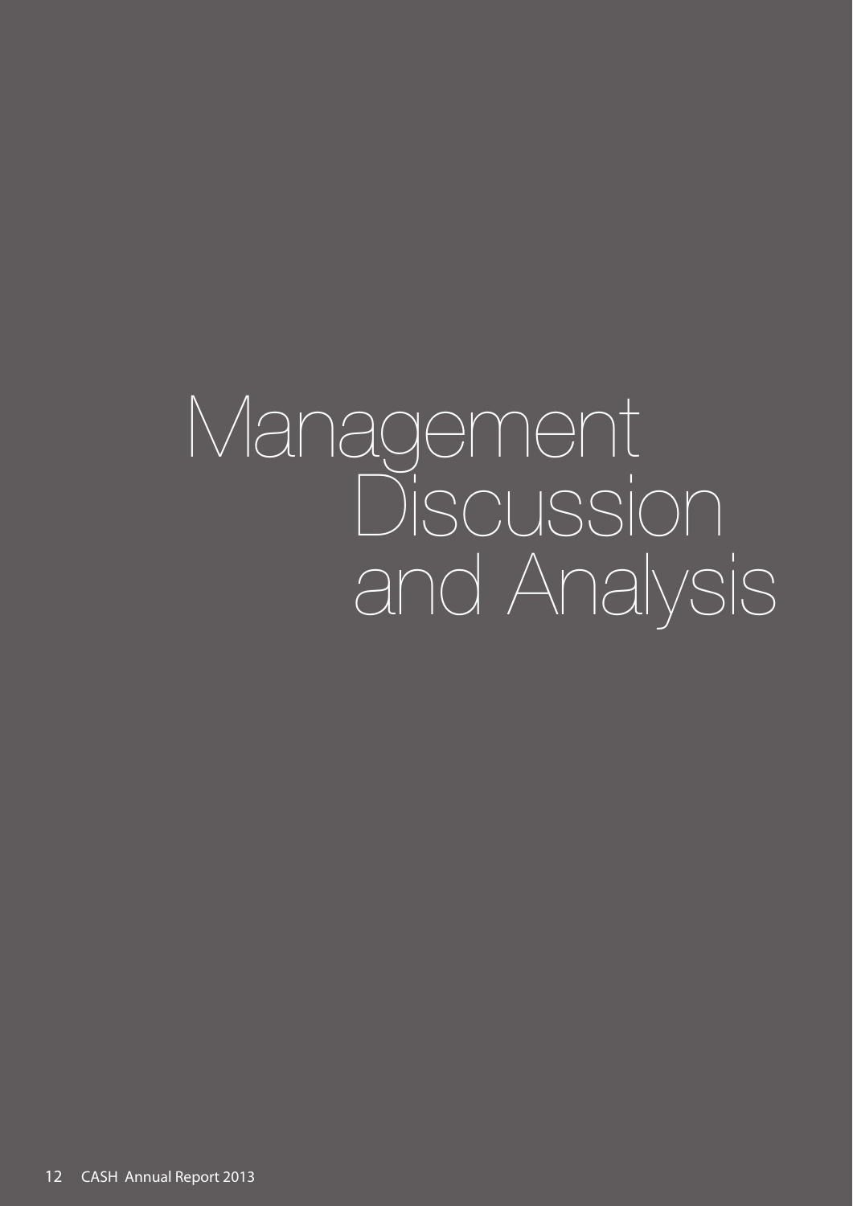# Management Discussion and Analysis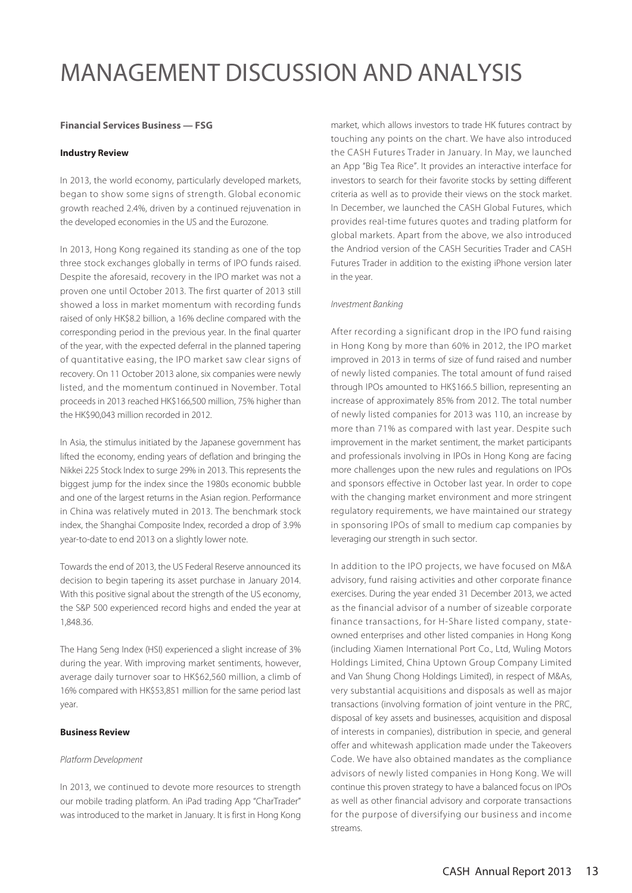# MANAGEMENT DISCUSSION AND ANALYSIS

**Financial Services Business — FSG**

**Industry Review**

In 2013, the world economy, particularly developed markets, began to show some signs of strength. Global economic growth reached 2.4%, driven by a continued rejuvenation in the developed economies in the US and the Eurozone.

In 2013, Hong Kong regained its standing as one of the top three stock exchanges globally in terms of IPO funds raised. Despite the aforesaid, recovery in the IPO market was not a proven one until October 2013. The first quarter of 2013 still showed a loss in market momentum with recording funds raised of only HK$8.2 billion, a 16% decline compared with the corresponding period in the previous year. In the final quarter of the year, with the expected deferral in the planned tapering of quantitative easing, the IPO market saw clear signs of recovery. On 11 October 2013 alone, six companies were newly listed, and the momentum continued in November. Total proceeds in 2013 reached HK$166,500 million, 75% higher than the HK$90,043 million recorded in 2012.

In Asia, the stimulus initiated by the Japanese government has lifted the economy, ending years of deflation and bringing the Nikkei 225 Stock Index to surge 29% in 2013. This represents the biggest jump for the index since the 1980s economic bubble and one of the largest returns in the Asian region. Performance in China was relatively muted in 2013. The benchmark stock index, the Shanghai Composite Index, recorded a drop of 3.9% year-to-date to end 2013 on a slightly lower note.

Towards the end of 2013, the US Federal Reserve announced its decision to begin tapering its asset purchase in January 2014. With this positive signal about the strength of the US economy, the S&P 500 experienced record highs and ended the year at 1,848.36.

The Hang Seng Index (HSI) experienced a slight increase of 3% during the year. With improving market sentiments, however, average daily turnover soar to HK$62,560 million, a climb of 16% compared with HK$53,851 million for the same period last year.

**Business Review**

*Platform Development*

In 2013, we continued to devote more resources to strength our mobile trading platform. An iPad trading App "CharTrader" was introduced to the market in January. It is first in Hong Kong market, which allows investors to trade HK futures contract by touching any points on the chart. We have also introduced the CASH Futures Trader in January. In May, we launched an App "Big Tea Rice". It provides an interactive interface for investors to search for their favorite stocks by setting different criteria as well as to provide their views on the stock market. In December, we launched the CASH Global Futures, which provides real-time futures quotes and trading platform for global markets. Apart from the above, we also introduced the Andriod version of the CASH Securities Trader and CASH Futures Trader in addition to the existing iPhone version later in the year.

*Investment Banking*

After recording a significant drop in the IPO fund raising in Hong Kong by more than 60% in 2012, the IPO market improved in 2013 in terms of size of fund raised and number of newly listed companies. The total amount of fund raised through IPOs amounted to HK$166.5 billion, representing an increase of approximately 85% from 2012. The total number of newly listed companies for 2013 was 110, an increase by more than 71% as compared with last year. Despite such improvement in the market sentiment, the market participants and professionals involving in IPOs in Hong Kong are facing more challenges upon the new rules and regulations on IPOs and sponsors effective in October last year. In order to cope with the changing market environment and more stringent regulatory requirements, we have maintained our strategy in sponsoring IPOs of small to medium cap companies by leveraging our strength in such sector.

In addition to the IPO projects, we have focused on M&A advisory, fund raising activities and other corporate finance exercises. During the year ended 31 December 2013, we acted as the financial advisor of a number of sizeable corporate finance transactions, for H-Share listed company, state-owned enterprises and other listed companies in Hong Kong (including Xiamen International Port Co., Ltd, Wuling Motors Holdings Limited, China Uptown Group Company Limited and Van Shung Chong Holdings Limited), in respect of M&As, very substantial acquisitions and disposals as well as major transactions (involving formation of joint venture in the PRC, disposal of key assets and businesses, acquisition and disposal of interests in companies), distribution in specie, and general offer and whitewash application made under the Takeovers Code. We have also obtained mandates as the compliance advisors of newly listed companies in Hong Kong. We will continue this proven strategy to have a balanced focus on IPOs as well as other financial advisory and corporate transactions for the purpose of diversifying our business and income streams.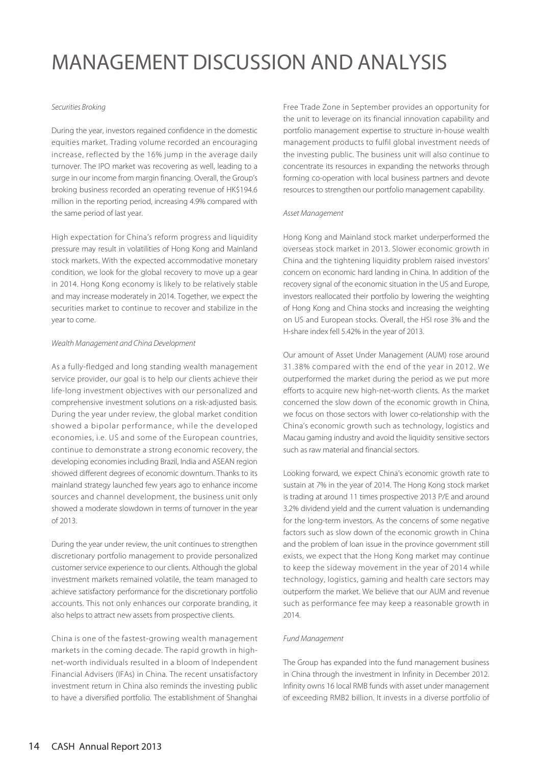# MANAGEMENT DISCUSSION AND ANALYSIS

*Securities Broking*

During the year, investors regained confidence in the domestic equities market. Trading volume recorded an encouraging increase, reflected by the 16% jump in the average daily turnover. The IPO market was recovering as well, leading to a surge in our income from margin financing. Overall, the Group's broking business recorded an operating revenue of HK$194.6 million in the reporting period, increasing 4.9% compared with the same period of last year.

High expectation for China's reform progress and liquidity pressure may result in volatilities of Hong Kong and Mainland stock markets. With the expected accommodative monetary condition, we look for the global recovery to move up a gear in 2014. Hong Kong economy is likely to be relatively stable and may increase moderately in 2014. Together, we expect the securities market to continue to recover and stabilize in the year to come.

*Wealth Management and China Development*

As a fully-fledged and long standing wealth management service provider, our goal is to help our clients achieve their life-long investment objectives with our personalized and comprehensive investment solutions on a risk-adjusted basis. During the year under review, the global market condition showed a bipolar performance, while the developed economies, i.e. US and some of the European countries, continue to demonstrate a strong economic recovery, the developing economies including Brazil, India and ASEAN region showed different degrees of economic downturn. Thanks to its mainland strategy launched few years ago to enhance income sources and channel development, the business unit only showed a moderate slowdown in terms of turnover in the year of 2013.

During the year under review, the unit continues to strengthen discretionary portfolio management to provide personalized customer service experience to our clients. Although the global investment markets remained volatile, the team managed to achieve satisfactory performance for the discretionary portfolio accounts. This not only enhances our corporate branding, it also helps to attract new assets from prospective clients.

China is one of the fastest-growing wealth management markets in the coming decade. The rapid growth in high-net-worth individuals resulted in a bloom of Independent Financial Advisers (IFAs) in China. The recent unsatisfactory investment return in China also reminds the investing public to have a diversified portfolio. The establishment of Shanghai Free Trade Zone in September provides an opportunity for the unit to leverage on its financial innovation capability and portfolio management expertise to structure in-house wealth management products to fulfil global investment needs of the investing public. The business unit will also continue to concentrate its resources in expanding the networks through forming co-operation with local business partners and devote resources to strengthen our portfolio management capability.

*Asset Management*

Hong Kong and Mainland stock market underperformed the overseas stock market in 2013. Slower economic growth in China and the tightening liquidity problem raised investors' concern on economic hard landing in China. In addition of the recovery signal of the economic situation in the US and Europe, investors reallocated their portfolio by lowering the weighting of Hong Kong and China stocks and increasing the weighting on US and European stocks. Overall, the HSI rose 3% and the H-share index fell 5.42% in the year of 2013.

Our amount of Asset Under Management (AUM) rose around 31.38% compared with the end of the year in 2012. We outperformed the market during the period as we put more efforts to acquire new high-net-worth clients. As the market concerned the slow down of the economic growth in China, we focus on those sectors with lower co-relationship with the China's economic growth such as technology, logistics and Macau gaming industry and avoid the liquidity sensitive sectors such as raw material and financial sectors.

Looking forward, we expect China's economic growth rate to sustain at 7% in the year of 2014. The Hong Kong stock market is trading at around 11 times prospective 2013 P/E and around 3.2% dividend yield and the current valuation is undemanding for the long-term investors. As the concerns of some negative factors such as slow down of the economic growth in China and the problem of loan issue in the province government still exists, we expect that the Hong Kong market may continue to keep the sideway movement in the year of 2014 while technology, logistics, gaming and health care sectors may outperform the market. We believe that our AUM and revenue such as performance fee may keep a reasonable growth in 2014.

*Fund Management*

The Group has expanded into the fund management business in China through the investment in Infinity in December 2012. Infinity owns 16 local RMB funds with asset under management of exceeding RMB2 billion. It invests in a diverse portfolio of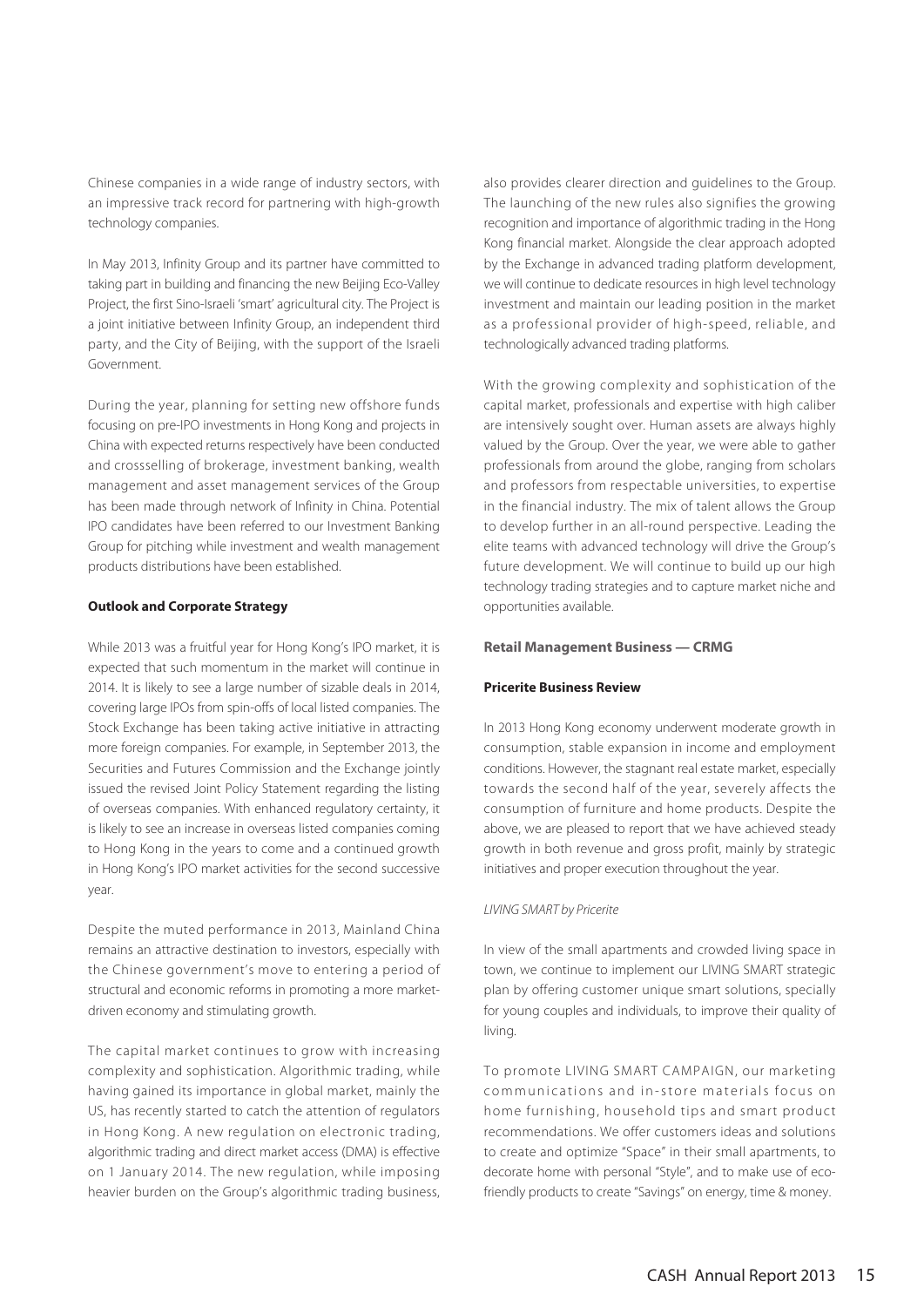Chinese companies in a wide range of industry sectors, with an impressive track record for partnering with high-growth technology companies.

In May 2013, Infinity Group and its partner have committed to taking part in building and financing the new Beijing Eco-Valley Project, the first Sino-Israeli 'smart' agricultural city. The Project is a joint initiative between Infinity Group, an independent third party, and the City of Beijing, with the support of the Israeli Government.

During the year, planning for setting new offshore funds focusing on pre-IPO investments in Hong Kong and projects in China with expected returns respectively have been conducted and crossselling of brokerage, investment banking, wealth management and asset management services of the Group has been made through network of Infinity in China. Potential IPO candidates have been referred to our Investment Banking Group for pitching while investment and wealth management products distributions have been established.

**Outlook and Corporate Strategy**

While 2013 was a fruitful year for Hong Kong's IPO market, it is expected that such momentum in the market will continue in 2014. It is likely to see a large number of sizable deals in 2014, covering large IPOs from spin-offs of local listed companies. The Stock Exchange has been taking active initiative in attracting more foreign companies. For example, in September 2013, the Securities and Futures Commission and the Exchange jointly issued the revised Joint Policy Statement regarding the listing of overseas companies. With enhanced regulatory certainty, it is likely to see an increase in overseas listed companies coming to Hong Kong in the years to come and a continued growth in Hong Kong's IPO market activities for the second successive year.

Despite the muted performance in 2013, Mainland China remains an attractive destination to investors, especially with the Chinese government's move to entering a period of structural and economic reforms in promoting a more market-driven economy and stimulating growth.

The capital market continues to grow with increasing complexity and sophistication. Algorithmic trading, while having gained its importance in global market, mainly the US, has recently started to catch the attention of regulators in Hong Kong. A new regulation on electronic trading, algorithmic trading and direct market access (DMA) is effective on 1 January 2014. The new regulation, while imposing heavier burden on the Group's algorithmic trading business, also provides clearer direction and guidelines to the Group. The launching of the new rules also signifies the growing recognition and importance of algorithmic trading in the Hong Kong financial market. Alongside the clear approach adopted by the Exchange in advanced trading platform development, we will continue to dedicate resources in high level technology investment and maintain our leading position in the market as a professional provider of high-speed, reliable, and technologically advanced trading platforms.

With the growing complexity and sophistication of the capital market, professionals and expertise with high caliber are intensively sought over. Human assets are always highly valued by the Group. Over the year, we were able to gather professionals from around the globe, ranging from scholars and professors from respectable universities, to expertise in the financial industry. The mix of talent allows the Group to develop further in an all-round perspective. Leading the elite teams with advanced technology will drive the Group's future development. We will continue to build up our high technology trading strategies and to capture market niche and opportunities available.

**Retail Management Business — CRMG**

**Pricerite Business Review**

In 2013 Hong Kong economy underwent moderate growth in consumption, stable expansion in income and employment conditions. However, the stagnant real estate market, especially towards the second half of the year, severely affects the consumption of furniture and home products. Despite the above, we are pleased to report that we have achieved steady growth in both revenue and gross profit, mainly by strategic initiatives and proper execution throughout the year.

*LIVING SMART by Pricerite*

In view of the small apartments and crowded living space in town, we continue to implement our LIVING SMART strategic plan by offering customer unique smart solutions, specially for young couples and individuals, to improve their quality of living.

To promote LIVING SMART CAMPAIGN, our marketing communications and in-store materials focus on home furnishing, household tips and smart product recommendations. We offer customers ideas and solutions to create and optimize "Space" in their small apartments, to decorate home with personal "Style", and to make use of eco-friendly products to create "Savings" on energy, time & money.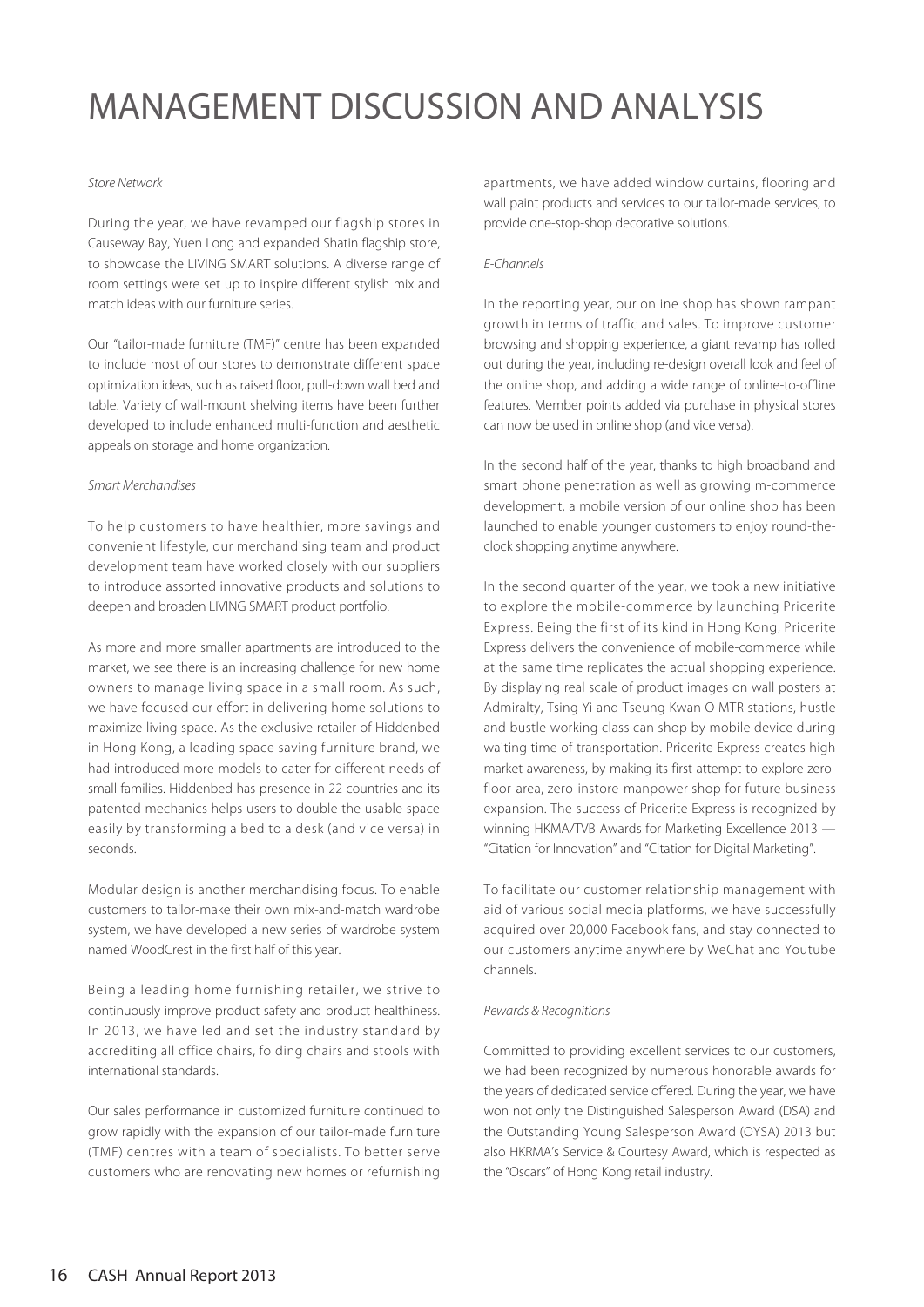# MANAGEMENT DISCUSSION AND ANALYSIS

*Store Network*

During the year, we have revamped our flagship stores in Causeway Bay, Yuen Long and expanded Shatin flagship store, to showcase the LIVING SMART solutions. A diverse range of room settings were set up to inspire different stylish mix and match ideas with our furniture series.

Our "tailor-made furniture (TMF)" centre has been expanded to include most of our stores to demonstrate different space optimization ideas, such as raised floor, pull-down wall bed and table. Variety of wall-mount shelving items have been further developed to include enhanced multi-function and aesthetic appeals on storage and home organization.

*Smart Merchandises*

To help customers to have healthier, more savings and convenient lifestyle, our merchandising team and product development team have worked closely with our suppliers to introduce assorted innovative products and solutions to deepen and broaden LIVING SMART product portfolio.

As more and more smaller apartments are introduced to the market, we see there is an increasing challenge for new home owners to manage living space in a small room. As such, we have focused our effort in delivering home solutions to maximize living space. As the exclusive retailer of Hiddenbed in Hong Kong, a leading space saving furniture brand, we had introduced more models to cater for different needs of small families. Hiddenbed has presence in 22 countries and its patented mechanics helps users to double the usable space easily by transforming a bed to a desk (and vice versa) in seconds.

Modular design is another merchandising focus. To enable customers to tailor-make their own mix-and-match wardrobe system, we have developed a new series of wardrobe system named WoodCrest in the first half of this year.

Being a leading home furnishing retailer, we strive to continuously improve product safety and product healthiness. In 2013, we have led and set the industry standard by accrediting all office chairs, folding chairs and stools with international standards.

Our sales performance in customized furniture continued to grow rapidly with the expansion of our tailor-made furniture (TMF) centres with a team of specialists. To better serve customers who are renovating new homes or refurnishing apartments, we have added window curtains, flooring and wall paint products and services to our tailor-made services, to provide one-stop-shop decorative solutions.

*E-Channels*

In the reporting year, our online shop has shown rampant growth in terms of traffic and sales. To improve customer browsing and shopping experience, a giant revamp has rolled out during the year, including re-design overall look and feel of the online shop, and adding a wide range of online-to-offline features. Member points added via purchase in physical stores can now be used in online shop (and vice versa).

In the second half of the year, thanks to high broadband and smart phone penetration as well as growing m-commerce development, a mobile version of our online shop has been launched to enable younger customers to enjoy round-the-clock shopping anytime anywhere.

In the second quarter of the year, we took a new initiative to explore the mobile-commerce by launching Pricerite Express. Being the first of its kind in Hong Kong, Pricerite Express delivers the convenience of mobile-commerce while at the same time replicates the actual shopping experience. By displaying real scale of product images on wall posters at Admiralty, Tsing Yi and Tseung Kwan O MTR stations, hustle and bustle working class can shop by mobile device during waiting time of transportation. Pricerite Express creates high market awareness, by making its first attempt to explore zero-floor-area, zero-instore-manpower shop for future business expansion. The success of Pricerite Express is recognized by winning HKMA/TVB Awards for Marketing Excellence 2013 — "Citation for Innovation" and "Citation for Digital Marketing".

To facilitate our customer relationship management with aid of various social media platforms, we have successfully acquired over 20,000 Facebook fans, and stay connected to our customers anytime anywhere by WeChat and Youtube channels.

*Rewards & Recognitions*

Committed to providing excellent services to our customers, we had been recognized by numerous honorable awards for the years of dedicated service offered. During the year, we have won not only the Distinguished Salesperson Award (DSA) and the Outstanding Young Salesperson Award (OYSA) 2013 but also HKRMA's Service & Courtesy Award, which is respected as the "Oscars" of Hong Kong retail industry.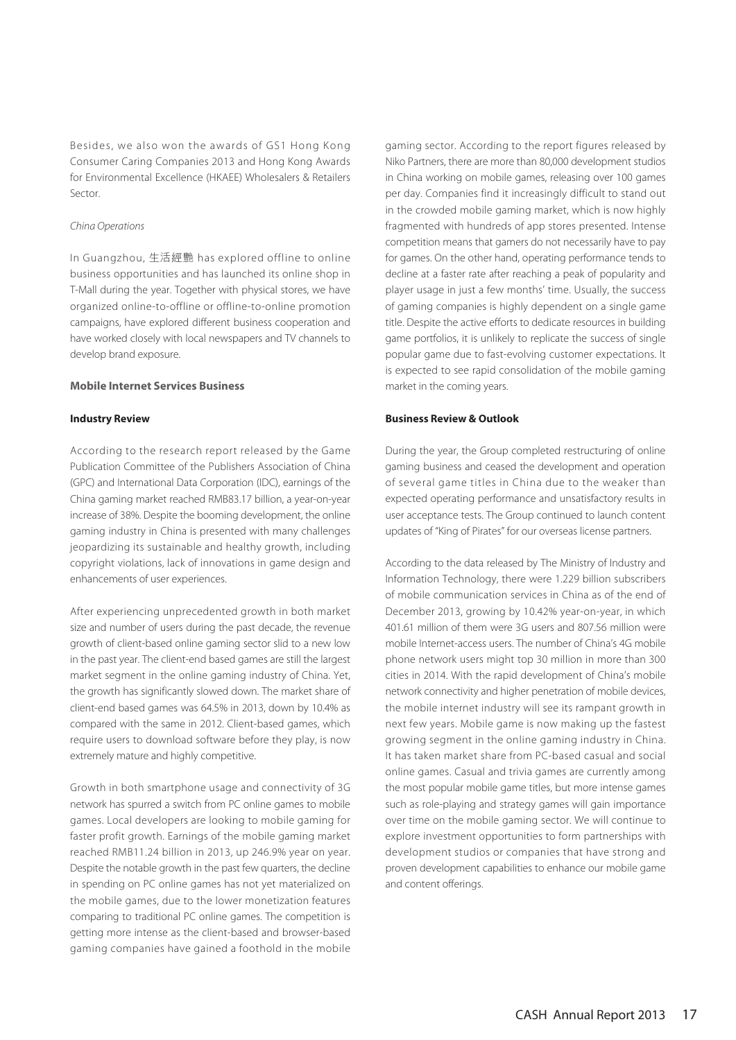Besides, we also won the awards of GS1 Hong Kong Consumer Caring Companies 2013 and Hong Kong Awards for Environmental Excellence (HKAEE) Wholesalers & Retailers Sector.

*China Operations*

In Guangzhou, 生活經艷 has explored offline to online business opportunities and has launched its online shop in T-Mall during the year. Together with physical stores, we have organized online-to-offline or offline-to-online promotion campaigns, have explored different business cooperation and have worked closely with local newspapers and TV channels to develop brand exposure.

**Mobile Internet Services Business**

**Industry Review**

According to the research report released by the Game Publication Committee of the Publishers Association of China (GPC) and International Data Corporation (IDC), earnings of the China gaming market reached RMB83.17 billion, a year-on-year increase of 38%. Despite the booming development, the online gaming industry in China is presented with many challenges jeopardizing its sustainable and healthy growth, including copyright violations, lack of innovations in game design and enhancements of user experiences.

After experiencing unprecedented growth in both market size and number of users during the past decade, the revenue growth of client-based online gaming sector slid to a new low in the past year. The client-end based games are still the largest market segment in the online gaming industry of China. Yet, the growth has significantly slowed down. The market share of client-end based games was 64.5% in 2013, down by 10.4% as compared with the same in 2012. Client-based games, which require users to download software before they play, is now extremely mature and highly competitive.

Growth in both smartphone usage and connectivity of 3G network has spurred a switch from PC online games to mobile games. Local developers are looking to mobile gaming for faster profit growth. Earnings of the mobile gaming market reached RMB11.24 billion in 2013, up 246.9% year on year. Despite the notable growth in the past few quarters, the decline in spending on PC online games has not yet materialized on the mobile games, due to the lower monetization features comparing to traditional PC online games. The competition is getting more intense as the client-based and browser-based gaming companies have gained a foothold in the mobile gaming sector. According to the report figures released by Niko Partners, there are more than 80,000 development studios in China working on mobile games, releasing over 100 games per day. Companies find it increasingly difficult to stand out in the crowded mobile gaming market, which is now highly fragmented with hundreds of app stores presented. Intense competition means that gamers do not necessarily have to pay for games. On the other hand, operating performance tends to decline at a faster rate after reaching a peak of popularity and player usage in just a few months' time. Usually, the success of gaming companies is highly dependent on a single game title. Despite the active efforts to dedicate resources in building game portfolios, it is unlikely to replicate the success of single popular game due to fast-evolving customer expectations. It is expected to see rapid consolidation of the mobile gaming market in the coming years.

**Business Review & Outlook**

During the year, the Group completed restructuring of online gaming business and ceased the development and operation of several game titles in China due to the weaker than expected operating performance and unsatisfactory results in user acceptance tests. The Group continued to launch content updates of "King of Pirates" for our overseas license partners.

According to the data released by The Ministry of Industry and Information Technology, there were 1.229 billion subscribers of mobile communication services in China as of the end of December 2013, growing by 10.42% year-on-year, in which 401.61 million of them were 3G users and 807.56 million were mobile Internet-access users. The number of China's 4G mobile phone network users might top 30 million in more than 300 cities in 2014. With the rapid development of China's mobile network connectivity and higher penetration of mobile devices, the mobile internet industry will see its rampant growth in next few years. Mobile game is now making up the fastest growing segment in the online gaming industry in China. It has taken market share from PC-based casual and social online games. Casual and trivia games are currently among the most popular mobile game titles, but more intense games such as role-playing and strategy games will gain importance over time on the mobile gaming sector. We will continue to explore investment opportunities to form partnerships with development studios or companies that have strong and proven development capabilities to enhance our mobile game and content offerings.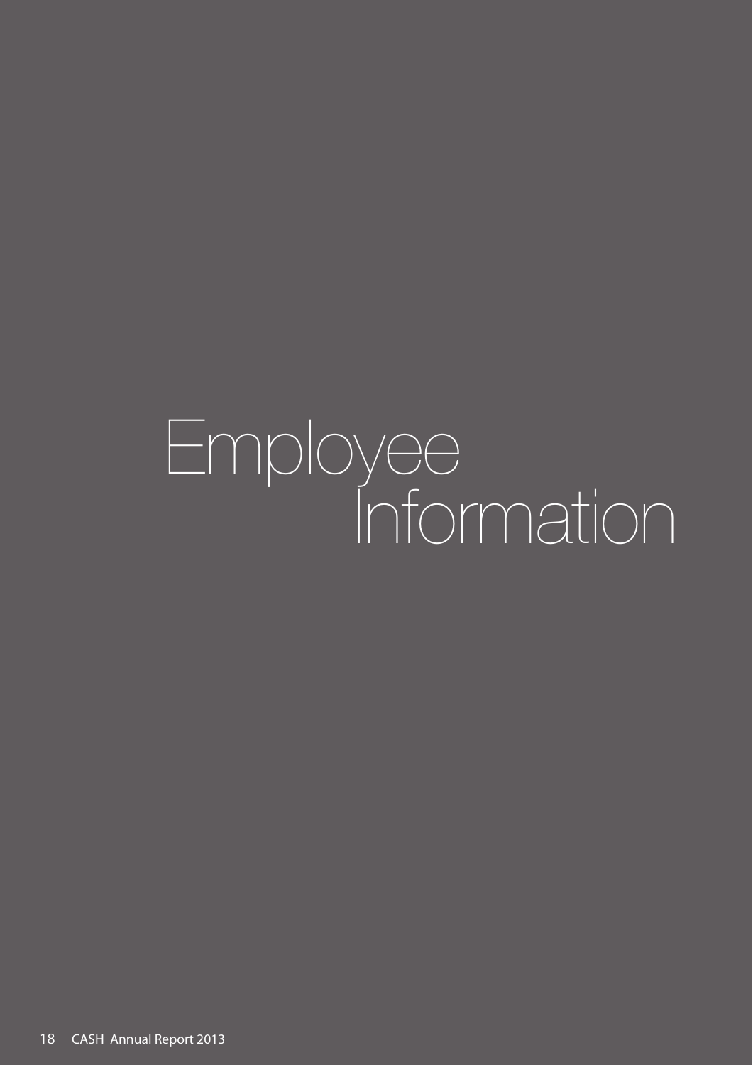# Employee Information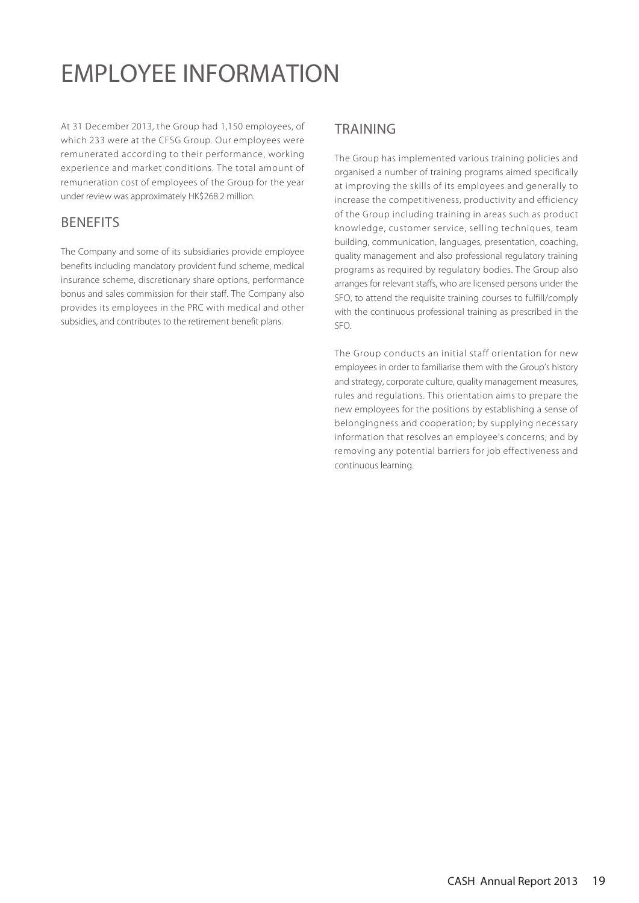# EMPLOYEE INFORMATION

At 31 December 2013, the Group had 1,150 employees, of which 233 were at the CFSG Group. Our employees were remunerated according to their performance, working experience and market conditions. The total amount of remuneration cost of employees of the Group for the year under review was approximately HK$268.2 million.

## BENEFITS

The Company and some of its subsidiaries provide employee benefits including mandatory provident fund scheme, medical insurance scheme, discretionary share options, performance bonus and sales commission for their staff. The Company also provides its employees in the PRC with medical and other subsidies, and contributes to the retirement benefit plans.

## TRAINING

The Group has implemented various training policies and organised a number of training programs aimed specifically at improving the skills of its employees and generally to increase the competitiveness, productivity and efficiency of the Group including training in areas such as product knowledge, customer service, selling techniques, team building, communication, languages, presentation, coaching, quality management and also professional regulatory training programs as required by regulatory bodies. The Group also arranges for relevant staffs, who are licensed persons under the SFO, to attend the requisite training courses to fulfill/comply with the continuous professional training as prescribed in the SFO.

The Group conducts an initial staff orientation for new employees in order to familiarise them with the Group's history and strategy, corporate culture, quality management measures, rules and regulations. This orientation aims to prepare the new employees for the positions by establishing a sense of belongingness and cooperation; by supplying necessary information that resolves an employee's concerns; and by removing any potential barriers for job effectiveness and continuous learning.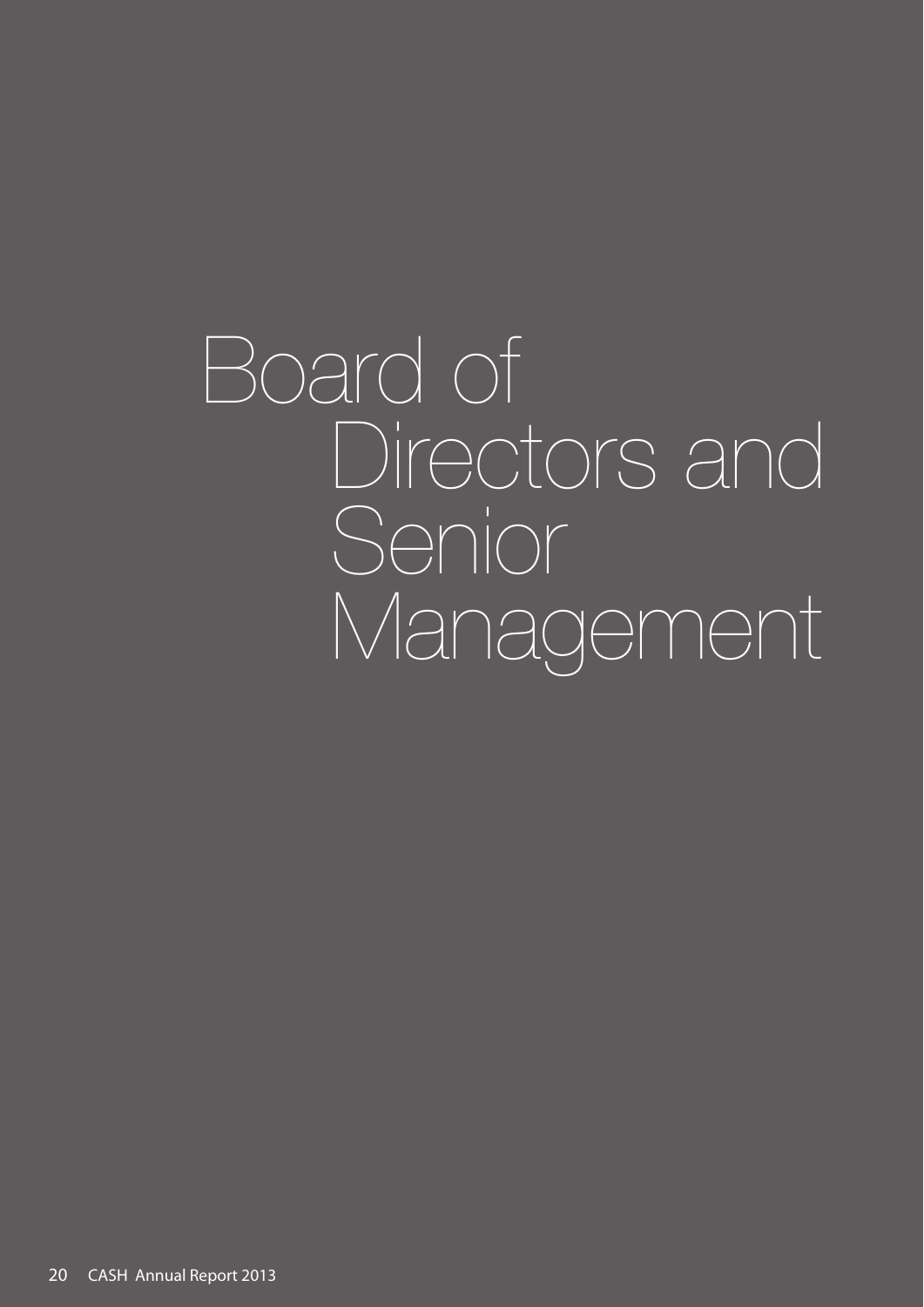# Board of Directors and Senior Management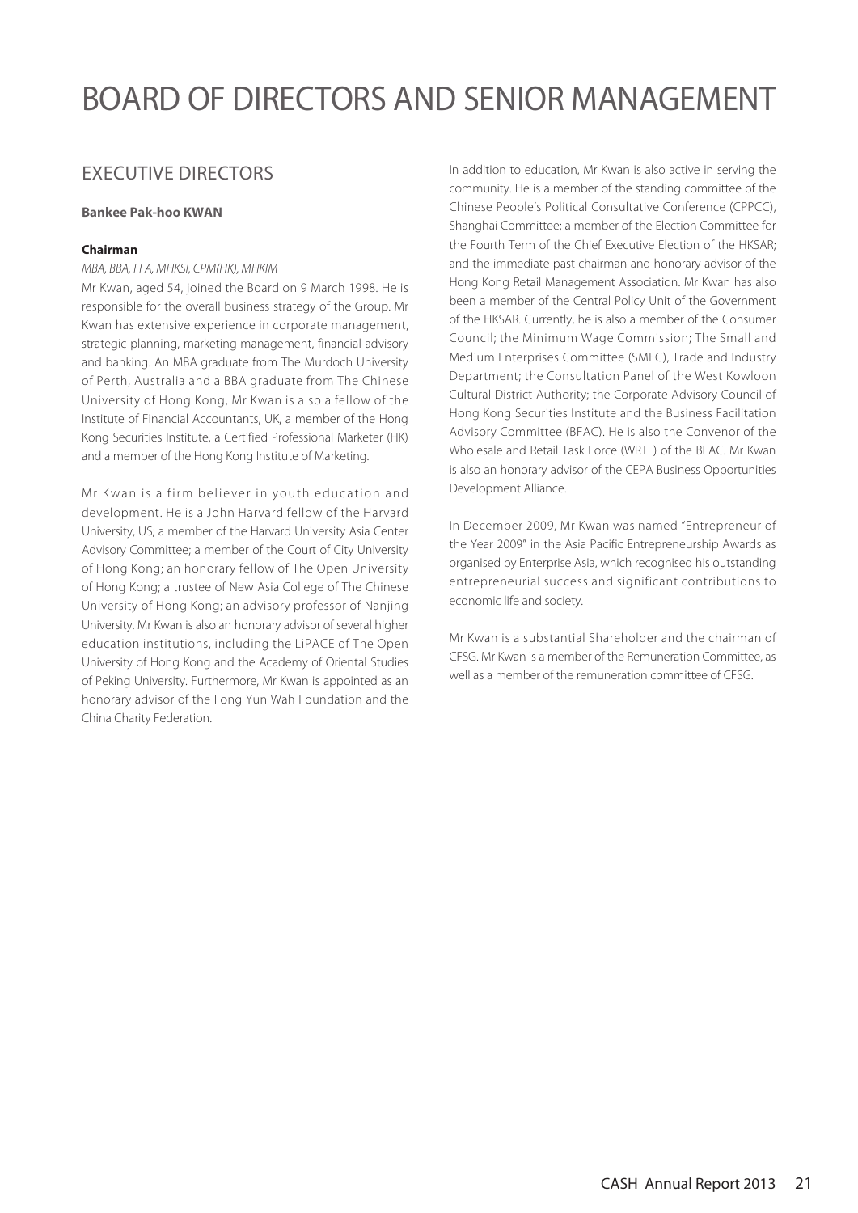# BOARD OF DIRECTORS AND SENIOR MANAGEMENT

## EXECUTIVE DIRECTORS

**Bankee Pak-hoo KWAN**

**Chairman**

*MBA, BBA, FFA, MHKSI, CPM(HK), MHKIM*

Mr Kwan, aged 54, joined the Board on 9 March 1998. He is responsible for the overall business strategy of the Group. Mr Kwan has extensive experience in corporate management, strategic planning, marketing management, financial advisory and banking. An MBA graduate from The Murdoch University of Perth, Australia and a BBA graduate from The Chinese University of Hong Kong, Mr Kwan is also a fellow of the Institute of Financial Accountants, UK, a member of the Hong Kong Securities Institute, a Certified Professional Marketer (HK) and a member of the Hong Kong Institute of Marketing.

Mr Kwan is a firm believer in youth education and development. He is a John Harvard fellow of the Harvard University, US; a member of the Harvard University Asia Center Advisory Committee; a member of the Court of City University of Hong Kong; an honorary fellow of The Open University of Hong Kong; a trustee of New Asia College of The Chinese University of Hong Kong; an advisory professor of Nanjing University. Mr Kwan is also an honorary advisor of several higher education institutions, including the LiPACE of The Open University of Hong Kong and the Academy of Oriental Studies of Peking University. Furthermore, Mr Kwan is appointed as an honorary advisor of the Fong Yun Wah Foundation and the China Charity Federation.

In addition to education, Mr Kwan is also active in serving the community. He is a member of the standing committee of the Chinese People's Political Consultative Conference (CPPCC), Shanghai Committee; a member of the Election Committee for the Fourth Term of the Chief Executive Election of the HKSAR; and the immediate past chairman and honorary advisor of the Hong Kong Retail Management Association. Mr Kwan has also been a member of the Central Policy Unit of the Government of the HKSAR. Currently, he is also a member of the Consumer Council; the Minimum Wage Commission; The Small and Medium Enterprises Committee (SMEC), Trade and Industry Department; the Consultation Panel of the West Kowloon Cultural District Authority; the Corporate Advisory Council of Hong Kong Securities Institute and the Business Facilitation Advisory Committee (BFAC). He is also the Convenor of the Wholesale and Retail Task Force (WRTF) of the BFAC. Mr Kwan is also an honorary advisor of the CEPA Business Opportunities Development Alliance.

In December 2009, Mr Kwan was named "Entrepreneur of the Year 2009" in the Asia Pacific Entrepreneurship Awards as organised by Enterprise Asia, which recognised his outstanding entrepreneurial success and significant contributions to economic life and society.

Mr Kwan is a substantial Shareholder and the chairman of CFSG. Mr Kwan is a member of the Remuneration Committee, as well as a member of the remuneration committee of CFSG.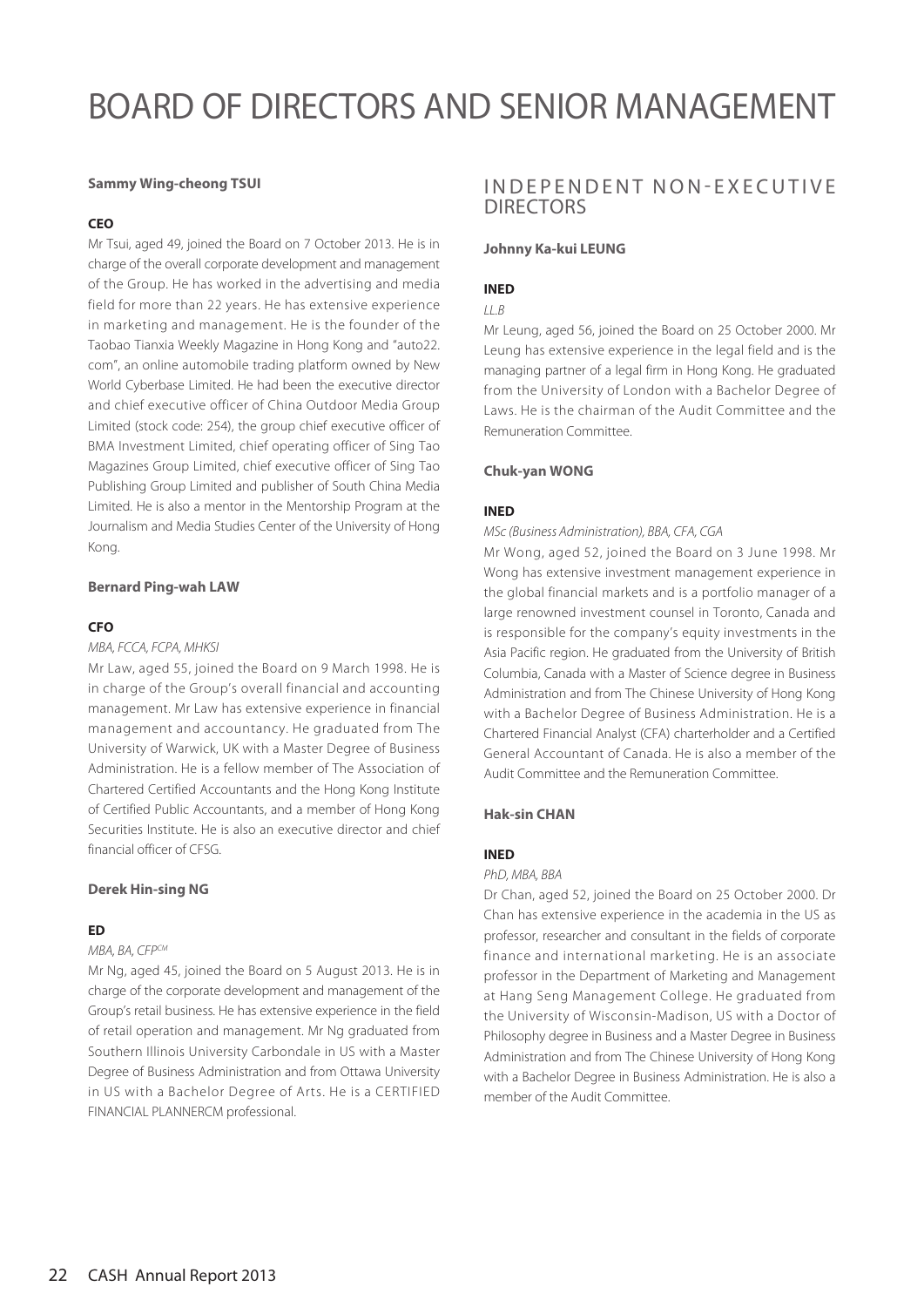# BOARD OF DIRECTORS AND SENIOR MANAGEMENT

### Sammy Wing-cheong TSUI

**CEO**

Mr Tsui, aged 49, joined the Board on 7 October 2013. He is in charge of the overall corporate development and management of the Group. He has worked in the advertising and media field for more than 22 years. He has extensive experience in marketing and management. He is the founder of the Taobao Tianxia Weekly Magazine in Hong Kong and "auto22.com", an online automobile trading platform owned by New World Cyberbase Limited. He had been the executive director and chief executive officer of China Outdoor Media Group Limited (stock code: 254), the group chief executive officer of BMA Investment Limited, chief operating officer of Sing Tao Magazines Group Limited, chief executive officer of Sing Tao Publishing Group Limited and publisher of South China Media Limited. He is also a mentor in the Mentorship Program at the Journalism and Media Studies Center of the University of Hong Kong.

### Bernard Ping-wah LAW

**CFO**

*MBA, FCCA, FCPA, MHKSI*

Mr Law, aged 55, joined the Board on 9 March 1998. He is in charge of the Group's overall financial and accounting management. Mr Law has extensive experience in financial management and accountancy. He graduated from The University of Warwick, UK with a Master Degree of Business Administration. He is a fellow member of The Association of Chartered Certified Accountants and the Hong Kong Institute of Certified Public Accountants, and a member of Hong Kong Securities Institute. He is also an executive director and chief financial officer of CFSG.

### Derek Hin-sing NG

**ED**

*MBA, BA, CFP[CM]*

Mr Ng, aged 45, joined the Board on 5 August 2013. He is in charge of the corporate development and management of the Group's retail business. He has extensive experience in the field of retail operation and management. Mr Ng graduated from Southern Illinois University Carbondale in US with a Master Degree of Business Administration and from Ottawa University in US with a Bachelor Degree of Arts. He is a CERTIFIED FINANCIAL PLANNERCM professional.

## INDEPENDENT NON-EXECUTIVE DIRECTORS

### Johnny Ka-kui LEUNG

**INED**

*LL.B*

Mr Leung, aged 56, joined the Board on 25 October 2000. Mr Leung has extensive experience in the legal field and is the managing partner of a legal firm in Hong Kong. He graduated from the University of London with a Bachelor Degree of Laws. He is the chairman of the Audit Committee and the Remuneration Committee.

### Chuk-yan WONG

**INED**

*MSc (Business Administration), BBA, CFA, CGA*

Mr Wong, aged 52, joined the Board on 3 June 1998. Mr Wong has extensive investment management experience in the global financial markets and is a portfolio manager of a large renowned investment counsel in Toronto, Canada and is responsible for the company's equity investments in the Asia Pacific region. He graduated from the University of British Columbia, Canada with a Master of Science degree in Business Administration and from The Chinese University of Hong Kong with a Bachelor Degree of Business Administration. He is a Chartered Financial Analyst (CFA) charterholder and a Certified General Accountant of Canada. He is also a member of the Audit Committee and the Remuneration Committee.

### Hak-sin CHAN

**INED**

*PhD, MBA, BBA*

Dr Chan, aged 52, joined the Board on 25 October 2000. Dr Chan has extensive experience in the academia in the US as professor, researcher and consultant in the fields of corporate finance and international marketing. He is an associate professor in the Department of Marketing and Management at Hang Seng Management College. He graduated from the University of Wisconsin-Madison, US with a Doctor of Philosophy degree in Business and a Master Degree in Business Administration and from The Chinese University of Hong Kong with a Bachelor Degree in Business Administration. He is also a member of the Audit Committee.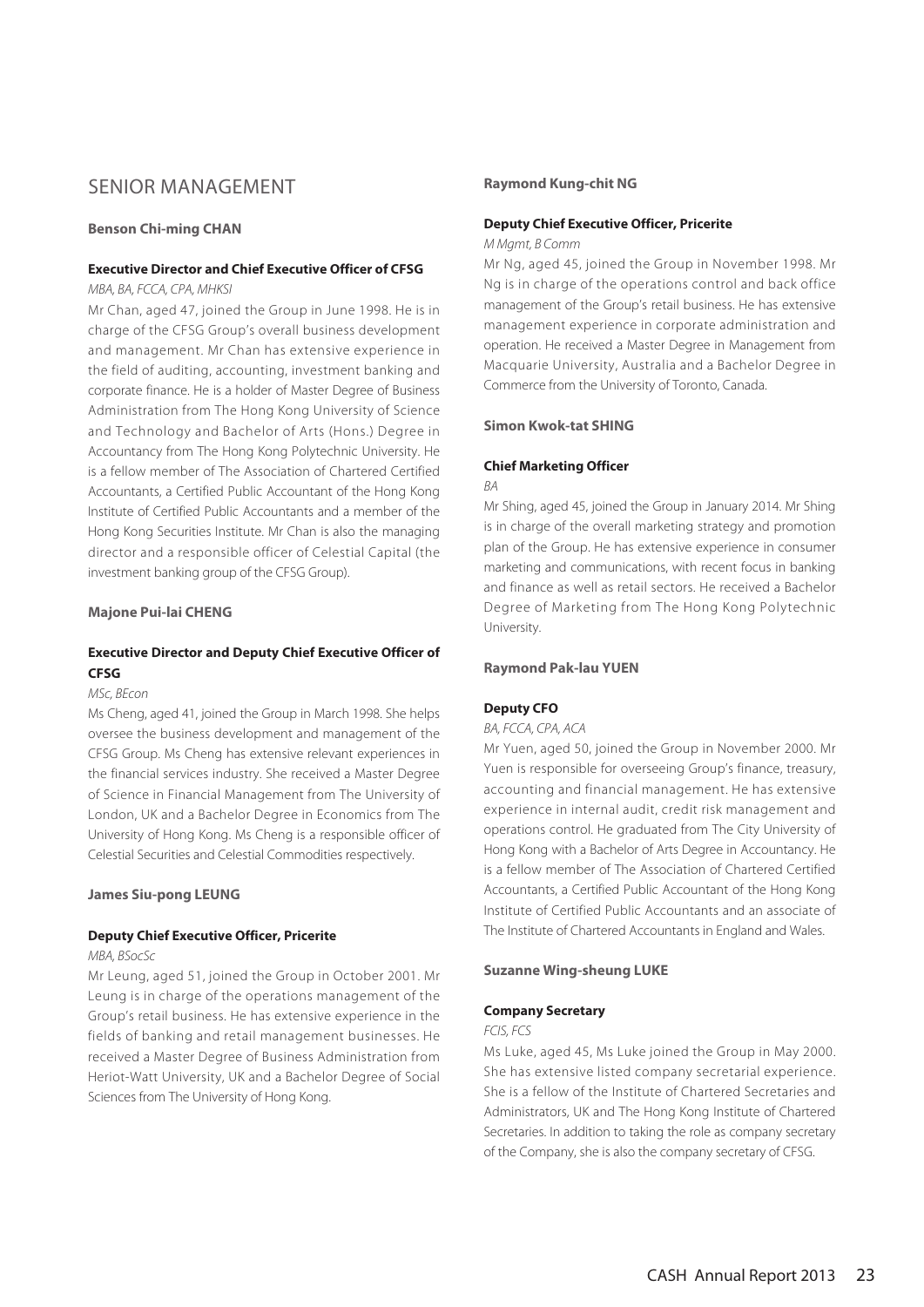## SENIOR MANAGEMENT

**Benson Chi-ming CHAN**

**Executive Director and Chief Executive Officer of CFSG**

*MBA, BA, FCCA, CPA, MHKSI*

Mr Chan, aged 47, joined the Group in June 1998. He is in charge of the CFSG Group's overall business development and management. Mr Chan has extensive experience in the field of auditing, accounting, investment banking and corporate finance. He is a holder of Master Degree of Business Administration from The Hong Kong University of Science and Technology and Bachelor of Arts (Hons.) Degree in Accountancy from The Hong Kong Polytechnic University. He is a fellow member of The Association of Chartered Certified Accountants, a Certified Public Accountant of the Hong Kong Institute of Certified Public Accountants and a member of the Hong Kong Securities Institute. Mr Chan is also the managing director and a responsible officer of Celestial Capital (the investment banking group of the CFSG Group).

**Majone Pui-lai CHENG**

**Executive Director and Deputy Chief Executive Officer of CFSG**

*MSc, BEcon*

Ms Cheng, aged 41, joined the Group in March 1998. She helps oversee the business development and management of the CFSG Group. Ms Cheng has extensive relevant experiences in the financial services industry. She received a Master Degree of Science in Financial Management from The University of London, UK and a Bachelor Degree in Economics from The University of Hong Kong. Ms Cheng is a responsible officer of Celestial Securities and Celestial Commodities respectively.

**James Siu-pong LEUNG**

**Deputy Chief Executive Officer, Pricerite**

*MBA, BSocSc*

Mr Leung, aged 51, joined the Group in October 2001. Mr Leung is in charge of the operations management of the Group's retail business. He has extensive experience in the fields of banking and retail management businesses. He received a Master Degree of Business Administration from Heriot-Watt University, UK and a Bachelor Degree of Social Sciences from The University of Hong Kong.

**Raymond Kung-chit NG**

**Deputy Chief Executive Officer, Pricerite**

*M Mgmt, B Comm*

Mr Ng, aged 45, joined the Group in November 1998. Mr Ng is in charge of the operations control and back office management of the Group's retail business. He has extensive management experience in corporate administration and operation. He received a Master Degree in Management from Macquarie University, Australia and a Bachelor Degree in Commerce from the University of Toronto, Canada.

**Simon Kwok-tat SHING**

**Chief Marketing Officer**

*BA*

Mr Shing, aged 45, joined the Group in January 2014. Mr Shing is in charge of the overall marketing strategy and promotion plan of the Group. He has extensive experience in consumer marketing and communications, with recent focus in banking and finance as well as retail sectors. He received a Bachelor Degree of Marketing from The Hong Kong Polytechnic University.

**Raymond Pak-lau YUEN**

**Deputy CFO**

*BA, FCCA, CPA, ACA*

Mr Yuen, aged 50, joined the Group in November 2000. Mr Yuen is responsible for overseeing Group's finance, treasury, accounting and financial management. He has extensive experience in internal audit, credit risk management and operations control. He graduated from The City University of Hong Kong with a Bachelor of Arts Degree in Accountancy. He is a fellow member of The Association of Chartered Certified Accountants, a Certified Public Accountant of the Hong Kong Institute of Certified Public Accountants and an associate of The Institute of Chartered Accountants in England and Wales.

**Suzanne Wing-sheung LUKE**

**Company Secretary**

*FCIS, FCS*

Ms Luke, aged 45, Ms Luke joined the Group in May 2000. She has extensive listed company secretarial experience. She is a fellow of the Institute of Chartered Secretaries and Administrators, UK and The Hong Kong Institute of Chartered Secretaries. In addition to taking the role as company secretary of the Company, she is also the company secretary of CFSG.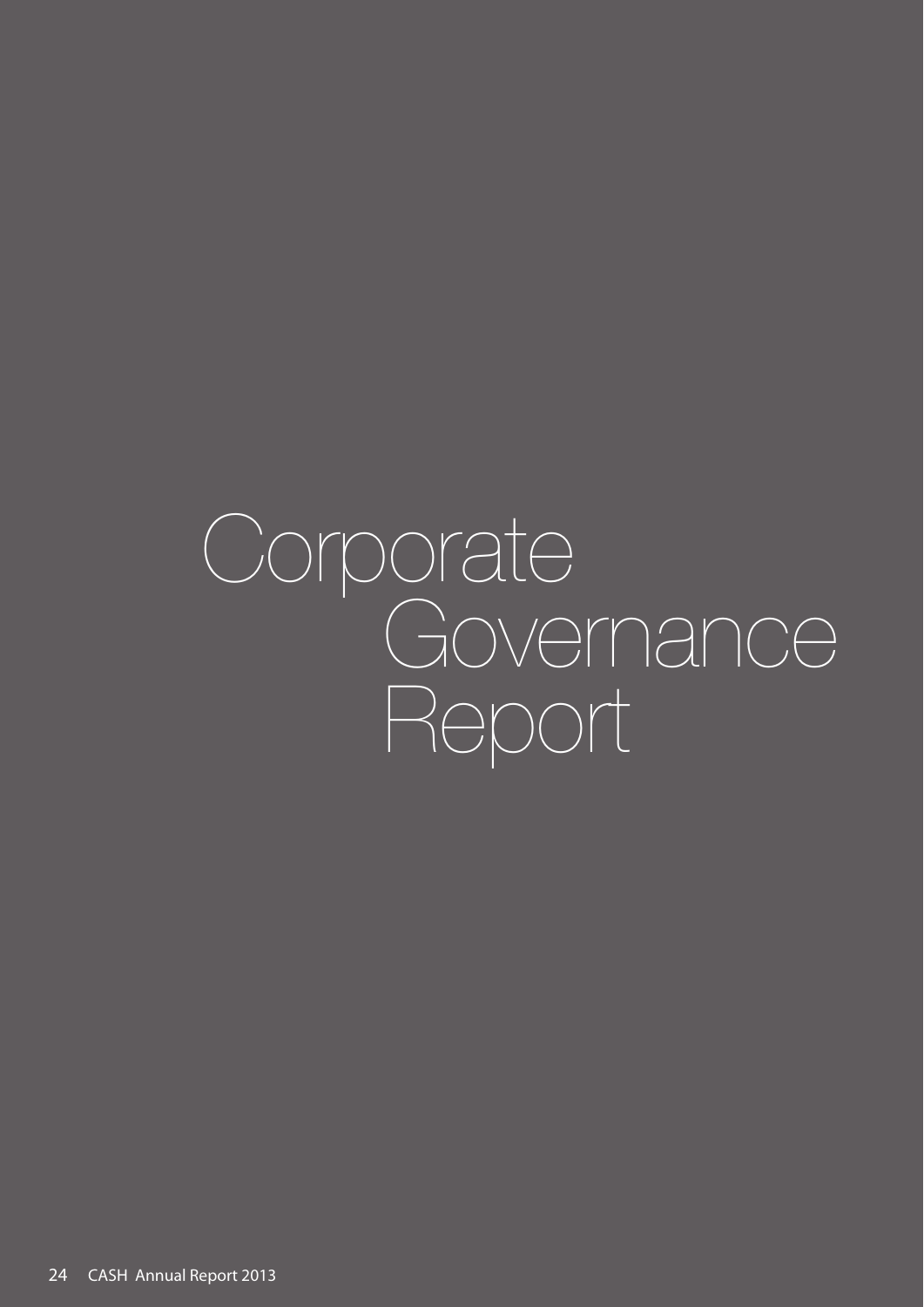# Corporate Governance Report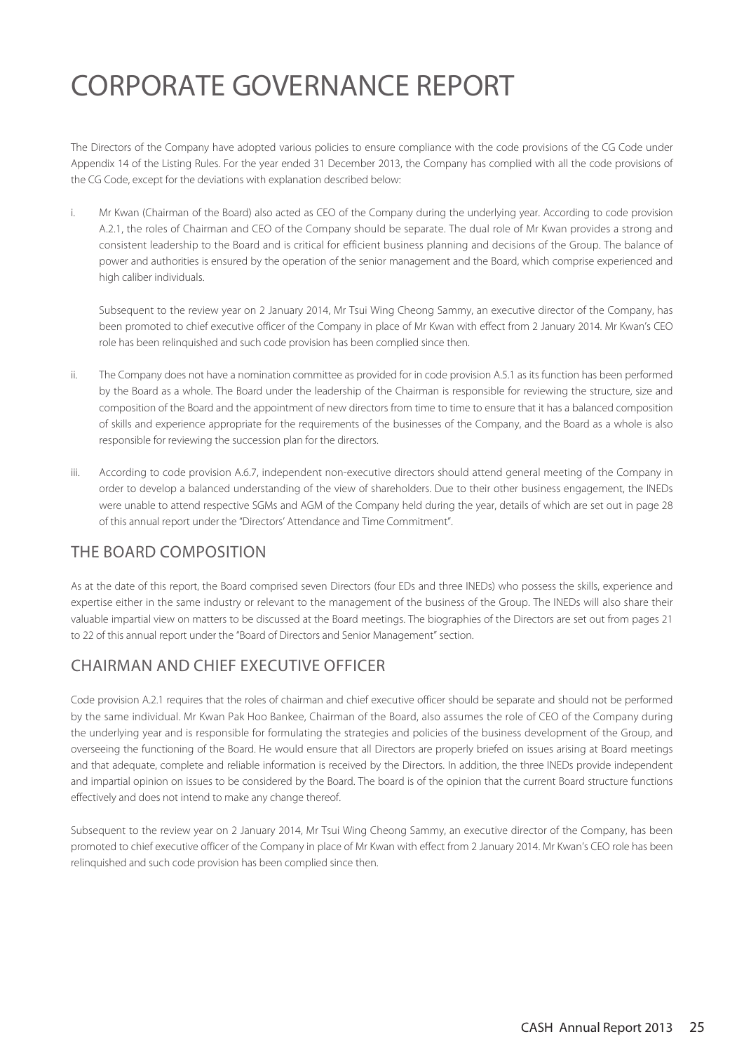# CORPORATE GOVERNANCE REPORT

The Directors of the Company have adopted various policies to ensure compliance with the code provisions of the CG Code under Appendix 14 of the Listing Rules. For the year ended 31 December 2013, the Company has complied with all the code provisions of the CG Code, except for the deviations with explanation described below:

i. Mr Kwan (Chairman of the Board) also acted as CEO of the Company during the underlying year. According to code provision A.2.1, the roles of Chairman and CEO of the Company should be separate. The dual role of Mr Kwan provides a strong and consistent leadership to the Board and is critical for efficient business planning and decisions of the Group. The balance of power and authorities is ensured by the operation of the senior management and the Board, which comprise experienced and high caliber individuals.

   Subsequent to the review year on 2 January 2014, Mr Tsui Wing Cheong Sammy, an executive director of the Company, has been promoted to chief executive officer of the Company in place of Mr Kwan with effect from 2 January 2014. Mr Kwan's CEO role has been relinquished and such code provision has been complied since then.

ii. The Company does not have a nomination committee as provided for in code provision A.5.1 as its function has been performed by the Board as a whole. The Board under the leadership of the Chairman is responsible for reviewing the structure, size and composition of the Board and the appointment of new directors from time to time to ensure that it has a balanced composition of skills and experience appropriate for the requirements of the businesses of the Company, and the Board as a whole is also responsible for reviewing the succession plan for the directors.

iii. According to code provision A.6.7, independent non-executive directors should attend general meeting of the Company in order to develop a balanced understanding of the view of shareholders. Due to their other business engagement, the INEDs were unable to attend respective SGMs and AGM of the Company held during the year, details of which are set out in page 28 of this annual report under the "Directors' Attendance and Time Commitment".

## THE BOARD COMPOSITION

As at the date of this report, the Board comprised seven Directors (four EDs and three INEDs) who possess the skills, experience and expertise either in the same industry or relevant to the management of the business of the Group. The INEDs will also share their valuable impartial view on matters to be discussed at the Board meetings. The biographies of the Directors are set out from pages 21 to 22 of this annual report under the "Board of Directors and Senior Management" section.

## CHAIRMAN AND CHIEF EXECUTIVE OFFICER

Code provision A.2.1 requires that the roles of chairman and chief executive officer should be separate and should not be performed by the same individual. Mr Kwan Pak Hoo Bankee, Chairman of the Board, also assumes the role of CEO of the Company during the underlying year and is responsible for formulating the strategies and policies of the business development of the Group, and overseeing the functioning of the Board. He would ensure that all Directors are properly briefed on issues arising at Board meetings and that adequate, complete and reliable information is received by the Directors. In addition, the three INEDs provide independent and impartial opinion on issues to be considered by the Board. The board is of the opinion that the current Board structure functions effectively and does not intend to make any change thereof.

Subsequent to the review year on 2 January 2014, Mr Tsui Wing Cheong Sammy, an executive director of the Company, has been promoted to chief executive officer of the Company in place of Mr Kwan with effect from 2 January 2014. Mr Kwan's CEO role has been relinquished and such code provision has been complied since then.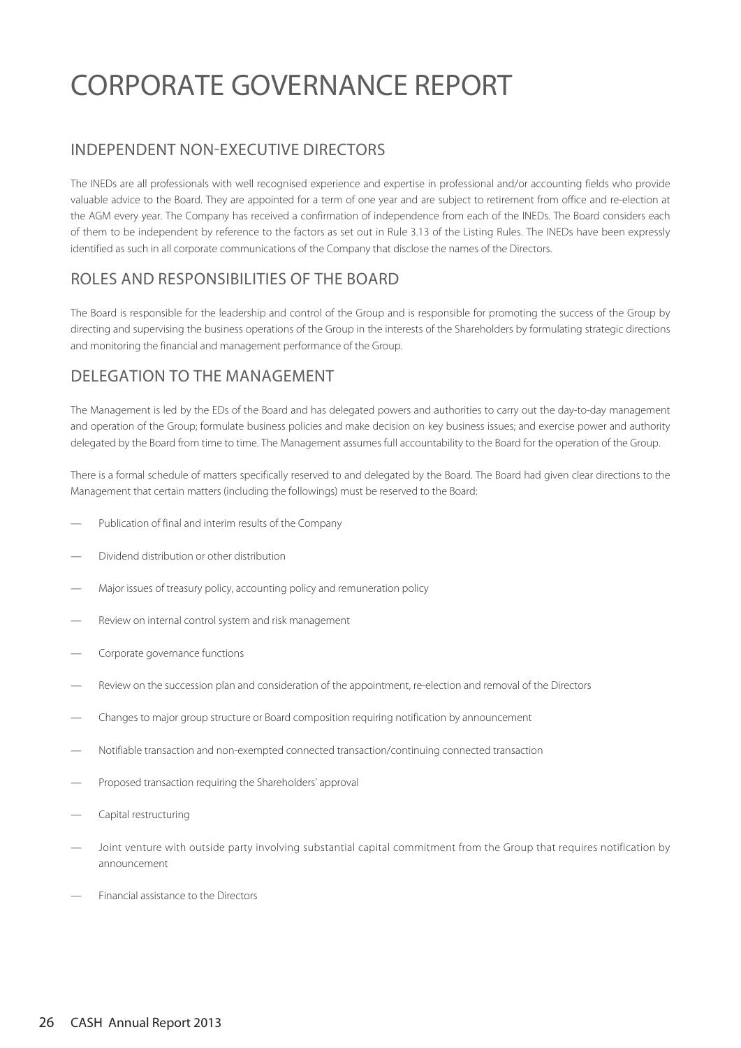# CORPORATE GOVERNANCE REPORT

## INDEPENDENT NON-EXECUTIVE DIRECTORS

The INEDs are all professionals with well recognised experience and expertise in professional and/or accounting fields who provide valuable advice to the Board. They are appointed for a term of one year and are subject to retirement from office and re-election at the AGM every year. The Company has received a confirmation of independence from each of the INEDs. The Board considers each of them to be independent by reference to the factors as set out in Rule 3.13 of the Listing Rules. The INEDs have been expressly identified as such in all corporate communications of the Company that disclose the names of the Directors.

## ROLES AND RESPONSIBILITIES OF THE BOARD

The Board is responsible for the leadership and control of the Group and is responsible for promoting the success of the Group by directing and supervising the business operations of the Group in the interests of the Shareholders by formulating strategic directions and monitoring the financial and management performance of the Group.

## DELEGATION TO THE MANAGEMENT

The Management is led by the EDs of the Board and has delegated powers and authorities to carry out the day-to-day management and operation of the Group; formulate business policies and make decision on key business issues; and exercise power and authority delegated by the Board from time to time. The Management assumes full accountability to the Board for the operation of the Group.

There is a formal schedule of matters specifically reserved to and delegated by the Board. The Board had given clear directions to the Management that certain matters (including the followings) must be reserved to the Board:

— Publication of final and interim results of the Company

— Dividend distribution or other distribution

— Major issues of treasury policy, accounting policy and remuneration policy

— Review on internal control system and risk management

— Corporate governance functions

— Review on the succession plan and consideration of the appointment, re-election and removal of the Directors

— Changes to major group structure or Board composition requiring notification by announcement

— Notifiable transaction and non-exempted connected transaction/continuing connected transaction

— Proposed transaction requiring the Shareholders' approval

— Capital restructuring

— Joint venture with outside party involving substantial capital commitment from the Group that requires notification by announcement

— Financial assistance to the Directors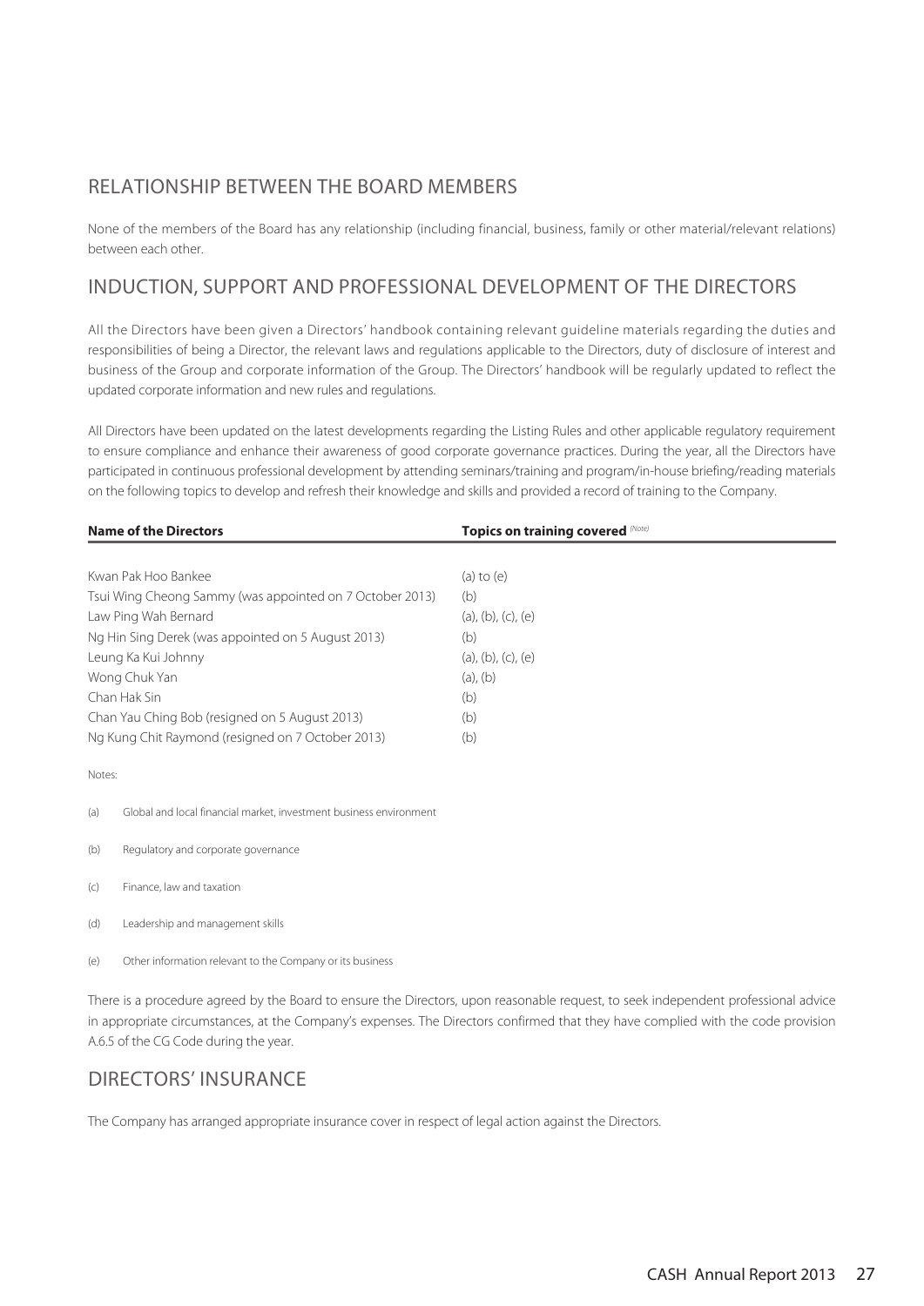## RELATIONSHIP BETWEEN THE BOARD MEMBERS

None of the members of the Board has any relationship (including financial, business, family or other material/relevant relations) between each other.

## INDUCTION, SUPPORT AND PROFESSIONAL DEVELOPMENT OF THE DIRECTORS

All the Directors have been given a Directors' handbook containing relevant guideline materials regarding the duties and responsibilities of being a Director, the relevant laws and regulations applicable to the Directors, duty of disclosure of interest and business of the Group and corporate information of the Group. The Directors' handbook will be regularly updated to reflect the updated corporate information and new rules and regulations.

All Directors have been updated on the latest developments regarding the Listing Rules and other applicable regulatory requirement to ensure compliance and enhance their awareness of good corporate governance practices. During the year, all the Directors have participated in continuous professional development by attending seminars/training and program/in-house briefing/reading materials on the following topics to develop and refresh their knowledge and skills and provided a record of training to the Company.

| Name of the Directors | Topics on training covered (Note) |
|---|---|
| Kwan Pak Hoo Bankee | (a) to (e) |
| Tsui Wing Cheong Sammy (was appointed on 7 October 2013) | (b) |
| Law Ping Wah Bernard | (a), (b), (c), (e) |
| Ng Hin Sing Derek (was appointed on 5 August 2013) | (b) |
| Leung Ka Kui Johnny | (a), (b), (c), (e) |
| Wong Chuk Yan | (a), (b) |
| Chan Hak Sin | (b) |
| Chan Yau Ching Bob (resigned on 5 August 2013) | (b) |
| Ng Kung Chit Raymond (resigned on 7 October 2013) | (b) |

Notes:

(a) Global and local financial market, investment business environment

(b) Regulatory and corporate governance

(c) Finance, law and taxation

(d) Leadership and management skills

(e) Other information relevant to the Company or its business

There is a procedure agreed by the Board to ensure the Directors, upon reasonable request, to seek independent professional advice in appropriate circumstances, at the Company's expenses. The Directors confirmed that they have complied with the code provision A.6.5 of the CG Code during the year.

## DIRECTORS' INSURANCE

The Company has arranged appropriate insurance cover in respect of legal action against the Directors.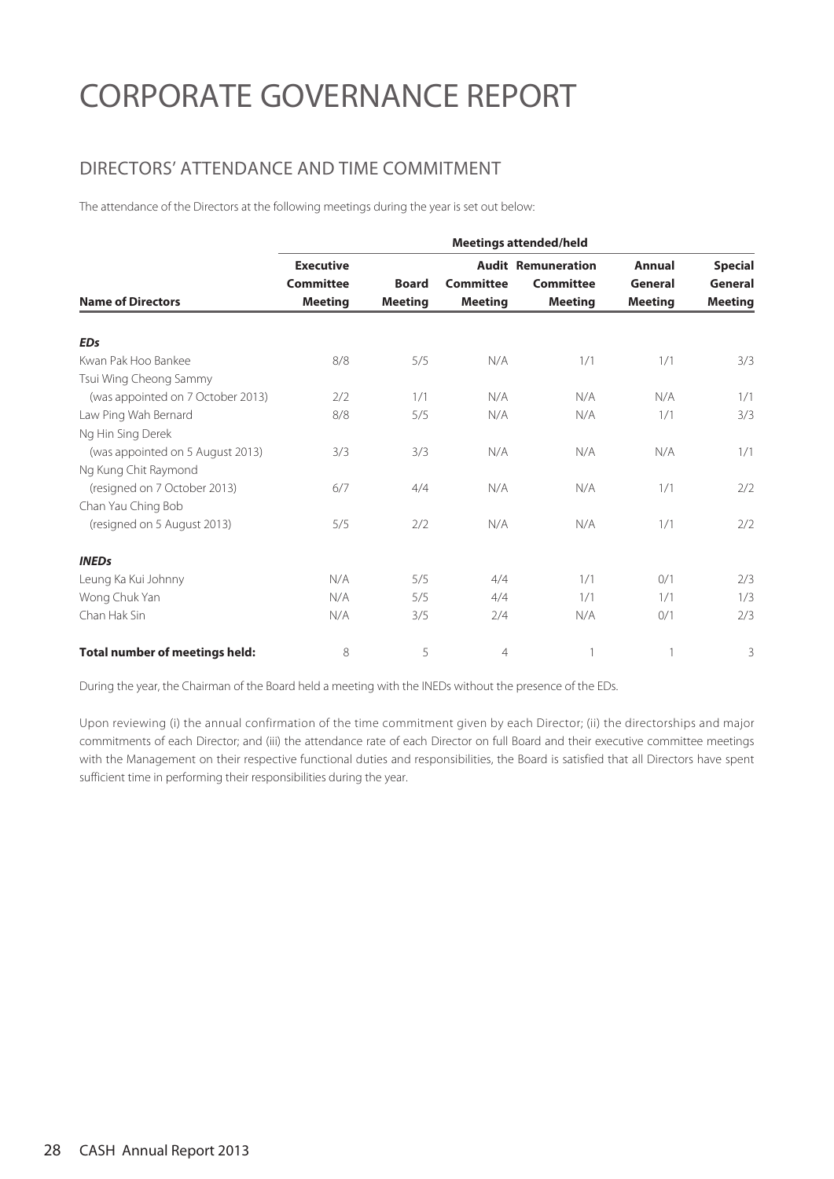# CORPORATE GOVERNANCE REPORT

## DIRECTORS' ATTENDANCE AND TIME COMMITMENT

The attendance of the Directors at the following meetings during the year is set out below:

| | Meetings attended/held | | | | | |
|---|---|---|---|---|---|---|
| **Name of Directors** | **Executive Committee Meeting** | **Board Meeting** | **Audit Committee Meeting** | **Remuneration Committee Meeting** | **Annual General Meeting** | **Special General Meeting** |
| ***EDs*** | | | | | | |
| Kwan Pak Hoo Bankee | 8/8 | 5/5 | N/A | 1/1 | 1/1 | 3/3 |
| Tsui Wing Cheong Sammy (was appointed on 7 October 2013) | 2/2 | 1/1 | N/A | N/A | N/A | 1/1 |
| Law Ping Wah Bernard | 8/8 | 5/5 | N/A | N/A | 1/1 | 3/3 |
| Ng Hin Sing Derek (was appointed on 5 August 2013) | 3/3 | 3/3 | N/A | N/A | N/A | 1/1 |
| Ng Kung Chit Raymond (resigned on 7 October 2013) | 6/7 | 4/4 | N/A | N/A | 1/1 | 2/2 |
| Chan Yau Ching Bob (resigned on 5 August 2013) | 5/5 | 2/2 | N/A | N/A | 1/1 | 2/2 |
| ***INEDs*** | | | | | | |
| Leung Ka Kui Johnny | N/A | 5/5 | 4/4 | 1/1 | 0/1 | 2/3 |
| Wong Chuk Yan | N/A | 5/5 | 4/4 | 1/1 | 1/1 | 1/3 |
| Chan Hak Sin | N/A | 3/5 | 2/4 | N/A | 0/1 | 2/3 |
| **Total number of meetings held:** | 8 | 5 | 4 | 1 | 1 | 3 |

During the year, the Chairman of the Board held a meeting with the INEDs without the presence of the EDs.

Upon reviewing (i) the annual confirmation of the time commitment given by each Director; (ii) the directorships and major commitments of each Director; and (iii) the attendance rate of each Director on full Board and their executive committee meetings with the Management on their respective functional duties and responsibilities, the Board is satisfied that all Directors have spent sufficient time in performing their responsibilities during the year.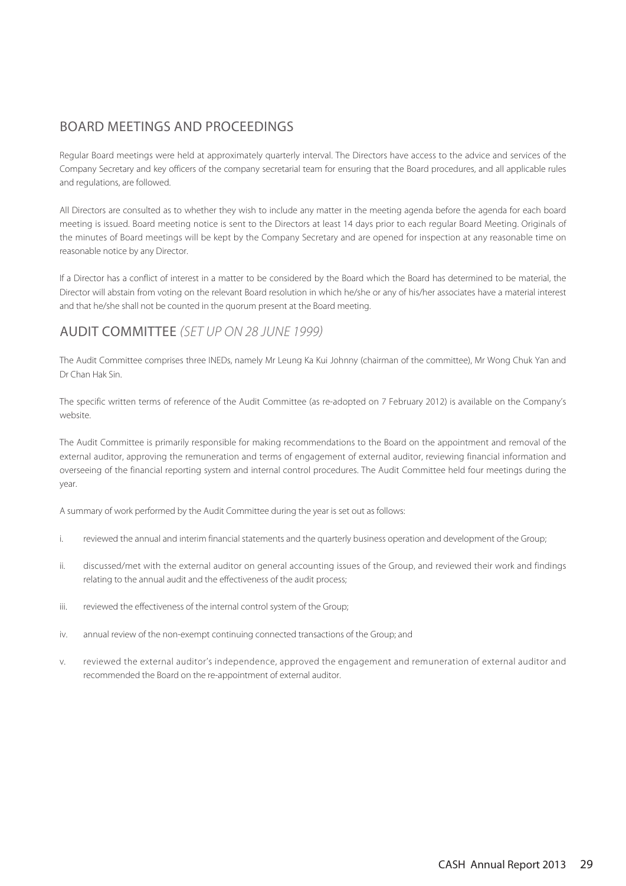## BOARD MEETINGS AND PROCEEDINGS

Regular Board meetings were held at approximately quarterly interval. The Directors have access to the advice and services of the Company Secretary and key officers of the company secretarial team for ensuring that the Board procedures, and all applicable rules and regulations, are followed.

All Directors are consulted as to whether they wish to include any matter in the meeting agenda before the agenda for each board meeting is issued. Board meeting notice is sent to the Directors at least 14 days prior to each regular Board Meeting. Originals of the minutes of Board meetings will be kept by the Company Secretary and are opened for inspection at any reasonable time on reasonable notice by any Director.

If a Director has a conflict of interest in a matter to be considered by the Board which the Board has determined to be material, the Director will abstain from voting on the relevant Board resolution in which he/she or any of his/her associates have a material interest and that he/she shall not be counted in the quorum present at the Board meeting.

## AUDIT COMMITTEE *(SET UP ON 28 JUNE 1999)*

The Audit Committee comprises three INEDs, namely Mr Leung Ka Kui Johnny (chairman of the committee), Mr Wong Chuk Yan and Dr Chan Hak Sin.

The specific written terms of reference of the Audit Committee (as re-adopted on 7 February 2012) is available on the Company's website.

The Audit Committee is primarily responsible for making recommendations to the Board on the appointment and removal of the external auditor, approving the remuneration and terms of engagement of external auditor, reviewing financial information and overseeing of the financial reporting system and internal control procedures. The Audit Committee held four meetings during the year.

A summary of work performed by the Audit Committee during the year is set out as follows:

i. reviewed the annual and interim financial statements and the quarterly business operation and development of the Group;

ii. discussed/met with the external auditor on general accounting issues of the Group, and reviewed their work and findings relating to the annual audit and the effectiveness of the audit process;

iii. reviewed the effectiveness of the internal control system of the Group;

iv. annual review of the non-exempt continuing connected transactions of the Group; and

v. reviewed the external auditor's independence, approved the engagement and remuneration of external auditor and recommended the Board on the re-appointment of external auditor.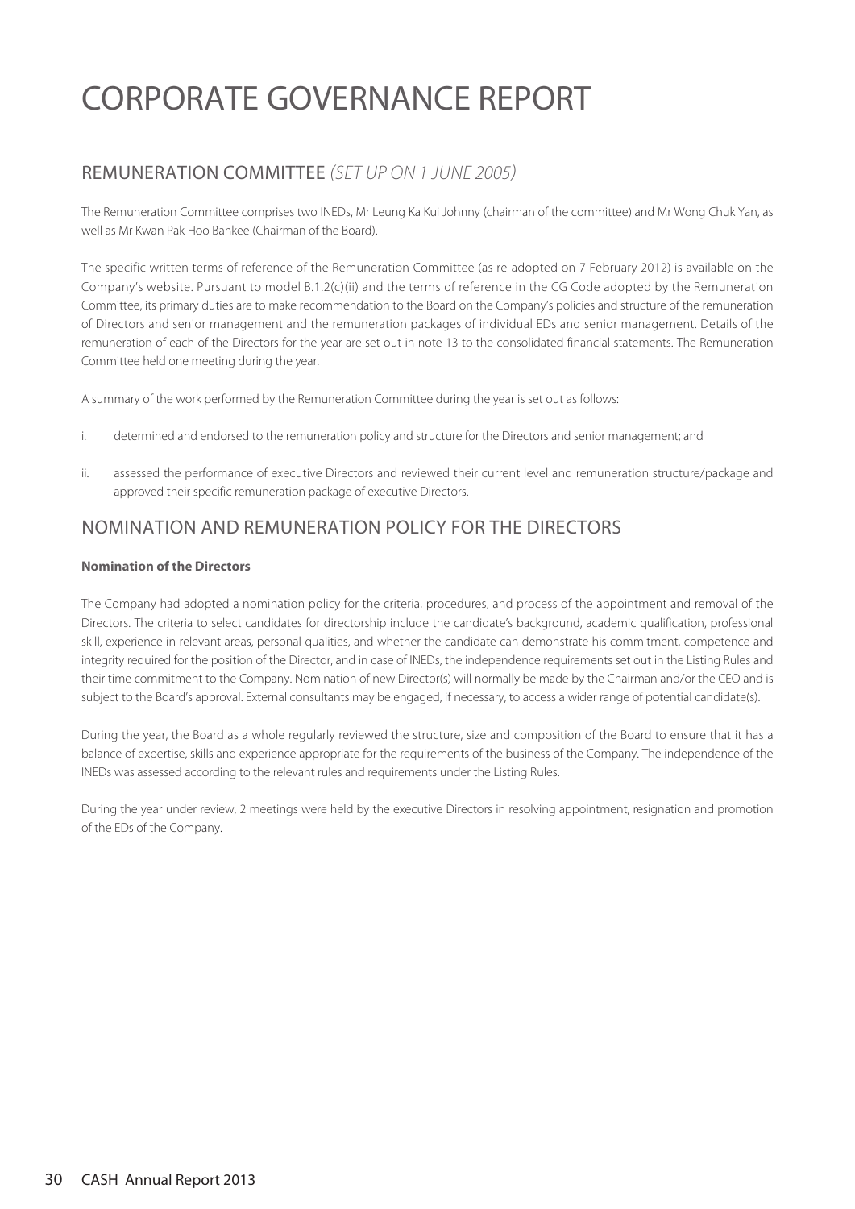# CORPORATE GOVERNANCE REPORT

## REMUNERATION COMMITTEE *(SET UP ON 1 JUNE 2005)*

The Remuneration Committee comprises two INEDs, Mr Leung Ka Kui Johnny (chairman of the committee) and Mr Wong Chuk Yan, as well as Mr Kwan Pak Hoo Bankee (Chairman of the Board).

The specific written terms of reference of the Remuneration Committee (as re-adopted on 7 February 2012) is available on the Company's website. Pursuant to model B.1.2(c)(ii) and the terms of reference in the CG Code adopted by the Remuneration Committee, its primary duties are to make recommendation to the Board on the Company's policies and structure of the remuneration of Directors and senior management and the remuneration packages of individual EDs and senior management. Details of the remuneration of each of the Directors for the year are set out in note 13 to the consolidated financial statements. The Remuneration Committee held one meeting during the year.

A summary of the work performed by the Remuneration Committee during the year is set out as follows:

i. determined and endorsed to the remuneration policy and structure for the Directors and senior management; and

ii. assessed the performance of executive Directors and reviewed their current level and remuneration structure/package and approved their specific remuneration package of executive Directors.

## NOMINATION AND REMUNERATION POLICY FOR THE DIRECTORS

**Nomination of the Directors**

The Company had adopted a nomination policy for the criteria, procedures, and process of the appointment and removal of the Directors. The criteria to select candidates for directorship include the candidate's background, academic qualification, professional skill, experience in relevant areas, personal qualities, and whether the candidate can demonstrate his commitment, competence and integrity required for the position of the Director, and in case of INEDs, the independence requirements set out in the Listing Rules and their time commitment to the Company. Nomination of new Director(s) will normally be made by the Chairman and/or the CEO and is subject to the Board's approval. External consultants may be engaged, if necessary, to access a wider range of potential candidate(s).

During the year, the Board as a whole regularly reviewed the structure, size and composition of the Board to ensure that it has a balance of expertise, skills and experience appropriate for the requirements of the business of the Company. The independence of the INEDs was assessed according to the relevant rules and requirements under the Listing Rules.

During the year under review, 2 meetings were held by the executive Directors in resolving appointment, resignation and promotion of the EDs of the Company.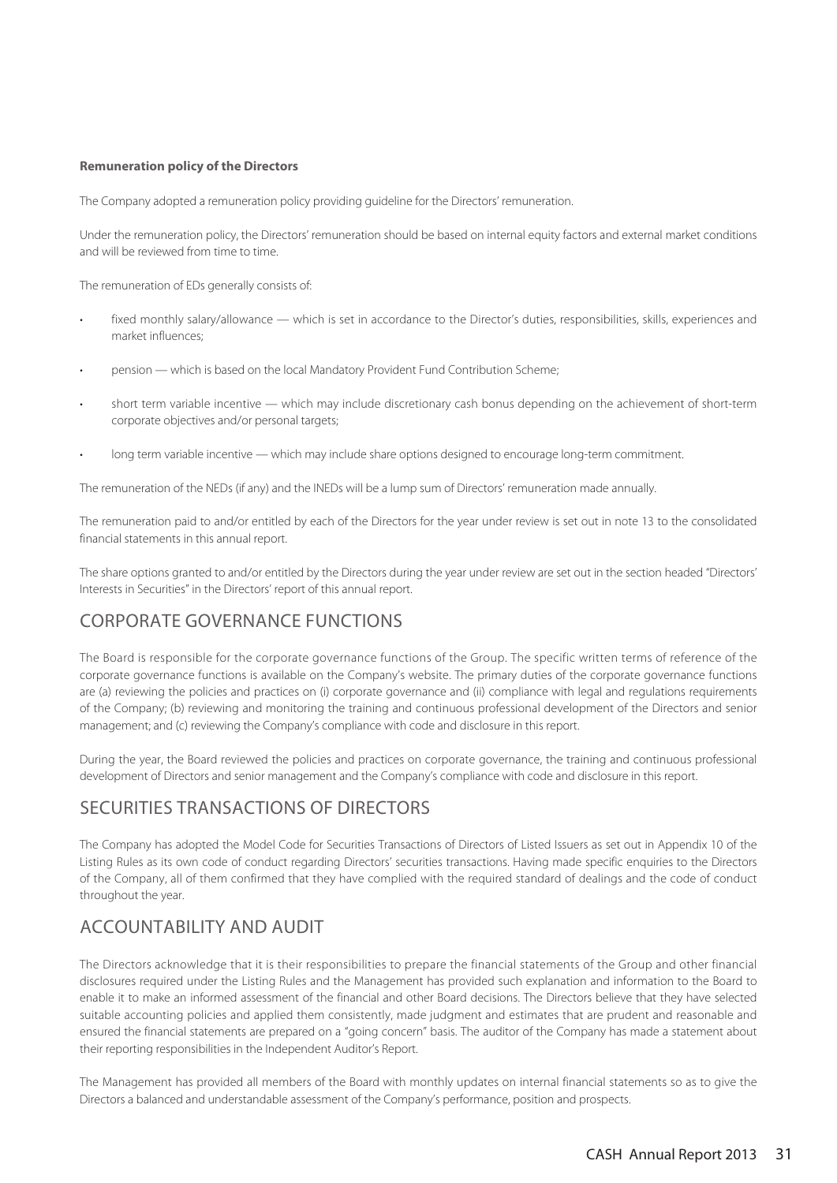**Remuneration policy of the Directors**

The Company adopted a remuneration policy providing guideline for the Directors' remuneration.

Under the remuneration policy, the Directors' remuneration should be based on internal equity factors and external market conditions and will be reviewed from time to time.

The remuneration of EDs generally consists of:

- fixed monthly salary/allowance — which is set in accordance to the Director's duties, responsibilities, skills, experiences and market influences;
- pension — which is based on the local Mandatory Provident Fund Contribution Scheme;
- short term variable incentive — which may include discretionary cash bonus depending on the achievement of short-term corporate objectives and/or personal targets;
- long term variable incentive — which may include share options designed to encourage long-term commitment.

The remuneration of the NEDs (if any) and the INEDs will be a lump sum of Directors' remuneration made annually.

The remuneration paid to and/or entitled by each of the Directors for the year under review is set out in note 13 to the consolidated financial statements in this annual report.

The share options granted to and/or entitled by the Directors during the year under review are set out in the section headed "Directors' Interests in Securities" in the Directors' report of this annual report.

## CORPORATE GOVERNANCE FUNCTIONS

The Board is responsible for the corporate governance functions of the Group. The specific written terms of reference of the corporate governance functions is available on the Company's website. The primary duties of the corporate governance functions are (a) reviewing the policies and practices on (i) corporate governance and (ii) compliance with legal and regulations requirements of the Company; (b) reviewing and monitoring the training and continuous professional development of the Directors and senior management; and (c) reviewing the Company's compliance with code and disclosure in this report.

During the year, the Board reviewed the policies and practices on corporate governance, the training and continuous professional development of Directors and senior management and the Company's compliance with code and disclosure in this report.

## SECURITIES TRANSACTIONS OF DIRECTORS

The Company has adopted the Model Code for Securities Transactions of Directors of Listed Issuers as set out in Appendix 10 of the Listing Rules as its own code of conduct regarding Directors' securities transactions. Having made specific enquiries to the Directors of the Company, all of them confirmed that they have complied with the required standard of dealings and the code of conduct throughout the year.

## ACCOUNTABILITY AND AUDIT

The Directors acknowledge that it is their responsibilities to prepare the financial statements of the Group and other financial disclosures required under the Listing Rules and the Management has provided such explanation and information to the Board to enable it to make an informed assessment of the financial and other Board decisions. The Directors believe that they have selected suitable accounting policies and applied them consistently, made judgment and estimates that are prudent and reasonable and ensured the financial statements are prepared on a "going concern" basis. The auditor of the Company has made a statement about their reporting responsibilities in the Independent Auditor's Report.

The Management has provided all members of the Board with monthly updates on internal financial statements so as to give the Directors a balanced and understandable assessment of the Company's performance, position and prospects.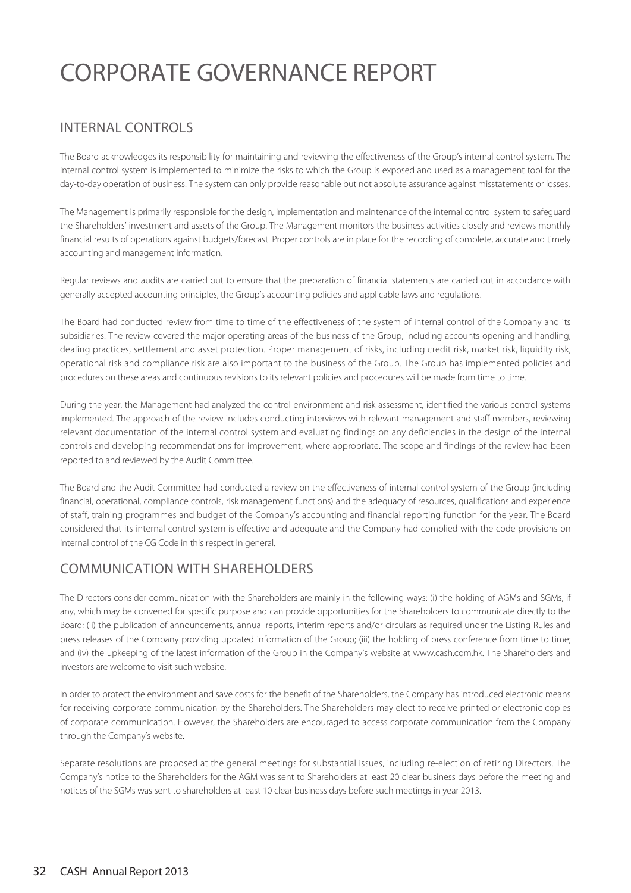# CORPORATE GOVERNANCE REPORT

## INTERNAL CONTROLS

The Board acknowledges its responsibility for maintaining and reviewing the effectiveness of the Group's internal control system. The internal control system is implemented to minimize the risks to which the Group is exposed and used as a management tool for the day-to-day operation of business. The system can only provide reasonable but not absolute assurance against misstatements or losses.

The Management is primarily responsible for the design, implementation and maintenance of the internal control system to safeguard the Shareholders' investment and assets of the Group. The Management monitors the business activities closely and reviews monthly financial results of operations against budgets/forecast. Proper controls are in place for the recording of complete, accurate and timely accounting and management information.

Regular reviews and audits are carried out to ensure that the preparation of financial statements are carried out in accordance with generally accepted accounting principles, the Group's accounting policies and applicable laws and regulations.

The Board had conducted review from time to time of the effectiveness of the system of internal control of the Company and its subsidiaries. The review covered the major operating areas of the business of the Group, including accounts opening and handling, dealing practices, settlement and asset protection. Proper management of risks, including credit risk, market risk, liquidity risk, operational risk and compliance risk are also important to the business of the Group. The Group has implemented policies and procedures on these areas and continuous revisions to its relevant policies and procedures will be made from time to time.

During the year, the Management had analyzed the control environment and risk assessment, identified the various control systems implemented. The approach of the review includes conducting interviews with relevant management and staff members, reviewing relevant documentation of the internal control system and evaluating findings on any deficiencies in the design of the internal controls and developing recommendations for improvement, where appropriate. The scope and findings of the review had been reported to and reviewed by the Audit Committee.

The Board and the Audit Committee had conducted a review on the effectiveness of internal control system of the Group (including financial, operational, compliance controls, risk management functions) and the adequacy of resources, qualifications and experience of staff, training programmes and budget of the Company's accounting and financial reporting function for the year. The Board considered that its internal control system is effective and adequate and the Company had complied with the code provisions on internal control of the CG Code in this respect in general.

## COMMUNICATION WITH SHAREHOLDERS

The Directors consider communication with the Shareholders are mainly in the following ways: (i) the holding of AGMs and SGMs, if any, which may be convened for specific purpose and can provide opportunities for the Shareholders to communicate directly to the Board; (ii) the publication of announcements, annual reports, interim reports and/or circulars as required under the Listing Rules and press releases of the Company providing updated information of the Group; (iii) the holding of press conference from time to time; and (iv) the upkeeping of the latest information of the Group in the Company's website at www.cash.com.hk. The Shareholders and investors are welcome to visit such website.

In order to protect the environment and save costs for the benefit of the Shareholders, the Company has introduced electronic means for receiving corporate communication by the Shareholders. The Shareholders may elect to receive printed or electronic copies of corporate communication. However, the Shareholders are encouraged to access corporate communication from the Company through the Company's website.

Separate resolutions are proposed at the general meetings for substantial issues, including re-election of retiring Directors. The Company's notice to the Shareholders for the AGM was sent to Shareholders at least 20 clear business days before the meeting and notices of the SGMs was sent to shareholders at least 10 clear business days before such meetings in year 2013.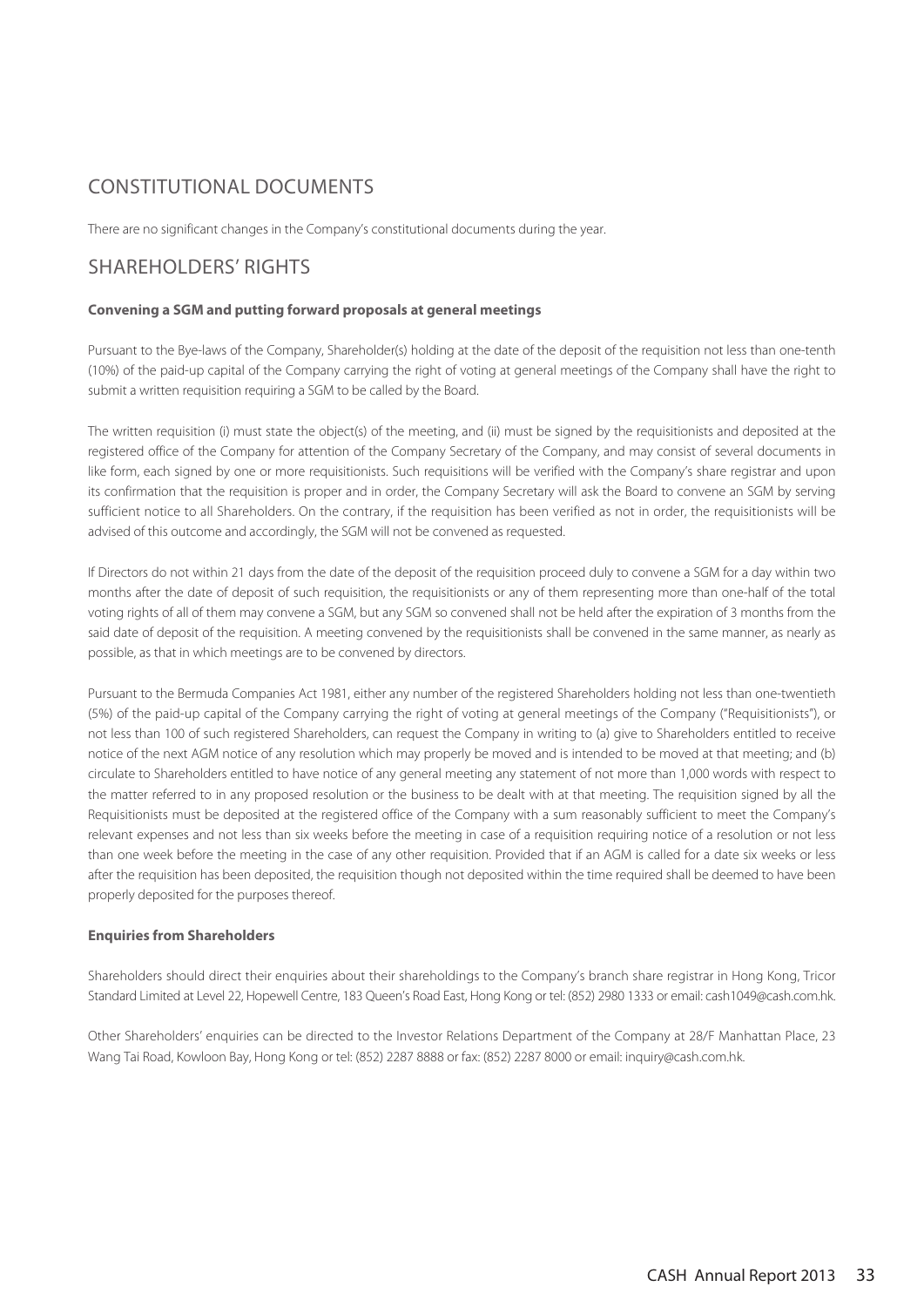## CONSTITUTIONAL DOCUMENTS

There are no significant changes in the Company's constitutional documents during the year.

## SHAREHOLDERS' RIGHTS

**Convening a SGM and putting forward proposals at general meetings**

Pursuant to the Bye-laws of the Company, Shareholder(s) holding at the date of the deposit of the requisition not less than one-tenth (10%) of the paid-up capital of the Company carrying the right of voting at general meetings of the Company shall have the right to submit a written requisition requiring a SGM to be called by the Board.

The written requisition (i) must state the object(s) of the meeting, and (ii) must be signed by the requisitionists and deposited at the registered office of the Company for attention of the Company Secretary of the Company, and may consist of several documents in like form, each signed by one or more requisitionists. Such requisitions will be verified with the Company's share registrar and upon its confirmation that the requisition is proper and in order, the Company Secretary will ask the Board to convene an SGM by serving sufficient notice to all Shareholders. On the contrary, if the requisition has been verified as not in order, the requisitionists will be advised of this outcome and accordingly, the SGM will not be convened as requested.

If Directors do not within 21 days from the date of the deposit of the requisition proceed duly to convene a SGM for a day within two months after the date of deposit of such requisition, the requisitionists or any of them representing more than one-half of the total voting rights of all of them may convene a SGM, but any SGM so convened shall not be held after the expiration of 3 months from the said date of deposit of the requisition. A meeting convened by the requisitionists shall be convened in the same manner, as nearly as possible, as that in which meetings are to be convened by directors.

Pursuant to the Bermuda Companies Act 1981, either any number of the registered Shareholders holding not less than one-twentieth (5%) of the paid-up capital of the Company carrying the right of voting at general meetings of the Company ("Requisitionists"), or not less than 100 of such registered Shareholders, can request the Company in writing to (a) give to Shareholders entitled to receive notice of the next AGM notice of any resolution which may properly be moved and is intended to be moved at that meeting; and (b) circulate to Shareholders entitled to have notice of any general meeting any statement of not more than 1,000 words with respect to the matter referred to in any proposed resolution or the business to be dealt with at that meeting. The requisition signed by all the Requisitionists must be deposited at the registered office of the Company with a sum reasonably sufficient to meet the Company's relevant expenses and not less than six weeks before the meeting in case of a requisition requiring notice of a resolution or not less than one week before the meeting in the case of any other requisition. Provided that if an AGM is called for a date six weeks or less after the requisition has been deposited, the requisition though not deposited within the time required shall be deemed to have been properly deposited for the purposes thereof.

**Enquiries from Shareholders**

Shareholders should direct their enquiries about their shareholdings to the Company's branch share registrar in Hong Kong, Tricor Standard Limited at Level 22, Hopewell Centre, 183 Queen's Road East, Hong Kong or tel: (852) 2980 1333 or email: cash1049@cash.com.hk.

Other Shareholders' enquiries can be directed to the Investor Relations Department of the Company at 28/F Manhattan Place, 23 Wang Tai Road, Kowloon Bay, Hong Kong or tel: (852) 2287 8888 or fax: (852) 2287 8000 or email: inquiry@cash.com.hk.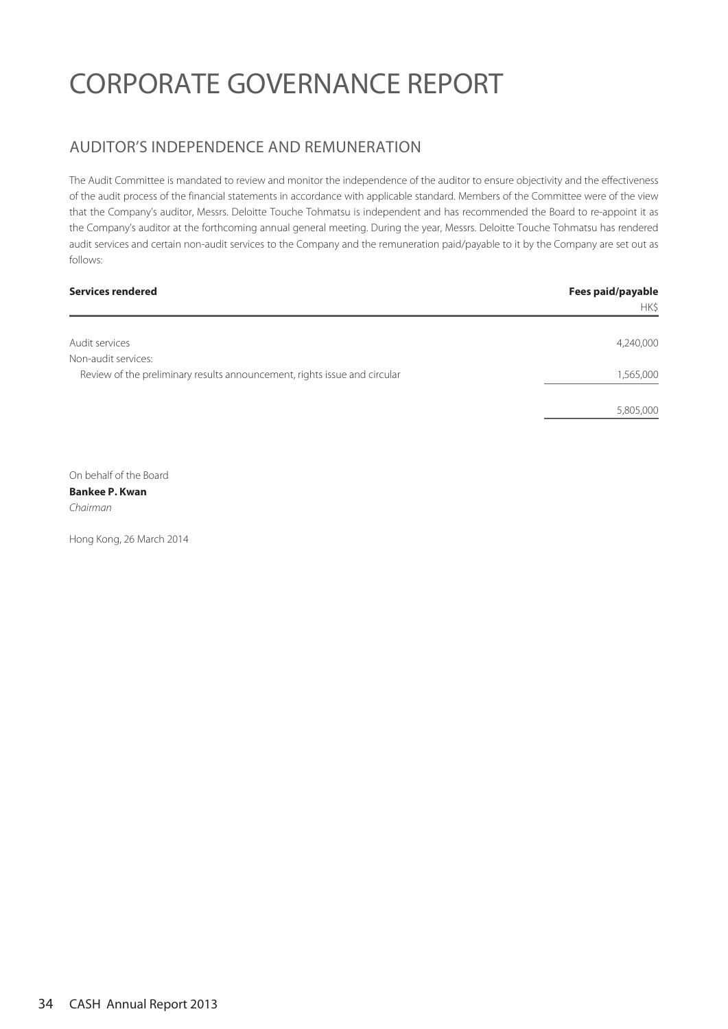# CORPORATE GOVERNANCE REPORT

## AUDITOR'S INDEPENDENCE AND REMUNERATION

The Audit Committee is mandated to review and monitor the independence of the auditor to ensure objectivity and the effectiveness of the audit process of the financial statements in accordance with applicable standard. Members of the Committee were of the view that the Company's auditor, Messrs. Deloitte Touche Tohmatsu is independent and has recommended the Board to re-appoint it as the Company's auditor at the forthcoming annual general meeting. During the year, Messrs. Deloitte Touche Tohmatsu has rendered audit services and certain non-audit services to the Company and the remuneration paid/payable to it by the Company are set out as follows:

| **Services rendered** | **Fees paid/payable** HK$ |
|---|---|
| Audit services | 4,240,000 |
| Non-audit services: | |
| Review of the preliminary results announcement, rights issue and circular | 1,565,000 |
| | 5,805,000 |

On behalf of the Board
**Bankee P. Kwan**
*Chairman*

Hong Kong, 26 March 2014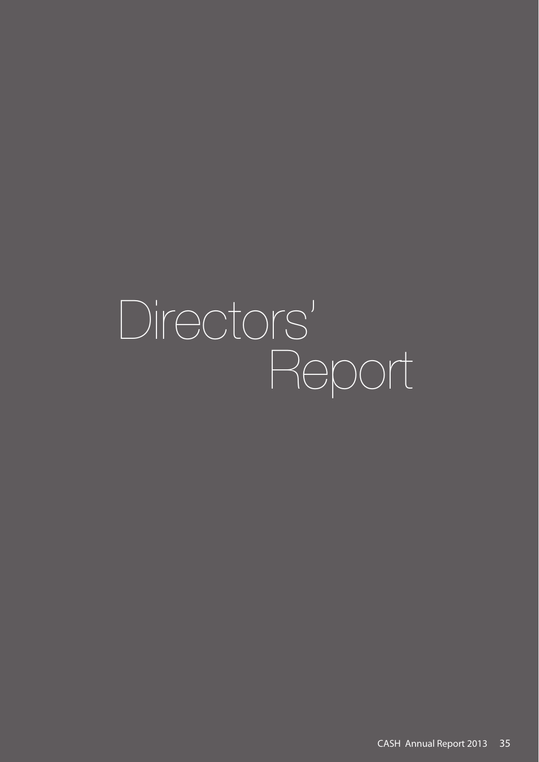# Directors' Report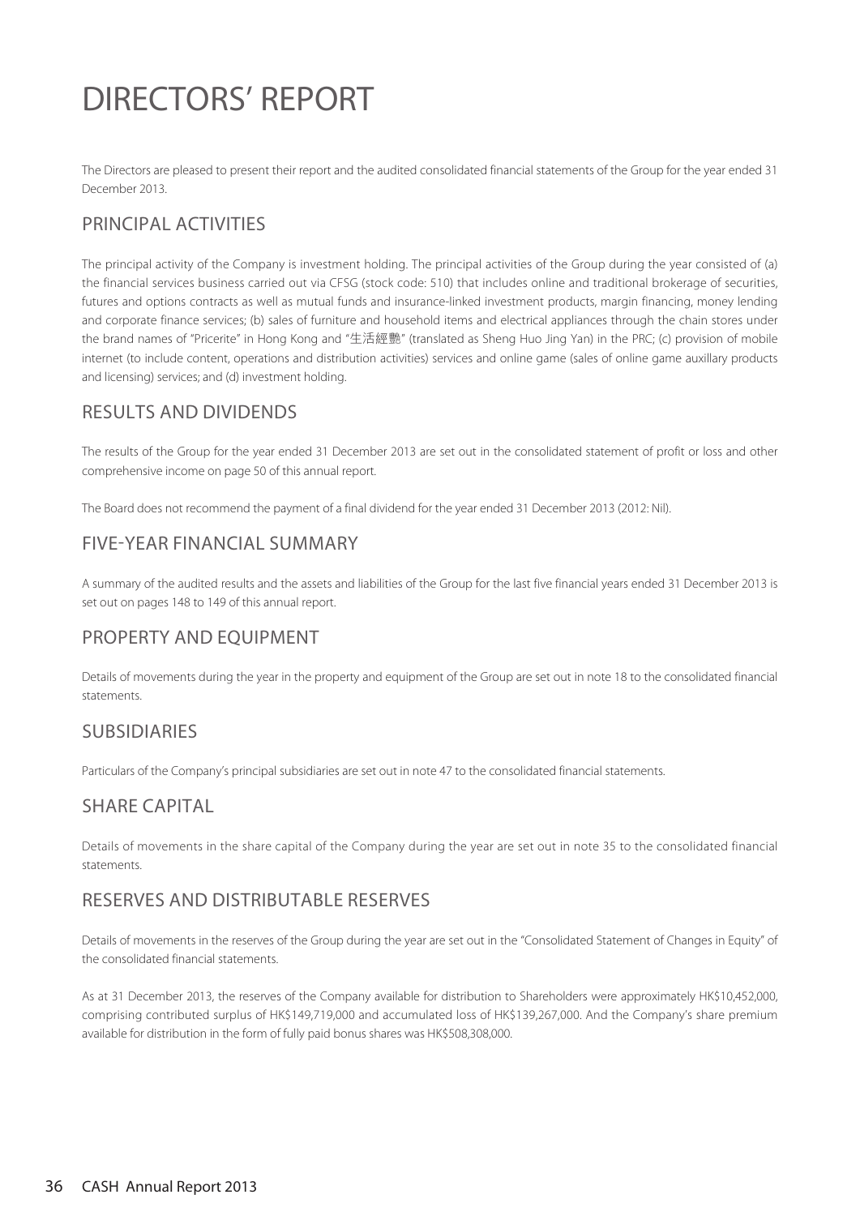# DIRECTORS' REPORT

The Directors are pleased to present their report and the audited consolidated financial statements of the Group for the year ended 31 December 2013.

## PRINCIPAL ACTIVITIES

The principal activity of the Company is investment holding. The principal activities of the Group during the year consisted of (a) the financial services business carried out via CFSG (stock code: 510) that includes online and traditional brokerage of securities, futures and options contracts as well as mutual funds and insurance-linked investment products, margin financing, money lending and corporate finance services; (b) sales of furniture and household items and electrical appliances through the chain stores under the brand names of "Pricerite" in Hong Kong and "生活經艷" (translated as Sheng Huo Jing Yan) in the PRC; (c) provision of mobile internet (to include content, operations and distribution activities) services and online game (sales of online game auxillary products and licensing) services; and (d) investment holding.

## RESULTS AND DIVIDENDS

The results of the Group for the year ended 31 December 2013 are set out in the consolidated statement of profit or loss and other comprehensive income on page 50 of this annual report.

The Board does not recommend the payment of a final dividend for the year ended 31 December 2013 (2012: Nil).

## FIVE-YEAR FINANCIAL SUMMARY

A summary of the audited results and the assets and liabilities of the Group for the last five financial years ended 31 December 2013 is set out on pages 148 to 149 of this annual report.

## PROPERTY AND EQUIPMENT

Details of movements during the year in the property and equipment of the Group are set out in note 18 to the consolidated financial statements.

## SUBSIDIARIES

Particulars of the Company's principal subsidiaries are set out in note 47 to the consolidated financial statements.

## SHARE CAPITAL

Details of movements in the share capital of the Company during the year are set out in note 35 to the consolidated financial statements.

## RESERVES AND DISTRIBUTABLE RESERVES

Details of movements in the reserves of the Group during the year are set out in the "Consolidated Statement of Changes in Equity" of the consolidated financial statements.

As at 31 December 2013, the reserves of the Company available for distribution to Shareholders were approximately HK$10,452,000, comprising contributed surplus of HK$149,719,000 and accumulated loss of HK$139,267,000. And the Company's share premium available for distribution in the form of fully paid bonus shares was HK$508,308,000.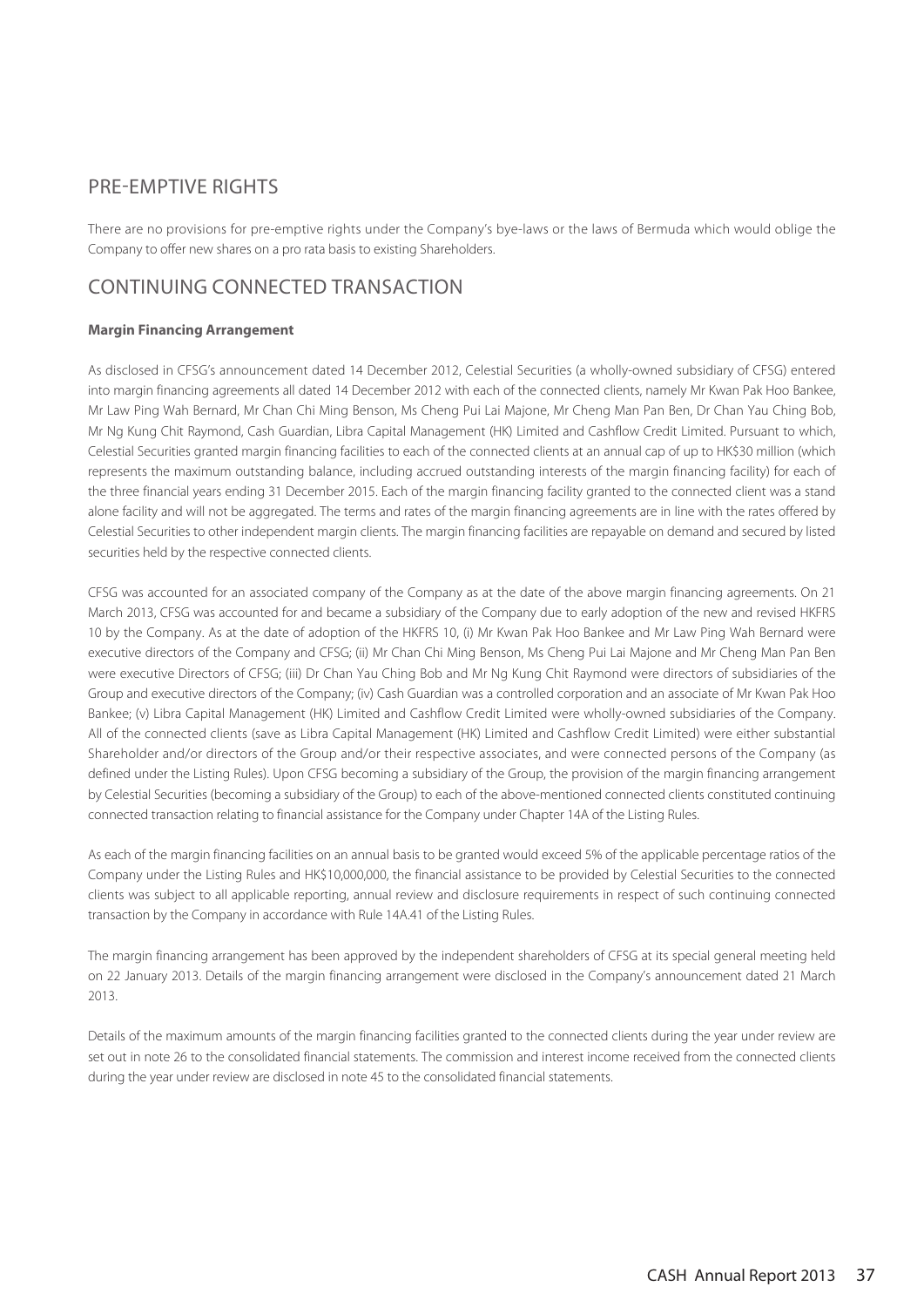## PRE-EMPTIVE RIGHTS

There are no provisions for pre-emptive rights under the Company's bye-laws or the laws of Bermuda which would oblige the Company to offer new shares on a pro rata basis to existing Shareholders.

## CONTINUING CONNECTED TRANSACTION

**Margin Financing Arrangement**

As disclosed in CFSG's announcement dated 14 December 2012, Celestial Securities (a wholly-owned subsidiary of CFSG) entered into margin financing agreements all dated 14 December 2012 with each of the connected clients, namely Mr Kwan Pak Hoo Bankee, Mr Law Ping Wah Bernard, Mr Chan Chi Ming Benson, Ms Cheng Pui Lai Majone, Mr Cheng Man Pan Ben, Dr Chan Yau Ching Bob, Mr Ng Kung Chit Raymond, Cash Guardian, Libra Capital Management (HK) Limited and Cashflow Credit Limited. Pursuant to which, Celestial Securities granted margin financing facilities to each of the connected clients at an annual cap of up to HK$30 million (which represents the maximum outstanding balance, including accrued outstanding interests of the margin financing facility) for each of the three financial years ending 31 December 2015. Each of the margin financing facility granted to the connected client was a stand alone facility and will not be aggregated. The terms and rates of the margin financing agreements are in line with the rates offered by Celestial Securities to other independent margin clients. The margin financing facilities are repayable on demand and secured by listed securities held by the respective connected clients.

CFSG was accounted for an associated company of the Company as at the date of the above margin financing agreements. On 21 March 2013, CFSG was accounted for and became a subsidiary of the Company due to early adoption of the new and revised HKFRS 10 by the Company. As at the date of adoption of the HKFRS 10, (i) Mr Kwan Pak Hoo Bankee and Mr Law Ping Wah Bernard were executive directors of the Company and CFSG; (ii) Mr Chan Chi Ming Benson, Ms Cheng Pui Lai Majone and Mr Cheng Man Pan Ben were executive Directors of CFSG; (iii) Dr Chan Yau Ching Bob and Mr Ng Kung Chit Raymond were directors of subsidiaries of the Group and executive directors of the Company; (iv) Cash Guardian was a controlled corporation and an associate of Mr Kwan Pak Hoo Bankee; (v) Libra Capital Management (HK) Limited and Cashflow Credit Limited were wholly-owned subsidiaries of the Company. All of the connected clients (save as Libra Capital Management (HK) Limited and Cashflow Credit Limited) were either substantial Shareholder and/or directors of the Group and/or their respective associates, and were connected persons of the Company (as defined under the Listing Rules). Upon CFSG becoming a subsidiary of the Group, the provision of the margin financing arrangement by Celestial Securities (becoming a subsidiary of the Group) to each of the above-mentioned connected clients constituted continuing connected transaction relating to financial assistance for the Company under Chapter 14A of the Listing Rules.

As each of the margin financing facilities on an annual basis to be granted would exceed 5% of the applicable percentage ratios of the Company under the Listing Rules and HK$10,000,000, the financial assistance to be provided by Celestial Securities to the connected clients was subject to all applicable reporting, annual review and disclosure requirements in respect of such continuing connected transaction by the Company in accordance with Rule 14A.41 of the Listing Rules.

The margin financing arrangement has been approved by the independent shareholders of CFSG at its special general meeting held on 22 January 2013. Details of the margin financing arrangement were disclosed in the Company's announcement dated 21 March 2013.

Details of the maximum amounts of the margin financing facilities granted to the connected clients during the year under review are set out in note 26 to the consolidated financial statements. The commission and interest income received from the connected clients during the year under review are disclosed in note 45 to the consolidated financial statements.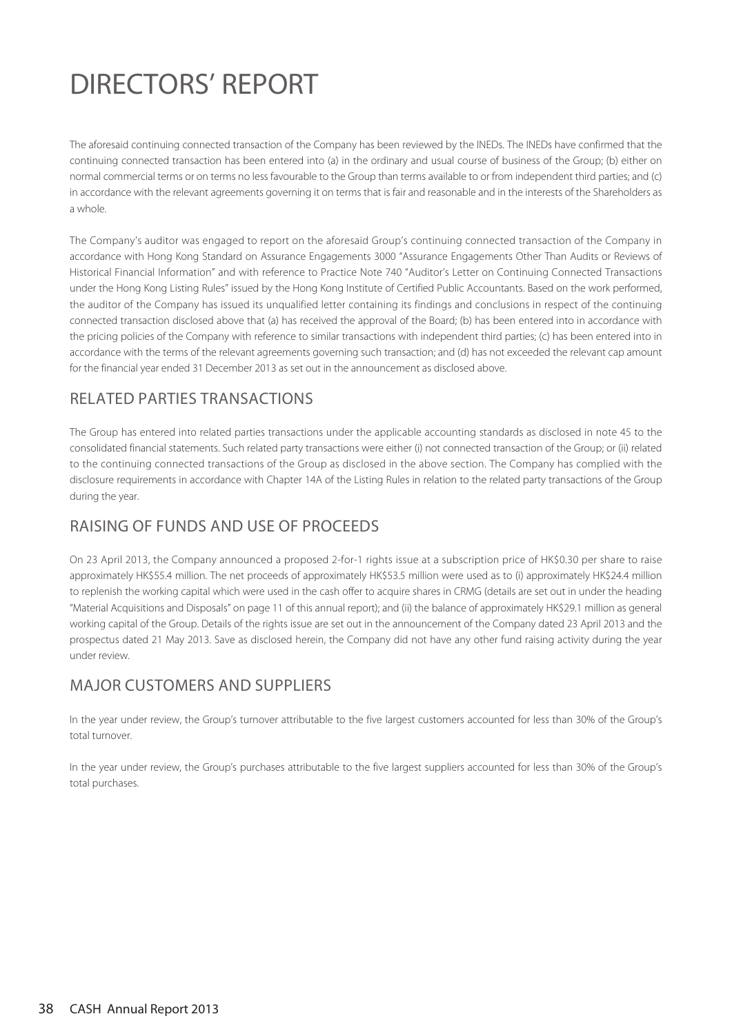# DIRECTORS' REPORT

The aforesaid continuing connected transaction of the Company has been reviewed by the INEDs. The INEDs have confirmed that the continuing connected transaction has been entered into (a) in the ordinary and usual course of business of the Group; (b) either on normal commercial terms or on terms no less favourable to the Group than terms available to or from independent third parties; and (c) in accordance with the relevant agreements governing it on terms that is fair and reasonable and in the interests of the Shareholders as a whole.

The Company's auditor was engaged to report on the aforesaid Group's continuing connected transaction of the Company in accordance with Hong Kong Standard on Assurance Engagements 3000 "Assurance Engagements Other Than Audits or Reviews of Historical Financial Information" and with reference to Practice Note 740 "Auditor's Letter on Continuing Connected Transactions under the Hong Kong Listing Rules" issued by the Hong Kong Institute of Certified Public Accountants. Based on the work performed, the auditor of the Company has issued its unqualified letter containing its findings and conclusions in respect of the continuing connected transaction disclosed above that (a) has received the approval of the Board; (b) has been entered into in accordance with the pricing policies of the Company with reference to similar transactions with independent third parties; (c) has been entered into in accordance with the terms of the relevant agreements governing such transaction; and (d) has not exceeded the relevant cap amount for the financial year ended 31 December 2013 as set out in the announcement as disclosed above.

## RELATED PARTIES TRANSACTIONS

The Group has entered into related parties transactions under the applicable accounting standards as disclosed in note 45 to the consolidated financial statements. Such related party transactions were either (i) not connected transaction of the Group; or (ii) related to the continuing connected transactions of the Group as disclosed in the above section. The Company has complied with the disclosure requirements in accordance with Chapter 14A of the Listing Rules in relation to the related party transactions of the Group during the year.

## RAISING OF FUNDS AND USE OF PROCEEDS

On 23 April 2013, the Company announced a proposed 2-for-1 rights issue at a subscription price of HK$0.30 per share to raise approximately HK$55.4 million. The net proceeds of approximately HK$53.5 million were used as to (i) approximately HK$24.4 million to replenish the working capital which were used in the cash offer to acquire shares in CRMG (details are set out in under the heading "Material Acquisitions and Disposals" on page 11 of this annual report); and (ii) the balance of approximately HK$29.1 million as general working capital of the Group. Details of the rights issue are set out in the announcement of the Company dated 23 April 2013 and the prospectus dated 21 May 2013. Save as disclosed herein, the Company did not have any other fund raising activity during the year under review.

## MAJOR CUSTOMERS AND SUPPLIERS

In the year under review, the Group's turnover attributable to the five largest customers accounted for less than 30% of the Group's total turnover.

In the year under review, the Group's purchases attributable to the five largest suppliers accounted for less than 30% of the Group's total purchases.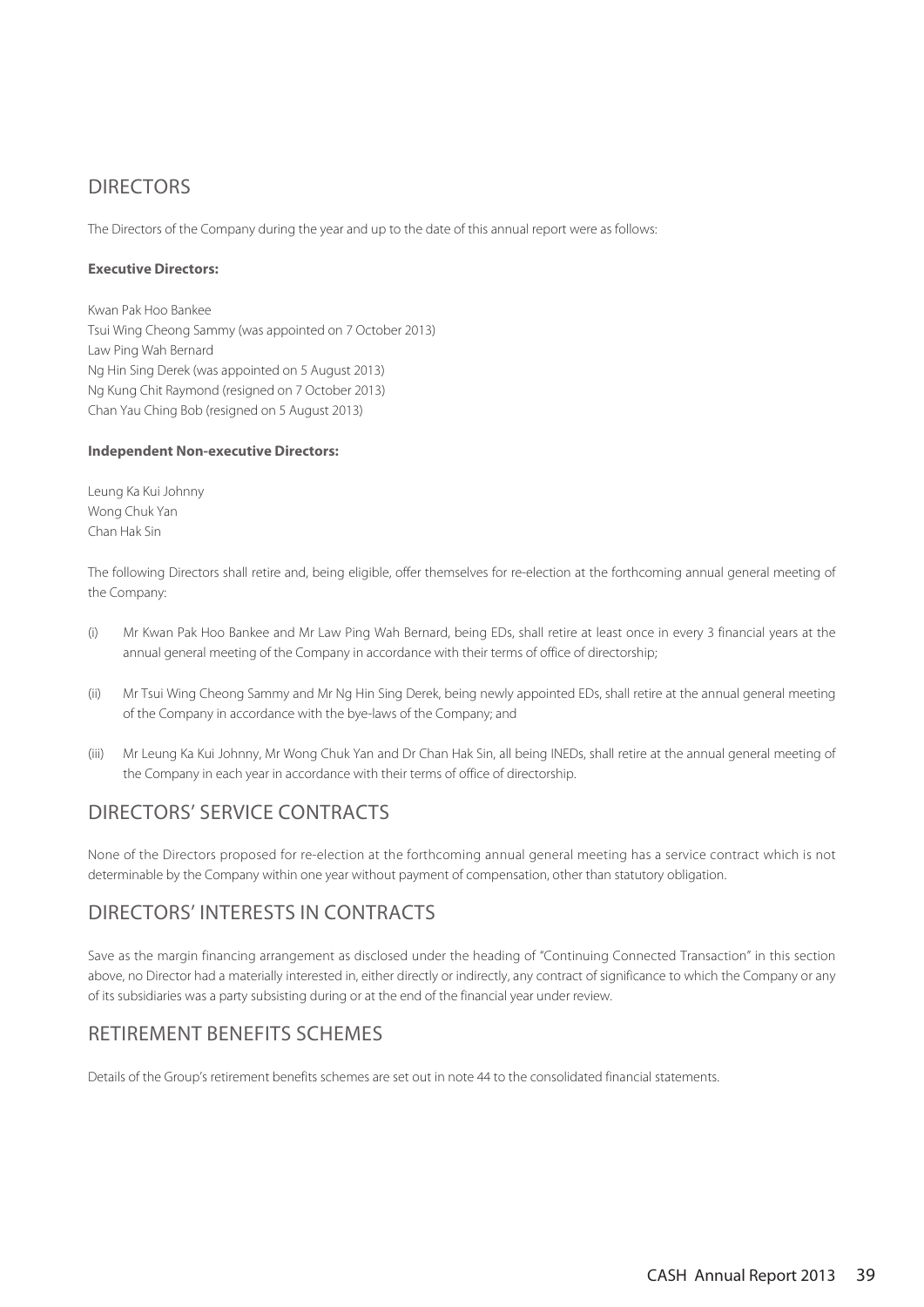## DIRECTORS

The Directors of the Company during the year and up to the date of this annual report were as follows:

**Executive Directors:**

Kwan Pak Hoo Bankee
Tsui Wing Cheong Sammy (was appointed on 7 October 2013)
Law Ping Wah Bernard
Ng Hin Sing Derek (was appointed on 5 August 2013)
Ng Kung Chit Raymond (resigned on 7 October 2013)
Chan Yau Ching Bob (resigned on 5 August 2013)

**Independent Non-executive Directors:**

Leung Ka Kui Johnny
Wong Chuk Yan
Chan Hak Sin

The following Directors shall retire and, being eligible, offer themselves for re-election at the forthcoming annual general meeting of the Company:

(i) Mr Kwan Pak Hoo Bankee and Mr Law Ping Wah Bernard, being EDs, shall retire at least once in every 3 financial years at the annual general meeting of the Company in accordance with their terms of office of directorship;

(ii) Mr Tsui Wing Cheong Sammy and Mr Ng Hin Sing Derek, being newly appointed EDs, shall retire at the annual general meeting of the Company in accordance with the bye-laws of the Company; and

(iii) Mr Leung Ka Kui Johnny, Mr Wong Chuk Yan and Dr Chan Hak Sin, all being INEDs, shall retire at the annual general meeting of the Company in each year in accordance with their terms of office of directorship.

## DIRECTORS' SERVICE CONTRACTS

None of the Directors proposed for re-election at the forthcoming annual general meeting has a service contract which is not determinable by the Company within one year without payment of compensation, other than statutory obligation.

## DIRECTORS' INTERESTS IN CONTRACTS

Save as the margin financing arrangement as disclosed under the heading of "Continuing Connected Transaction" in this section above, no Director had a materially interested in, either directly or indirectly, any contract of significance to which the Company or any of its subsidiaries was a party subsisting during or at the end of the financial year under review.

## RETIREMENT BENEFITS SCHEMES

Details of the Group's retirement benefits schemes are set out in note 44 to the consolidated financial statements.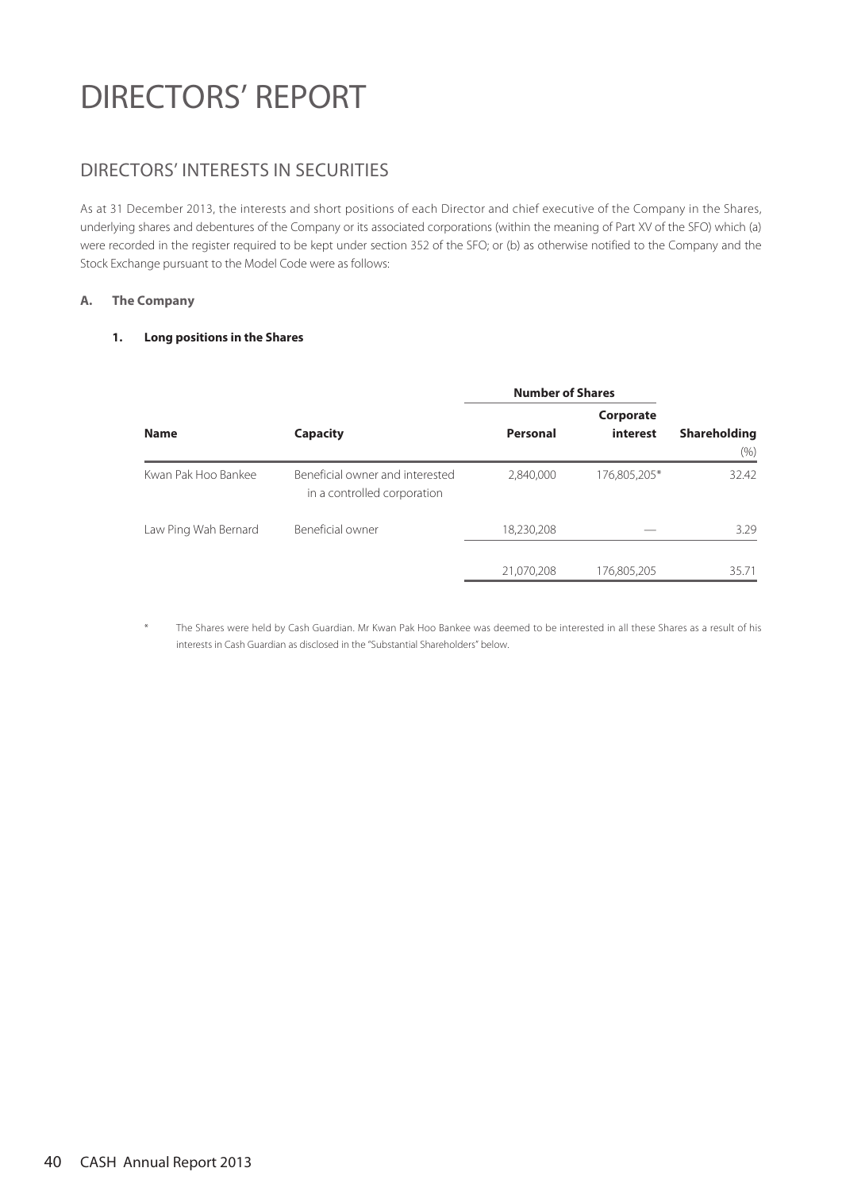# DIRECTORS' REPORT

## DIRECTORS' INTERESTS IN SECURITIES

As at 31 December 2013, the interests and short positions of each Director and chief executive of the Company in the Shares, underlying shares and debentures of the Company or its associated corporations (within the meaning of Part XV of the SFO) which (a) were recorded in the register required to be kept under section 352 of the SFO; or (b) as otherwise notified to the Company and the Stock Exchange pursuant to the Model Code were as follows:

### A. The Company

#### 1. Long positions in the Shares

| Name | Capacity | Number of Shares | | Shareholding |
|---|---|---|---|---|
| | | Personal | Corporate interest | (%) |
| Kwan Pak Hoo Bankee | Beneficial owner and interested in a controlled corporation | 2,840,000 | 176,805,205* | 32.42 |
| Law Ping Wah Bernard | Beneficial owner | 18,230,208 | — | 3.29 |
| | | 21,070,208 | 176,805,205 | 35.71 |

\* The Shares were held by Cash Guardian. Mr Kwan Pak Hoo Bankee was deemed to be interested in all these Shares as a result of his interests in Cash Guardian as disclosed in the "Substantial Shareholders" below.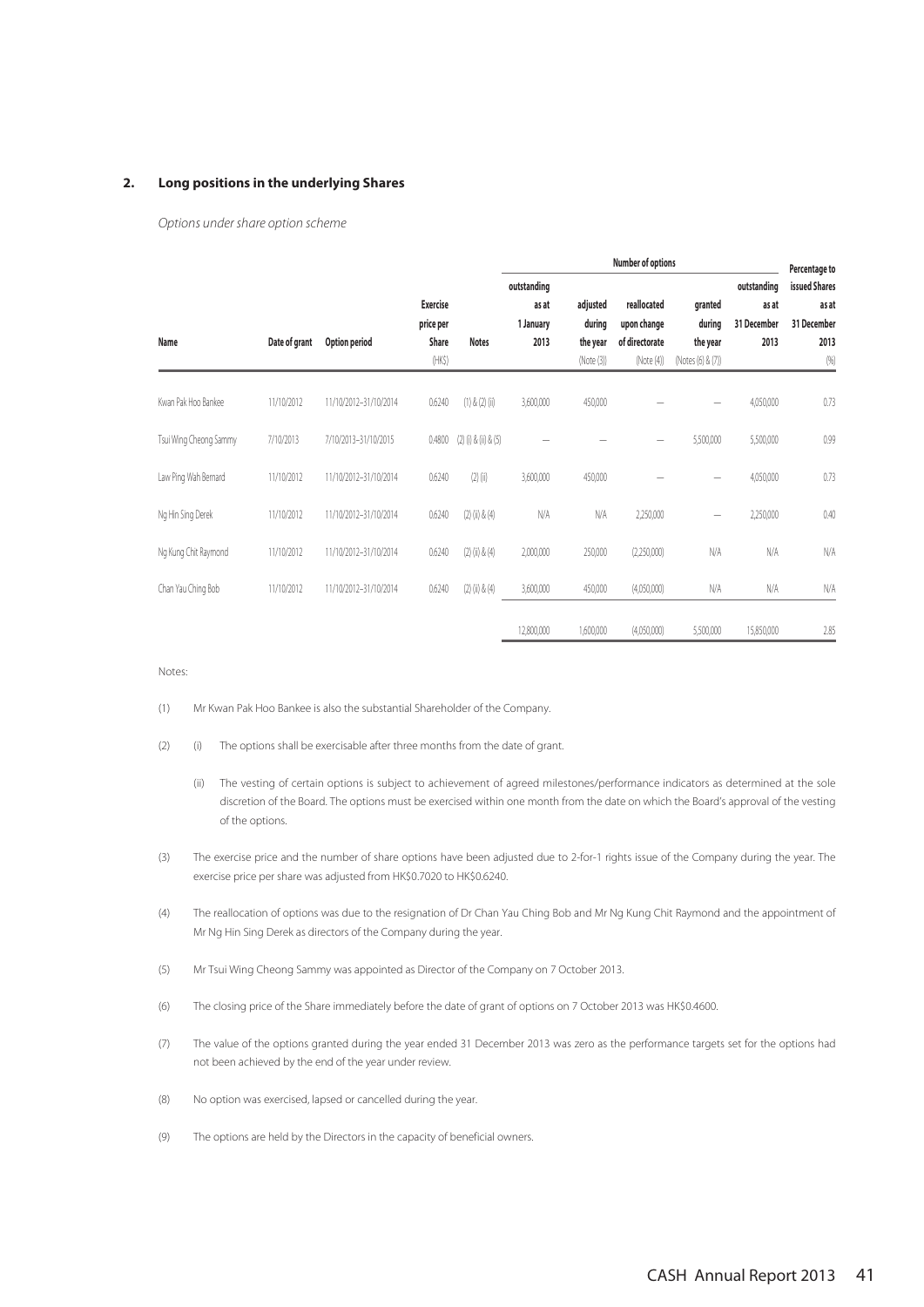## 2. Long positions in the underlying Shares

*Options under share option scheme*

| Name | Date of grant | Option period | Exercise price per Share (HK$) | Notes | Number of options: outstanding as at 1 January 2013 | adjusted during the year (Note (3)) | reallocated upon change of directorate (Note (4)) | granted during the year (Notes (6) & (7)) | outstanding as at 31 December 2013 | Percentage to issued Shares as at 31 December 2013 (%) |
|---|---|---|---|---|---|---|---|---|---|---|
| Kwan Pak Hoo Bankee | 11/10/2012 | 11/10/2012–31/10/2014 | 0.6240 | (1) & (2) (ii) | 3,600,000 | 450,000 | — | — | 4,050,000 | 0.73 |
| Tsui Wing Cheong Sammy | 7/10/2013 | 7/10/2013–31/10/2015 | 0.4800 | (2) (i) & (ii) & (5) | — | — | — | 5,500,000 | 5,500,000 | 0.99 |
| Law Ping Wah Bernard | 11/10/2012 | 11/10/2012–31/10/2014 | 0.6240 | (2) (ii) | 3,600,000 | 450,000 | — | — | 4,050,000 | 0.73 |
| Ng Hin Sing Derek | 11/10/2012 | 11/10/2012–31/10/2014 | 0.6240 | (2) (ii) & (4) | N/A | N/A | 2,250,000 | — | 2,250,000 | 0.40 |
| Ng Kung Chit Raymond | 11/10/2012 | 11/10/2012–31/10/2014 | 0.6240 | (2) (ii) & (4) | 2,000,000 | 250,000 | (2,250,000) | N/A | N/A | N/A |
| Chan Yau Ching Bob | 11/10/2012 | 11/10/2012–31/10/2014 | 0.6240 | (2) (ii) & (4) | 3,600,000 | 450,000 | (4,050,000) | N/A | N/A | N/A |
| | | | | | 12,800,000 | 1,600,000 | (4,050,000) | 5,500,000 | 15,850,000 | 2.85 |

Notes:

(1) Mr Kwan Pak Hoo Bankee is also the substantial Shareholder of the Company.

(2) (i) The options shall be exercisable after three months from the date of grant.

(ii) The vesting of certain options is subject to achievement of agreed milestones/performance indicators as determined at the sole discretion of the Board. The options must be exercised within one month from the date on which the Board's approval of the vesting of the options.

(3) The exercise price and the number of share options have been adjusted due to 2-for-1 rights issue of the Company during the year. The exercise price per share was adjusted from HK$0.7020 to HK$0.6240.

(4) The reallocation of options was due to the resignation of Dr Chan Yau Ching Bob and Mr Ng Kung Chit Raymond and the appointment of Mr Ng Hin Sing Derek as directors of the Company during the year.

(5) Mr Tsui Wing Cheong Sammy was appointed as Director of the Company on 7 October 2013.

(6) The closing price of the Share immediately before the date of grant of options on 7 October 2013 was HK$0.4600.

(7) The value of the options granted during the year ended 31 December 2013 was zero as the performance targets set for the options had not been achieved by the end of the year under review.

(8) No option was exercised, lapsed or cancelled during the year.

(9) The options are held by the Directors in the capacity of beneficial owners.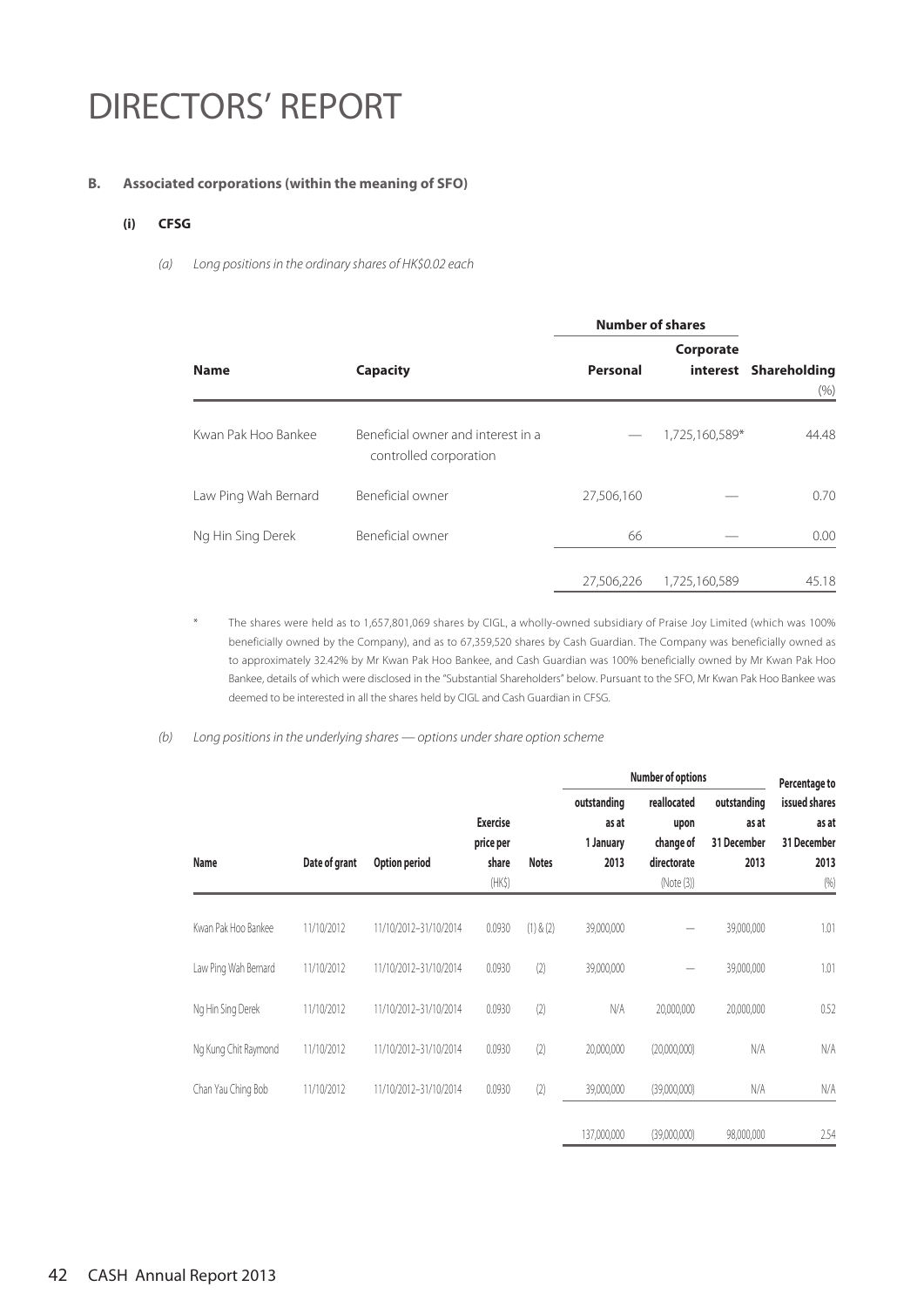# DIRECTORS' REPORT

**B. Associated corporations (within the meaning of SFO)**

**(i) CFSG**

*(a) Long positions in the ordinary shares of HK$0.02 each*

| Name | Capacity | Number of shares | | Shareholding |
|---|---|---|---|---|
| | | Personal | Corporate interest | (%) |
| Kwan Pak Hoo Bankee | Beneficial owner and interest in a controlled corporation | — | 1,725,160,589* | 44.48 |
| Law Ping Wah Bernard | Beneficial owner | 27,506,160 | — | 0.70 |
| Ng Hin Sing Derek | Beneficial owner | 66 | — | 0.00 |
| | | 27,506,226 | 1,725,160,589 | 45.18 |

\* The shares were held as to 1,657,801,069 shares by CIGL, a wholly-owned subsidiary of Praise Joy Limited (which was 100% beneficially owned by the Company), and as to 67,359,520 shares by Cash Guardian. The Company was beneficially owned as to approximately 32.42% by Mr Kwan Pak Hoo Bankee, and Cash Guardian was 100% beneficially owned by Mr Kwan Pak Hoo Bankee, details of which were disclosed in the "Substantial Shareholders" below. Pursuant to the SFO, Mr Kwan Pak Hoo Bankee was deemed to be interested in all the shares held by CIGL and Cash Guardian in CFSG.

*(b) Long positions in the underlying shares — options under share option scheme*

| Name | Date of grant | Option period | Exercise price per share (HK$) | Notes | Number of options outstanding as at 1 January 2013 | Number of options reallocated upon change of directorate (Note (3)) | Number of options outstanding as at 31 December 2013 | Percentage to issued shares as at 31 December 2013 (%) |
|---|---|---|---|---|---|---|---|---|
| Kwan Pak Hoo Bankee | 11/10/2012 | 11/10/2012–31/10/2014 | 0.0930 | (1) & (2) | 39,000,000 | — | 39,000,000 | 1.01 |
| Law Ping Wah Bernard | 11/10/2012 | 11/10/2012–31/10/2014 | 0.0930 | (2) | 39,000,000 | — | 39,000,000 | 1.01 |
| Ng Hin Sing Derek | 11/10/2012 | 11/10/2012–31/10/2014 | 0.0930 | (2) | N/A | 20,000,000 | 20,000,000 | 0.52 |
| Ng Kung Chit Raymond | 11/10/2012 | 11/10/2012–31/10/2014 | 0.0930 | (2) | 20,000,000 | (20,000,000) | N/A | N/A |
| Chan Yau Ching Bob | 11/10/2012 | 11/10/2012–31/10/2014 | 0.0930 | (2) | 39,000,000 | (39,000,000) | N/A | N/A |
| | | | | | 137,000,000 | (39,000,000) | 98,000,000 | 2.54 |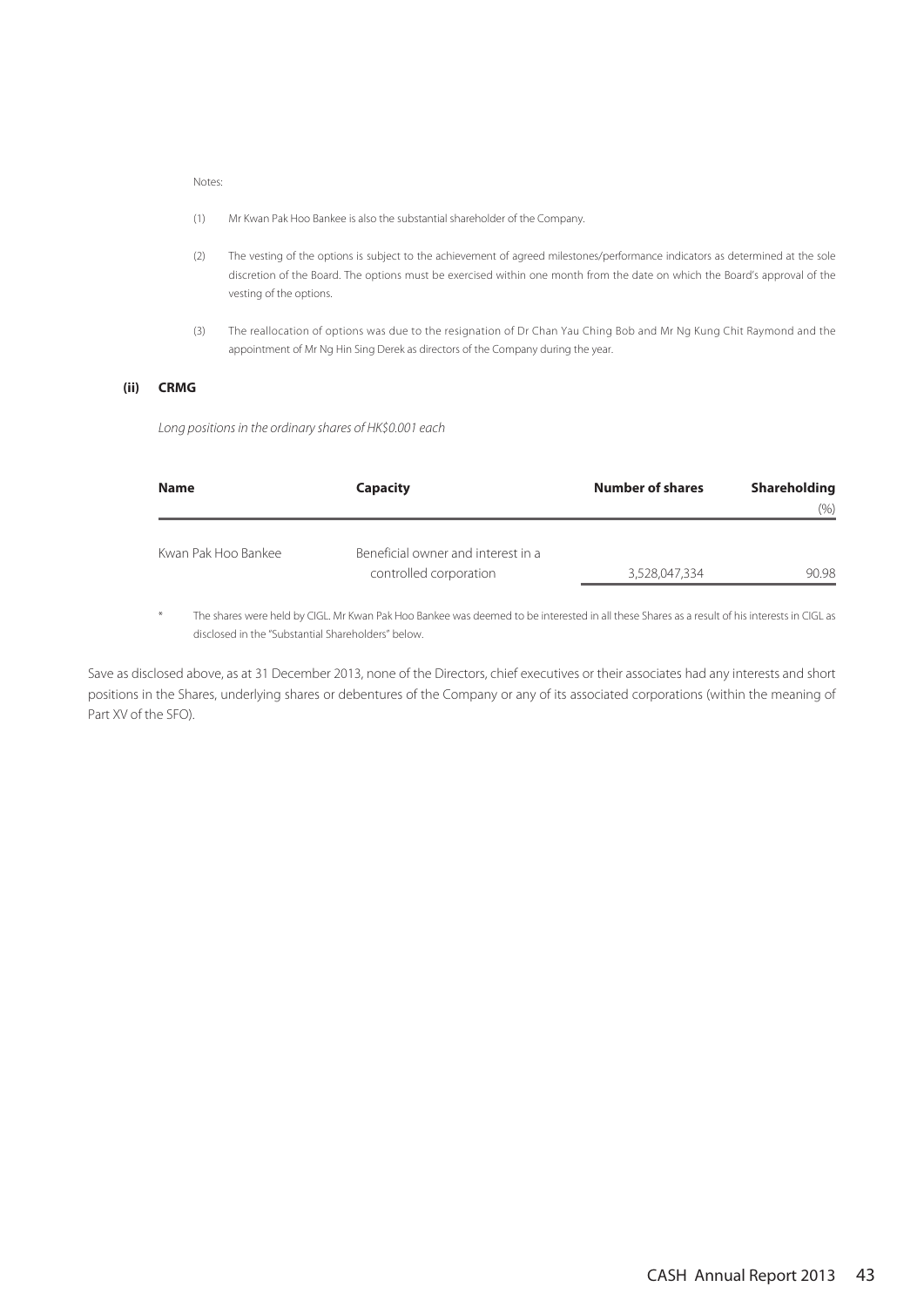Notes:

(1) Mr Kwan Pak Hoo Bankee is also the substantial shareholder of the Company.

(2) The vesting of the options is subject to the achievement of agreed milestones/performance indicators as determined at the sole discretion of the Board. The options must be exercised within one month from the date on which the Board's approval of the vesting of the options.

(3) The reallocation of options was due to the resignation of Dr Chan Yau Ching Bob and Mr Ng Kung Chit Raymond and the appointment of Mr Ng Hin Sing Derek as directors of the Company during the year.

**(ii) CRMG**

*Long positions in the ordinary shares of HK$0.001 each*

| Name | Capacity | Number of shares | Shareholding (%) |
|---|---|---|---|
| Kwan Pak Hoo Bankee | Beneficial owner and interest in a controlled corporation | 3,528,047,334 | 90.98 |

\* The shares were held by CIGL. Mr Kwan Pak Hoo Bankee was deemed to be interested in all these Shares as a result of his interests in CIGL as disclosed in the "Substantial Shareholders" below.

Save as disclosed above, as at 31 December 2013, none of the Directors, chief executives or their associates had any interests and short positions in the Shares, underlying shares or debentures of the Company or any of its associated corporations (within the meaning of Part XV of the SFO).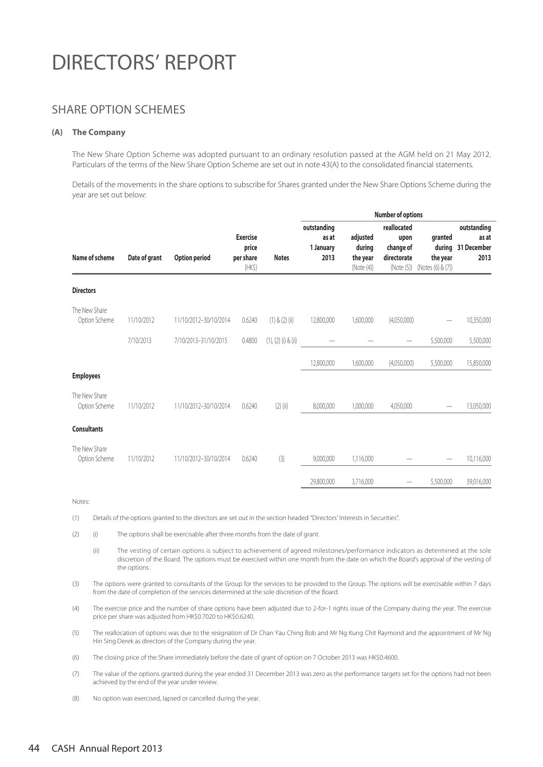# DIRECTORS' REPORT

## SHARE OPTION SCHEMES

### (A) The Company

The New Share Option Scheme was adopted pursuant to an ordinary resolution passed at the AGM held on 21 May 2012. Particulars of the terms of the New Share Option Scheme are set out in note 43(A) to the consolidated financial statements.

Details of the movements in the share options to subscribe for Shares granted under the New Share Options Scheme during the year are set out below:

| | | | | | Number of options | | | | |
|---|---|---|---|---|---|---|---|---|---|
| Name of scheme | Date of grant | Option period | Exercise price per share (HK$) | Notes | outstanding as at 1 January 2013 | adjusted during the year (Note (4)) | reallocated upon change of directorate (Note (5)) | granted during the year (Notes (6) & (7)) | outstanding as at 31 December 2013 |
| **Directors** | | | | | | | | | |
| The New Share Option Scheme | 11/10/2012 | 11/10/2012–30/10/2014 | 0.6240 | (1) & (2) (ii) | 12,800,000 | 1,600,000 | (4,050,000) | — | 10,350,000 |
| | 7/10/2013 | 7/10/2013–31/10/2015 | 0.4800 | (1), (2) (i) & (ii) | — | — | — | 5,500,000 | 5,500,000 |
| | | | | | 12,800,000 | 1,600,000 | (4,050,000) | 5,500,000 | 15,850,000 |
| **Employees** | | | | | | | | | |
| The New Share Option Scheme | 11/10/2012 | 11/10/2012–30/10/2014 | 0.6240 | (2) (ii) | 8,000,000 | 1,000,000 | 4,050,000 | — | 13,050,000 |
| **Consultants** | | | | | | | | | |
| The New Share Option Scheme | 11/10/2012 | 11/10/2012–30/10/2014 | 0.6240 | (3) | 9,000,000 | 1,116,000 | — | — | 10,116,000 |
| | | | | | 29,800,000 | 3,716,000 | — | 5,500,000 | 39,016,000 |

Notes:

(1) Details of the options granted to the directors are set out in the section headed "Directors' Interests in Securities".

(2) (i) The options shall be exercisable after three months from the date of grant.

(ii) The vesting of certain options is subject to achievement of agreed milestones/performance indicators as determined at the sole discretion of the Board. The options must be exercised within one month from the date on which the Board's approval of the vesting of the options.

(3) The options were granted to consultants of the Group for the services to be provided to the Group. The options will be exercisable within 7 days from the date of completion of the services determined at the sole discretion of the Board.

(4) The exercise price and the number of share options have been adjusted due to 2-for-1 rights issue of the Company during the year. The exercise price per share was adjusted from HK$0.7020 to HK$0.6240.

(5) The reallocation of options was due to the resignation of Dr Chan Yau Ching Bob and Mr Ng Kung Chit Raymond and the appointment of Mr Ng Hin Sing Derek as directors of the Company during the year.

(6) The closing price of the Share immediately before the date of grant of option on 7 October 2013 was HK$0.4600.

(7) The value of the options granted during the year ended 31 December 2013 was zero as the performance targets set for the options had not been achieved by the end of the year under review.

(8) No option was exercised, lapsed or cancelled during the year.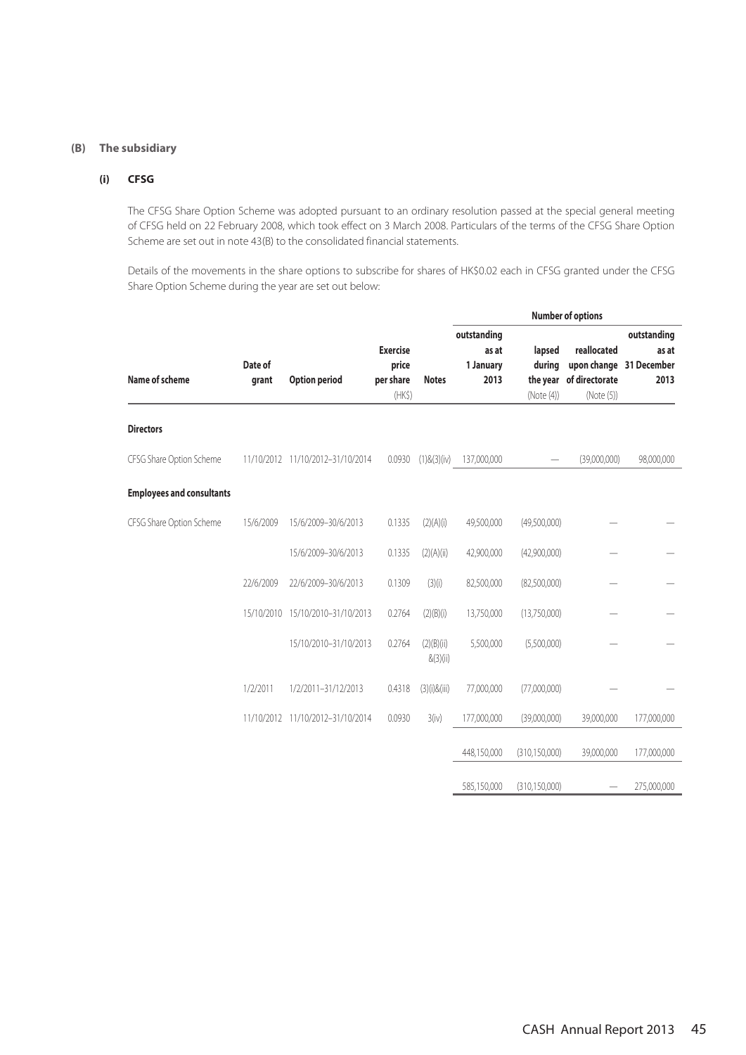### (B) The subsidiary

#### (i) CFSG

The CFSG Share Option Scheme was adopted pursuant to an ordinary resolution passed at the special general meeting of CFSG held on 22 February 2008, which took effect on 3 March 2008. Particulars of the terms of the CFSG Share Option Scheme are set out in note 43(B) to the consolidated financial statements.

Details of the movements in the share options to subscribe for shares of HK$0.02 each in CFSG granted under the CFSG Share Option Scheme during the year are set out below:

| | | | | | Number of options | | | |
|---|---|---|---|---|---|---|---|---|
| Name of scheme | Date of grant | Option period | Exercise price per share (HK$) | Notes | outstanding as at 1 January 2013 | lapsed during the year (Note (4)) | reallocated upon change of directorate (Note (5)) | outstanding as at 31 December 2013 |
| **Directors** | | | | | | | | |
| CFSG Share Option Scheme | 11/10/2012 | 11/10/2012–31/10/2014 | 0.0930 | (1)&(3)(iv) | 137,000,000 | — | (39,000,000) | 98,000,000 |
| **Employees and consultants** | | | | | | | | |
| CFSG Share Option Scheme | 15/6/2009 | 15/6/2009–30/6/2013 | 0.1335 | (2)(A)(i) | 49,500,000 | (49,500,000) | — | — |
| | | 15/6/2009–30/6/2013 | 0.1335 | (2)(A)(ii) | 42,900,000 | (42,900,000) | — | — |
| | 22/6/2009 | 22/6/2009–30/6/2013 | 0.1309 | (3)(i) | 82,500,000 | (82,500,000) | — | — |
| | 15/10/2010 | 15/10/2010–31/10/2013 | 0.2764 | (2)(B)(i) | 13,750,000 | (13,750,000) | — | — |
| | | 15/10/2010–31/10/2013 | 0.2764 | (2)(B)(ii) &(3)(ii) | 5,500,000 | (5,500,000) | — | — |
| | 1/2/2011 | 1/2/2011–31/12/2013 | 0.4318 | (3)(i)&(iii) | 77,000,000 | (77,000,000) | — | — |
| | 11/10/2012 | 11/10/2012–31/10/2014 | 0.0930 | 3(iv) | 177,000,000 | (39,000,000) | 39,000,000 | 177,000,000 |
| | | | | | 448,150,000 | (310,150,000) | 39,000,000 | 177,000,000 |
| | | | | | 585,150,000 | (310,150,000) | — | 275,000,000 |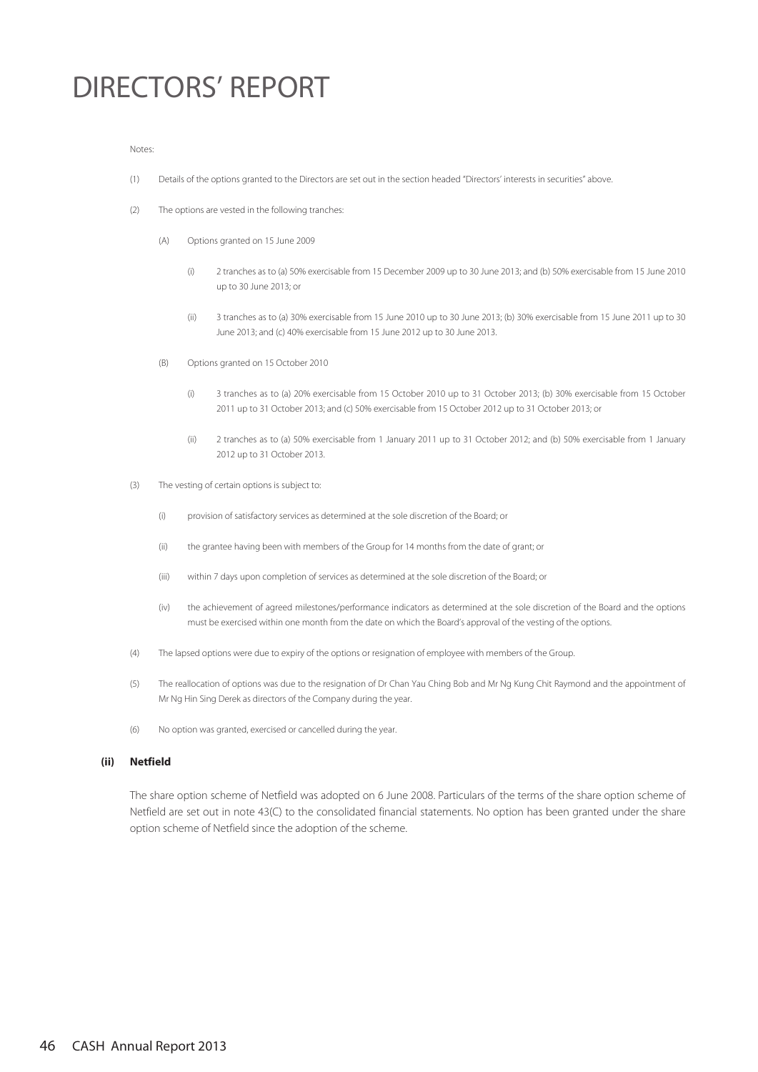# DIRECTORS' REPORT

Notes:

(1) Details of the options granted to the Directors are set out in the section headed "Directors' interests in securities" above.

(2) The options are vested in the following tranches:

   (A) Options granted on 15 June 2009

      (i) 2 tranches as to (a) 50% exercisable from 15 December 2009 up to 30 June 2013; and (b) 50% exercisable from 15 June 2010 up to 30 June 2013; or

      (ii) 3 tranches as to (a) 30% exercisable from 15 June 2010 up to 30 June 2013; (b) 30% exercisable from 15 June 2011 up to 30 June 2013; and (c) 40% exercisable from 15 June 2012 up to 30 June 2013.

   (B) Options granted on 15 October 2010

      (i) 3 tranches as to (a) 20% exercisable from 15 October 2010 up to 31 October 2013; (b) 30% exercisable from 15 October 2011 up to 31 October 2013; and (c) 50% exercisable from 15 October 2012 up to 31 October 2013; or

      (ii) 2 tranches as to (a) 50% exercisable from 1 January 2011 up to 31 October 2012; and (b) 50% exercisable from 1 January 2012 up to 31 October 2013.

(3) The vesting of certain options is subject to:

   (i) provision of satisfactory services as determined at the sole discretion of the Board; or

   (ii) the grantee having been with members of the Group for 14 months from the date of grant; or

   (iii) within 7 days upon completion of services as determined at the sole discretion of the Board; or

   (iv) the achievement of agreed milestones/performance indicators as determined at the sole discretion of the Board and the options must be exercised within one month from the date on which the Board's approval of the vesting of the options.

(4) The lapsed options were due to expiry of the options or resignation of employee with members of the Group.

(5) The reallocation of options was due to the resignation of Dr Chan Yau Ching Bob and Mr Ng Kung Chit Raymond and the appointment of Mr Ng Hin Sing Derek as directors of the Company during the year.

(6) No option was granted, exercised or cancelled during the year.

**(ii) Netfield**

The share option scheme of Netfield was adopted on 6 June 2008. Particulars of the terms of the share option scheme of Netfield are set out in note 43(C) to the consolidated financial statements. No option has been granted under the share option scheme of Netfield since the adoption of the scheme.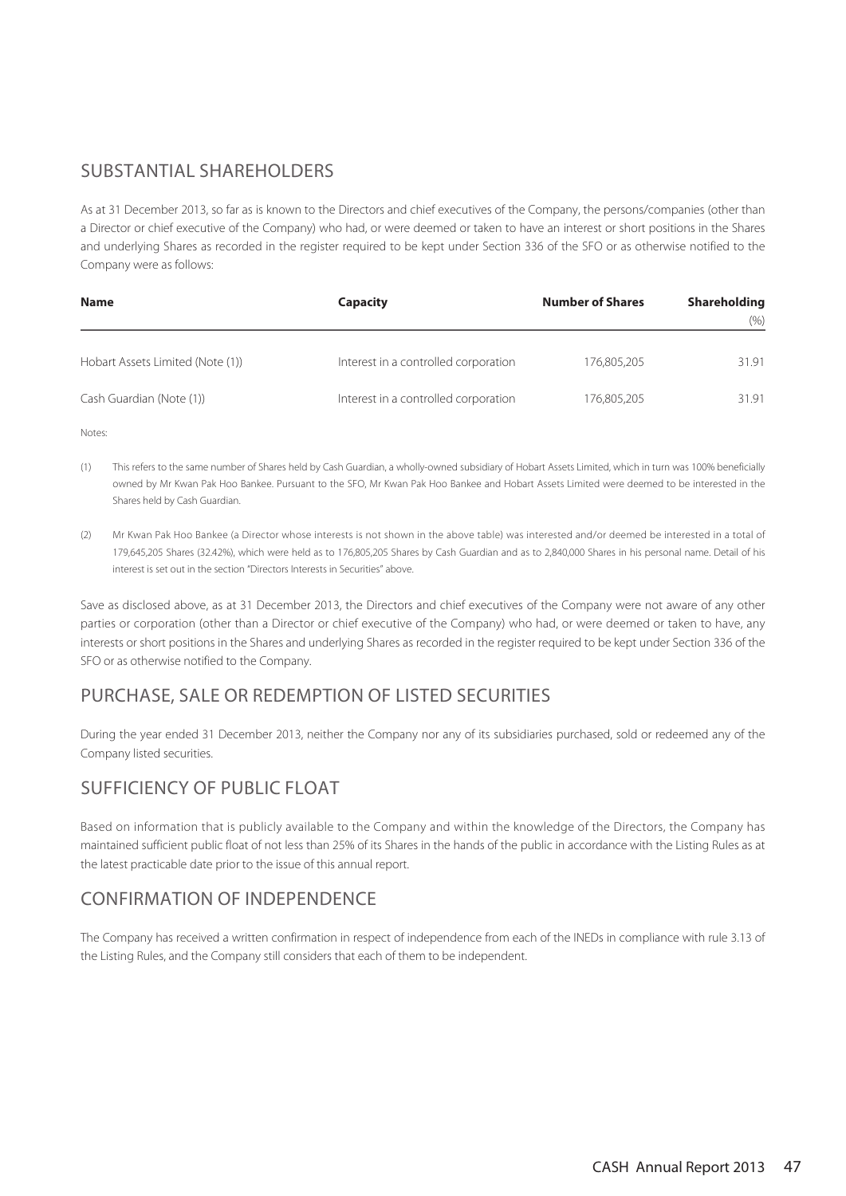## SUBSTANTIAL SHAREHOLDERS

As at 31 December 2013, so far as is known to the Directors and chief executives of the Company, the persons/companies (other than a Director or chief executive of the Company) who had, or were deemed or taken to have an interest or short positions in the Shares and underlying Shares as recorded in the register required to be kept under Section 336 of the SFO or as otherwise notified to the Company were as follows:

| Name | Capacity | Number of Shares | Shareholding (%) |
|---|---|---|---|
| Hobart Assets Limited (Note (1)) | Interest in a controlled corporation | 176,805,205 | 31.91 |
| Cash Guardian (Note (1)) | Interest in a controlled corporation | 176,805,205 | 31.91 |

Notes:

(1) This refers to the same number of Shares held by Cash Guardian, a wholly-owned subsidiary of Hobart Assets Limited, which in turn was 100% beneficially owned by Mr Kwan Pak Hoo Bankee. Pursuant to the SFO, Mr Kwan Pak Hoo Bankee and Hobart Assets Limited were deemed to be interested in the Shares held by Cash Guardian.

(2) Mr Kwan Pak Hoo Bankee (a Director whose interests is not shown in the above table) was interested and/or deemed be interested in a total of 179,645,205 Shares (32.42%), which were held as to 176,805,205 Shares by Cash Guardian and as to 2,840,000 Shares in his personal name. Detail of his interest is set out in the section "Directors Interests in Securities" above.

Save as disclosed above, as at 31 December 2013, the Directors and chief executives of the Company were not aware of any other parties or corporation (other than a Director or chief executive of the Company) who had, or were deemed or taken to have, any interests or short positions in the Shares and underlying Shares as recorded in the register required to be kept under Section 336 of the SFO or as otherwise notified to the Company.

## PURCHASE, SALE OR REDEMPTION OF LISTED SECURITIES

During the year ended 31 December 2013, neither the Company nor any of its subsidiaries purchased, sold or redeemed any of the Company listed securities.

## SUFFICIENCY OF PUBLIC FLOAT

Based on information that is publicly available to the Company and within the knowledge of the Directors, the Company has maintained sufficient public float of not less than 25% of its Shares in the hands of the public in accordance with the Listing Rules as at the latest practicable date prior to the issue of this annual report.

## CONFIRMATION OF INDEPENDENCE

The Company has received a written confirmation in respect of independence from each of the INEDs in compliance with rule 3.13 of the Listing Rules, and the Company still considers that each of them to be independent.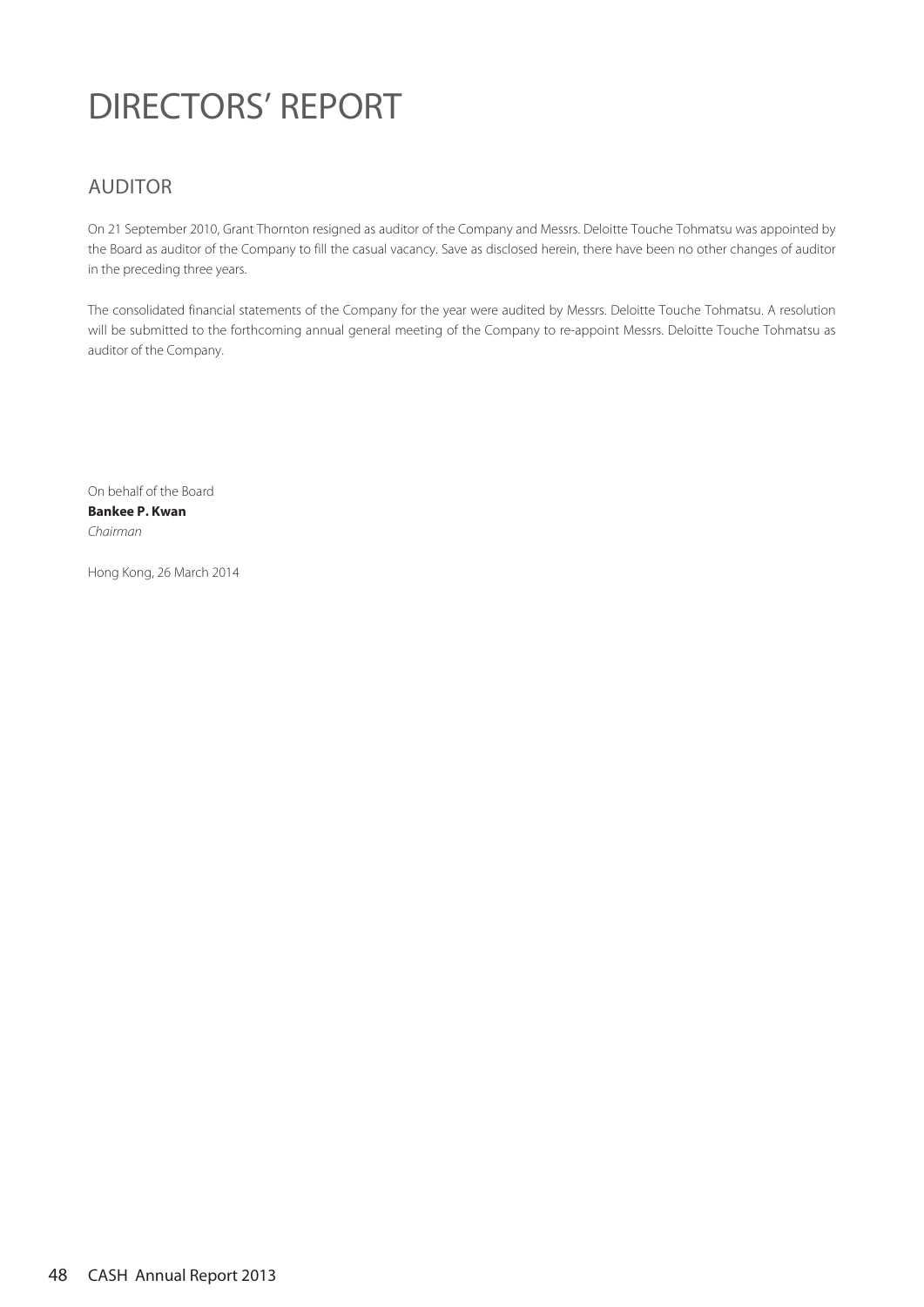# DIRECTORS' REPORT

## AUDITOR

On 21 September 2010, Grant Thornton resigned as auditor of the Company and Messrs. Deloitte Touche Tohmatsu was appointed by the Board as auditor of the Company to fill the casual vacancy. Save as disclosed herein, there have been no other changes of auditor in the preceding three years.

The consolidated financial statements of the Company for the year were audited by Messrs. Deloitte Touche Tohmatsu. A resolution will be submitted to the forthcoming annual general meeting of the Company to re-appoint Messrs. Deloitte Touche Tohmatsu as auditor of the Company.

On behalf of the Board
**Bankee P. Kwan**
*Chairman*

Hong Kong, 26 March 2014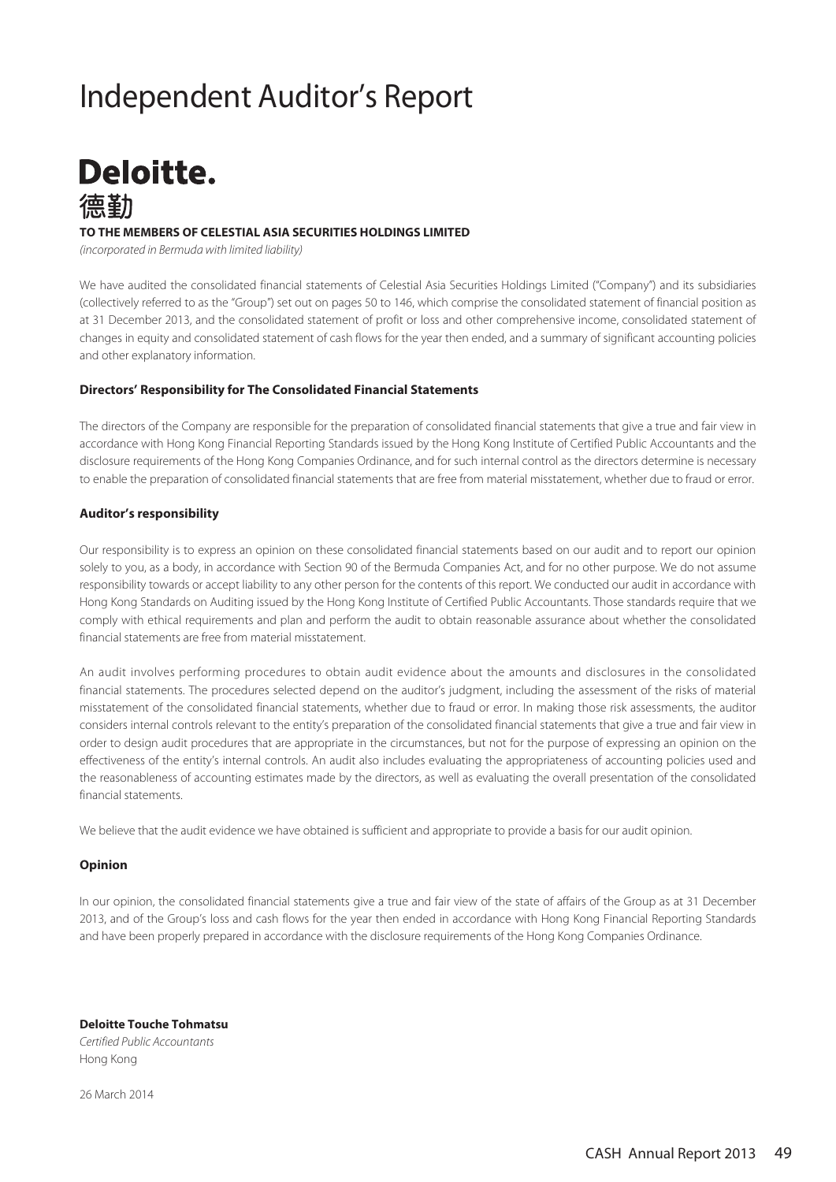# Independent Auditor's Report

**Deloitte.**

**德勤**

**TO THE MEMBERS OF CELESTIAL ASIA SECURITIES HOLDINGS LIMITED**

*(incorporated in Bermuda with limited liability)*

We have audited the consolidated financial statements of Celestial Asia Securities Holdings Limited ("Company") and its subsidiaries (collectively referred to as the "Group") set out on pages 50 to 146, which comprise the consolidated statement of financial position as at 31 December 2013, and the consolidated statement of profit or loss and other comprehensive income, consolidated statement of changes in equity and consolidated statement of cash flows for the year then ended, and a summary of significant accounting policies and other explanatory information.

**Directors' Responsibility for The Consolidated Financial Statements**

The directors of the Company are responsible for the preparation of consolidated financial statements that give a true and fair view in accordance with Hong Kong Financial Reporting Standards issued by the Hong Kong Institute of Certified Public Accountants and the disclosure requirements of the Hong Kong Companies Ordinance, and for such internal control as the directors determine is necessary to enable the preparation of consolidated financial statements that are free from material misstatement, whether due to fraud or error.

**Auditor's responsibility**

Our responsibility is to express an opinion on these consolidated financial statements based on our audit and to report our opinion solely to you, as a body, in accordance with Section 90 of the Bermuda Companies Act, and for no other purpose. We do not assume responsibility towards or accept liability to any other person for the contents of this report. We conducted our audit in accordance with Hong Kong Standards on Auditing issued by the Hong Kong Institute of Certified Public Accountants. Those standards require that we comply with ethical requirements and plan and perform the audit to obtain reasonable assurance about whether the consolidated financial statements are free from material misstatement.

An audit involves performing procedures to obtain audit evidence about the amounts and disclosures in the consolidated financial statements. The procedures selected depend on the auditor's judgment, including the assessment of the risks of material misstatement of the consolidated financial statements, whether due to fraud or error. In making those risk assessments, the auditor considers internal controls relevant to the entity's preparation of the consolidated financial statements that give a true and fair view in order to design audit procedures that are appropriate in the circumstances, but not for the purpose of expressing an opinion on the effectiveness of the entity's internal controls. An audit also includes evaluating the appropriateness of accounting policies used and the reasonableness of accounting estimates made by the directors, as well as evaluating the overall presentation of the consolidated financial statements.

We believe that the audit evidence we have obtained is sufficient and appropriate to provide a basis for our audit opinion.

**Opinion**

In our opinion, the consolidated financial statements give a true and fair view of the state of affairs of the Group as at 31 December 2013, and of the Group's loss and cash flows for the year then ended in accordance with Hong Kong Financial Reporting Standards and have been properly prepared in accordance with the disclosure requirements of the Hong Kong Companies Ordinance.

**Deloitte Touche Tohmatsu**
*Certified Public Accountants*
Hong Kong

26 March 2014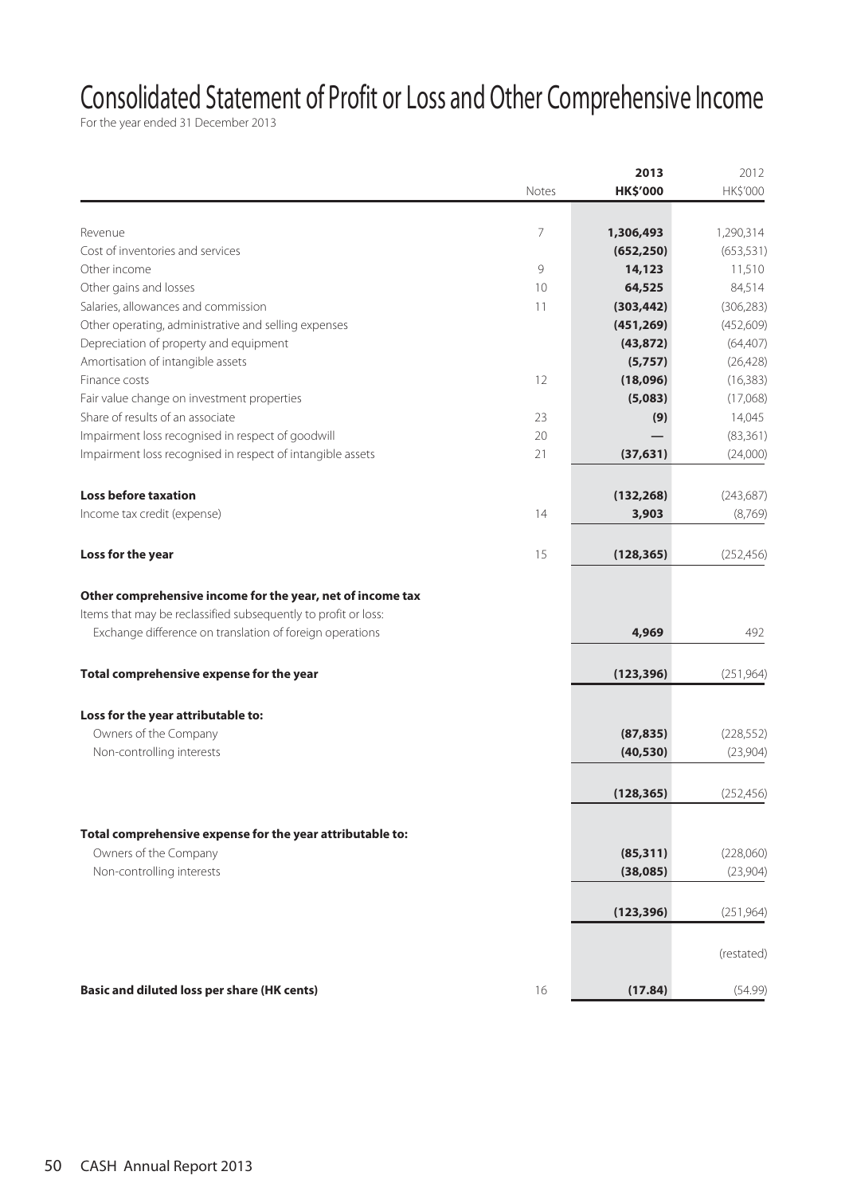# Consolidated Statement of Profit or Loss and Other Comprehensive Income

For the year ended 31 December 2013

| | Notes | 2013<br>HK$'000 | 2012<br>HK$'000 |
|---|---|---|---|
| Revenue | 7 | **1,306,493** | 1,290,314 |
| Cost of inventories and services | | **(652,250)** | (653,531) |
| Other income | 9 | **14,123** | 11,510 |
| Other gains and losses | 10 | **64,525** | 84,514 |
| Salaries, allowances and commission | 11 | **(303,442)** | (306,283) |
| Other operating, administrative and selling expenses | | **(451,269)** | (452,609) |
| Depreciation of property and equipment | | **(43,872)** | (64,407) |
| Amortisation of intangible assets | | **(5,757)** | (26,428) |
| Finance costs | 12 | **(18,096)** | (16,383) |
| Fair value change on investment properties | | **(5,083)** | (17,068) |
| Share of results of an associate | 23 | **(9)** | 14,045 |
| Impairment loss recognised in respect of goodwill | 20 | **—** | (83,361) |
| Impairment loss recognised in respect of intangible assets | 21 | **(37,631)** | (24,000) |
| **Loss before taxation** | | **(132,268)** | (243,687) |
| Income tax credit (expense) | 14 | **3,903** | (8,769) |
| **Loss for the year** | 15 | **(128,365)** | (252,456) |
| **Other comprehensive income for the year, net of income tax** | | | |
| Items that may be reclassified subsequently to profit or loss: | | | |
| Exchange difference on translation of foreign operations | | **4,969** | 492 |
| **Total comprehensive expense for the year** | | **(123,396)** | (251,964) |
| **Loss for the year attributable to:** | | | |
| Owners of the Company | | **(87,835)** | (228,552) |
| Non-controlling interests | | **(40,530)** | (23,904) |
| | | **(128,365)** | (252,456) |
| **Total comprehensive expense for the year attributable to:** | | | |
| Owners of the Company | | **(85,311)** | (228,060) |
| Non-controlling interests | | **(38,085)** | (23,904) |
| | | **(123,396)** | (251,964) |
| | | | (restated) |
| **Basic and diluted loss per share (HK cents)** | 16 | **(17.84)** | (54.99) |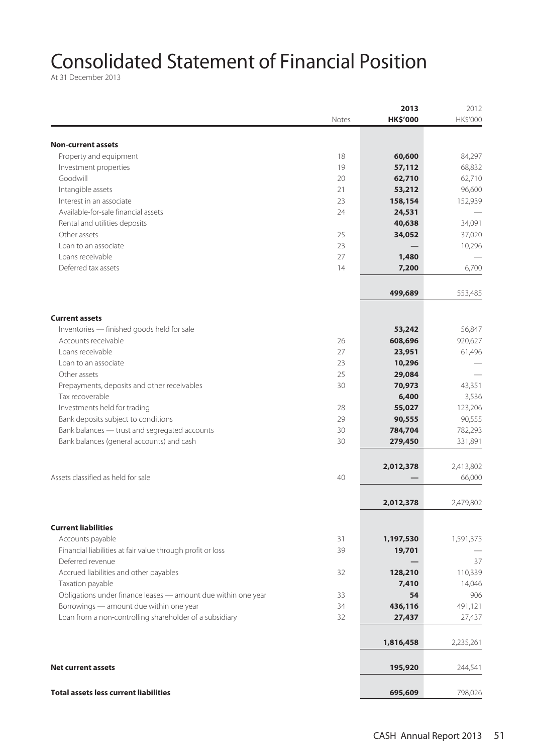# Consolidated Statement of Financial Position

At 31 December 2013

| | Notes | 2013 HK$'000 | 2012 HK$'000 |
|---|---|---|---|
| **Non-current assets** | | | |
| Property and equipment | 18 | **60,600** | 84,297 |
| Investment properties | 19 | **57,112** | 68,832 |
| Goodwill | 20 | **62,710** | 62,710 |
| Intangible assets | 21 | **53,212** | 96,600 |
| Interest in an associate | 23 | **158,154** | 152,939 |
| Available-for-sale financial assets | 24 | **24,531** | — |
| Rental and utilities deposits | | **40,638** | 34,091 |
| Other assets | 25 | **34,052** | 37,020 |
| Loan to an associate | 23 | **—** | 10,296 |
| Loans receivable | 27 | **1,480** | — |
| Deferred tax assets | 14 | **7,200** | 6,700 |
| | | **499,689** | 553,485 |
| **Current assets** | | | |
| Inventories — finished goods held for sale | | **53,242** | 56,847 |
| Accounts receivable | 26 | **608,696** | 920,627 |
| Loans receivable | 27 | **23,951** | 61,496 |
| Loan to an associate | 23 | **10,296** | — |
| Other assets | 25 | **29,084** | — |
| Prepayments, deposits and other receivables | 30 | **70,973** | 43,351 |
| Tax recoverable | | **6,400** | 3,536 |
| Investments held for trading | 28 | **55,027** | 123,206 |
| Bank deposits subject to conditions | 29 | **90,555** | 90,555 |
| Bank balances — trust and segregated accounts | 30 | **784,704** | 782,293 |
| Bank balances (general accounts) and cash | 30 | **279,450** | 331,891 |
| | | **2,012,378** | 2,413,802 |
| Assets classified as held for sale | 40 | **—** | 66,000 |
| | | **2,012,378** | 2,479,802 |
| **Current liabilities** | | | |
| Accounts payable | 31 | **1,197,530** | 1,591,375 |
| Financial liabilities at fair value through profit or loss | 39 | **19,701** | — |
| Deferred revenue | | **—** | 37 |
| Accrued liabilities and other payables | 32 | **128,210** | 110,339 |
| Taxation payable | | **7,410** | 14,046 |
| Obligations under finance leases — amount due within one year | 33 | **54** | 906 |
| Borrowings — amount due within one year | 34 | **436,116** | 491,121 |
| Loan from a non-controlling shareholder of a subsidiary | 32 | **27,437** | 27,437 |
| | | **1,816,458** | 2,235,261 |
| **Net current assets** | | **195,920** | 244,541 |
| **Total assets less current liabilities** | | **695,609** | 798,026 |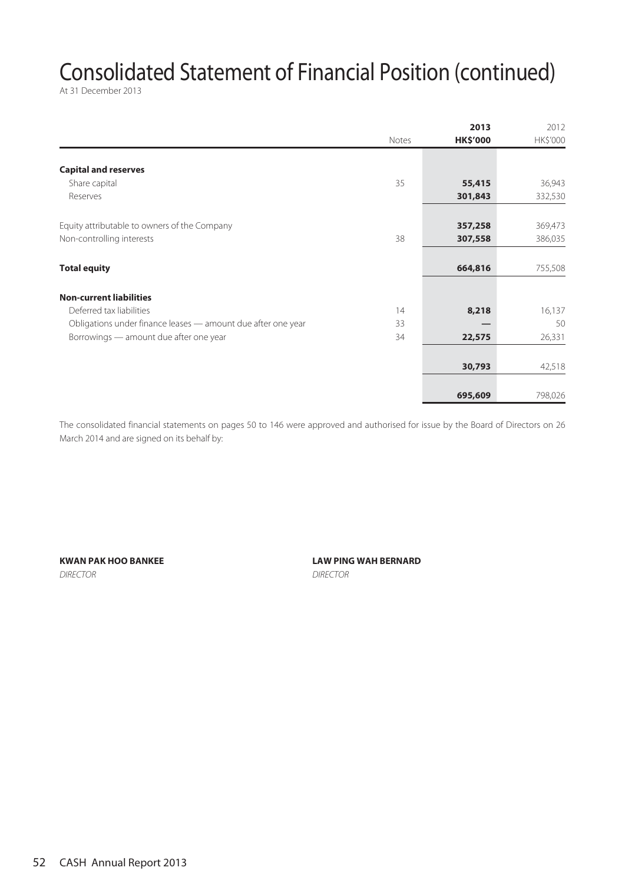# Consolidated Statement of Financial Position (continued)

At 31 December 2013

| | Notes | 2013 HK$'000 | 2012 HK$'000 |
|---|---|---|---|
| **Capital and reserves** | | | |
| Share capital | 35 | **55,415** | 36,943 |
| Reserves | | **301,843** | 332,530 |
| Equity attributable to owners of the Company | | **357,258** | 369,473 |
| Non-controlling interests | 38 | **307,558** | 386,035 |
| **Total equity** | | **664,816** | 755,508 |
| **Non-current liabilities** | | | |
| Deferred tax liabilities | 14 | **8,218** | 16,137 |
| Obligations under finance leases — amount due after one year | 33 | **—** | 50 |
| Borrowings — amount due after one year | 34 | **22,575** | 26,331 |
| | | **30,793** | 42,518 |
| | | **695,609** | 798,026 |

The consolidated financial statements on pages 50 to 146 were approved and authorised for issue by the Board of Directors on 26 March 2014 and are signed on its behalf by:

**KWAN PAK HOO BANKEE**
*DIRECTOR*

**LAW PING WAH BERNARD**
*DIRECTOR*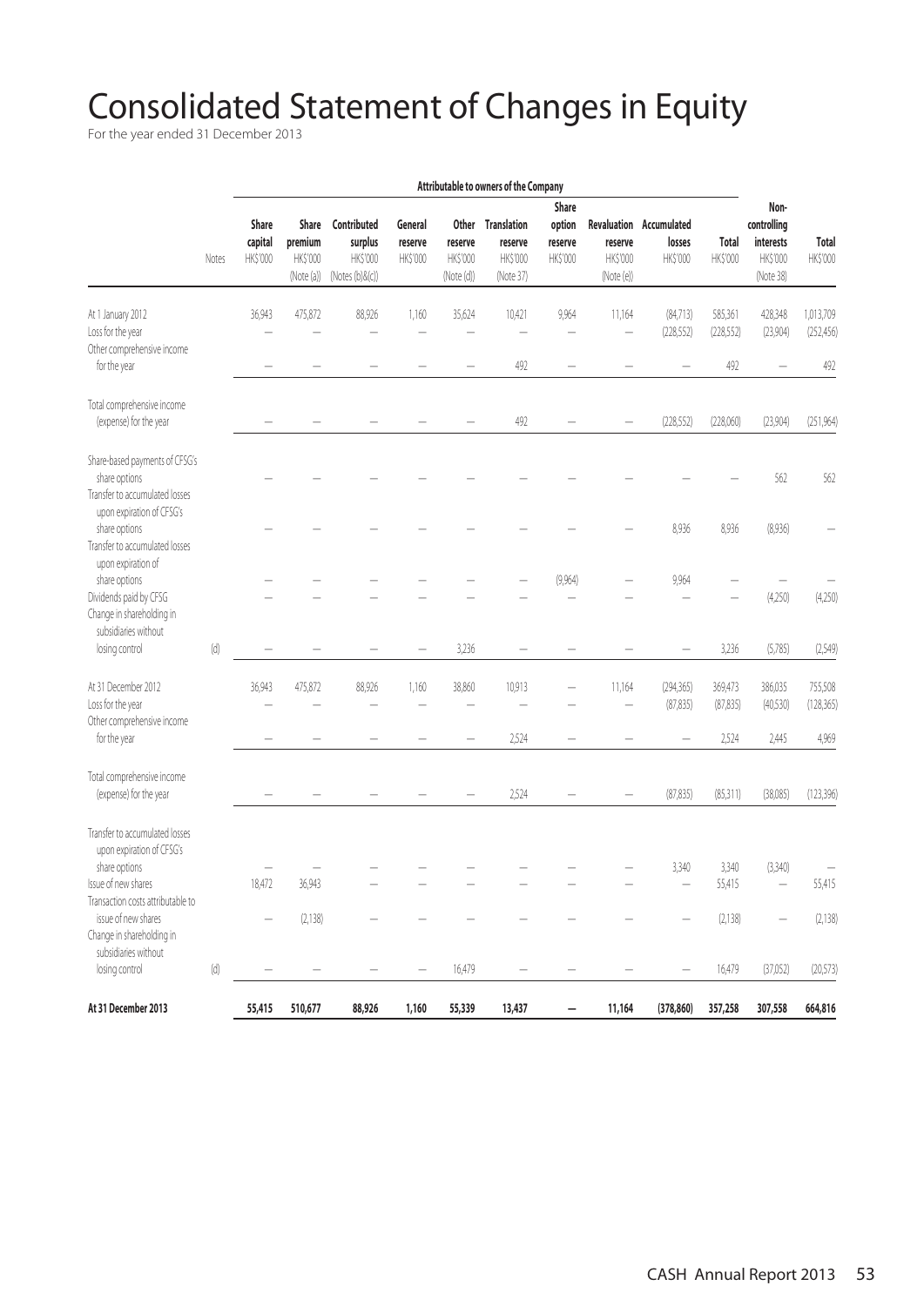# Consolidated Statement of Changes in Equity

For the year ended 31 December 2013

| | Notes | Attributable to owners of the Company | | | | | | | | | | | |
|---|---|---|---|---|---|---|---|---|---|---|---|---|---|
| | | Share capital HK$'000 | Share premium HK$'000 (Note (a)) | Contributed surplus HK$'000 (Notes (b)&(c)) | General reserve HK$'000 | Other reserve HK$'000 (Note (d)) | Translation reserve HK$'000 (Note 37) | Share option reserve HK$'000 | Revaluation reserve HK$'000 (Note (e)) | Accumulated losses HK$'000 | Total HK$'000 | Non-controlling interests HK$'000 (Note 38) | Total HK$'000 |
| At 1 January 2012 | | 36,943 | 475,872 | 88,926 | 1,160 | 35,624 | 10,421 | 9,964 | 11,164 | (84,713) | 585,361 | 428,348 | 1,013,709 |
| Loss for the year | | – | – | – | – | – | – | – | – | (228,552) | (228,552) | (23,904) | (252,456) |
| Other comprehensive income for the year | | – | – | – | – | – | 492 | – | – | – | 492 | – | 492 |
| Total comprehensive income (expense) for the year | | – | – | – | – | – | 492 | – | – | (228,552) | (228,060) | (23,904) | (251,964) |
| Share-based payments of CFSG's share options | | – | – | – | – | – | – | – | – | – | – | 562 | 562 |
| Transfer to accumulated losses upon expiration of CFSG's share options | | – | – | – | – | – | – | – | – | 8,936 | 8,936 | (8,936) | – |
| Transfer to accumulated losses upon expiration of share options | | – | – | – | – | – | – | (9,964) | – | 9,964 | – | – | – |
| Dividends paid by CFSG | | – | – | – | – | – | – | – | – | – | – | (4,250) | (4,250) |
| Change in shareholding in subsidiaries without losing control | (d) | – | – | – | – | 3,236 | – | – | – | – | 3,236 | (5,785) | (2,549) |
| At 31 December 2012 | | 36,943 | 475,872 | 88,926 | 1,160 | 38,860 | 10,913 | – | 11,164 | (294,365) | 369,473 | 386,035 | 755,508 |
| Loss for the year | | – | – | – | – | – | – | – | – | (87,835) | (87,835) | (40,530) | (128,365) |
| Other comprehensive income for the year | | – | – | – | – | – | 2,524 | – | – | – | 2,524 | 2,445 | 4,969 |
| Total comprehensive income (expense) for the year | | – | – | – | – | – | 2,524 | – | – | (87,835) | (85,311) | (38,085) | (123,396) |
| Transfer to accumulated losses upon expiration of CFSG's share options | | – | – | – | – | – | – | – | – | 3,340 | 3,340 | (3,340) | – |
| Issue of new shares | | 18,472 | 36,943 | – | – | – | – | – | – | – | 55,415 | – | 55,415 |
| Transaction costs attributable to issue of new shares | | – | (2,138) | – | – | – | – | – | – | – | (2,138) | – | (2,138) |
| Change in shareholding in subsidiaries without losing control | (d) | – | – | – | – | 16,479 | – | – | – | – | 16,479 | (37,052) | (20,573) |
| **At 31 December 2013** | | **55,415** | **510,677** | **88,926** | **1,160** | **55,339** | **13,437** | **–** | **11,164** | **(378,860)** | **357,258** | **307,558** | **664,816** |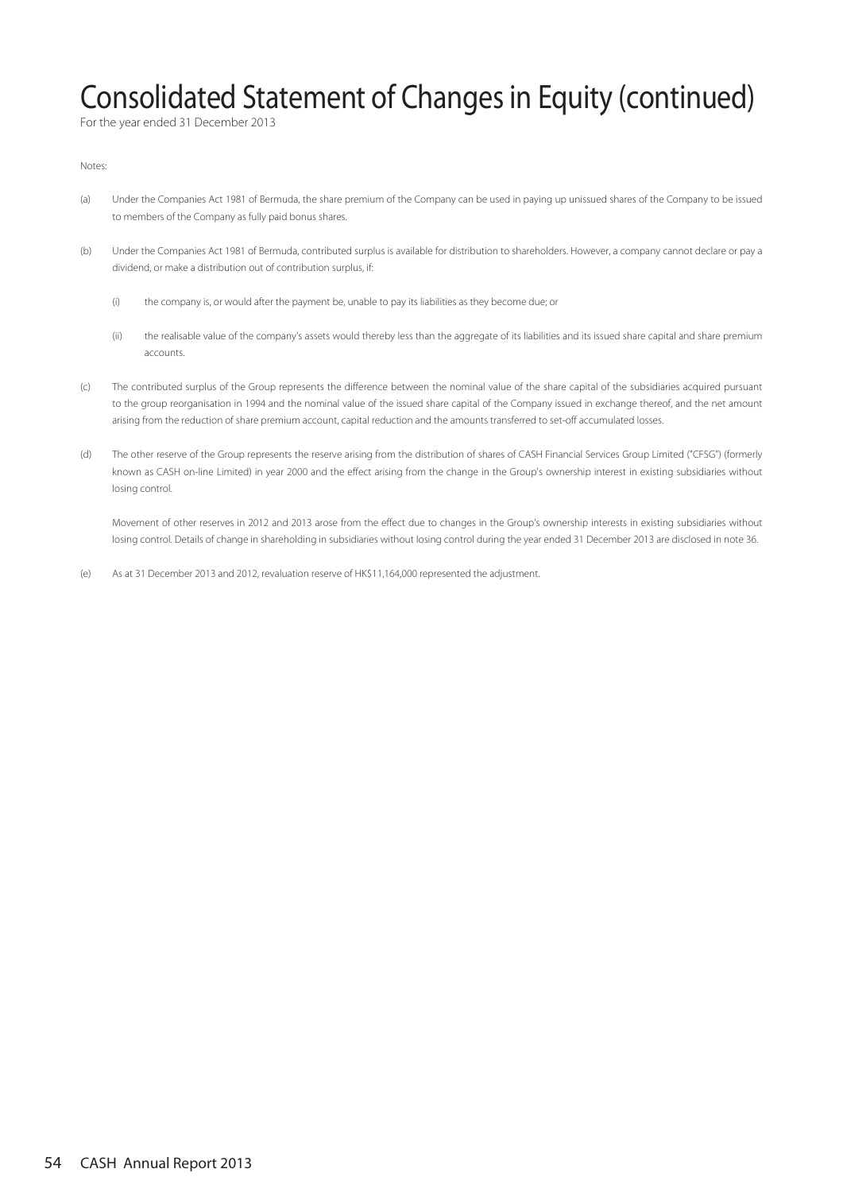# Consolidated Statement of Changes in Equity (continued)

For the year ended 31 December 2013

Notes:

(a) Under the Companies Act 1981 of Bermuda, the share premium of the Company can be used in paying up unissued shares of the Company to be issued to members of the Company as fully paid bonus shares.

(b) Under the Companies Act 1981 of Bermuda, contributed surplus is available for distribution to shareholders. However, a company cannot declare or pay a dividend, or make a distribution out of contribution surplus, if:

  (i) the company is, or would after the payment be, unable to pay its liabilities as they become due; or

  (ii) the realisable value of the company's assets would thereby less than the aggregate of its liabilities and its issued share capital and share premium accounts.

(c) The contributed surplus of the Group represents the difference between the nominal value of the share capital of the subsidiaries acquired pursuant to the group reorganisation in 1994 and the nominal value of the issued share capital of the Company issued in exchange thereof, and the net amount arising from the reduction of share premium account, capital reduction and the amounts transferred to set-off accumulated losses.

(d) The other reserve of the Group represents the reserve arising from the distribution of shares of CASH Financial Services Group Limited ("CFSG") (formerly known as CASH on-line Limited) in year 2000 and the effect arising from the change in the Group's ownership interest in existing subsidiaries without losing control.

  Movement of other reserves in 2012 and 2013 arose from the effect due to changes in the Group's ownership interests in existing subsidiaries without losing control. Details of change in shareholding in subsidiaries without losing control during the year ended 31 December 2013 are disclosed in note 36.

(e) As at 31 December 2013 and 2012, revaluation reserve of HK$11,164,000 represented the adjustment.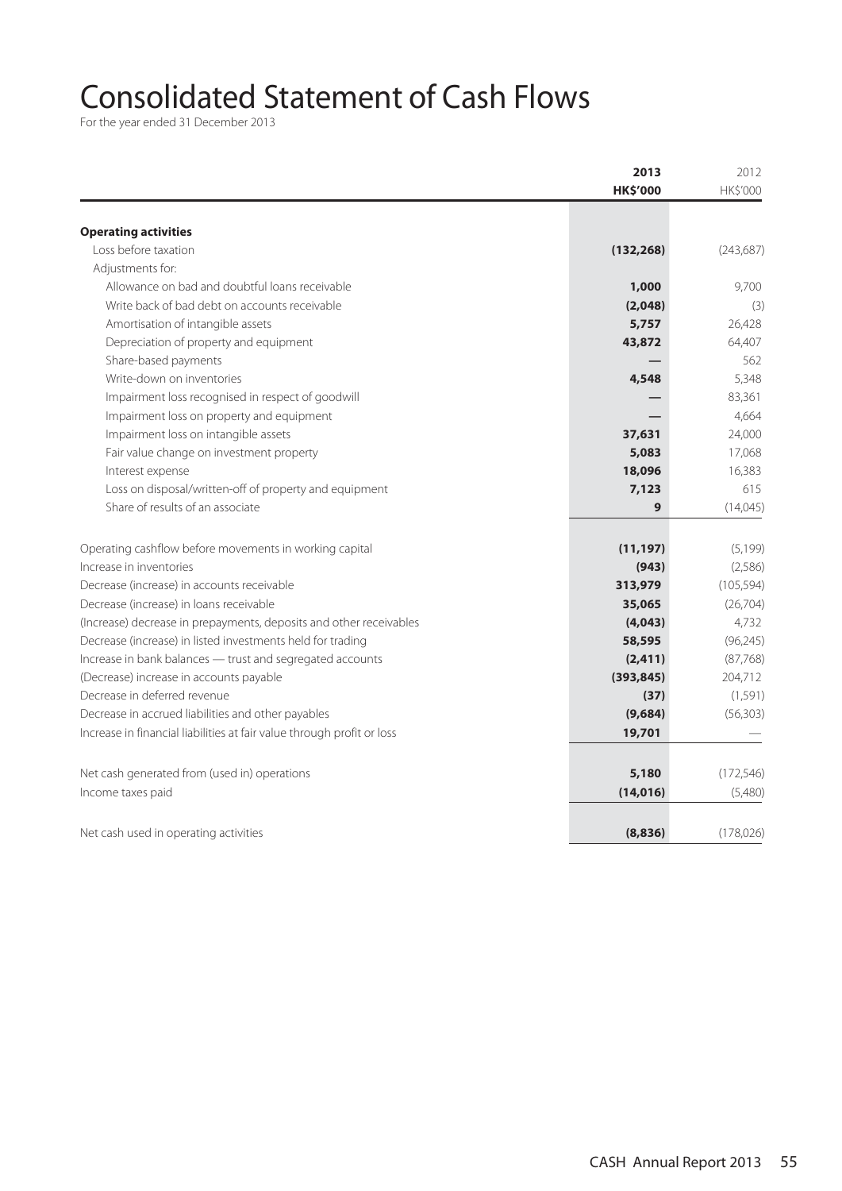# Consolidated Statement of Cash Flows

For the year ended 31 December 2013

| | 2013<br>HK$'000 | 2012<br>HK$'000 |
|---|---|---|
| **Operating activities** | | |
| Loss before taxation | **(132,268)** | (243,687) |
| Adjustments for: | | |
| Allowance on bad and doubtful loans receivable | **1,000** | 9,700 |
| Write back of bad debt on accounts receivable | **(2,048)** | (3) |
| Amortisation of intangible assets | **5,757** | 26,428 |
| Depreciation of property and equipment | **43,872** | 64,407 |
| Share-based payments | **—** | 562 |
| Write-down on inventories | **4,548** | 5,348 |
| Impairment loss recognised in respect of goodwill | **—** | 83,361 |
| Impairment loss on property and equipment | **—** | 4,664 |
| Impairment loss on intangible assets | **37,631** | 24,000 |
| Fair value change on investment property | **5,083** | 17,068 |
| Interest expense | **18,096** | 16,383 |
| Loss on disposal/written-off of property and equipment | **7,123** | 615 |
| Share of results of an associate | **9** | (14,045) |
| Operating cashflow before movements in working capital | **(11,197)** | (5,199) |
| Increase in inventories | **(943)** | (2,586) |
| Decrease (increase) in accounts receivable | **313,979** | (105,594) |
| Decrease (increase) in loans receivable | **35,065** | (26,704) |
| (Increase) decrease in prepayments, deposits and other receivables | **(4,043)** | 4,732 |
| Decrease (increase) in listed investments held for trading | **58,595** | (96,245) |
| Increase in bank balances — trust and segregated accounts | **(2,411)** | (87,768) |
| (Decrease) increase in accounts payable | **(393,845)** | 204,712 |
| Decrease in deferred revenue | **(37)** | (1,591) |
| Decrease in accrued liabilities and other payables | **(9,684)** | (56,303) |
| Increase in financial liabilities at fair value through profit or loss | **19,701** | — |
| Net cash generated from (used in) operations | **5,180** | (172,546) |
| Income taxes paid | **(14,016)** | (5,480) |
| Net cash used in operating activities | **(8,836)** | (178,026) |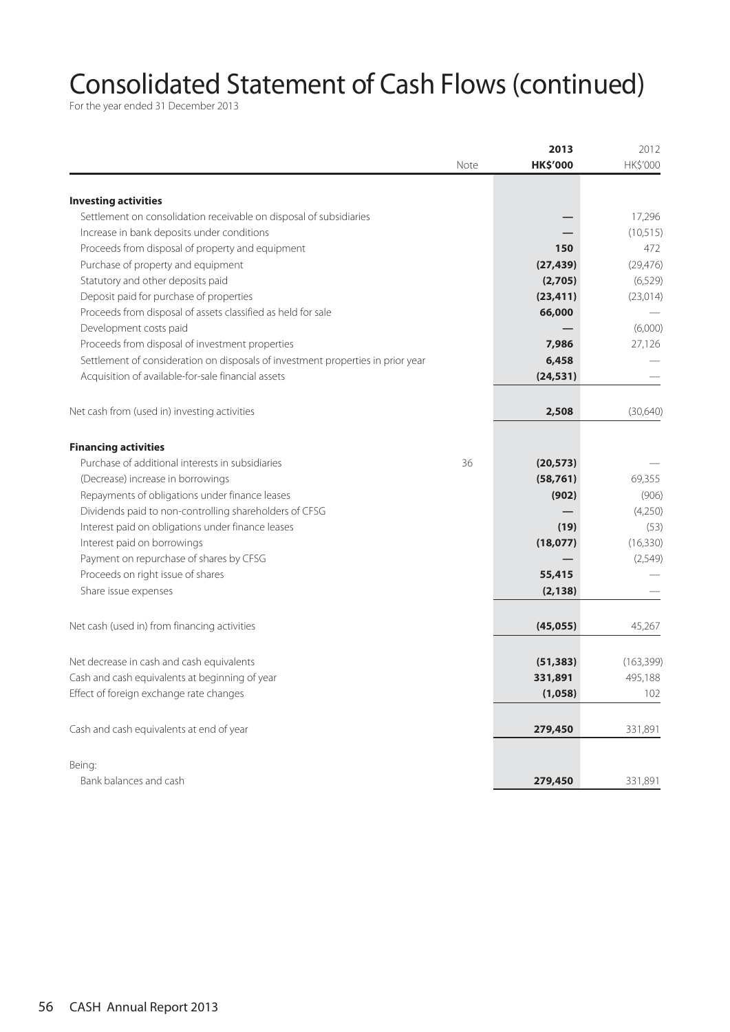# Consolidated Statement of Cash Flows (continued)

For the year ended 31 December 2013

| | Note | 2013<br>HK$'000 | 2012<br>HK$'000 |
|---|---|---|---|
| **Investing activities** | | | |
| Settlement on consolidation receivable on disposal of subsidiaries | | — | 17,296 |
| Increase in bank deposits under conditions | | — | (10,515) |
| Proceeds from disposal of property and equipment | | 150 | 472 |
| Purchase of property and equipment | | (27,439) | (29,476) |
| Statutory and other deposits paid | | (2,705) | (6,529) |
| Deposit paid for purchase of properties | | (23,411) | (23,014) |
| Proceeds from disposal of assets classified as held for sale | | 66,000 | — |
| Development costs paid | | — | (6,000) |
| Proceeds from disposal of investment properties | | 7,986 | 27,126 |
| Settlement of consideration on disposals of investment properties in prior year | | 6,458 | — |
| Acquisition of available-for-sale financial assets | | (24,531) | — |
| Net cash from (used in) investing activities | | 2,508 | (30,640) |
| **Financing activities** | | | |
| Purchase of additional interests in subsidiaries | 36 | (20,573) | — |
| (Decrease) increase in borrowings | | (58,761) | 69,355 |
| Repayments of obligations under finance leases | | (902) | (906) |
| Dividends paid to non-controlling shareholders of CFSG | | — | (4,250) |
| Interest paid on obligations under finance leases | | (19) | (53) |
| Interest paid on borrowings | | (18,077) | (16,330) |
| Payment on repurchase of shares by CFSG | | — | (2,549) |
| Proceeds on right issue of shares | | 55,415 | — |
| Share issue expenses | | (2,138) | — |
| Net cash (used in) from financing activities | | (45,055) | 45,267 |
| Net decrease in cash and cash equivalents | | (51,383) | (163,399) |
| Cash and cash equivalents at beginning of year | | 331,891 | 495,188 |
| Effect of foreign exchange rate changes | | (1,058) | 102 |
| Cash and cash equivalents at end of year | | 279,450 | 331,891 |
| Being: | | | |
| Bank balances and cash | | 279,450 | 331,891 |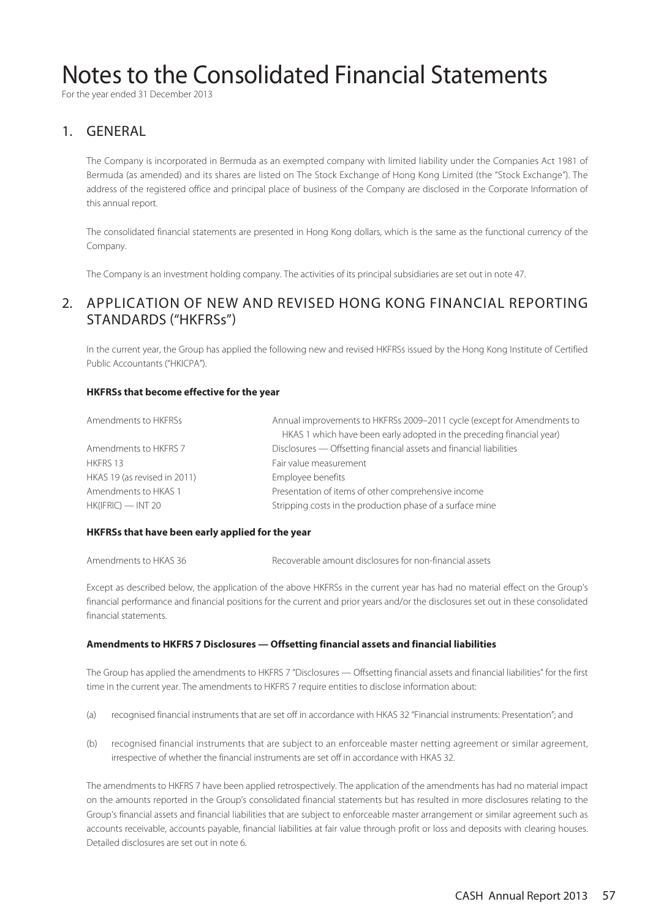# Notes to the Consolidated Financial Statements

For the year ended 31 December 2013

## 1. GENERAL

The Company is incorporated in Bermuda as an exempted company with limited liability under the Companies Act 1981 of Bermuda (as amended) and its shares are listed on The Stock Exchange of Hong Kong Limited (the "Stock Exchange"). The address of the registered office and principal place of business of the Company are disclosed in the Corporate Information of this annual report.

The consolidated financial statements are presented in Hong Kong dollars, which is the same as the functional currency of the Company.

The Company is an investment holding company. The activities of its principal subsidiaries are set out in note 47.

## 2. APPLICATION OF NEW AND REVISED HONG KONG FINANCIAL REPORTING STANDARDS ("HKFRSs")

In the current year, the Group has applied the following new and revised HKFRSs issued by the Hong Kong Institute of Certified Public Accountants ("HKICPA").

**HKFRSs that become effective for the year**

| | |
|---|---|
| Amendments to HKFRSs | Annual improvements to HKFRSs 2009–2011 cycle (except for Amendments to HKAS 1 which have been early adopted in the preceding financial year) |
| Amendments to HKFRS 7 | Disclosures — Offsetting financial assets and financial liabilities |
| HKFRS 13 | Fair value measurement |
| HKAS 19 (as revised in 2011) | Employee benefits |
| Amendments to HKAS 1 | Presentation of items of other comprehensive income |
| HK(IFRIC) — INT 20 | Stripping costs in the production phase of a surface mine |

**HKFRSs that have been early applied for the year**

| | |
|---|---|
| Amendments to HKAS 36 | Recoverable amount disclosures for non-financial assets |

Except as described below, the application of the above HKFRSs in the current year has had no material effect on the Group's financial performance and financial positions for the current and prior years and/or the disclosures set out in these consolidated financial statements.

**Amendments to HKFRS 7 Disclosures — Offsetting financial assets and financial liabilities**

The Group has applied the amendments to HKFRS 7 "Disclosures — Offsetting financial assets and financial liabilities" for the first time in the current year. The amendments to HKFRS 7 require entities to disclose information about:

(a) recognised financial instruments that are set off in accordance with HKAS 32 "Financial instruments: Presentation"; and

(b) recognised financial instruments that are subject to an enforceable master netting agreement or similar agreement, irrespective of whether the financial instruments are set off in accordance with HKAS 32.

The amendments to HKFRS 7 have been applied retrospectively. The application of the amendments has had no material impact on the amounts reported in the Group's consolidated financial statements but has resulted in more disclosures relating to the Group's financial assets and financial liabilities that are subject to enforceable master arrangement or similar agreement such as accounts receivable, accounts payable, financial liabilities at fair value through profit or loss and deposits with clearing houses. Detailed disclosures are set out in note 6.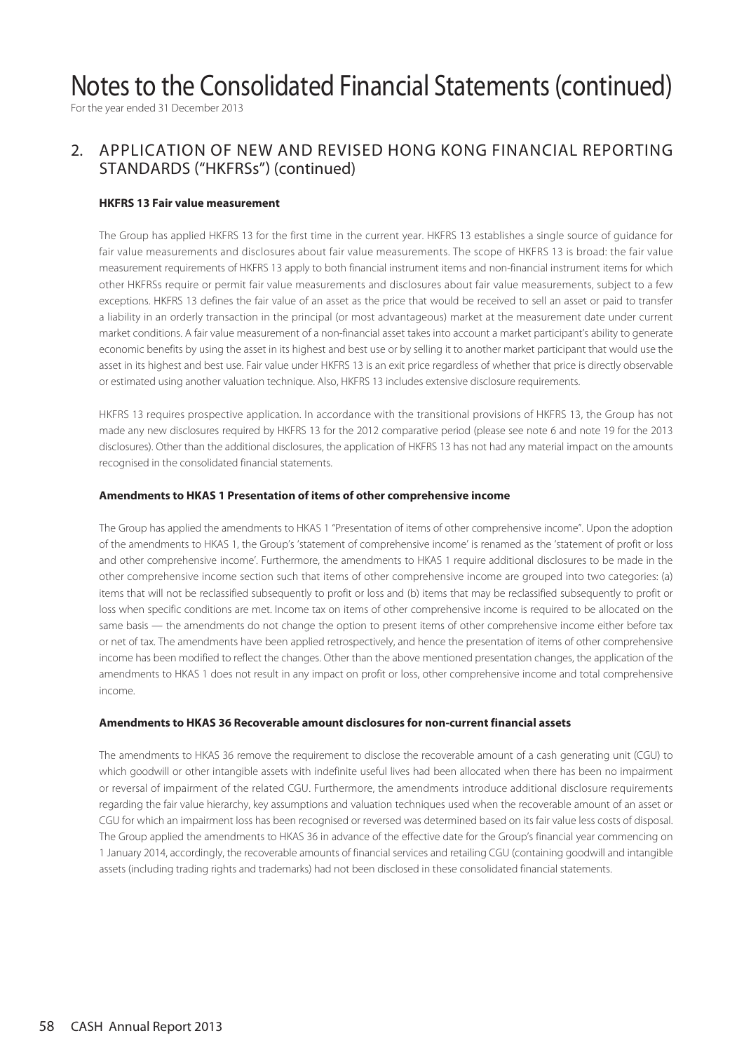# Notes to the Consolidated Financial Statements (continued)

For the year ended 31 December 2013

## 2. APPLICATION OF NEW AND REVISED HONG KONG FINANCIAL REPORTING STANDARDS ("HKFRSs") (continued)

### HKFRS 13 Fair value measurement

The Group has applied HKFRS 13 for the first time in the current year. HKFRS 13 establishes a single source of guidance for fair value measurements and disclosures about fair value measurements. The scope of HKFRS 13 is broad: the fair value measurement requirements of HKFRS 13 apply to both financial instrument items and non-financial instrument items for which other HKFRSs require or permit fair value measurements and disclosures about fair value measurements, subject to a few exceptions. HKFRS 13 defines the fair value of an asset as the price that would be received to sell an asset or paid to transfer a liability in an orderly transaction in the principal (or most advantageous) market at the measurement date under current market conditions. A fair value measurement of a non-financial asset takes into account a market participant's ability to generate economic benefits by using the asset in its highest and best use or by selling it to another market participant that would use the asset in its highest and best use. Fair value under HKFRS 13 is an exit price regardless of whether that price is directly observable or estimated using another valuation technique. Also, HKFRS 13 includes extensive disclosure requirements.

HKFRS 13 requires prospective application. In accordance with the transitional provisions of HKFRS 13, the Group has not made any new disclosures required by HKFRS 13 for the 2012 comparative period (please see note 6 and note 19 for the 2013 disclosures). Other than the additional disclosures, the application of HKFRS 13 has not had any material impact on the amounts recognised in the consolidated financial statements.

### Amendments to HKAS 1 Presentation of items of other comprehensive income

The Group has applied the amendments to HKAS 1 "Presentation of items of other comprehensive income". Upon the adoption of the amendments to HKAS 1, the Group's 'statement of comprehensive income' is renamed as the 'statement of profit or loss and other comprehensive income'. Furthermore, the amendments to HKAS 1 require additional disclosures to be made in the other comprehensive income section such that items of other comprehensive income are grouped into two categories: (a) items that will not be reclassified subsequently to profit or loss and (b) items that may be reclassified subsequently to profit or loss when specific conditions are met. Income tax on items of other comprehensive income is required to be allocated on the same basis — the amendments do not change the option to present items of other comprehensive income either before tax or net of tax. The amendments have been applied retrospectively, and hence the presentation of items of other comprehensive income has been modified to reflect the changes. Other than the above mentioned presentation changes, the application of the amendments to HKAS 1 does not result in any impact on profit or loss, other comprehensive income and total comprehensive income.

### Amendments to HKAS 36 Recoverable amount disclosures for non-current financial assets

The amendments to HKAS 36 remove the requirement to disclose the recoverable amount of a cash generating unit (CGU) to which goodwill or other intangible assets with indefinite useful lives had been allocated when there has been no impairment or reversal of impairment of the related CGU. Furthermore, the amendments introduce additional disclosure requirements regarding the fair value hierarchy, key assumptions and valuation techniques used when the recoverable amount of an asset or CGU for which an impairment loss has been recognised or reversed was determined based on its fair value less costs of disposal. The Group applied the amendments to HKAS 36 in advance of the effective date for the Group's financial year commencing on 1 January 2014, accordingly, the recoverable amounts of financial services and retailing CGU (containing goodwill and intangible assets (including trading rights and trademarks) had not been disclosed in these consolidated financial statements.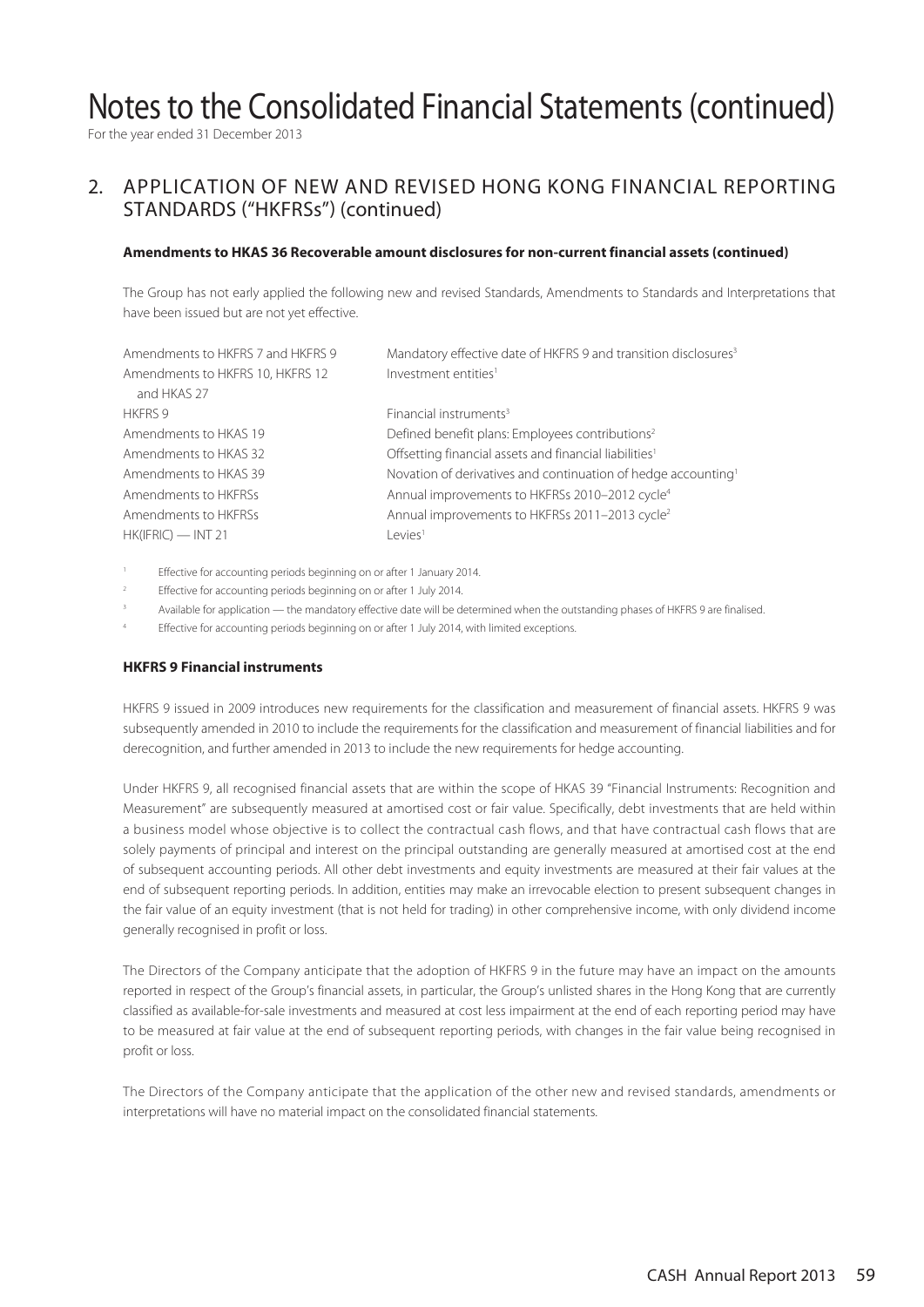# Notes to the Consolidated Financial Statements (continued)

For the year ended 31 December 2013

## 2. APPLICATION OF NEW AND REVISED HONG KONG FINANCIAL REPORTING STANDARDS ("HKFRSs") (continued)

**Amendments to HKAS 36 Recoverable amount disclosures for non-current financial assets (continued)**

The Group has not early applied the following new and revised Standards, Amendments to Standards and Interpretations that have been issued but are not yet effective.

| | |
|---|---|
| Amendments to HKFRS 7 and HKFRS 9 | Mandatory effective date of HKFRS 9 and transition disclosures[3] |
| Amendments to HKFRS 10, HKFRS 12 and HKAS 27 | Investment entities[1] |
| HKFRS 9 | Financial instruments[3] |
| Amendments to HKAS 19 | Defined benefit plans: Employees contributions[2] |
| Amendments to HKAS 32 | Offsetting financial assets and financial liabilities[1] |
| Amendments to HKAS 39 | Novation of derivatives and continuation of hedge accounting[1] |
| Amendments to HKFRSs | Annual improvements to HKFRSs 2010–2012 cycle[4] |
| Amendments to HKFRSs | Annual improvements to HKFRSs 2011–2013 cycle[2] |
| HK(IFRIC) — INT 21 | Levies[1] |

[1] Effective for accounting periods beginning on or after 1 January 2014.

[2] Effective for accounting periods beginning on or after 1 July 2014.

[3] Available for application — the mandatory effective date will be determined when the outstanding phases of HKFRS 9 are finalised.

[4] Effective for accounting periods beginning on or after 1 July 2014, with limited exceptions.

**HKFRS 9 Financial instruments**

HKFRS 9 issued in 2009 introduces new requirements for the classification and measurement of financial assets. HKFRS 9 was subsequently amended in 2010 to include the requirements for the classification and measurement of financial liabilities and for derecognition, and further amended in 2013 to include the new requirements for hedge accounting.

Under HKFRS 9, all recognised financial assets that are within the scope of HKAS 39 "Financial Instruments: Recognition and Measurement" are subsequently measured at amortised cost or fair value. Specifically, debt investments that are held within a business model whose objective is to collect the contractual cash flows, and that have contractual cash flows that are solely payments of principal and interest on the principal outstanding are generally measured at amortised cost at the end of subsequent accounting periods. All other debt investments and equity investments are measured at their fair values at the end of subsequent reporting periods. In addition, entities may make an irrevocable election to present subsequent changes in the fair value of an equity investment (that is not held for trading) in other comprehensive income, with only dividend income generally recognised in profit or loss.

The Directors of the Company anticipate that the adoption of HKFRS 9 in the future may have an impact on the amounts reported in respect of the Group's financial assets, in particular, the Group's unlisted shares in the Hong Kong that are currently classified as available-for-sale investments and measured at cost less impairment at the end of each reporting period may have to be measured at fair value at the end of subsequent reporting periods, with changes in the fair value being recognised in profit or loss.

The Directors of the Company anticipate that the application of the other new and revised standards, amendments or interpretations will have no material impact on the consolidated financial statements.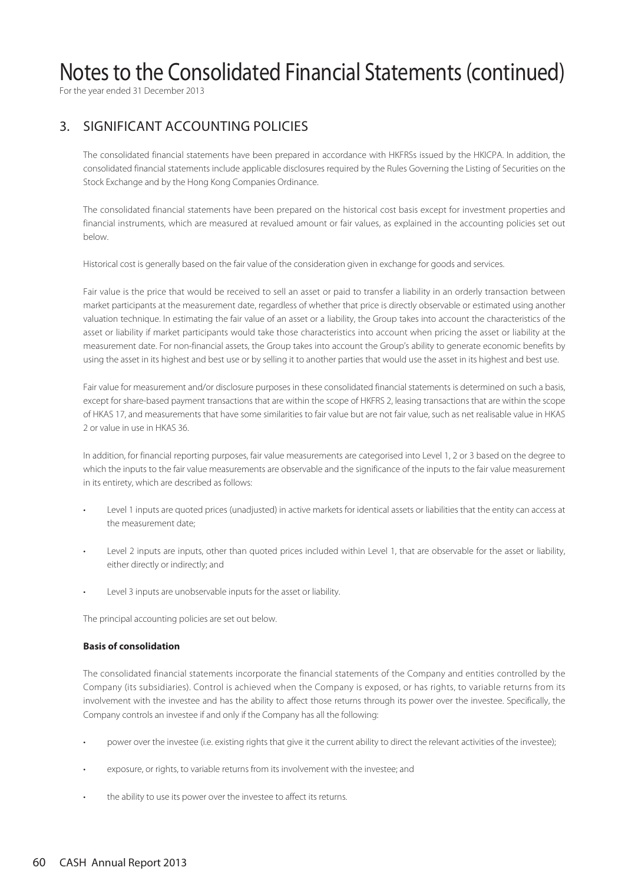## 3. SIGNIFICANT ACCOUNTING POLICIES

The consolidated financial statements have been prepared in accordance with HKFRSs issued by the HKICPA. In addition, the consolidated financial statements include applicable disclosures required by the Rules Governing the Listing of Securities on the Stock Exchange and by the Hong Kong Companies Ordinance.

The consolidated financial statements have been prepared on the historical cost basis except for investment properties and financial instruments, which are measured at revalued amount or fair values, as explained in the accounting policies set out below.

Historical cost is generally based on the fair value of the consideration given in exchange for goods and services.

Fair value is the price that would be received to sell an asset or paid to transfer a liability in an orderly transaction between market participants at the measurement date, regardless of whether that price is directly observable or estimated using another valuation technique. In estimating the fair value of an asset or a liability, the Group takes into account the characteristics of the asset or liability if market participants would take those characteristics into account when pricing the asset or liability at the measurement date. For non-financial assets, the Group takes into account the Group's ability to generate economic benefits by using the asset in its highest and best use or by selling it to another parties that would use the asset in its highest and best use.

Fair value for measurement and/or disclosure purposes in these consolidated financial statements is determined on such a basis, except for share-based payment transactions that are within the scope of HKFRS 2, leasing transactions that are within the scope of HKAS 17, and measurements that have some similarities to fair value but are not fair value, such as net realisable value in HKAS 2 or value in use in HKAS 36.

In addition, for financial reporting purposes, fair value measurements are categorised into Level 1, 2 or 3 based on the degree to which the inputs to the fair value measurements are observable and the significance of the inputs to the fair value measurement in its entirety, which are described as follows:

- Level 1 inputs are quoted prices (unadjusted) in active markets for identical assets or liabilities that the entity can access at the measurement date;
- Level 2 inputs are inputs, other than quoted prices included within Level 1, that are observable for the asset or liability, either directly or indirectly; and
- Level 3 inputs are unobservable inputs for the asset or liability.

The principal accounting policies are set out below.

**Basis of consolidation**

The consolidated financial statements incorporate the financial statements of the Company and entities controlled by the Company (its subsidiaries). Control is achieved when the Company is exposed, or has rights, to variable returns from its involvement with the investee and has the ability to affect those returns through its power over the investee. Specifically, the Company controls an investee if and only if the Company has all the following:

- power over the investee (i.e. existing rights that give it the current ability to direct the relevant activities of the investee);
- exposure, or rights, to variable returns from its involvement with the investee; and
- the ability to use its power over the investee to affect its returns.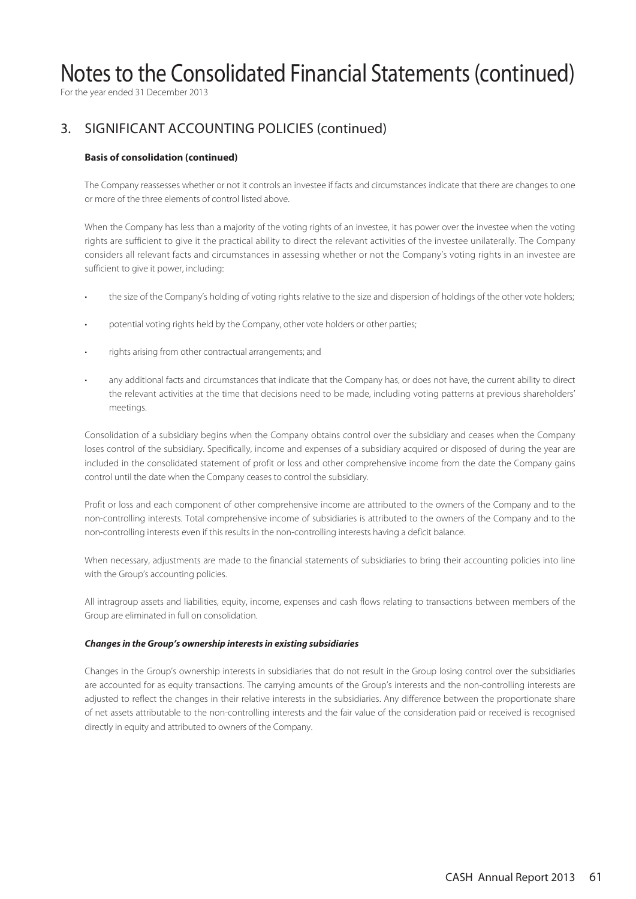# Notes to the Consolidated Financial Statements (continued)

For the year ended 31 December 2013

## 3. SIGNIFICANT ACCOUNTING POLICIES (continued)

### Basis of consolidation (continued)

The Company reassesses whether or not it controls an investee if facts and circumstances indicate that there are changes to one or more of the three elements of control listed above.

When the Company has less than a majority of the voting rights of an investee, it has power over the investee when the voting rights are sufficient to give it the practical ability to direct the relevant activities of the investee unilaterally. The Company considers all relevant facts and circumstances in assessing whether or not the Company's voting rights in an investee are sufficient to give it power, including:

- the size of the Company's holding of voting rights relative to the size and dispersion of holdings of the other vote holders;
- potential voting rights held by the Company, other vote holders or other parties;
- rights arising from other contractual arrangements; and
- any additional facts and circumstances that indicate that the Company has, or does not have, the current ability to direct the relevant activities at the time that decisions need to be made, including voting patterns at previous shareholders' meetings.

Consolidation of a subsidiary begins when the Company obtains control over the subsidiary and ceases when the Company loses control of the subsidiary. Specifically, income and expenses of a subsidiary acquired or disposed of during the year are included in the consolidated statement of profit or loss and other comprehensive income from the date the Company gains control until the date when the Company ceases to control the subsidiary.

Profit or loss and each component of other comprehensive income are attributed to the owners of the Company and to the non-controlling interests. Total comprehensive income of subsidiaries is attributed to the owners of the Company and to the non-controlling interests even if this results in the non-controlling interests having a deficit balance.

When necessary, adjustments are made to the financial statements of subsidiaries to bring their accounting policies into line with the Group's accounting policies.

All intragroup assets and liabilities, equity, income, expenses and cash flows relating to transactions between members of the Group are eliminated in full on consolidation.

***Changes in the Group's ownership interests in existing subsidiaries***

Changes in the Group's ownership interests in subsidiaries that do not result in the Group losing control over the subsidiaries are accounted for as equity transactions. The carrying amounts of the Group's interests and the non-controlling interests are adjusted to reflect the changes in their relative interests in the subsidiaries. Any difference between the proportionate share of net assets attributable to the non-controlling interests and the fair value of the consideration paid or received is recognised directly in equity and attributed to owners of the Company.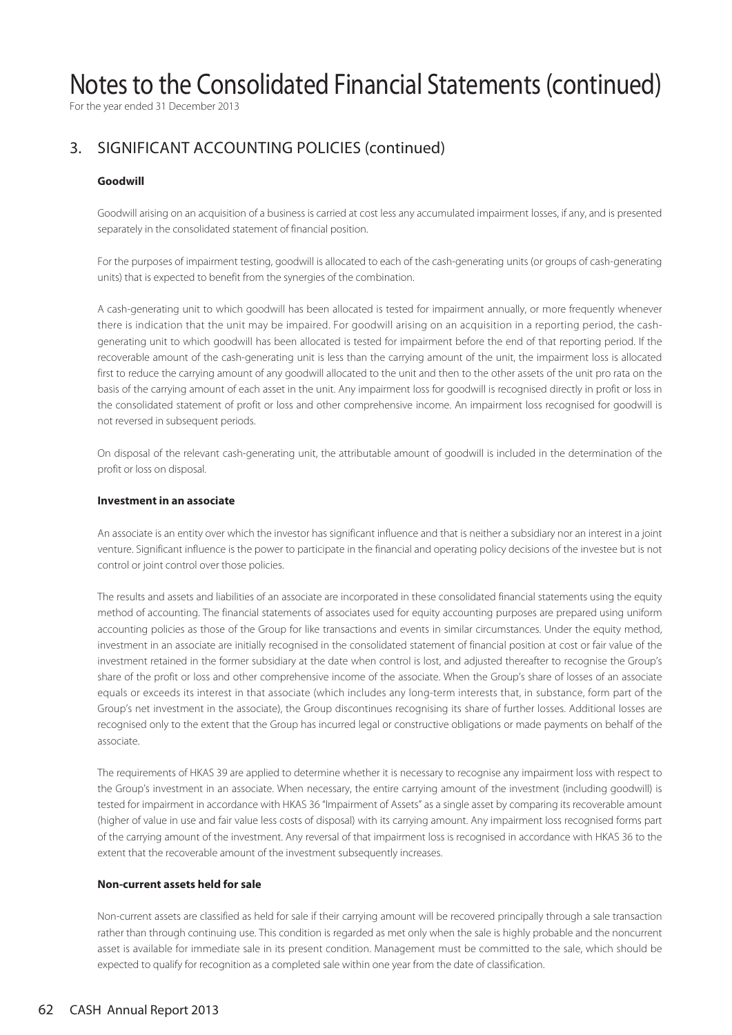# Notes to the Consolidated Financial Statements (continued)

For the year ended 31 December 2013

## 3. SIGNIFICANT ACCOUNTING POLICIES (continued)

### Goodwill

Goodwill arising on an acquisition of a business is carried at cost less any accumulated impairment losses, if any, and is presented separately in the consolidated statement of financial position.

For the purposes of impairment testing, goodwill is allocated to each of the cash-generating units (or groups of cash-generating units) that is expected to benefit from the synergies of the combination.

A cash-generating unit to which goodwill has been allocated is tested for impairment annually, or more frequently whenever there is indication that the unit may be impaired. For goodwill arising on an acquisition in a reporting period, the cash-generating unit to which goodwill has been allocated is tested for impairment before the end of that reporting period. If the recoverable amount of the cash-generating unit is less than the carrying amount of the unit, the impairment loss is allocated first to reduce the carrying amount of any goodwill allocated to the unit and then to the other assets of the unit pro rata on the basis of the carrying amount of each asset in the unit. Any impairment loss for goodwill is recognised directly in profit or loss in the consolidated statement of profit or loss and other comprehensive income. An impairment loss recognised for goodwill is not reversed in subsequent periods.

On disposal of the relevant cash-generating unit, the attributable amount of goodwill is included in the determination of the profit or loss on disposal.

### Investment in an associate

An associate is an entity over which the investor has significant influence and that is neither a subsidiary nor an interest in a joint venture. Significant influence is the power to participate in the financial and operating policy decisions of the investee but is not control or joint control over those policies.

The results and assets and liabilities of an associate are incorporated in these consolidated financial statements using the equity method of accounting. The financial statements of associates used for equity accounting purposes are prepared using uniform accounting policies as those of the Group for like transactions and events in similar circumstances. Under the equity method, investment in an associate are initially recognised in the consolidated statement of financial position at cost or fair value of the investment retained in the former subsidiary at the date when control is lost, and adjusted thereafter to recognise the Group's share of the profit or loss and other comprehensive income of the associate. When the Group's share of losses of an associate equals or exceeds its interest in that associate (which includes any long-term interests that, in substance, form part of the Group's net investment in the associate), the Group discontinues recognising its share of further losses. Additional losses are recognised only to the extent that the Group has incurred legal or constructive obligations or made payments on behalf of the associate.

The requirements of HKAS 39 are applied to determine whether it is necessary to recognise any impairment loss with respect to the Group's investment in an associate. When necessary, the entire carrying amount of the investment (including goodwill) is tested for impairment in accordance with HKAS 36 "Impairment of Assets" as a single asset by comparing its recoverable amount (higher of value in use and fair value less costs of disposal) with its carrying amount. Any impairment loss recognised forms part of the carrying amount of the investment. Any reversal of that impairment loss is recognised in accordance with HKAS 36 to the extent that the recoverable amount of the investment subsequently increases.

### Non-current assets held for sale

Non-current assets are classified as held for sale if their carrying amount will be recovered principally through a sale transaction rather than through continuing use. This condition is regarded as met only when the sale is highly probable and the noncurrent asset is available for immediate sale in its present condition. Management must be committed to the sale, which should be expected to qualify for recognition as a completed sale within one year from the date of classification.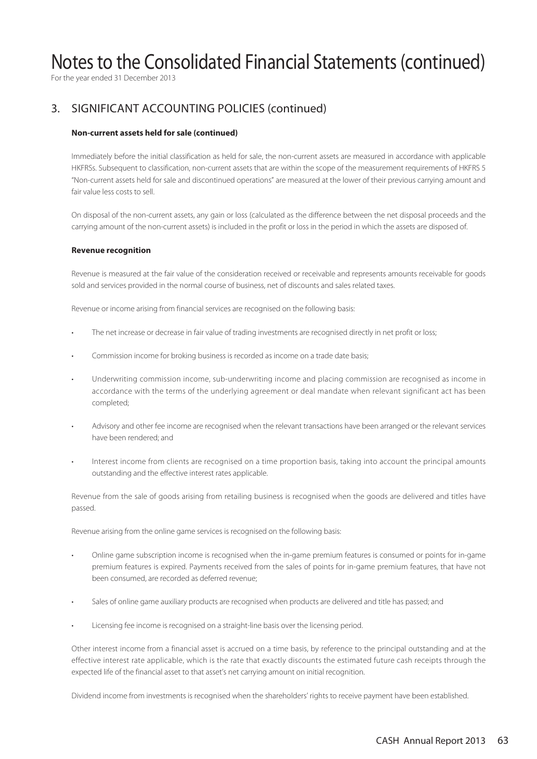# Notes to the Consolidated Financial Statements (continued)

For the year ended 31 December 2013

## 3. SIGNIFICANT ACCOUNTING POLICIES (continued)

### Non-current assets held for sale (continued)

Immediately before the initial classification as held for sale, the non-current assets are measured in accordance with applicable HKFRSs. Subsequent to classification, non-current assets that are within the scope of the measurement requirements of HKFRS 5 "Non-current assets held for sale and discontinued operations" are measured at the lower of their previous carrying amount and fair value less costs to sell.

On disposal of the non-current assets, any gain or loss (calculated as the difference between the net disposal proceeds and the carrying amount of the non-current assets) is included in the profit or loss in the period in which the assets are disposed of.

### Revenue recognition

Revenue is measured at the fair value of the consideration received or receivable and represents amounts receivable for goods sold and services provided in the normal course of business, net of discounts and sales related taxes.

Revenue or income arising from financial services are recognised on the following basis:

- The net increase or decrease in fair value of trading investments are recognised directly in net profit or loss;
- Commission income for broking business is recorded as income on a trade date basis;
- Underwriting commission income, sub-underwriting income and placing commission are recognised as income in accordance with the terms of the underlying agreement or deal mandate when relevant significant act has been completed;
- Advisory and other fee income are recognised when the relevant transactions have been arranged or the relevant services have been rendered; and
- Interest income from clients are recognised on a time proportion basis, taking into account the principal amounts outstanding and the effective interest rates applicable.

Revenue from the sale of goods arising from retailing business is recognised when the goods are delivered and titles have passed.

Revenue arising from the online game services is recognised on the following basis:

- Online game subscription income is recognised when the in-game premium features is consumed or points for in-game premium features is expired. Payments received from the sales of points for in-game premium features, that have not been consumed, are recorded as deferred revenue;
- Sales of online game auxiliary products are recognised when products are delivered and title has passed; and
- Licensing fee income is recognised on a straight-line basis over the licensing period.

Other interest income from a financial asset is accrued on a time basis, by reference to the principal outstanding and at the effective interest rate applicable, which is the rate that exactly discounts the estimated future cash receipts through the expected life of the financial asset to that asset's net carrying amount on initial recognition.

Dividend income from investments is recognised when the shareholders' rights to receive payment have been established.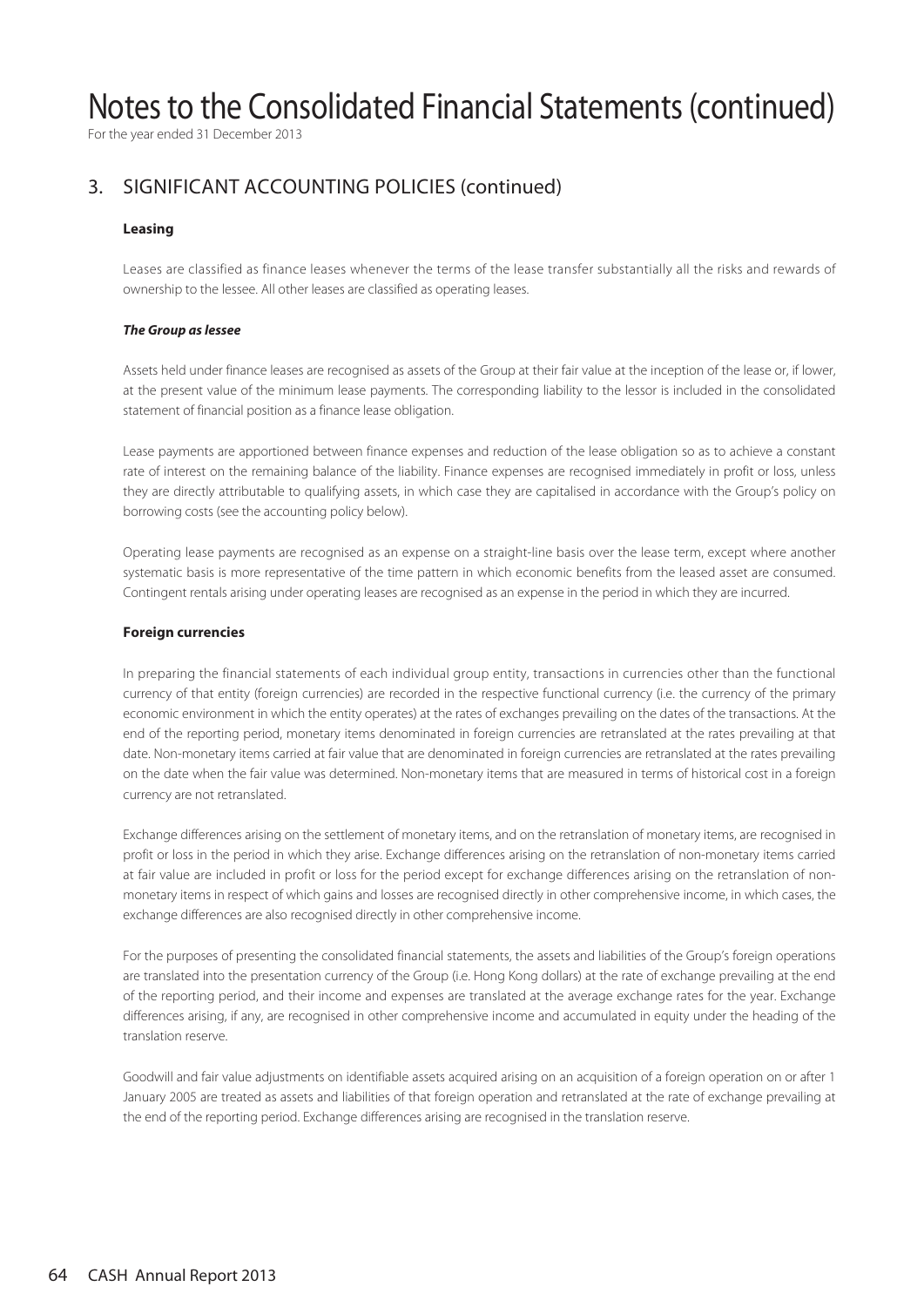# Notes to the Consolidated Financial Statements (continued)

For the year ended 31 December 2013

## 3. SIGNIFICANT ACCOUNTING POLICIES (continued)

### Leasing

Leases are classified as finance leases whenever the terms of the lease transfer substantially all the risks and rewards of ownership to the lessee. All other leases are classified as operating leases.

***The Group as lessee***

Assets held under finance leases are recognised as assets of the Group at their fair value at the inception of the lease or, if lower, at the present value of the minimum lease payments. The corresponding liability to the lessor is included in the consolidated statement of financial position as a finance lease obligation.

Lease payments are apportioned between finance expenses and reduction of the lease obligation so as to achieve a constant rate of interest on the remaining balance of the liability. Finance expenses are recognised immediately in profit or loss, unless they are directly attributable to qualifying assets, in which case they are capitalised in accordance with the Group's policy on borrowing costs (see the accounting policy below).

Operating lease payments are recognised as an expense on a straight-line basis over the lease term, except where another systematic basis is more representative of the time pattern in which economic benefits from the leased asset are consumed. Contingent rentals arising under operating leases are recognised as an expense in the period in which they are incurred.

### Foreign currencies

In preparing the financial statements of each individual group entity, transactions in currencies other than the functional currency of that entity (foreign currencies) are recorded in the respective functional currency (i.e. the currency of the primary economic environment in which the entity operates) at the rates of exchanges prevailing on the dates of the transactions. At the end of the reporting period, monetary items denominated in foreign currencies are retranslated at the rates prevailing at that date. Non-monetary items carried at fair value that are denominated in foreign currencies are retranslated at the rates prevailing on the date when the fair value was determined. Non-monetary items that are measured in terms of historical cost in a foreign currency are not retranslated.

Exchange differences arising on the settlement of monetary items, and on the retranslation of monetary items, are recognised in profit or loss in the period in which they arise. Exchange differences arising on the retranslation of non-monetary items carried at fair value are included in profit or loss for the period except for exchange differences arising on the retranslation of non-monetary items in respect of which gains and losses are recognised directly in other comprehensive income, in which cases, the exchange differences are also recognised directly in other comprehensive income.

For the purposes of presenting the consolidated financial statements, the assets and liabilities of the Group's foreign operations are translated into the presentation currency of the Group (i.e. Hong Kong dollars) at the rate of exchange prevailing at the end of the reporting period, and their income and expenses are translated at the average exchange rates for the year. Exchange differences arising, if any, are recognised in other comprehensive income and accumulated in equity under the heading of the translation reserve.

Goodwill and fair value adjustments on identifiable assets acquired arising on an acquisition of a foreign operation on or after 1 January 2005 are treated as assets and liabilities of that foreign operation and retranslated at the rate of exchange prevailing at the end of the reporting period. Exchange differences arising are recognised in the translation reserve.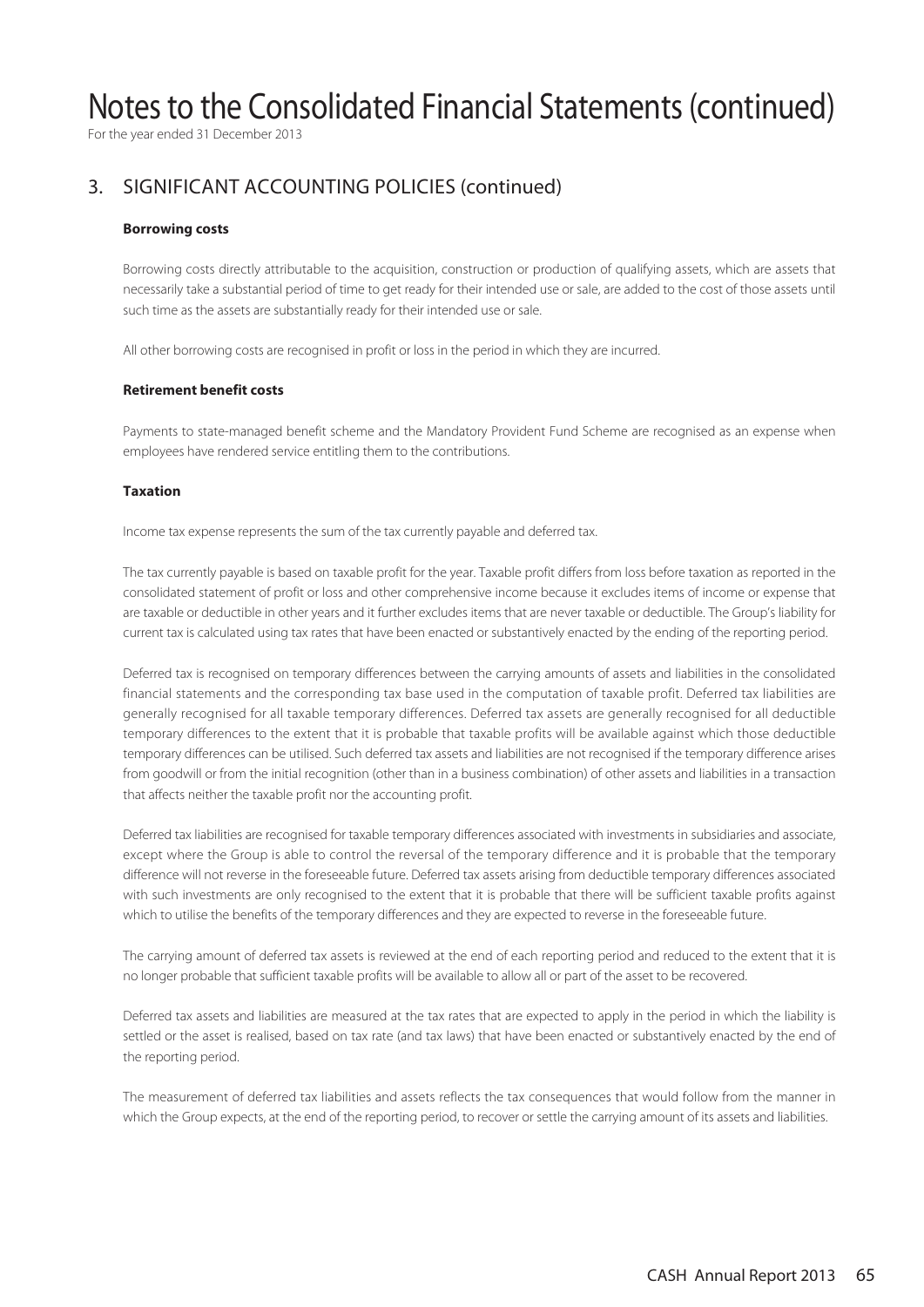# Notes to the Consolidated Financial Statements (continued)

For the year ended 31 December 2013

## 3. SIGNIFICANT ACCOUNTING POLICIES (continued)

### Borrowing costs

Borrowing costs directly attributable to the acquisition, construction or production of qualifying assets, which are assets that necessarily take a substantial period of time to get ready for their intended use or sale, are added to the cost of those assets until such time as the assets are substantially ready for their intended use or sale.

All other borrowing costs are recognised in profit or loss in the period in which they are incurred.

### Retirement benefit costs

Payments to state-managed benefit scheme and the Mandatory Provident Fund Scheme are recognised as an expense when employees have rendered service entitling them to the contributions.

### Taxation

Income tax expense represents the sum of the tax currently payable and deferred tax.

The tax currently payable is based on taxable profit for the year. Taxable profit differs from loss before taxation as reported in the consolidated statement of profit or loss and other comprehensive income because it excludes items of income or expense that are taxable or deductible in other years and it further excludes items that are never taxable or deductible. The Group's liability for current tax is calculated using tax rates that have been enacted or substantively enacted by the ending of the reporting period.

Deferred tax is recognised on temporary differences between the carrying amounts of assets and liabilities in the consolidated financial statements and the corresponding tax base used in the computation of taxable profit. Deferred tax liabilities are generally recognised for all taxable temporary differences. Deferred tax assets are generally recognised for all deductible temporary differences to the extent that it is probable that taxable profits will be available against which those deductible temporary differences can be utilised. Such deferred tax assets and liabilities are not recognised if the temporary difference arises from goodwill or from the initial recognition (other than in a business combination) of other assets and liabilities in a transaction that affects neither the taxable profit nor the accounting profit.

Deferred tax liabilities are recognised for taxable temporary differences associated with investments in subsidiaries and associate, except where the Group is able to control the reversal of the temporary difference and it is probable that the temporary difference will not reverse in the foreseeable future. Deferred tax assets arising from deductible temporary differences associated with such investments are only recognised to the extent that it is probable that there will be sufficient taxable profits against which to utilise the benefits of the temporary differences and they are expected to reverse in the foreseeable future.

The carrying amount of deferred tax assets is reviewed at the end of each reporting period and reduced to the extent that it is no longer probable that sufficient taxable profits will be available to allow all or part of the asset to be recovered.

Deferred tax assets and liabilities are measured at the tax rates that are expected to apply in the period in which the liability is settled or the asset is realised, based on tax rate (and tax laws) that have been enacted or substantively enacted by the end of the reporting period.

The measurement of deferred tax liabilities and assets reflects the tax consequences that would follow from the manner in which the Group expects, at the end of the reporting period, to recover or settle the carrying amount of its assets and liabilities.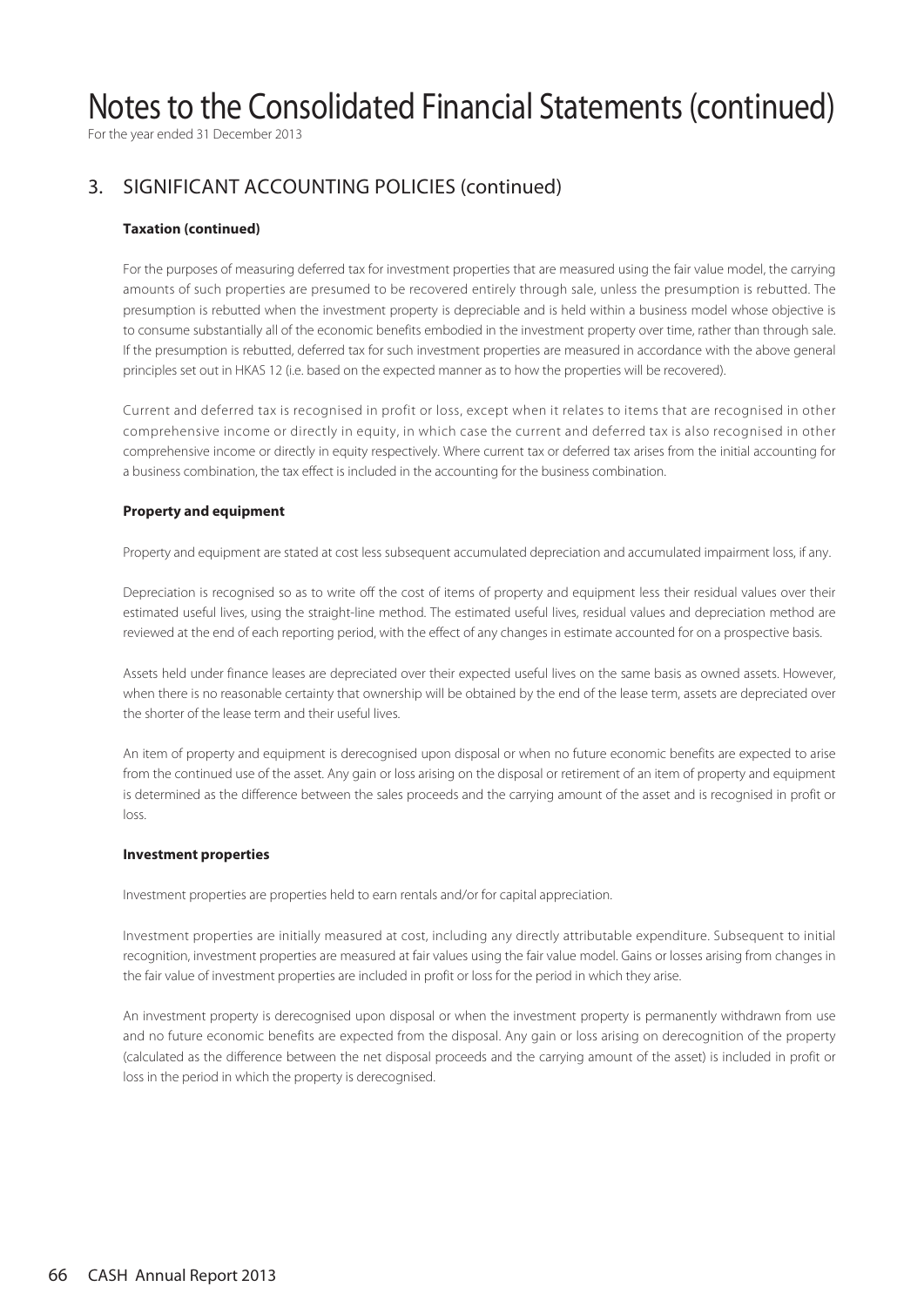# Notes to the Consolidated Financial Statements (continued)

For the year ended 31 December 2013

## 3. SIGNIFICANT ACCOUNTING POLICIES (continued)

### Taxation (continued)

For the purposes of measuring deferred tax for investment properties that are measured using the fair value model, the carrying amounts of such properties are presumed to be recovered entirely through sale, unless the presumption is rebutted. The presumption is rebutted when the investment property is depreciable and is held within a business model whose objective is to consume substantially all of the economic benefits embodied in the investment property over time, rather than through sale. If the presumption is rebutted, deferred tax for such investment properties are measured in accordance with the above general principles set out in HKAS 12 (i.e. based on the expected manner as to how the properties will be recovered).

Current and deferred tax is recognised in profit or loss, except when it relates to items that are recognised in other comprehensive income or directly in equity, in which case the current and deferred tax is also recognised in other comprehensive income or directly in equity respectively. Where current tax or deferred tax arises from the initial accounting for a business combination, the tax effect is included in the accounting for the business combination.

### Property and equipment

Property and equipment are stated at cost less subsequent accumulated depreciation and accumulated impairment loss, if any.

Depreciation is recognised so as to write off the cost of items of property and equipment less their residual values over their estimated useful lives, using the straight-line method. The estimated useful lives, residual values and depreciation method are reviewed at the end of each reporting period, with the effect of any changes in estimate accounted for on a prospective basis.

Assets held under finance leases are depreciated over their expected useful lives on the same basis as owned assets. However, when there is no reasonable certainty that ownership will be obtained by the end of the lease term, assets are depreciated over the shorter of the lease term and their useful lives.

An item of property and equipment is derecognised upon disposal or when no future economic benefits are expected to arise from the continued use of the asset. Any gain or loss arising on the disposal or retirement of an item of property and equipment is determined as the difference between the sales proceeds and the carrying amount of the asset and is recognised in profit or loss.

### Investment properties

Investment properties are properties held to earn rentals and/or for capital appreciation.

Investment properties are initially measured at cost, including any directly attributable expenditure. Subsequent to initial recognition, investment properties are measured at fair values using the fair value model. Gains or losses arising from changes in the fair value of investment properties are included in profit or loss for the period in which they arise.

An investment property is derecognised upon disposal or when the investment property is permanently withdrawn from use and no future economic benefits are expected from the disposal. Any gain or loss arising on derecognition of the property (calculated as the difference between the net disposal proceeds and the carrying amount of the asset) is included in profit or loss in the period in which the property is derecognised.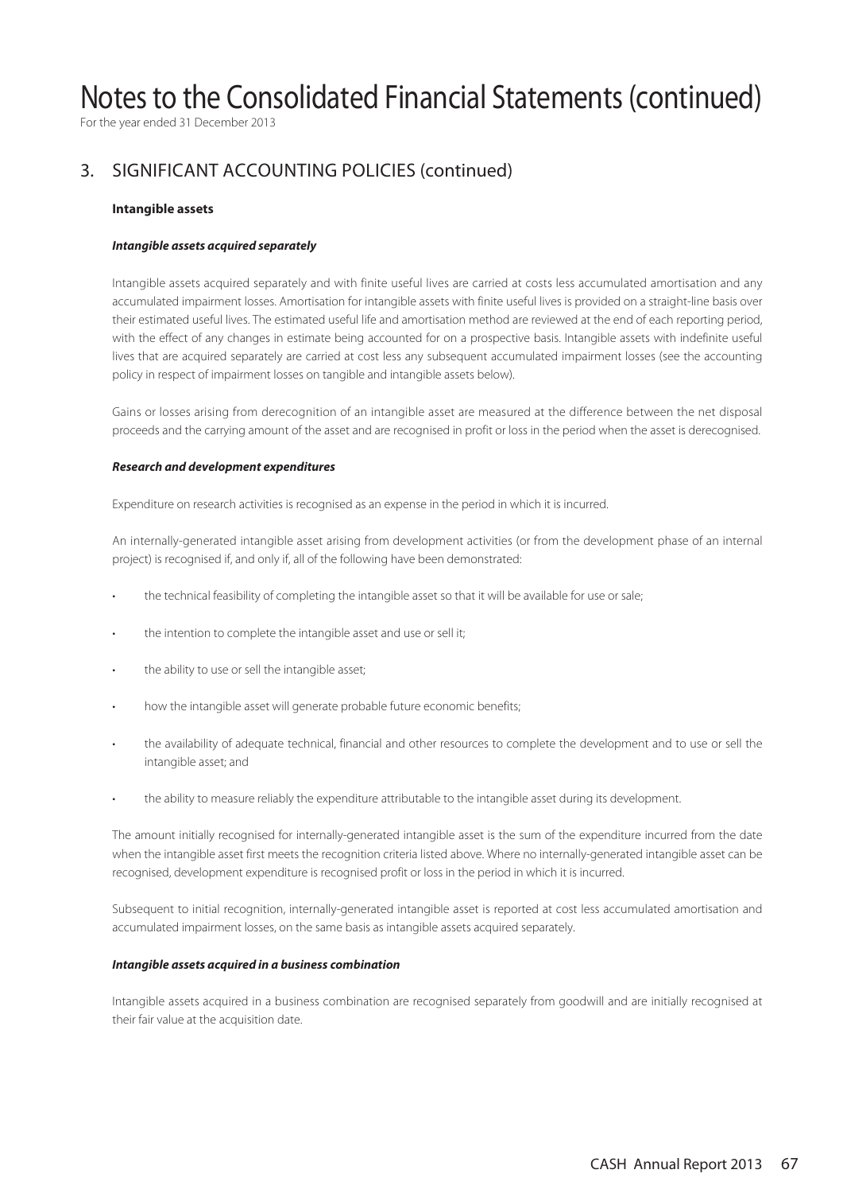# Notes to the Consolidated Financial Statements (continued)

For the year ended 31 December 2013

## 3. SIGNIFICANT ACCOUNTING POLICIES (continued)

### Intangible assets

***Intangible assets acquired separately***

Intangible assets acquired separately and with finite useful lives are carried at costs less accumulated amortisation and any accumulated impairment losses. Amortisation for intangible assets with finite useful lives is provided on a straight-line basis over their estimated useful lives. The estimated useful life and amortisation method are reviewed at the end of each reporting period, with the effect of any changes in estimate being accounted for on a prospective basis. Intangible assets with indefinite useful lives that are acquired separately are carried at cost less any subsequent accumulated impairment losses (see the accounting policy in respect of impairment losses on tangible and intangible assets below).

Gains or losses arising from derecognition of an intangible asset are measured at the difference between the net disposal proceeds and the carrying amount of the asset and are recognised in profit or loss in the period when the asset is derecognised.

***Research and development expenditures***

Expenditure on research activities is recognised as an expense in the period in which it is incurred.

An internally-generated intangible asset arising from development activities (or from the development phase of an internal project) is recognised if, and only if, all of the following have been demonstrated:

- the technical feasibility of completing the intangible asset so that it will be available for use or sale;
- the intention to complete the intangible asset and use or sell it;
- the ability to use or sell the intangible asset;
- how the intangible asset will generate probable future economic benefits;
- the availability of adequate technical, financial and other resources to complete the development and to use or sell the intangible asset; and
- the ability to measure reliably the expenditure attributable to the intangible asset during its development.

The amount initially recognised for internally-generated intangible asset is the sum of the expenditure incurred from the date when the intangible asset first meets the recognition criteria listed above. Where no internally-generated intangible asset can be recognised, development expenditure is recognised profit or loss in the period in which it is incurred.

Subsequent to initial recognition, internally-generated intangible asset is reported at cost less accumulated amortisation and accumulated impairment losses, on the same basis as intangible assets acquired separately.

***Intangible assets acquired in a business combination***

Intangible assets acquired in a business combination are recognised separately from goodwill and are initially recognised at their fair value at the acquisition date.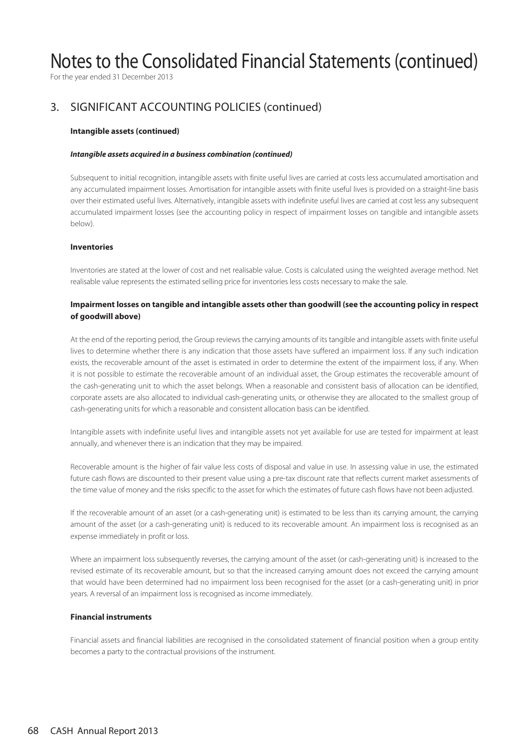# Notes to the Consolidated Financial Statements (continued)

For the year ended 31 December 2013

## 3. SIGNIFICANT ACCOUNTING POLICIES (continued)

### Intangible assets (continued)

***Intangible assets acquired in a business combination (continued)***

Subsequent to initial recognition, intangible assets with finite useful lives are carried at costs less accumulated amortisation and any accumulated impairment losses. Amortisation for intangible assets with finite useful lives is provided on a straight-line basis over their estimated useful lives. Alternatively, intangible assets with indefinite useful lives are carried at cost less any subsequent accumulated impairment losses (see the accounting policy in respect of impairment losses on tangible and intangible assets below).

### Inventories

Inventories are stated at the lower of cost and net realisable value. Costs is calculated using the weighted average method. Net realisable value represents the estimated selling price for inventories less costs necessary to make the sale.

### Impairment losses on tangible and intangible assets other than goodwill (see the accounting policy in respect of goodwill above)

At the end of the reporting period, the Group reviews the carrying amounts of its tangible and intangible assets with finite useful lives to determine whether there is any indication that those assets have suffered an impairment loss. If any such indication exists, the recoverable amount of the asset is estimated in order to determine the extent of the impairment loss, if any. When it is not possible to estimate the recoverable amount of an individual asset, the Group estimates the recoverable amount of the cash-generating unit to which the asset belongs. When a reasonable and consistent basis of allocation can be identified, corporate assets are also allocated to individual cash-generating units, or otherwise they are allocated to the smallest group of cash-generating units for which a reasonable and consistent allocation basis can be identified.

Intangible assets with indefinite useful lives and intangible assets not yet available for use are tested for impairment at least annually, and whenever there is an indication that they may be impaired.

Recoverable amount is the higher of fair value less costs of disposal and value in use. In assessing value in use, the estimated future cash flows are discounted to their present value using a pre-tax discount rate that reflects current market assessments of the time value of money and the risks specific to the asset for which the estimates of future cash flows have not been adjusted.

If the recoverable amount of an asset (or a cash-generating unit) is estimated to be less than its carrying amount, the carrying amount of the asset (or a cash-generating unit) is reduced to its recoverable amount. An impairment loss is recognised as an expense immediately in profit or loss.

Where an impairment loss subsequently reverses, the carrying amount of the asset (or cash-generating unit) is increased to the revised estimate of its recoverable amount, but so that the increased carrying amount does not exceed the carrying amount that would have been determined had no impairment loss been recognised for the asset (or a cash-generating unit) in prior years. A reversal of an impairment loss is recognised as income immediately.

### Financial instruments

Financial assets and financial liabilities are recognised in the consolidated statement of financial position when a group entity becomes a party to the contractual provisions of the instrument.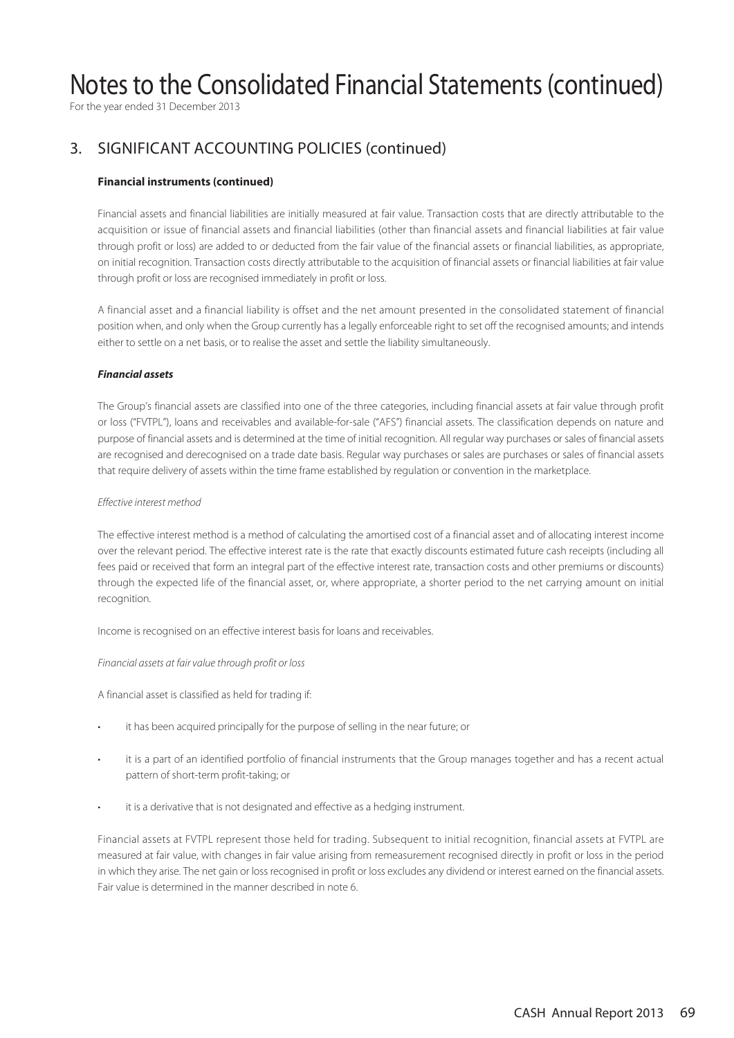# Notes to the Consolidated Financial Statements (continued)

For the year ended 31 December 2013

## 3. SIGNIFICANT ACCOUNTING POLICIES (continued)

**Financial instruments (continued)**

Financial assets and financial liabilities are initially measured at fair value. Transaction costs that are directly attributable to the acquisition or issue of financial assets and financial liabilities (other than financial assets and financial liabilities at fair value through profit or loss) are added to or deducted from the fair value of the financial assets or financial liabilities, as appropriate, on initial recognition. Transaction costs directly attributable to the acquisition of financial assets or financial liabilities at fair value through profit or loss are recognised immediately in profit or loss.

A financial asset and a financial liability is offset and the net amount presented in the consolidated statement of financial position when, and only when the Group currently has a legally enforceable right to set off the recognised amounts; and intends either to settle on a net basis, or to realise the asset and settle the liability simultaneously.

***Financial assets***

The Group's financial assets are classified into one of the three categories, including financial assets at fair value through profit or loss ("FVTPL"), loans and receivables and available-for-sale ("AFS") financial assets. The classification depends on nature and purpose of financial assets and is determined at the time of initial recognition. All regular way purchases or sales of financial assets are recognised and derecognised on a trade date basis. Regular way purchases or sales are purchases or sales of financial assets that require delivery of assets within the time frame established by regulation or convention in the marketplace.

*Effective interest method*

The effective interest method is a method of calculating the amortised cost of a financial asset and of allocating interest income over the relevant period. The effective interest rate is the rate that exactly discounts estimated future cash receipts (including all fees paid or received that form an integral part of the effective interest rate, transaction costs and other premiums or discounts) through the expected life of the financial asset, or, where appropriate, a shorter period to the net carrying amount on initial recognition.

Income is recognised on an effective interest basis for loans and receivables.

*Financial assets at fair value through profit or loss*

A financial asset is classified as held for trading if:

- it has been acquired principally for the purpose of selling in the near future; or
- it is a part of an identified portfolio of financial instruments that the Group manages together and has a recent actual pattern of short-term profit-taking; or
- it is a derivative that is not designated and effective as a hedging instrument.

Financial assets at FVTPL represent those held for trading. Subsequent to initial recognition, financial assets at FVTPL are measured at fair value, with changes in fair value arising from remeasurement recognised directly in profit or loss in the period in which they arise. The net gain or loss recognised in profit or loss excludes any dividend or interest earned on the financial assets. Fair value is determined in the manner described in note 6.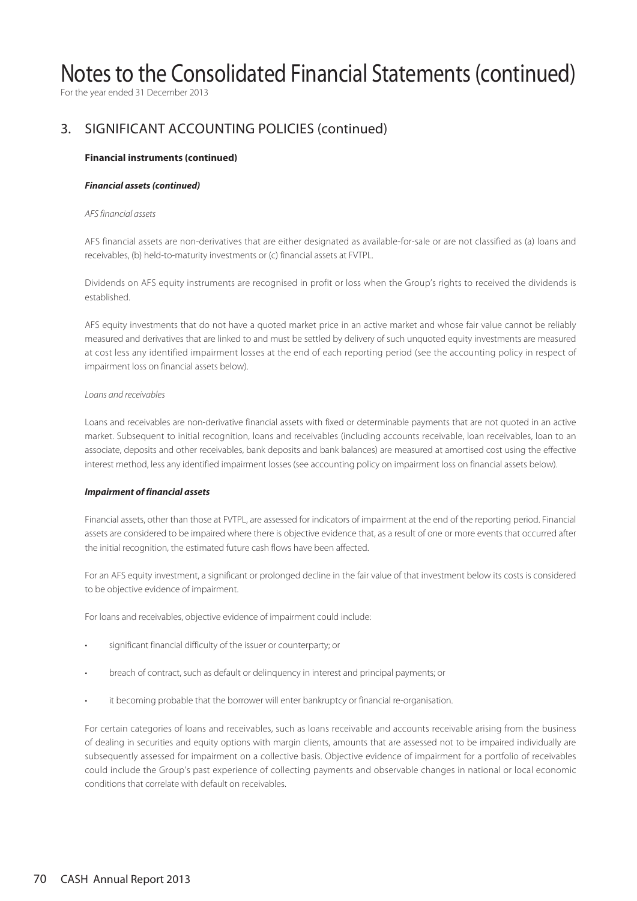# Notes to the Consolidated Financial Statements (continued)

For the year ended 31 December 2013

## 3. SIGNIFICANT ACCOUNTING POLICIES (continued)

**Financial instruments (continued)**

***Financial assets (continued)***

*AFS financial assets*

AFS financial assets are non-derivatives that are either designated as available-for-sale or are not classified as (a) loans and receivables, (b) held-to-maturity investments or (c) financial assets at FVTPL.

Dividends on AFS equity instruments are recognised in profit or loss when the Group's rights to received the dividends is established.

AFS equity investments that do not have a quoted market price in an active market and whose fair value cannot be reliably measured and derivatives that are linked to and must be settled by delivery of such unquoted equity investments are measured at cost less any identified impairment losses at the end of each reporting period (see the accounting policy in respect of impairment loss on financial assets below).

*Loans and receivables*

Loans and receivables are non-derivative financial assets with fixed or determinable payments that are not quoted in an active market. Subsequent to initial recognition, loans and receivables (including accounts receivable, loan receivables, loan to an associate, deposits and other receivables, bank deposits and bank balances) are measured at amortised cost using the effective interest method, less any identified impairment losses (see accounting policy on impairment loss on financial assets below).

***Impairment of financial assets***

Financial assets, other than those at FVTPL, are assessed for indicators of impairment at the end of the reporting period. Financial assets are considered to be impaired where there is objective evidence that, as a result of one or more events that occurred after the initial recognition, the estimated future cash flows have been affected.

For an AFS equity investment, a significant or prolonged decline in the fair value of that investment below its costs is considered to be objective evidence of impairment.

For loans and receivables, objective evidence of impairment could include:

- significant financial difficulty of the issuer or counterparty; or
- breach of contract, such as default or delinquency in interest and principal payments; or
- it becoming probable that the borrower will enter bankruptcy or financial re-organisation.

For certain categories of loans and receivables, such as loans receivable and accounts receivable arising from the business of dealing in securities and equity options with margin clients, amounts that are assessed not to be impaired individually are subsequently assessed for impairment on a collective basis. Objective evidence of impairment for a portfolio of receivables could include the Group's past experience of collecting payments and observable changes in national or local economic conditions that correlate with default on receivables.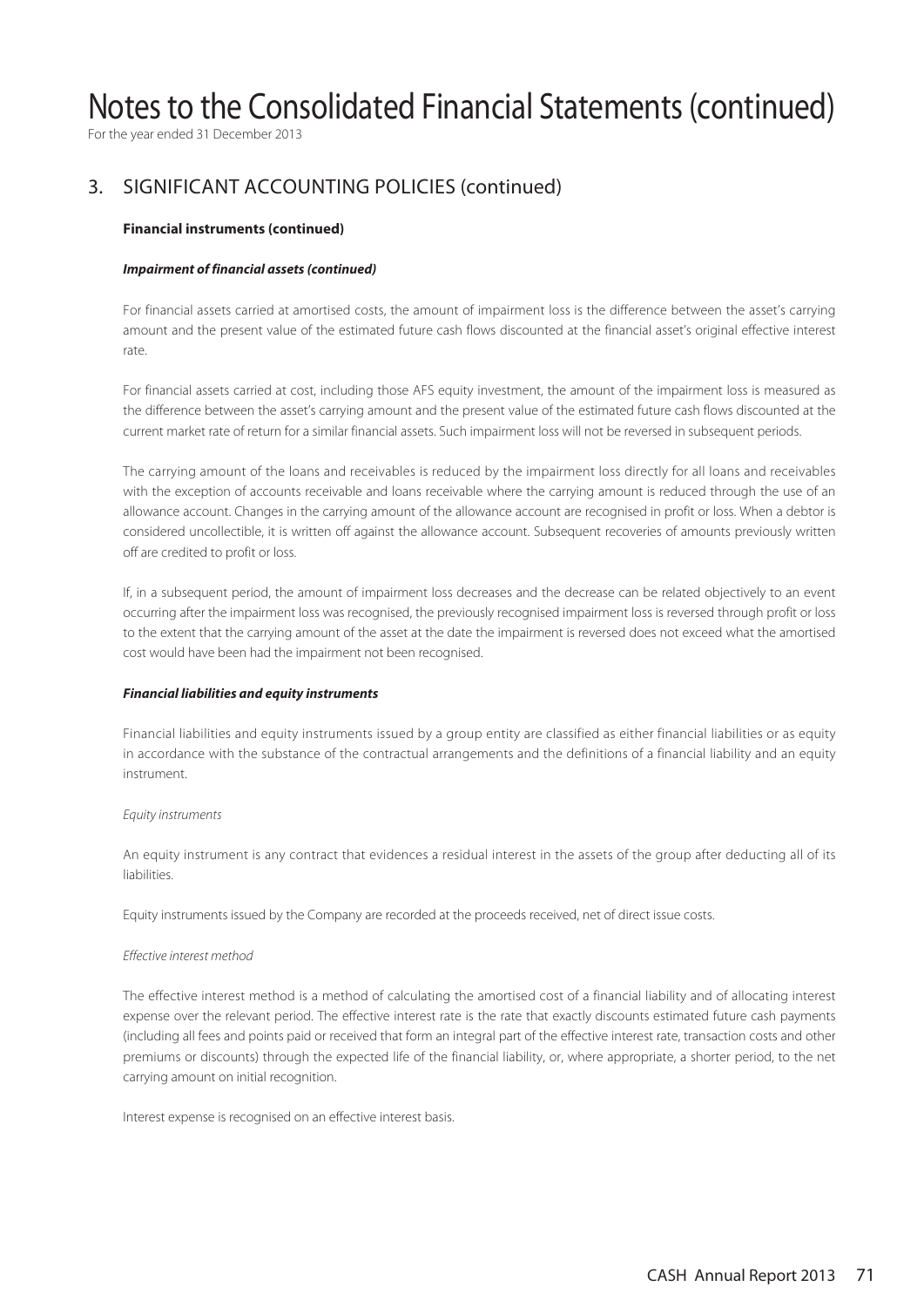# Notes to the Consolidated Financial Statements (continued)

For the year ended 31 December 2013

## 3. SIGNIFICANT ACCOUNTING POLICIES (continued)

**Financial instruments (continued)**

***Impairment of financial assets (continued)***

For financial assets carried at amortised costs, the amount of impairment loss is the difference between the asset's carrying amount and the present value of the estimated future cash flows discounted at the financial asset's original effective interest rate.

For financial assets carried at cost, including those AFS equity investment, the amount of the impairment loss is measured as the difference between the asset's carrying amount and the present value of the estimated future cash flows discounted at the current market rate of return for a similar financial assets. Such impairment loss will not be reversed in subsequent periods.

The carrying amount of the loans and receivables is reduced by the impairment loss directly for all loans and receivables with the exception of accounts receivable and loans receivable where the carrying amount is reduced through the use of an allowance account. Changes in the carrying amount of the allowance account are recognised in profit or loss. When a debtor is considered uncollectible, it is written off against the allowance account. Subsequent recoveries of amounts previously written off are credited to profit or loss.

If, in a subsequent period, the amount of impairment loss decreases and the decrease can be related objectively to an event occurring after the impairment loss was recognised, the previously recognised impairment loss is reversed through profit or loss to the extent that the carrying amount of the asset at the date the impairment is reversed does not exceed what the amortised cost would have been had the impairment not been recognised.

***Financial liabilities and equity instruments***

Financial liabilities and equity instruments issued by a group entity are classified as either financial liabilities or as equity in accordance with the substance of the contractual arrangements and the definitions of a financial liability and an equity instrument.

*Equity instruments*

An equity instrument is any contract that evidences a residual interest in the assets of the group after deducting all of its liabilities.

Equity instruments issued by the Company are recorded at the proceeds received, net of direct issue costs.

*Effective interest method*

The effective interest method is a method of calculating the amortised cost of a financial liability and of allocating interest expense over the relevant period. The effective interest rate is the rate that exactly discounts estimated future cash payments (including all fees and points paid or received that form an integral part of the effective interest rate, transaction costs and other premiums or discounts) through the expected life of the financial liability, or, where appropriate, a shorter period, to the net carrying amount on initial recognition.

Interest expense is recognised on an effective interest basis.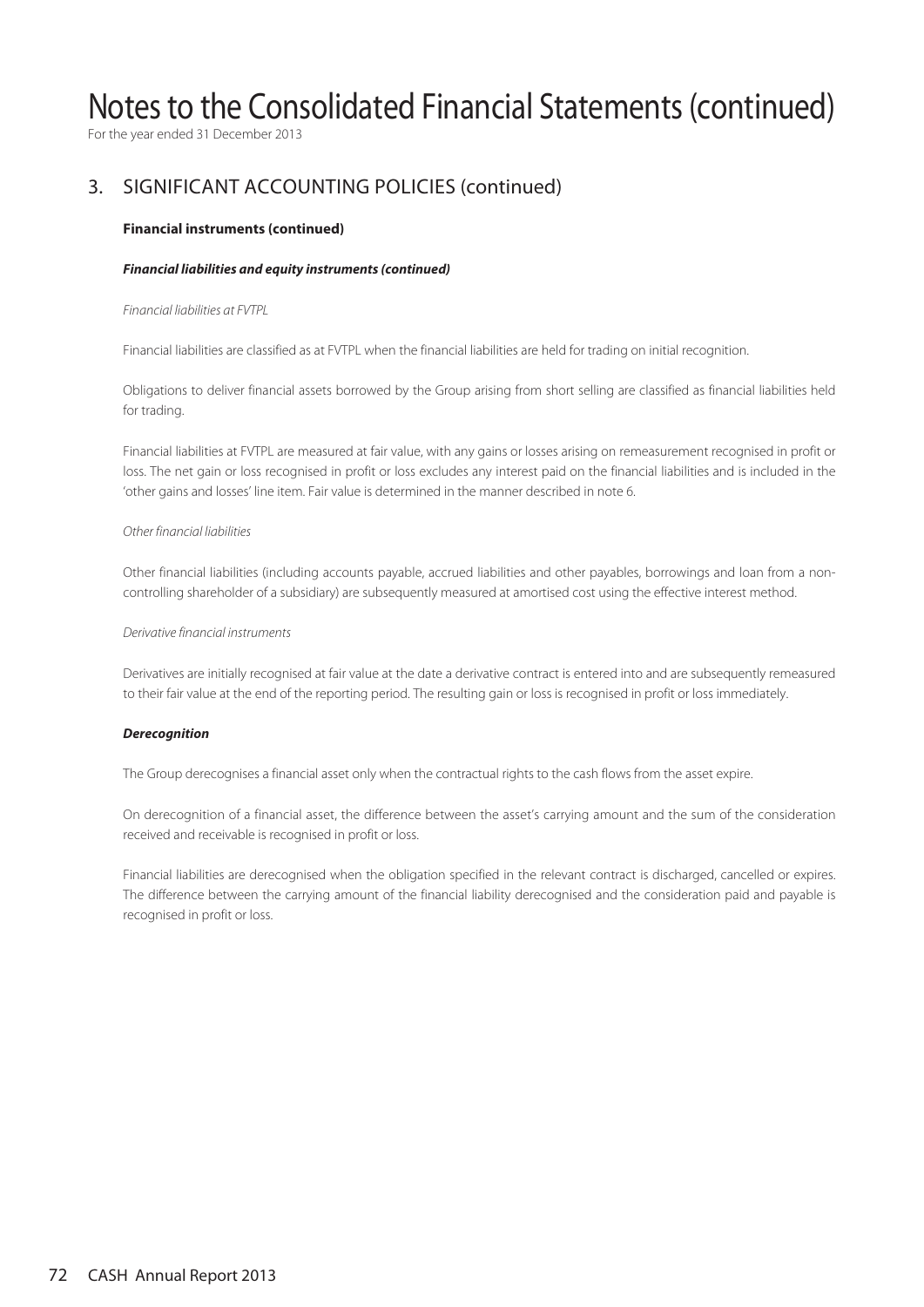# Notes to the Consolidated Financial Statements (continued)

For the year ended 31 December 2013

## 3. SIGNIFICANT ACCOUNTING POLICIES (continued)

**Financial instruments (continued)**

***Financial liabilities and equity instruments (continued)***

*Financial liabilities at FVTPL*

Financial liabilities are classified as at FVTPL when the financial liabilities are held for trading on initial recognition.

Obligations to deliver financial assets borrowed by the Group arising from short selling are classified as financial liabilities held for trading.

Financial liabilities at FVTPL are measured at fair value, with any gains or losses arising on remeasurement recognised in profit or loss. The net gain or loss recognised in profit or loss excludes any interest paid on the financial liabilities and is included in the 'other gains and losses' line item. Fair value is determined in the manner described in note 6.

*Other financial liabilities*

Other financial liabilities (including accounts payable, accrued liabilities and other payables, borrowings and loan from a non-controlling shareholder of a subsidiary) are subsequently measured at amortised cost using the effective interest method.

*Derivative financial instruments*

Derivatives are initially recognised at fair value at the date a derivative contract is entered into and are subsequently remeasured to their fair value at the end of the reporting period. The resulting gain or loss is recognised in profit or loss immediately.

***Derecognition***

The Group derecognises a financial asset only when the contractual rights to the cash flows from the asset expire.

On derecognition of a financial asset, the difference between the asset's carrying amount and the sum of the consideration received and receivable is recognised in profit or loss.

Financial liabilities are derecognised when the obligation specified in the relevant contract is discharged, cancelled or expires. The difference between the carrying amount of the financial liability derecognised and the consideration paid and payable is recognised in profit or loss.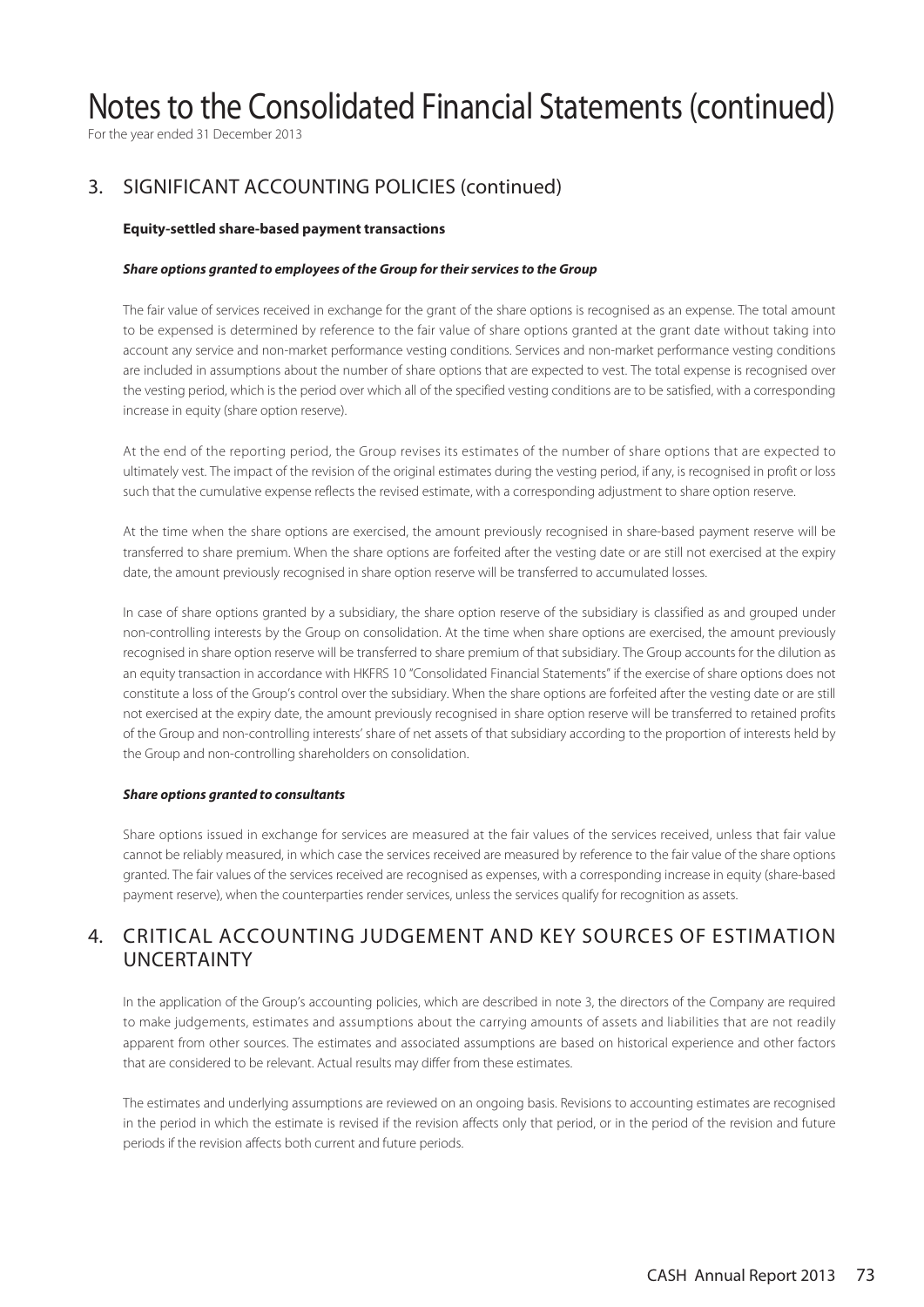# Notes to the Consolidated Financial Statements (continued)

For the year ended 31 December 2013

## 3. SIGNIFICANT ACCOUNTING POLICIES (continued)

**Equity-settled share-based payment transactions**

***Share options granted to employees of the Group for their services to the Group***

The fair value of services received in exchange for the grant of the share options is recognised as an expense. The total amount to be expensed is determined by reference to the fair value of share options granted at the grant date without taking into account any service and non-market performance vesting conditions. Services and non-market performance vesting conditions are included in assumptions about the number of share options that are expected to vest. The total expense is recognised over the vesting period, which is the period over which all of the specified vesting conditions are to be satisfied, with a corresponding increase in equity (share option reserve).

At the end of the reporting period, the Group revises its estimates of the number of share options that are expected to ultimately vest. The impact of the revision of the original estimates during the vesting period, if any, is recognised in profit or loss such that the cumulative expense reflects the revised estimate, with a corresponding adjustment to share option reserve.

At the time when the share options are exercised, the amount previously recognised in share-based payment reserve will be transferred to share premium. When the share options are forfeited after the vesting date or are still not exercised at the expiry date, the amount previously recognised in share option reserve will be transferred to accumulated losses.

In case of share options granted by a subsidiary, the share option reserve of the subsidiary is classified as and grouped under non-controlling interests by the Group on consolidation. At the time when share options are exercised, the amount previously recognised in share option reserve will be transferred to share premium of that subsidiary. The Group accounts for the dilution as an equity transaction in accordance with HKFRS 10 "Consolidated Financial Statements" if the exercise of share options does not constitute a loss of the Group's control over the subsidiary. When the share options are forfeited after the vesting date or are still not exercised at the expiry date, the amount previously recognised in share option reserve will be transferred to retained profits of the Group and non-controlling interests' share of net assets of that subsidiary according to the proportion of interests held by the Group and non-controlling shareholders on consolidation.

***Share options granted to consultants***

Share options issued in exchange for services are measured at the fair values of the services received, unless that fair value cannot be reliably measured, in which case the services received are measured by reference to the fair value of the share options granted. The fair values of the services received are recognised as expenses, with a corresponding increase in equity (share-based payment reserve), when the counterparties render services, unless the services qualify for recognition as assets.

## 4. CRITICAL ACCOUNTING JUDGEMENT AND KEY SOURCES OF ESTIMATION UNCERTAINTY

In the application of the Group's accounting policies, which are described in note 3, the directors of the Company are required to make judgements, estimates and assumptions about the carrying amounts of assets and liabilities that are not readily apparent from other sources. The estimates and associated assumptions are based on historical experience and other factors that are considered to be relevant. Actual results may differ from these estimates.

The estimates and underlying assumptions are reviewed on an ongoing basis. Revisions to accounting estimates are recognised in the period in which the estimate is revised if the revision affects only that period, or in the period of the revision and future periods if the revision affects both current and future periods.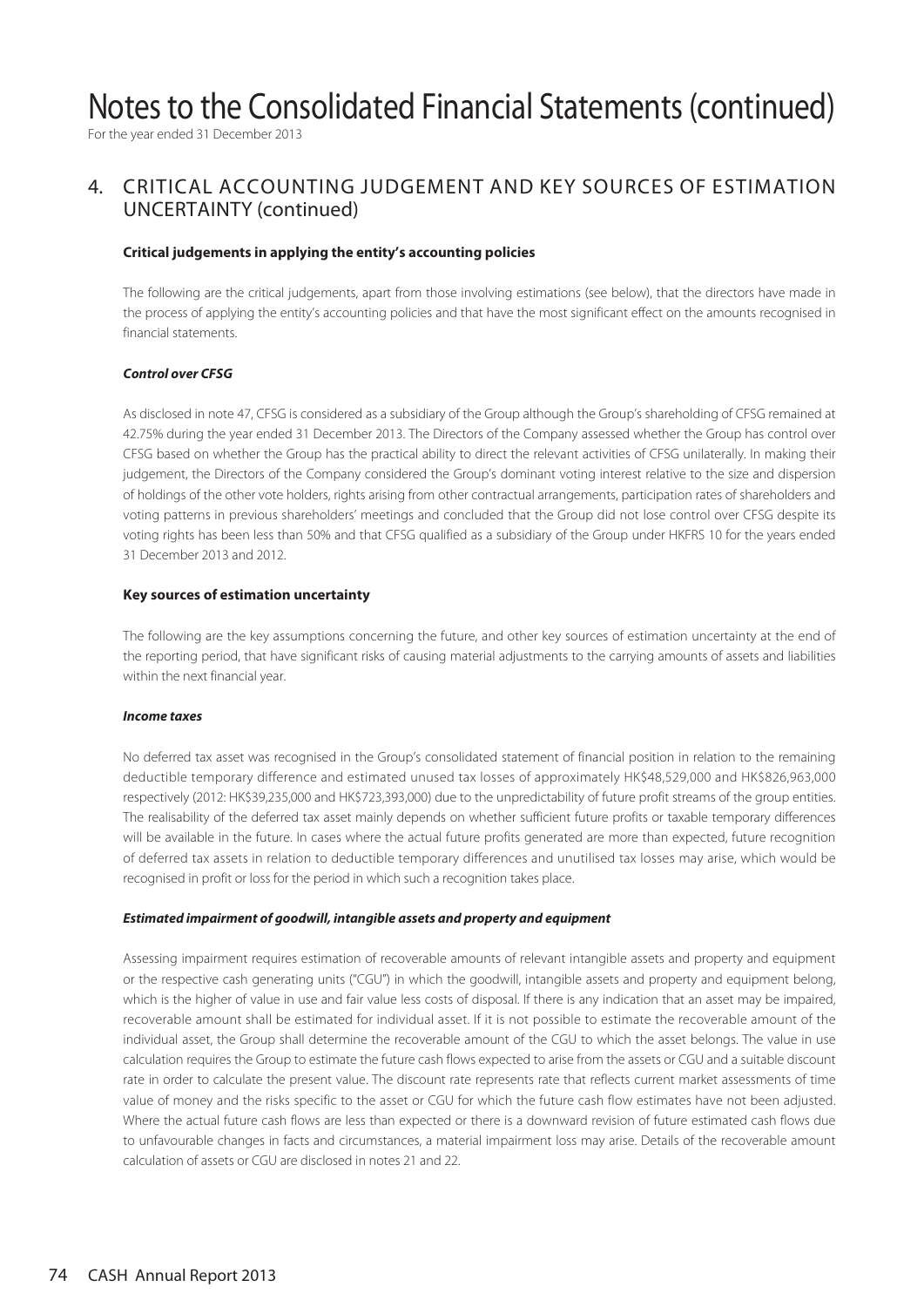# Notes to the Consolidated Financial Statements (continued)

For the year ended 31 December 2013

## 4. CRITICAL ACCOUNTING JUDGEMENT AND KEY SOURCES OF ESTIMATION UNCERTAINTY (continued)

### Critical judgements in applying the entity's accounting policies

The following are the critical judgements, apart from those involving estimations (see below), that the directors have made in the process of applying the entity's accounting policies and that have the most significant effect on the amounts recognised in financial statements.

#### *Control over CFSG*

As disclosed in note 47, CFSG is considered as a subsidiary of the Group although the Group's shareholding of CFSG remained at 42.75% during the year ended 31 December 2013. The Directors of the Company assessed whether the Group has control over CFSG based on whether the Group has the practical ability to direct the relevant activities of CFSG unilaterally. In making their judgement, the Directors of the Company considered the Group's dominant voting interest relative to the size and dispersion of holdings of the other vote holders, rights arising from other contractual arrangements, participation rates of shareholders and voting patterns in previous shareholders' meetings and concluded that the Group did not lose control over CFSG despite its voting rights has been less than 50% and that CFSG qualified as a subsidiary of the Group under HKFRS 10 for the years ended 31 December 2013 and 2012.

### Key sources of estimation uncertainty

The following are the key assumptions concerning the future, and other key sources of estimation uncertainty at the end of the reporting period, that have significant risks of causing material adjustments to the carrying amounts of assets and liabilities within the next financial year.

#### *Income taxes*

No deferred tax asset was recognised in the Group's consolidated statement of financial position in relation to the remaining deductible temporary difference and estimated unused tax losses of approximately HK$48,529,000 and HK$826,963,000 respectively (2012: HK$39,235,000 and HK$723,393,000) due to the unpredictability of future profit streams of the group entities. The realisability of the deferred tax asset mainly depends on whether sufficient future profits or taxable temporary differences will be available in the future. In cases where the actual future profits generated are more than expected, future recognition of deferred tax assets in relation to deductible temporary differences and unutilised tax losses may arise, which would be recognised in profit or loss for the period in which such a recognition takes place.

#### *Estimated impairment of goodwill, intangible assets and property and equipment*

Assessing impairment requires estimation of recoverable amounts of relevant intangible assets and property and equipment or the respective cash generating units ("CGU") in which the goodwill, intangible assets and property and equipment belong, which is the higher of value in use and fair value less costs of disposal. If there is any indication that an asset may be impaired, recoverable amount shall be estimated for individual asset. If it is not possible to estimate the recoverable amount of the individual asset, the Group shall determine the recoverable amount of the CGU to which the asset belongs. The value in use calculation requires the Group to estimate the future cash flows expected to arise from the assets or CGU and a suitable discount rate in order to calculate the present value. The discount rate represents rate that reflects current market assessments of time value of money and the risks specific to the asset or CGU for which the future cash flow estimates have not been adjusted. Where the actual future cash flows are less than expected or there is a downward revision of future estimated cash flows due to unfavourable changes in facts and circumstances, a material impairment loss may arise. Details of the recoverable amount calculation of assets or CGU are disclosed in notes 21 and 22.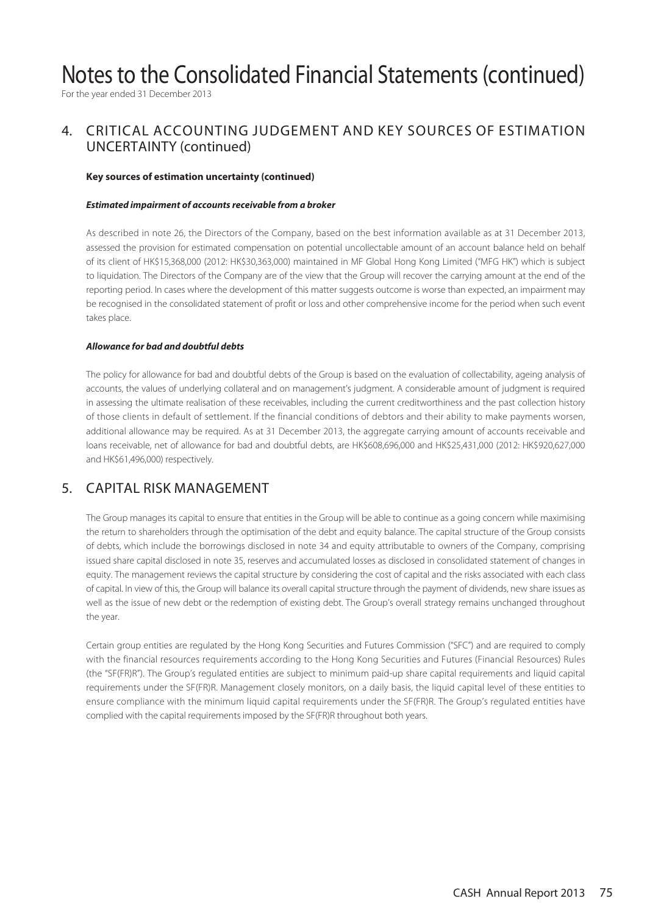# Notes to the Consolidated Financial Statements (continued)

For the year ended 31 December 2013

## 4. CRITICAL ACCOUNTING JUDGEMENT AND KEY SOURCES OF ESTIMATION UNCERTAINTY (continued)

**Key sources of estimation uncertainty (continued)**

***Estimated impairment of accounts receivable from a broker***

As described in note 26, the Directors of the Company, based on the best information available as at 31 December 2013, assessed the provision for estimated compensation on potential uncollectable amount of an account balance held on behalf of its client of HK$15,368,000 (2012: HK$30,363,000) maintained in MF Global Hong Kong Limited ("MFG HK") which is subject to liquidation. The Directors of the Company are of the view that the Group will recover the carrying amount at the end of the reporting period. In cases where the development of this matter suggests outcome is worse than expected, an impairment may be recognised in the consolidated statement of profit or loss and other comprehensive income for the period when such event takes place.

***Allowance for bad and doubtful debts***

The policy for allowance for bad and doubtful debts of the Group is based on the evaluation of collectability, ageing analysis of accounts, the values of underlying collateral and on management's judgment. A considerable amount of judgment is required in assessing the ultimate realisation of these receivables, including the current creditworthiness and the past collection history of those clients in default of settlement. If the financial conditions of debtors and their ability to make payments worsen, additional allowance may be required. As at 31 December 2013, the aggregate carrying amount of accounts receivable and loans receivable, net of allowance for bad and doubtful debts, are HK$608,696,000 and HK$25,431,000 (2012: HK$920,627,000 and HK$61,496,000) respectively.

## 5. CAPITAL RISK MANAGEMENT

The Group manages its capital to ensure that entities in the Group will be able to continue as a going concern while maximising the return to shareholders through the optimisation of the debt and equity balance. The capital structure of the Group consists of debts, which include the borrowings disclosed in note 34 and equity attributable to owners of the Company, comprising issued share capital disclosed in note 35, reserves and accumulated losses as disclosed in consolidated statement of changes in equity. The management reviews the capital structure by considering the cost of capital and the risks associated with each class of capital. In view of this, the Group will balance its overall capital structure through the payment of dividends, new share issues as well as the issue of new debt or the redemption of existing debt. The Group's overall strategy remains unchanged throughout the year.

Certain group entities are regulated by the Hong Kong Securities and Futures Commission ("SFC") and are required to comply with the financial resources requirements according to the Hong Kong Securities and Futures (Financial Resources) Rules (the "SF(FR)R"). The Group's regulated entities are subject to minimum paid-up share capital requirements and liquid capital requirements under the SF(FR)R. Management closely monitors, on a daily basis, the liquid capital level of these entities to ensure compliance with the minimum liquid capital requirements under the SF(FR)R. The Group's regulated entities have complied with the capital requirements imposed by the SF(FR)R throughout both years.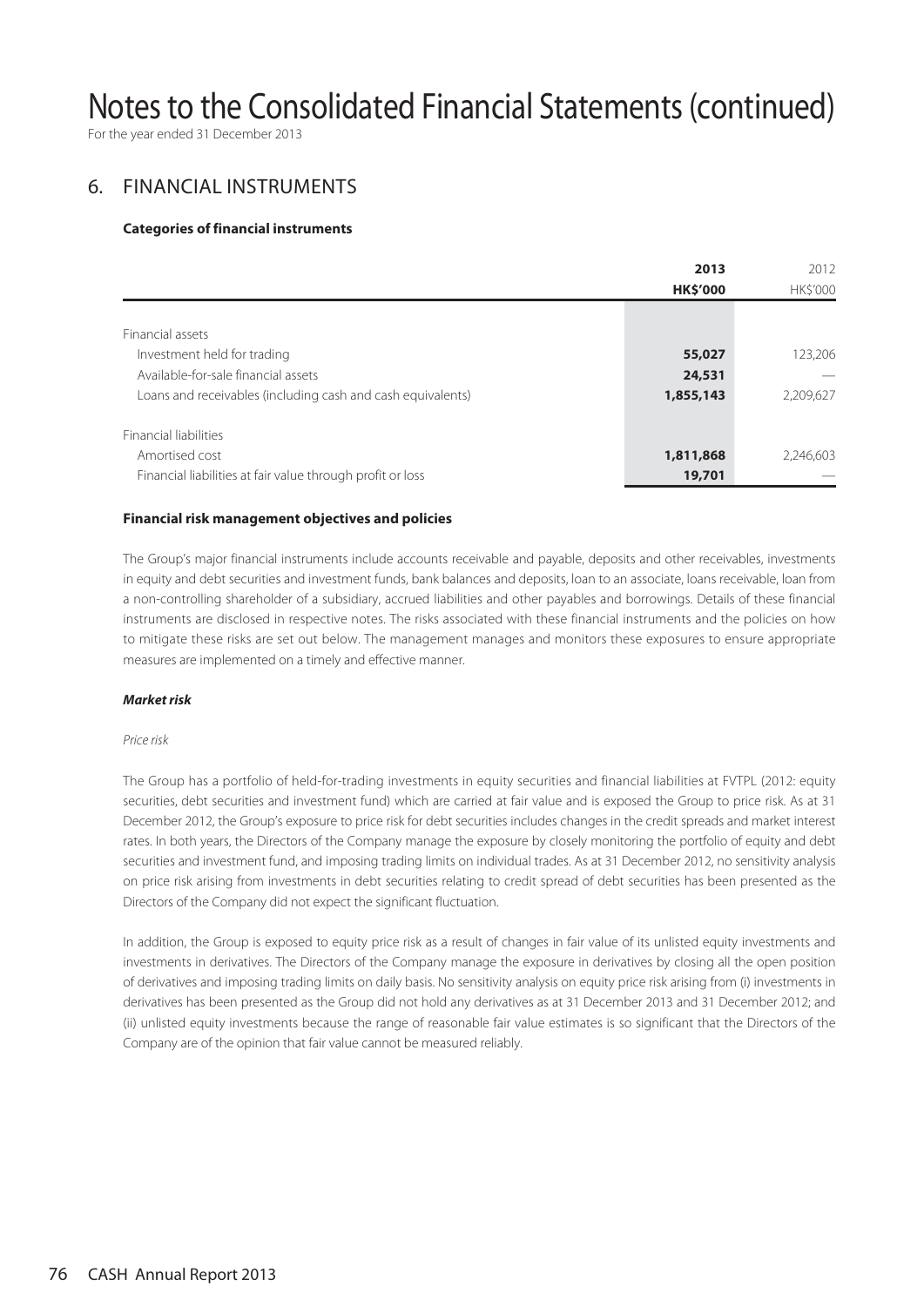# Notes to the Consolidated Financial Statements (continued)

For the year ended 31 December 2013

## 6. FINANCIAL INSTRUMENTS

**Categories of financial instruments**

| | 2013 | 2012 |
|---|---|---|
| | HK$'000 | HK$'000 |
| Financial assets | | |
| Investment held for trading | 55,027 | 123,206 |
| Available-for-sale financial assets | 24,531 | — |
| Loans and receivables (including cash and cash equivalents) | 1,855,143 | 2,209,627 |
| Financial liabilities | | |
| Amortised cost | 1,811,868 | 2,246,603 |
| Financial liabilities at fair value through profit or loss | 19,701 | — |

**Financial risk management objectives and policies**

The Group's major financial instruments include accounts receivable and payable, deposits and other receivables, investments in equity and debt securities and investment funds, bank balances and deposits, loan to an associate, loans receivable, loan from a non-controlling shareholder of a subsidiary, accrued liabilities and other payables and borrowings. Details of these financial instruments are disclosed in respective notes. The risks associated with these financial instruments and the policies on how to mitigate these risks are set out below. The management manages and monitors these exposures to ensure appropriate measures are implemented on a timely and effective manner.

***Market risk***

*Price risk*

The Group has a portfolio of held-for-trading investments in equity securities and financial liabilities at FVTPL (2012: equity securities, debt securities and investment fund) which are carried at fair value and is exposed the Group to price risk. As at 31 December 2012, the Group's exposure to price risk for debt securities includes changes in the credit spreads and market interest rates. In both years, the Directors of the Company manage the exposure by closely monitoring the portfolio of equity and debt securities and investment fund, and imposing trading limits on individual trades. As at 31 December 2012, no sensitivity analysis on price risk arising from investments in debt securities relating to credit spread of debt securities has been presented as the Directors of the Company did not expect the significant fluctuation.

In addition, the Group is exposed to equity price risk as a result of changes in fair value of its unlisted equity investments and investments in derivatives. The Directors of the Company manage the exposure in derivatives by closing all the open position of derivatives and imposing trading limits on daily basis. No sensitivity analysis on equity price risk arising from (i) investments in derivatives has been presented as the Group did not hold any derivatives as at 31 December 2013 and 31 December 2012; and (ii) unlisted equity investments because the range of reasonable fair value estimates is so significant that the Directors of the Company are of the opinion that fair value cannot be measured reliably.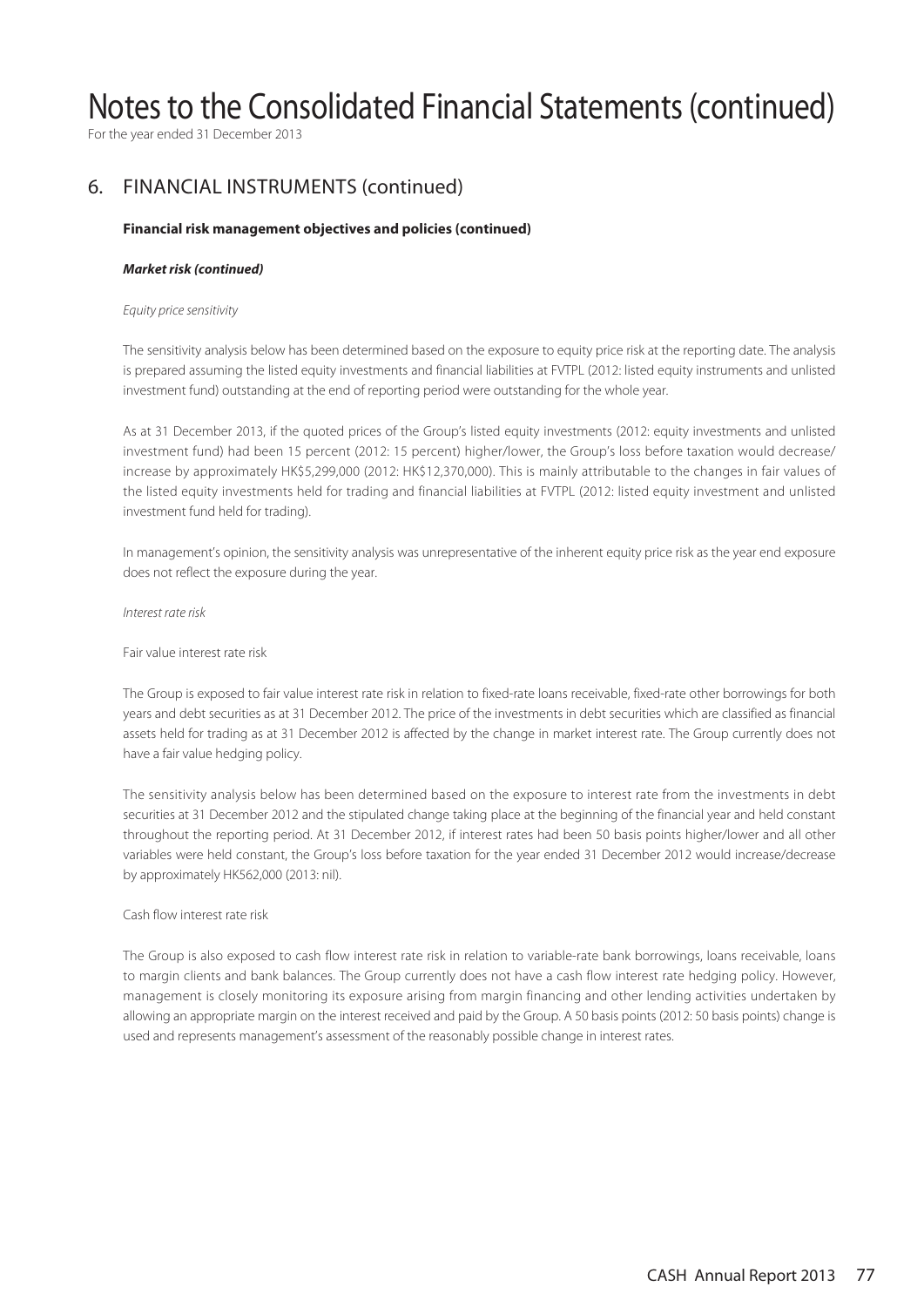# Notes to the Consolidated Financial Statements (continued)

For the year ended 31 December 2013

## 6. FINANCIAL INSTRUMENTS (continued)

**Financial risk management objectives and policies (continued)**

***Market risk (continued)***

*Equity price sensitivity*

The sensitivity analysis below has been determined based on the exposure to equity price risk at the reporting date. The analysis is prepared assuming the listed equity investments and financial liabilities at FVTPL (2012: listed equity instruments and unlisted investment fund) outstanding at the end of reporting period were outstanding for the whole year.

As at 31 December 2013, if the quoted prices of the Group's listed equity investments (2012: equity investments and unlisted investment fund) had been 15 percent (2012: 15 percent) higher/lower, the Group's loss before taxation would decrease/increase by approximately HK$5,299,000 (2012: HK$12,370,000). This is mainly attributable to the changes in fair values of the listed equity investments held for trading and financial liabilities at FVTPL (2012: listed equity investment and unlisted investment fund held for trading).

In management's opinion, the sensitivity analysis was unrepresentative of the inherent equity price risk as the year end exposure does not reflect the exposure during the year.

*Interest rate risk*

Fair value interest rate risk

The Group is exposed to fair value interest rate risk in relation to fixed-rate loans receivable, fixed-rate other borrowings for both years and debt securities as at 31 December 2012. The price of the investments in debt securities which are classified as financial assets held for trading as at 31 December 2012 is affected by the change in market interest rate. The Group currently does not have a fair value hedging policy.

The sensitivity analysis below has been determined based on the exposure to interest rate from the investments in debt securities at 31 December 2012 and the stipulated change taking place at the beginning of the financial year and held constant throughout the reporting period. At 31 December 2012, if interest rates had been 50 basis points higher/lower and all other variables were held constant, the Group's loss before taxation for the year ended 31 December 2012 would increase/decrease by approximately HK562,000 (2013: nil).

Cash flow interest rate risk

The Group is also exposed to cash flow interest rate risk in relation to variable-rate bank borrowings, loans receivable, loans to margin clients and bank balances. The Group currently does not have a cash flow interest rate hedging policy. However, management is closely monitoring its exposure arising from margin financing and other lending activities undertaken by allowing an appropriate margin on the interest received and paid by the Group. A 50 basis points (2012: 50 basis points) change is used and represents management's assessment of the reasonably possible change in interest rates.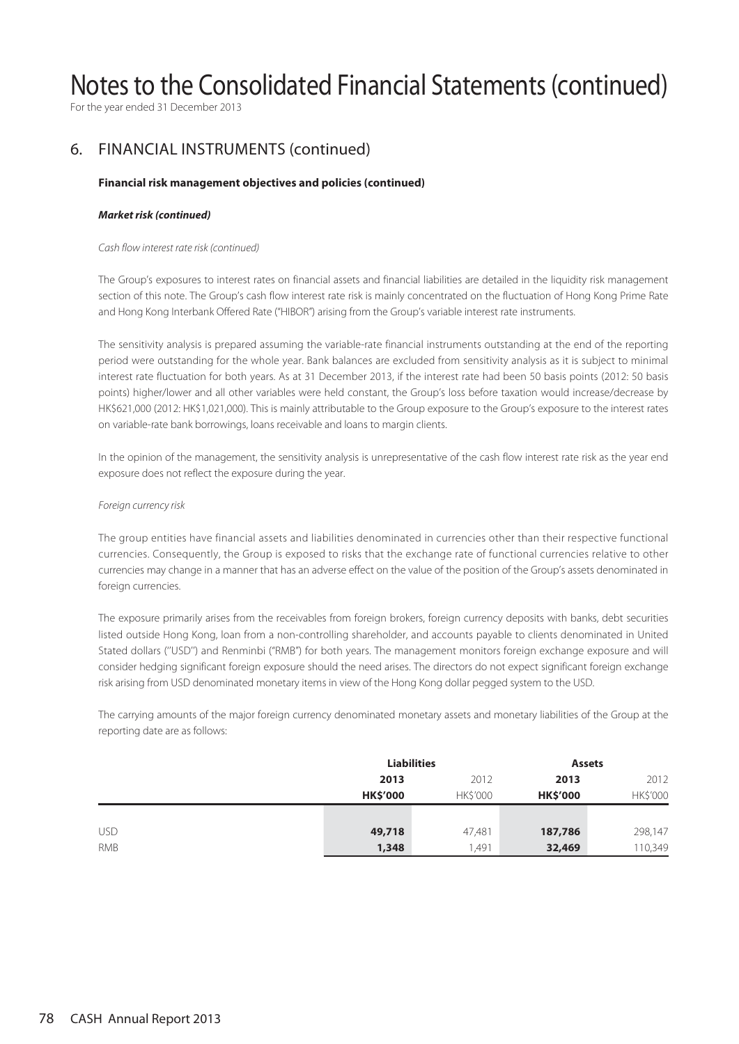# Notes to the Consolidated Financial Statements (continued)

For the year ended 31 December 2013

## 6. FINANCIAL INSTRUMENTS (continued)

**Financial risk management objectives and policies (continued)**

***Market risk (continued)***

*Cash flow interest rate risk (continued)*

The Group's exposures to interest rates on financial assets and financial liabilities are detailed in the liquidity risk management section of this note. The Group's cash flow interest rate risk is mainly concentrated on the fluctuation of Hong Kong Prime Rate and Hong Kong Interbank Offered Rate ("HIBOR") arising from the Group's variable interest rate instruments.

The sensitivity analysis is prepared assuming the variable-rate financial instruments outstanding at the end of the reporting period were outstanding for the whole year. Bank balances are excluded from sensitivity analysis as it is subject to minimal interest rate fluctuation for both years. As at 31 December 2013, if the interest rate had been 50 basis points (2012: 50 basis points) higher/lower and all other variables were held constant, the Group's loss before taxation would increase/decrease by HK$621,000 (2012: HK$1,021,000). This is mainly attributable to the Group exposure to the Group's exposure to the interest rates on variable-rate bank borrowings, loans receivable and loans to margin clients.

In the opinion of the management, the sensitivity analysis is unrepresentative of the cash flow interest rate risk as the year end exposure does not reflect the exposure during the year.

*Foreign currency risk*

The group entities have financial assets and liabilities denominated in currencies other than their respective functional currencies. Consequently, the Group is exposed to risks that the exchange rate of functional currencies relative to other currencies may change in a manner that has an adverse effect on the value of the position of the Group's assets denominated in foreign currencies.

The exposure primarily arises from the receivables from foreign brokers, foreign currency deposits with banks, debt securities listed outside Hong Kong, loan from a non-controlling shareholder, and accounts payable to clients denominated in United Stated dollars ("USD") and Renminbi ("RMB") for both years. The management monitors foreign exchange exposure and will consider hedging significant foreign exposure should the need arises. The directors do not expect significant foreign exchange risk arising from USD denominated monetary items in view of the Hong Kong dollar pegged system to the USD.

The carrying amounts of the major foreign currency denominated monetary assets and monetary liabilities of the Group at the reporting date are as follows:

| | Liabilities | | Assets | |
|---|---|---|---|---|
| | **2013** | 2012 | **2013** | 2012 |
| | **HK$'000** | HK$'000 | **HK$'000** | HK$'000 |
| USD | **49,718** | 47,481 | **187,786** | 298,147 |
| RMB | **1,348** | 1,491 | **32,469** | 110,349 |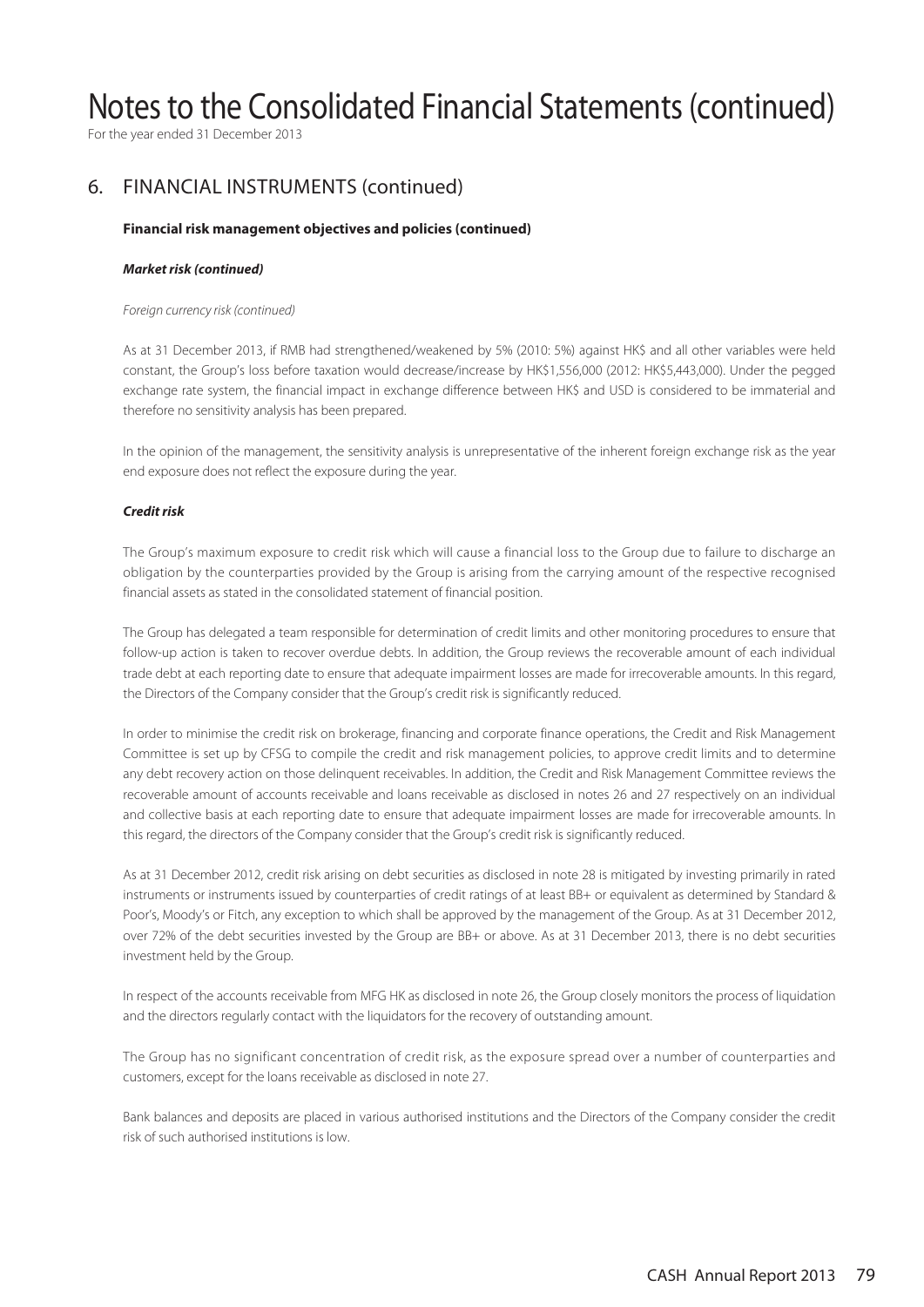# Notes to the Consolidated Financial Statements (continued)

For the year ended 31 December 2013

## 6. FINANCIAL INSTRUMENTS (continued)

**Financial risk management objectives and policies (continued)**

***Market risk (continued)***

*Foreign currency risk (continued)*

As at 31 December 2013, if RMB had strengthened/weakened by 5% (2010: 5%) against HK$ and all other variables were held constant, the Group's loss before taxation would decrease/increase by HK$1,556,000 (2012: HK$5,443,000). Under the pegged exchange rate system, the financial impact in exchange difference between HK$ and USD is considered to be immaterial and therefore no sensitivity analysis has been prepared.

In the opinion of the management, the sensitivity analysis is unrepresentative of the inherent foreign exchange risk as the year end exposure does not reflect the exposure during the year.

***Credit risk***

The Group's maximum exposure to credit risk which will cause a financial loss to the Group due to failure to discharge an obligation by the counterparties provided by the Group is arising from the carrying amount of the respective recognised financial assets as stated in the consolidated statement of financial position.

The Group has delegated a team responsible for determination of credit limits and other monitoring procedures to ensure that follow-up action is taken to recover overdue debts. In addition, the Group reviews the recoverable amount of each individual trade debt at each reporting date to ensure that adequate impairment losses are made for irrecoverable amounts. In this regard, the Directors of the Company consider that the Group's credit risk is significantly reduced.

In order to minimise the credit risk on brokerage, financing and corporate finance operations, the Credit and Risk Management Committee is set up by CFSG to compile the credit and risk management policies, to approve credit limits and to determine any debt recovery action on those delinquent receivables. In addition, the Credit and Risk Management Committee reviews the recoverable amount of accounts receivable and loans receivable as disclosed in notes 26 and 27 respectively on an individual and collective basis at each reporting date to ensure that adequate impairment losses are made for irrecoverable amounts. In this regard, the directors of the Company consider that the Group's credit risk is significantly reduced.

As at 31 December 2012, credit risk arising on debt securities as disclosed in note 28 is mitigated by investing primarily in rated instruments or instruments issued by counterparties of credit ratings of at least BB+ or equivalent as determined by Standard & Poor's, Moody's or Fitch, any exception to which shall be approved by the management of the Group. As at 31 December 2012, over 72% of the debt securities invested by the Group are BB+ or above. As at 31 December 2013, there is no debt securities investment held by the Group.

In respect of the accounts receivable from MFG HK as disclosed in note 26, the Group closely monitors the process of liquidation and the directors regularly contact with the liquidators for the recovery of outstanding amount.

The Group has no significant concentration of credit risk, as the exposure spread over a number of counterparties and customers, except for the loans receivable as disclosed in note 27.

Bank balances and deposits are placed in various authorised institutions and the Directors of the Company consider the credit risk of such authorised institutions is low.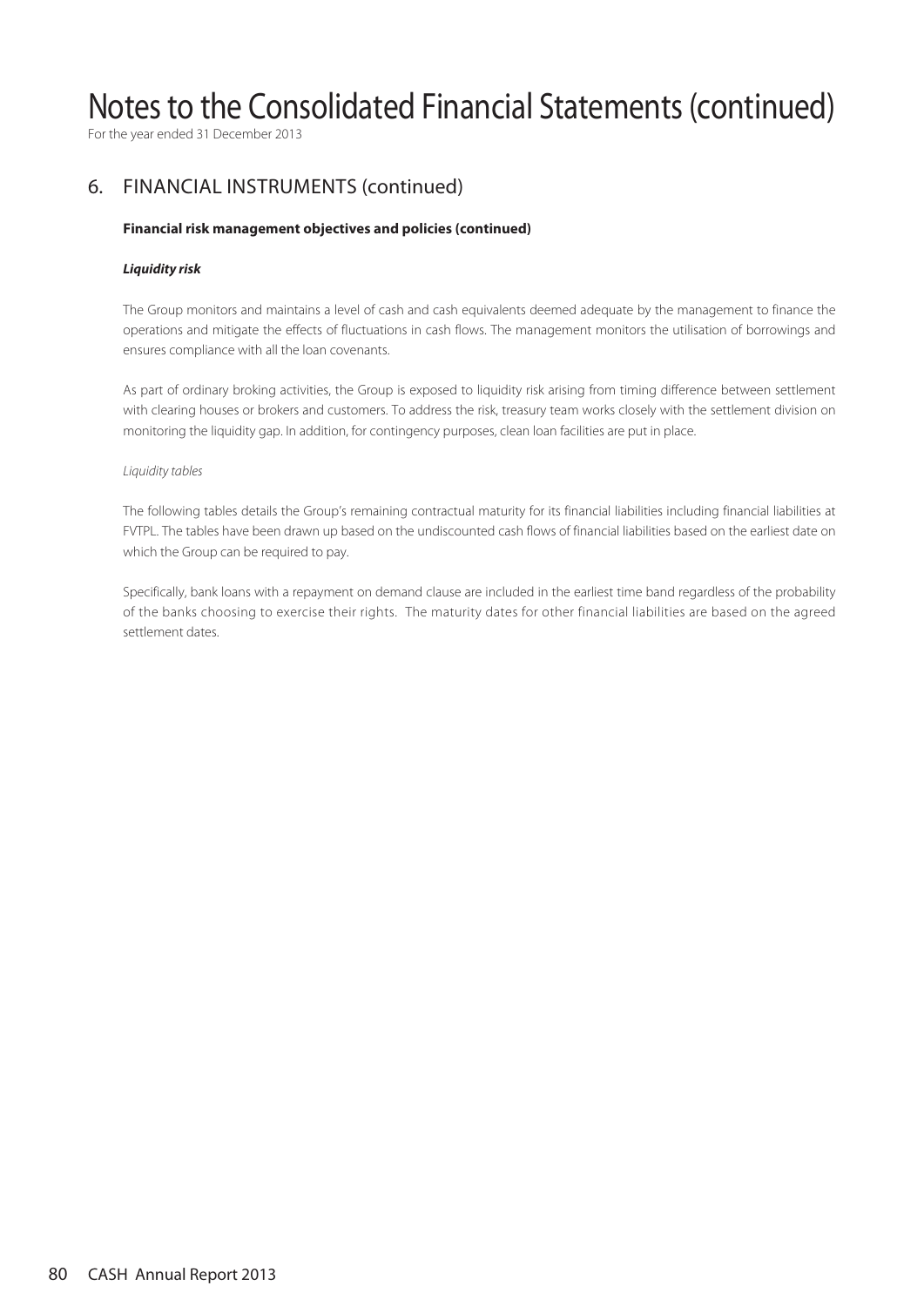# Notes to the Consolidated Financial Statements (continued)

For the year ended 31 December 2013

## 6. FINANCIAL INSTRUMENTS (continued)

**Financial risk management objectives and policies (continued)**

***Liquidity risk***

The Group monitors and maintains a level of cash and cash equivalents deemed adequate by the management to finance the operations and mitigate the effects of fluctuations in cash flows. The management monitors the utilisation of borrowings and ensures compliance with all the loan covenants.

As part of ordinary broking activities, the Group is exposed to liquidity risk arising from timing difference between settlement with clearing houses or brokers and customers. To address the risk, treasury team works closely with the settlement division on monitoring the liquidity gap. In addition, for contingency purposes, clean loan facilities are put in place.

*Liquidity tables*

The following tables details the Group's remaining contractual maturity for its financial liabilities including financial liabilities at FVTPL. The tables have been drawn up based on the undiscounted cash flows of financial liabilities based on the earliest date on which the Group can be required to pay.

Specifically, bank loans with a repayment on demand clause are included in the earliest time band regardless of the probability of the banks choosing to exercise their rights. The maturity dates for other financial liabilities are based on the agreed settlement dates.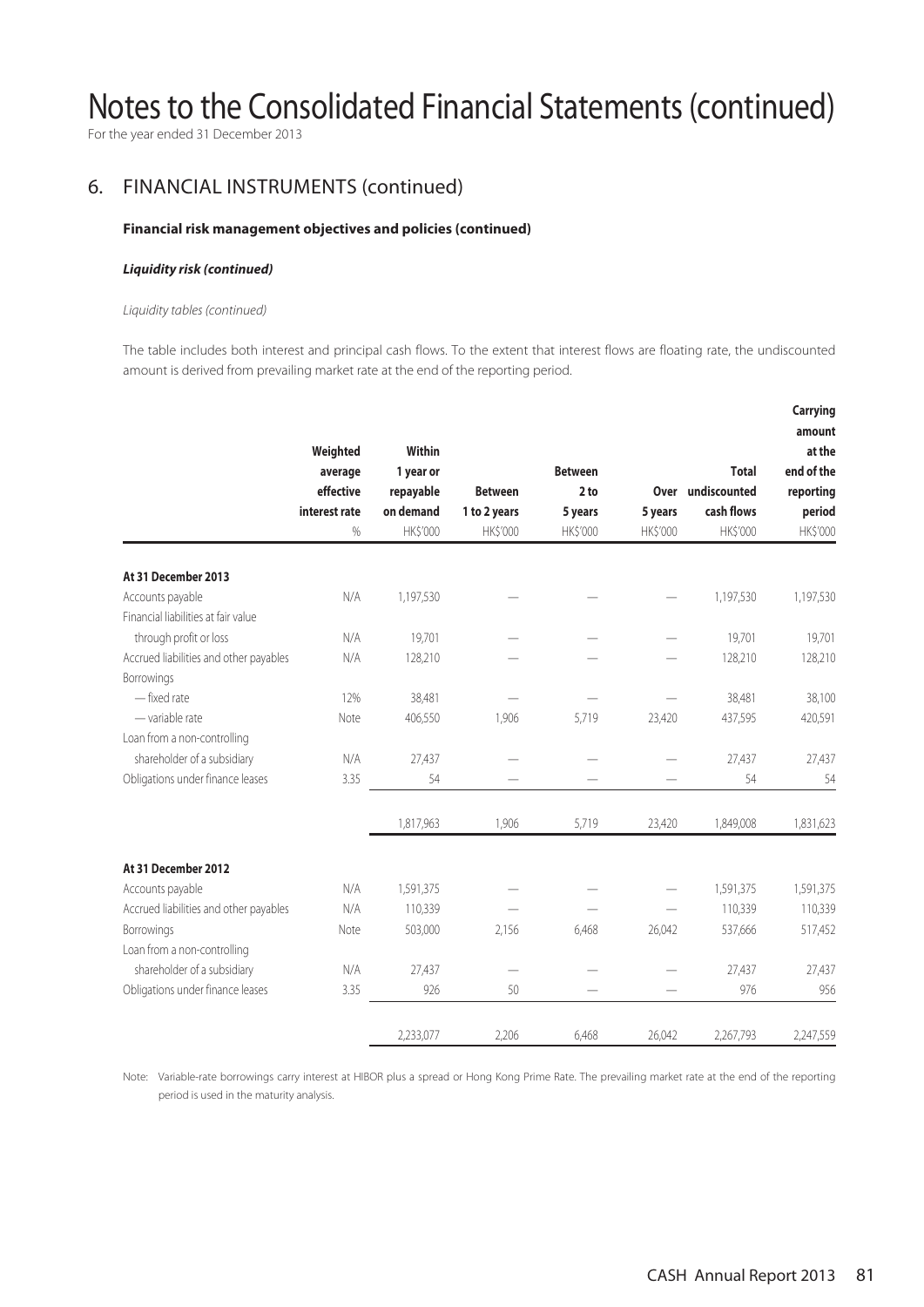# Notes to the Consolidated Financial Statements (continued)

For the year ended 31 December 2013

## 6. FINANCIAL INSTRUMENTS (continued)

**Financial risk management objectives and policies (continued)**

***Liquidity risk (continued)***

*Liquidity tables (continued)*

The table includes both interest and principal cash flows. To the extent that interest flows are floating rate, the undiscounted amount is derived from prevailing market rate at the end of the reporting period.

| | Weighted average effective interest rate | Within 1 year or repayable on demand | Between 1 to 2 years | Between 2 to 5 years | Over 5 years | Total undiscounted cash flows | Carrying amount at the end of the reporting period |
|---|---|---|---|---|---|---|---|
| | % | HK$'000 | HK$'000 | HK$'000 | HK$'000 | HK$'000 | HK$'000 |
| **At 31 December 2013** | | | | | | | |
| Accounts payable | N/A | 1,197,530 | — | — | — | 1,197,530 | 1,197,530 |
| Financial liabilities at fair value through profit or loss | N/A | 19,701 | — | — | — | 19,701 | 19,701 |
| Accrued liabilities and other payables | N/A | 128,210 | — | — | — | 128,210 | 128,210 |
| Borrowings | | | | | | | |
| — fixed rate | 12% | 38,481 | — | — | — | 38,481 | 38,100 |
| — variable rate | Note | 406,550 | 1,906 | 5,719 | 23,420 | 437,595 | 420,591 |
| Loan from a non-controlling shareholder of a subsidiary | N/A | 27,437 | — | — | — | 27,437 | 27,437 |
| Obligations under finance leases | 3.35 | 54 | — | — | — | 54 | 54 |
| | | 1,817,963 | 1,906 | 5,719 | 23,420 | 1,849,008 | 1,831,623 |
| **At 31 December 2012** | | | | | | | |
| Accounts payable | N/A | 1,591,375 | — | — | — | 1,591,375 | 1,591,375 |
| Accrued liabilities and other payables | N/A | 110,339 | — | — | — | 110,339 | 110,339 |
| Borrowings | Note | 503,000 | 2,156 | 6,468 | 26,042 | 537,666 | 517,452 |
| Loan from a non-controlling shareholder of a subsidiary | N/A | 27,437 | — | — | — | 27,437 | 27,437 |
| Obligations under finance leases | 3.35 | 926 | 50 | — | — | 976 | 956 |
| | | 2,233,077 | 2,206 | 6,468 | 26,042 | 2,267,793 | 2,247,559 |

Note: Variable-rate borrowings carry interest at HIBOR plus a spread or Hong Kong Prime Rate. The prevailing market rate at the end of the reporting period is used in the maturity analysis.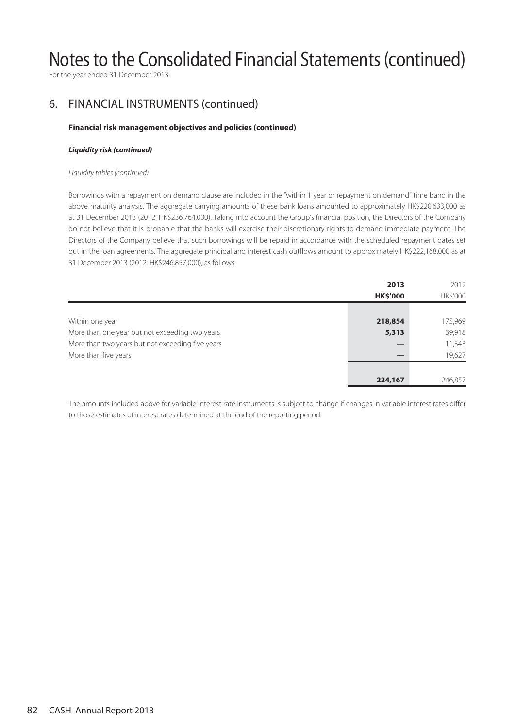# Notes to the Consolidated Financial Statements (continued)

For the year ended 31 December 2013

## 6. FINANCIAL INSTRUMENTS (continued)

**Financial risk management objectives and policies (continued)**

***Liquidity risk (continued)***

*Liquidity tables (continued)*

Borrowings with a repayment on demand clause are included in the "within 1 year or repayment on demand" time band in the above maturity analysis. The aggregate carrying amounts of these bank loans amounted to approximately HK$220,633,000 as at 31 December 2013 (2012: HK$236,764,000). Taking into account the Group's financial position, the Directors of the Company do not believe that it is probable that the banks will exercise their discretionary rights to demand immediate payment. The Directors of the Company believe that such borrowings will be repaid in accordance with the scheduled repayment dates set out in the loan agreements. The aggregate principal and interest cash outflows amount to approximately HK$222,168,000 as at 31 December 2013 (2012: HK$246,857,000), as follows:

| | **2013** | 2012 |
|---|---|---|
| | **HK$'000** | HK$'000 |
| Within one year | **218,854** | 175,969 |
| More than one year but not exceeding two years | **5,313** | 39,918 |
| More than two years but not exceeding five years | **—** | 11,343 |
| More than five years | **—** | 19,627 |
| | **224,167** | 246,857 |

The amounts included above for variable interest rate instruments is subject to change if changes in variable interest rates differ to those estimates of interest rates determined at the end of the reporting period.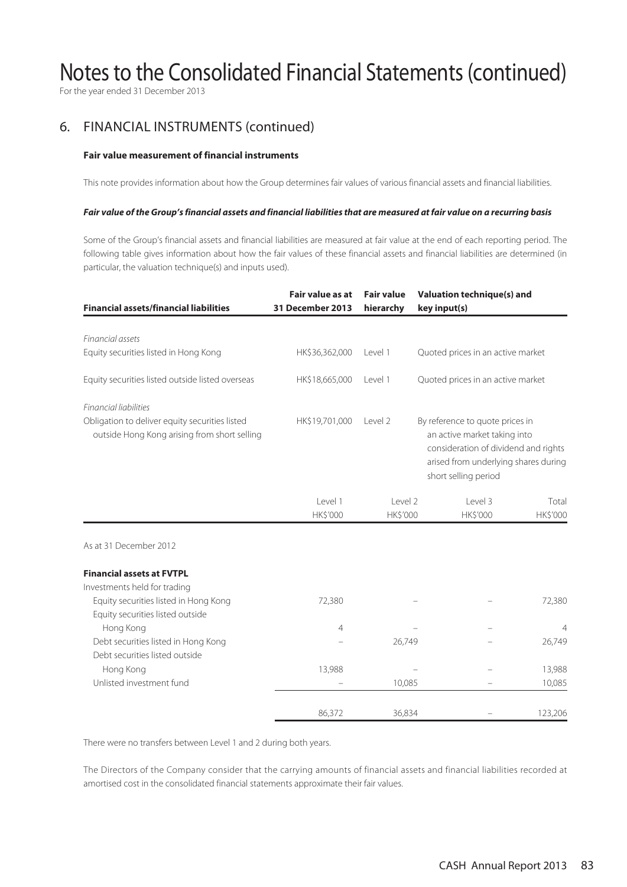# Notes to the Consolidated Financial Statements (continued)

For the year ended 31 December 2013

## 6. FINANCIAL INSTRUMENTS (continued)

**Fair value measurement of financial instruments**

This note provides information about how the Group determines fair values of various financial assets and financial liabilities.

***Fair value of the Group's financial assets and financial liabilities that are measured at fair value on a recurring basis***

Some of the Group's financial assets and financial liabilities are measured at fair value at the end of each reporting period. The following table gives information about how the fair values of these financial assets and financial liabilities are determined (in particular, the valuation technique(s) and inputs used).

| Financial assets/financial liabilities | Fair value as at 31 December 2013 | Fair value hierarchy | Valuation technique(s) and key input(s) |
|---|---|---|---|
| *Financial assets* | | | |
| Equity securities listed in Hong Kong | HK$36,362,000 | Level 1 | Quoted prices in an active market |
| Equity securities listed outside listed overseas | HK$18,665,000 | Level 1 | Quoted prices in an active market |
| *Financial liabilities* | | | |
| Obligation to deliver equity securities listed outside Hong Kong arising from short selling | HK$19,701,000 | Level 2 | By reference to quote prices in an active market taking into consideration of dividend and rights arised from underlying shares during short selling period |

| | Level 1 HK$'000 | Level 2 HK$'000 | Level 3 HK$'000 | Total HK$'000 |
|---|---|---|---|---|
| As at 31 December 2012 | | | | |
| **Financial assets at FVTPL** | | | | |
| Investments held for trading | | | | |
| Equity securities listed in Hong Kong | 72,380 | – | – | 72,380 |
| Equity securities listed outside Hong Kong | 4 | – | – | 4 |
| Debt securities listed in Hong Kong | – | 26,749 | – | 26,749 |
| Debt securities listed outside Hong Kong | 13,988 | – | – | 13,988 |
| Unlisted investment fund | – | 10,085 | – | 10,085 |
| | 86,372 | 36,834 | – | 123,206 |

There were no transfers between Level 1 and 2 during both years.

The Directors of the Company consider that the carrying amounts of financial assets and financial liabilities recorded at amortised cost in the consolidated financial statements approximate their fair values.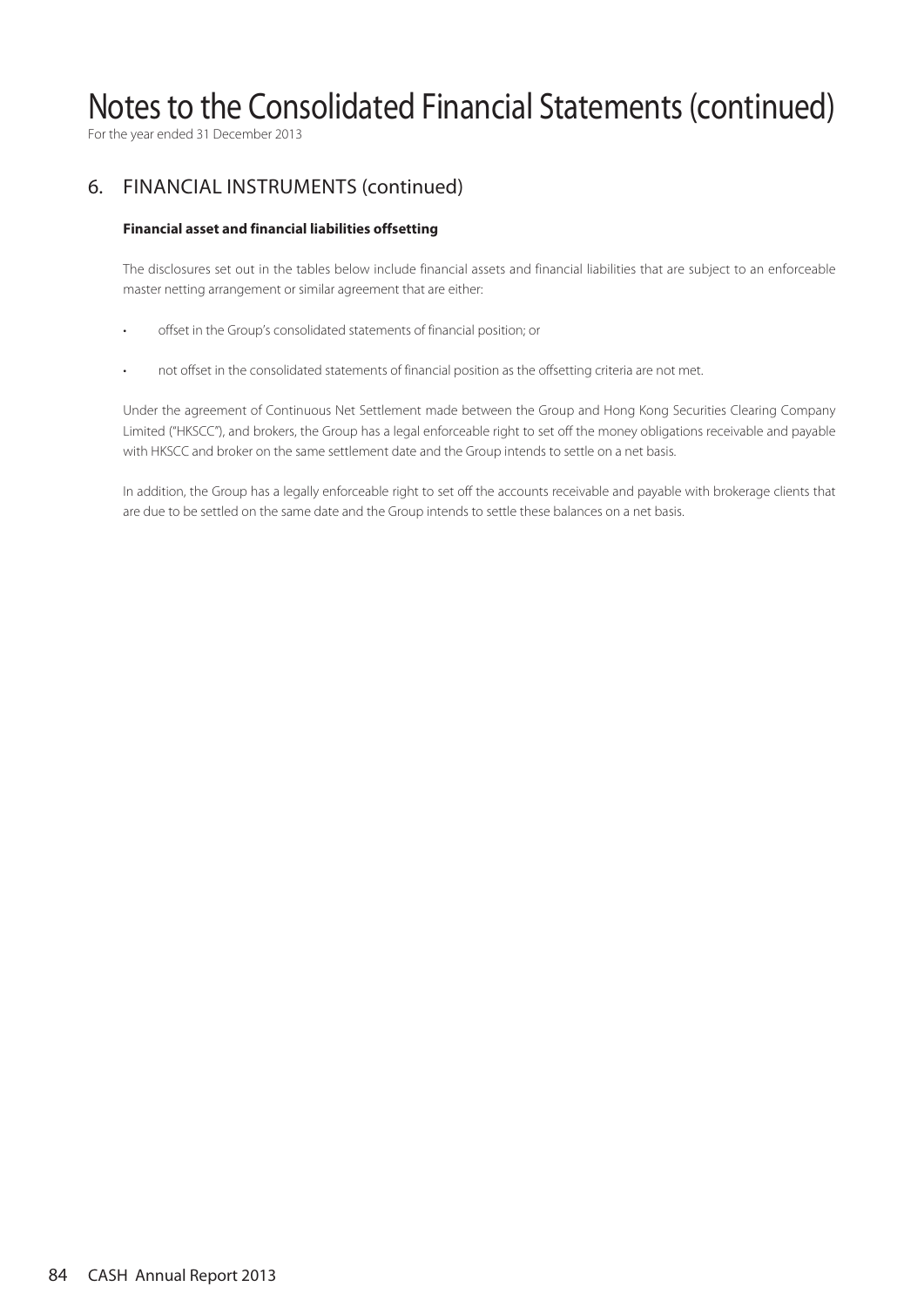## 6. FINANCIAL INSTRUMENTS (continued)

**Financial asset and financial liabilities offsetting**

The disclosures set out in the tables below include financial assets and financial liabilities that are subject to an enforceable master netting arrangement or similar agreement that are either:

- offset in the Group's consolidated statements of financial position; or
- not offset in the consolidated statements of financial position as the offsetting criteria are not met.

Under the agreement of Continuous Net Settlement made between the Group and Hong Kong Securities Clearing Company Limited ("HKSCC"), and brokers, the Group has a legal enforceable right to set off the money obligations receivable and payable with HKSCC and broker on the same settlement date and the Group intends to settle on a net basis.

In addition, the Group has a legally enforceable right to set off the accounts receivable and payable with brokerage clients that are due to be settled on the same date and the Group intends to settle these balances on a net basis.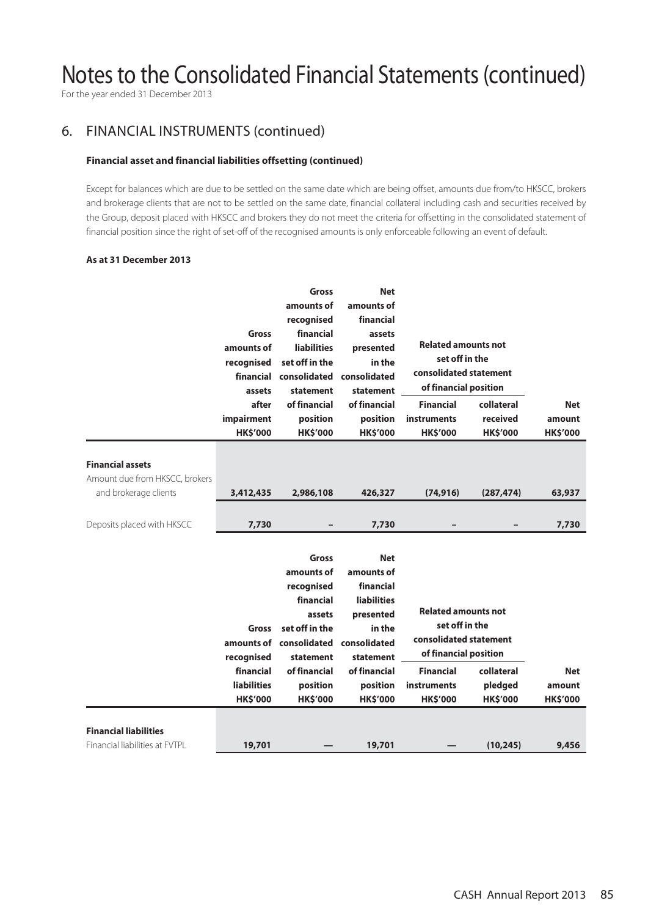# Notes to the Consolidated Financial Statements (continued)

For the year ended 31 December 2013

## 6. FINANCIAL INSTRUMENTS (continued)

### Financial asset and financial liabilities offsetting (continued)

Except for balances which are due to be settled on the same date which are being offset, amounts due from/to HKSCC, brokers and brokerage clients that are not to be settled on the same date, financial collateral including cash and securities received by the Group, deposit placed with HKSCC and brokers they do not meet the criteria for offsetting in the consolidated statement of financial position since the right of set-off of the recognised amounts is only enforceable following an event of default.

**As at 31 December 2013**

| | Gross amounts of recognised financial assets after impairment | Gross amounts of recognised financial liabilities set off in the consolidated statement of financial position | Net amounts of financial assets presented in the consolidated statement of financial position | Related amounts not set off in the consolidated statement of financial position | | Net amount |
|---|---|---|---|---|---|---|
| | | | | Financial instruments | collateral received | |
| | HK$'000 | HK$'000 | HK$'000 | HK$'000 | HK$'000 | HK$'000 |
| **Financial assets** | | | | | | |
| Amount due from HKSCC, brokers and brokerage clients | 3,412,435 | 2,986,108 | 426,327 | (74,916) | (287,474) | 63,937 |
| Deposits placed with HKSCC | 7,730 | – | 7,730 | – | – | 7,730 |

| | Gross amounts of recognised financial liabilities | Gross amounts of recognised financial assets set off in the consolidated statement of financial position | Net amounts of financial liabilities presented in the consolidated statement of financial position | Related amounts not set off in the consolidated statement of financial position | | Net amount |
|---|---|---|---|---|---|---|
| | | | | Financial instruments | collateral pledged | |
| | HK$'000 | HK$'000 | HK$'000 | HK$'000 | HK$'000 | HK$'000 |
| **Financial liabilities** | | | | | | |
| Financial liabilities at FVTPL | 19,701 | — | 19,701 | — | (10,245) | 9,456 |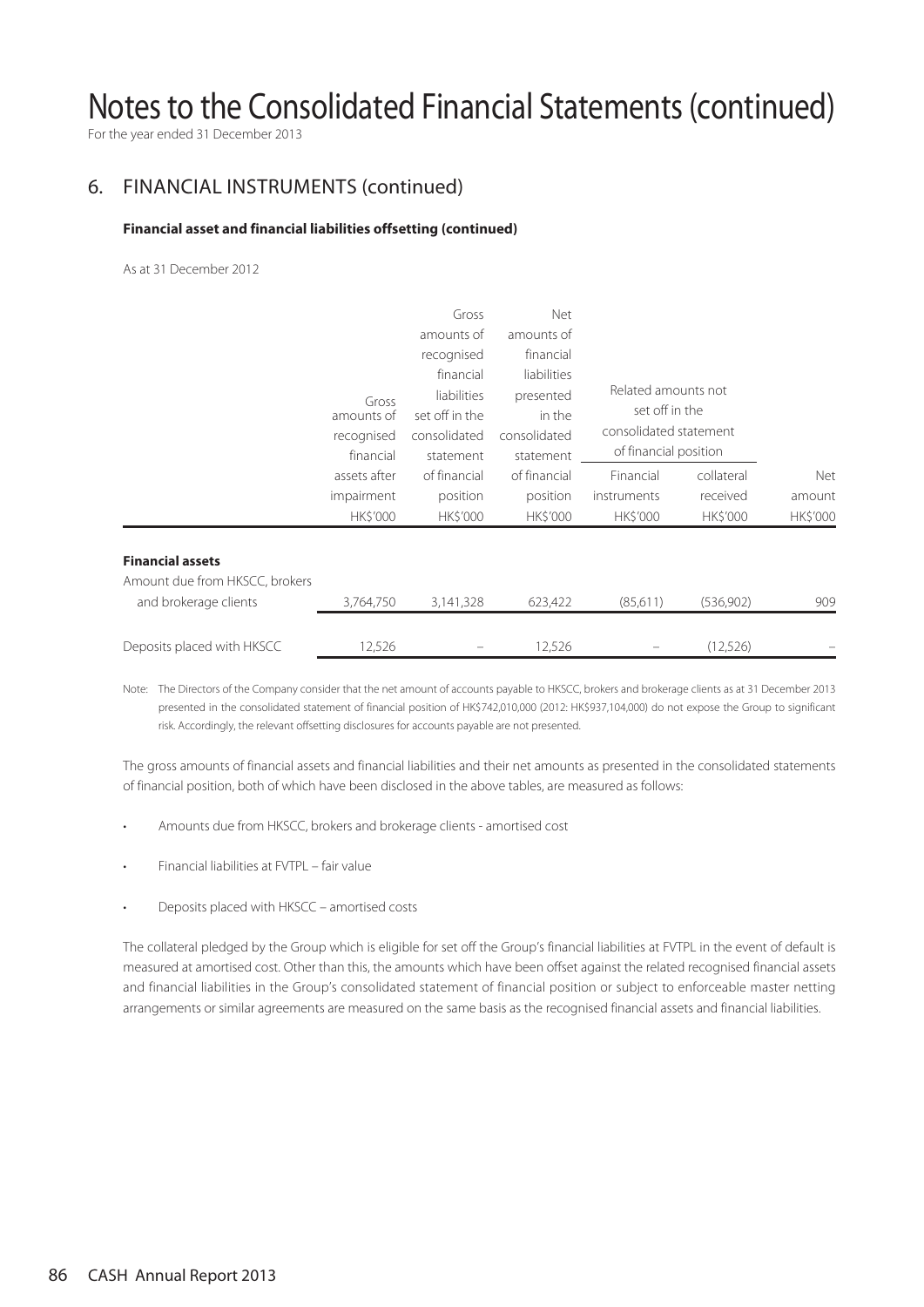# Notes to the Consolidated Financial Statements (continued)

For the year ended 31 December 2013

## 6. FINANCIAL INSTRUMENTS (continued)

**Financial asset and financial liabilities offsetting (continued)**

As at 31 December 2012

| | Gross amounts of recognised financial assets after impairment HK$'000 | Gross amounts of recognised financial liabilities set off in the consolidated statement of financial position HK$'000 | Net amounts of financial liabilities presented in the consolidated statement of financial position HK$'000 | Related amounts not set off in the consolidated statement of financial position | | Net amount HK$'000 |
|---|---|---|---|---|---|---|
| | | | | Financial instruments HK$'000 | collateral received HK$'000 | |
| **Financial assets** | | | | | | |
| Amount due from HKSCC, brokers and brokerage clients | 3,764,750 | 3,141,328 | 623,422 | (85,611) | (536,902) | 909 |
| Deposits placed with HKSCC | 12,526 | – | 12,526 | – | (12,526) | – |

Note: The Directors of the Company consider that the net amount of accounts payable to HKSCC, brokers and brokerage clients as at 31 December 2013 presented in the consolidated statement of financial position of HK$742,010,000 (2012: HK$937,104,000) do not expose the Group to significant risk. Accordingly, the relevant offsetting disclosures for accounts payable are not presented.

The gross amounts of financial assets and financial liabilities and their net amounts as presented in the consolidated statements of financial position, both of which have been disclosed in the above tables, are measured as follows:

- Amounts due from HKSCC, brokers and brokerage clients - amortised cost
- Financial liabilities at FVTPL – fair value
- Deposits placed with HKSCC – amortised costs

The collateral pledged by the Group which is eligible for set off the Group's financial liabilities at FVTPL in the event of default is measured at amortised cost. Other than this, the amounts which have been offset against the related recognised financial assets and financial liabilities in the Group's consolidated statement of financial position or subject to enforceable master netting arrangements or similar agreements are measured on the same basis as the recognised financial assets and financial liabilities.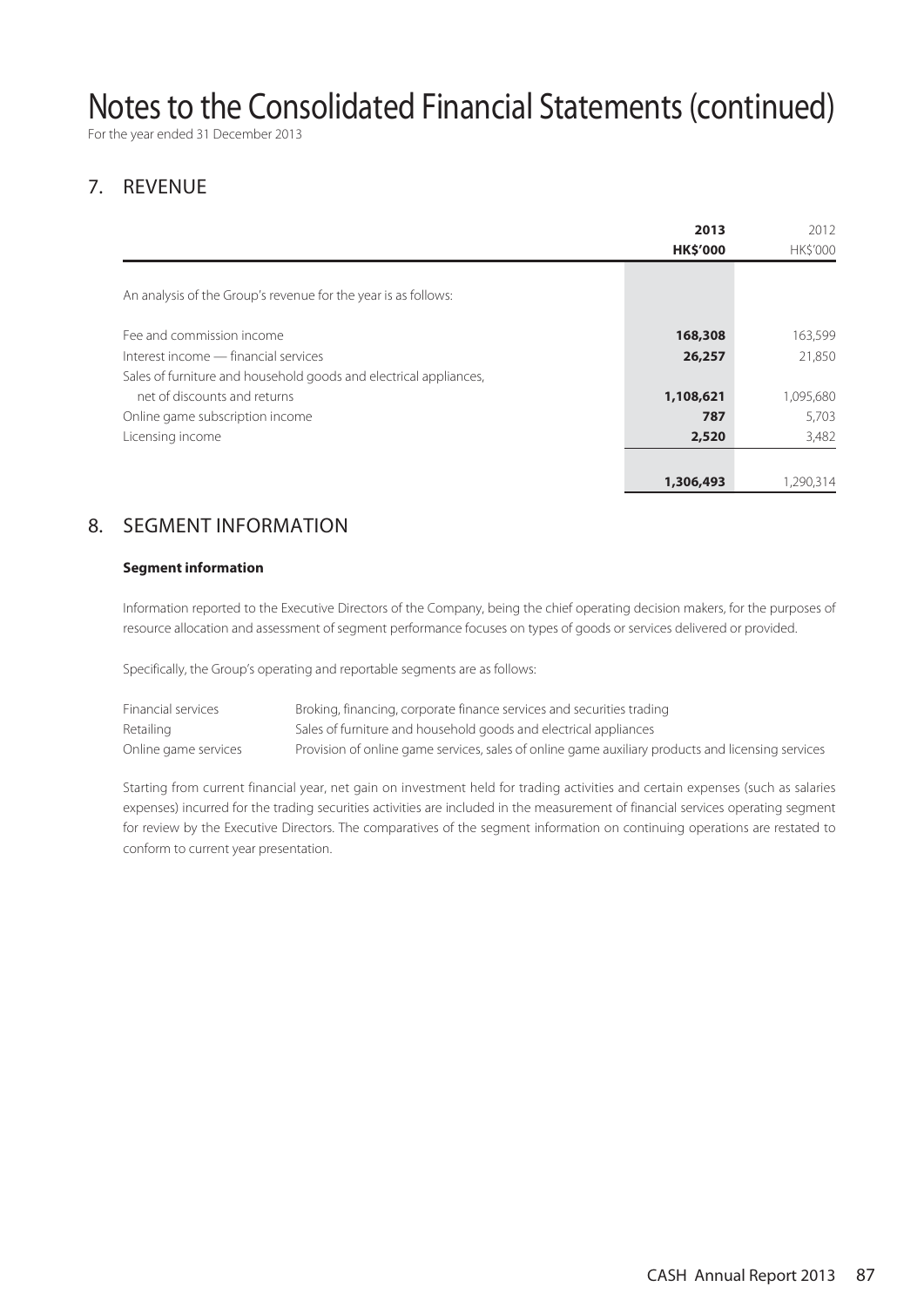# Notes to the Consolidated Financial Statements (continued)

For the year ended 31 December 2013

## 7. REVENUE

| | 2013<br>HK$'000 | 2012<br>HK$'000 |
|---|---|---|
| An analysis of the Group's revenue for the year is as follows: | | |
| Fee and commission income | **168,308** | 163,599 |
| Interest income — financial services | **26,257** | 21,850 |
| Sales of furniture and household goods and electrical appliances, net of discounts and returns | **1,108,621** | 1,095,680 |
| Online game subscription income | **787** | 5,703 |
| Licensing income | **2,520** | 3,482 |
| | **1,306,493** | 1,290,314 |

## 8. SEGMENT INFORMATION

**Segment information**

Information reported to the Executive Directors of the Company, being the chief operating decision makers, for the purposes of resource allocation and assessment of segment performance focuses on types of goods or services delivered or provided.

Specifically, the Group's operating and reportable segments are as follows:

| | |
|---|---|
| Financial services | Broking, financing, corporate finance services and securities trading |
| Retailing | Sales of furniture and household goods and electrical appliances |
| Online game services | Provision of online game services, sales of online game auxiliary products and licensing services |

Starting from current financial year, net gain on investment held for trading activities and certain expenses (such as salaries expenses) incurred for the trading securities activities are included in the measurement of financial services operating segment for review by the Executive Directors. The comparatives of the segment information on continuing operations are restated to conform to current year presentation.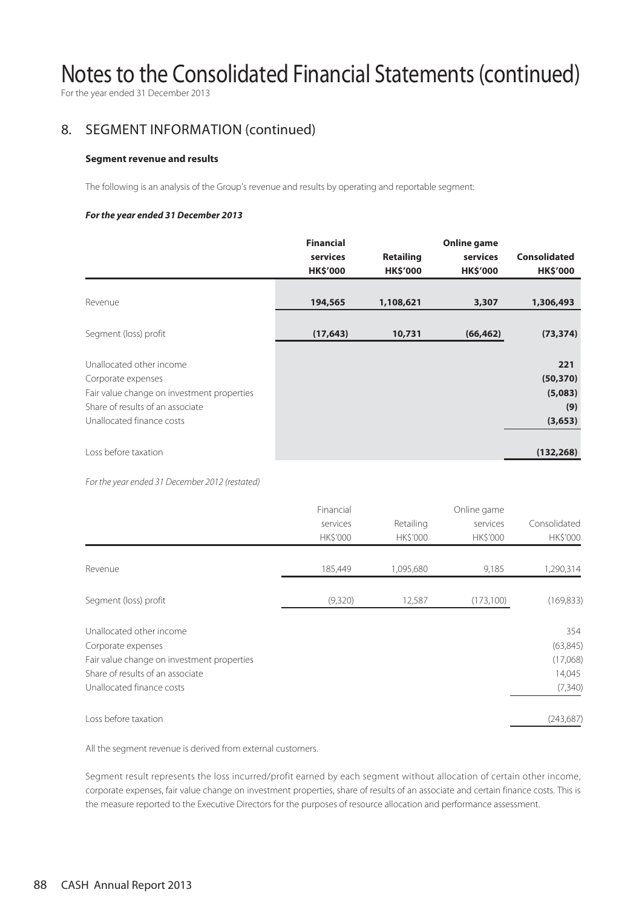# Notes to the Consolidated Financial Statements (continued)

For the year ended 31 December 2013

## 8. SEGMENT INFORMATION (continued)

### Segment revenue and results

The following is an analysis of the Group's revenue and results by operating and reportable segment:

***For the year ended 31 December 2013***

| | **Financial services HK$'000** | **Retailing HK$'000** | **Online game services HK$'000** | **Consolidated HK$'000** |
|---|---|---|---|---|
| Revenue | **194,565** | **1,108,621** | **3,307** | **1,306,493** |
| Segment (loss) profit | **(17,643)** | **10,731** | **(66,462)** | **(73,374)** |
| Unallocated other income | | | | **221** |
| Corporate expenses | | | | **(50,370)** |
| Fair value change on investment properties | | | | **(5,083)** |
| Share of results of an associate | | | | **(9)** |
| Unallocated finance costs | | | | **(3,653)** |
| Loss before taxation | | | | **(132,268)** |

*For the year ended 31 December 2012 (restated)*

| | Financial services HK$'000 | Retailing HK$'000 | Online game services HK$'000 | Consolidated HK$'000 |
|---|---|---|---|---|
| Revenue | 185,449 | 1,095,680 | 9,185 | 1,290,314 |
| Segment (loss) profit | (9,320) | 12,587 | (173,100) | (169,833) |
| Unallocated other income | | | | 354 |
| Corporate expenses | | | | (63,845) |
| Fair value change on investment properties | | | | (17,068) |
| Share of results of an associate | | | | 14,045 |
| Unallocated finance costs | | | | (7,340) |
| Loss before taxation | | | | (243,687) |

All the segment revenue is derived from external customers.

Segment result represents the loss incurred/profit earned by each segment without allocation of certain other income, corporate expenses, fair value change on investment properties, share of results of an associate and certain finance costs. This is the measure reported to the Executive Directors for the purposes of resource allocation and performance assessment.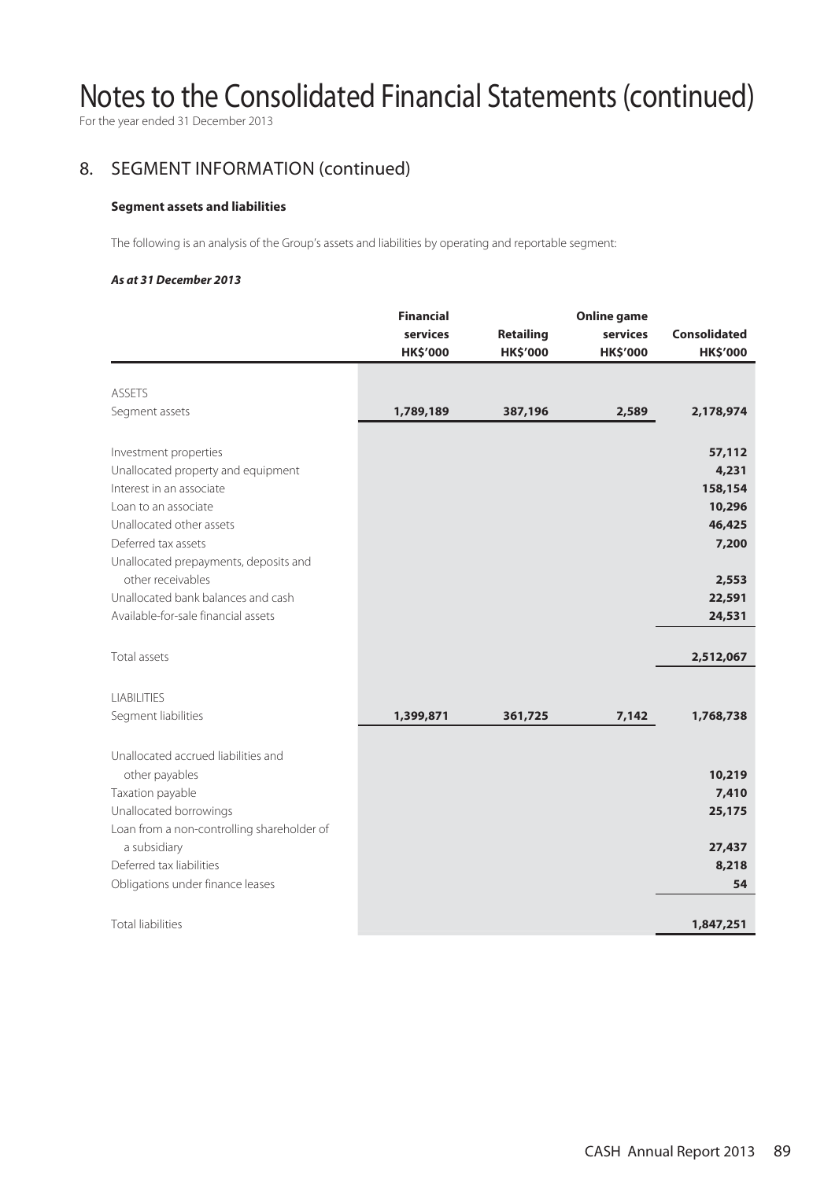# Notes to the Consolidated Financial Statements (continued)

For the year ended 31 December 2013

## 8. SEGMENT INFORMATION (continued)

### Segment assets and liabilities

The following is an analysis of the Group's assets and liabilities by operating and reportable segment:

***As at 31 December 2013***

| | Financial services HK$'000 | Retailing HK$'000 | Online game services HK$'000 | Consolidated HK$'000 |
|---|---|---|---|---|
| ASSETS | | | | |
| Segment assets | **1,789,189** | **387,196** | **2,589** | **2,178,974** |
| Investment properties | | | | **57,112** |
| Unallocated property and equipment | | | | **4,231** |
| Interest in an associate | | | | **158,154** |
| Loan to an associate | | | | **10,296** |
| Unallocated other assets | | | | **46,425** |
| Deferred tax assets | | | | **7,200** |
| Unallocated prepayments, deposits and other receivables | | | | **2,553** |
| Unallocated bank balances and cash | | | | **22,591** |
| Available-for-sale financial assets | | | | **24,531** |
| Total assets | | | | **2,512,067** |
| LIABILITIES | | | | |
| Segment liabilities | **1,399,871** | **361,725** | **7,142** | **1,768,738** |
| Unallocated accrued liabilities and other payables | | | | **10,219** |
| Taxation payable | | | | **7,410** |
| Unallocated borrowings | | | | **25,175** |
| Loan from a non-controlling shareholder of a subsidiary | | | | **27,437** |
| Deferred tax liabilities | | | | **8,218** |
| Obligations under finance leases | | | | **54** |
| Total liabilities | | | | **1,847,251** |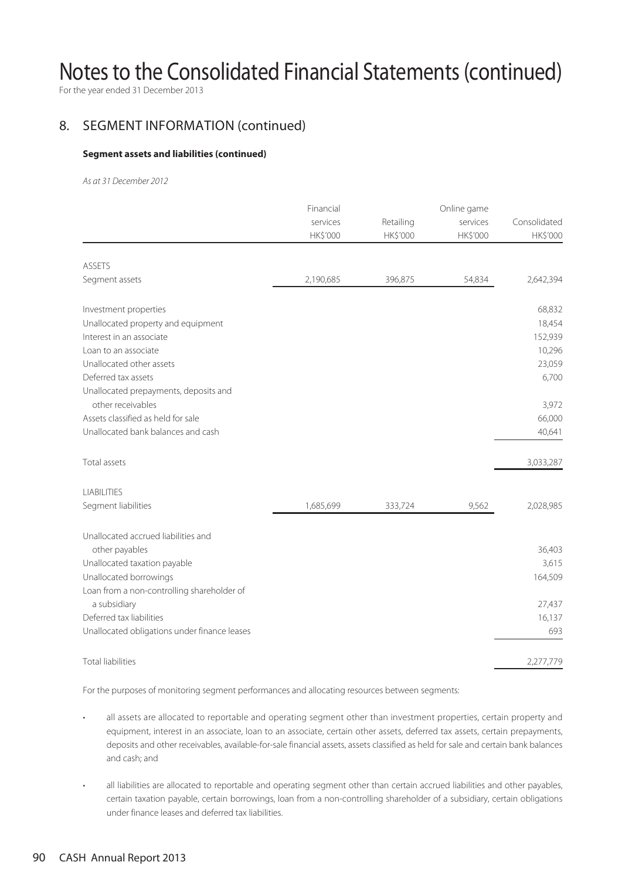# Notes to the Consolidated Financial Statements (continued)

For the year ended 31 December 2013

## 8. SEGMENT INFORMATION (continued)

### Segment assets and liabilities (continued)

*As at 31 December 2012*

| | Financial services HK$'000 | Retailing HK$'000 | Online game services HK$'000 | Consolidated HK$'000 |
|---|---|---|---|---|
| ASSETS | | | | |
| Segment assets | 2,190,685 | 396,875 | 54,834 | 2,642,394 |
| Investment properties | | | | 68,832 |
| Unallocated property and equipment | | | | 18,454 |
| Interest in an associate | | | | 152,939 |
| Loan to an associate | | | | 10,296 |
| Unallocated other assets | | | | 23,059 |
| Deferred tax assets | | | | 6,700 |
| Unallocated prepayments, deposits and other receivables | | | | 3,972 |
| Assets classified as held for sale | | | | 66,000 |
| Unallocated bank balances and cash | | | | 40,641 |
| Total assets | | | | 3,033,287 |
| LIABILITIES | | | | |
| Segment liabilities | 1,685,699 | 333,724 | 9,562 | 2,028,985 |
| Unallocated accrued liabilities and other payables | | | | 36,403 |
| Unallocated taxation payable | | | | 3,615 |
| Unallocated borrowings | | | | 164,509 |
| Loan from a non-controlling shareholder of a subsidiary | | | | 27,437 |
| Deferred tax liabilities | | | | 16,137 |
| Unallocated obligations under finance leases | | | | 693 |
| Total liabilities | | | | 2,277,779 |

For the purposes of monitoring segment performances and allocating resources between segments:

- all assets are allocated to reportable and operating segment other than investment properties, certain property and equipment, interest in an associate, loan to an associate, certain other assets, deferred tax assets, certain prepayments, deposits and other receivables, available-for-sale financial assets, assets classified as held for sale and certain bank balances and cash; and

- all liabilities are allocated to reportable and operating segment other than certain accrued liabilities and other payables, certain taxation payable, certain borrowings, loan from a non-controlling shareholder of a subsidiary, certain obligations under finance leases and deferred tax liabilities.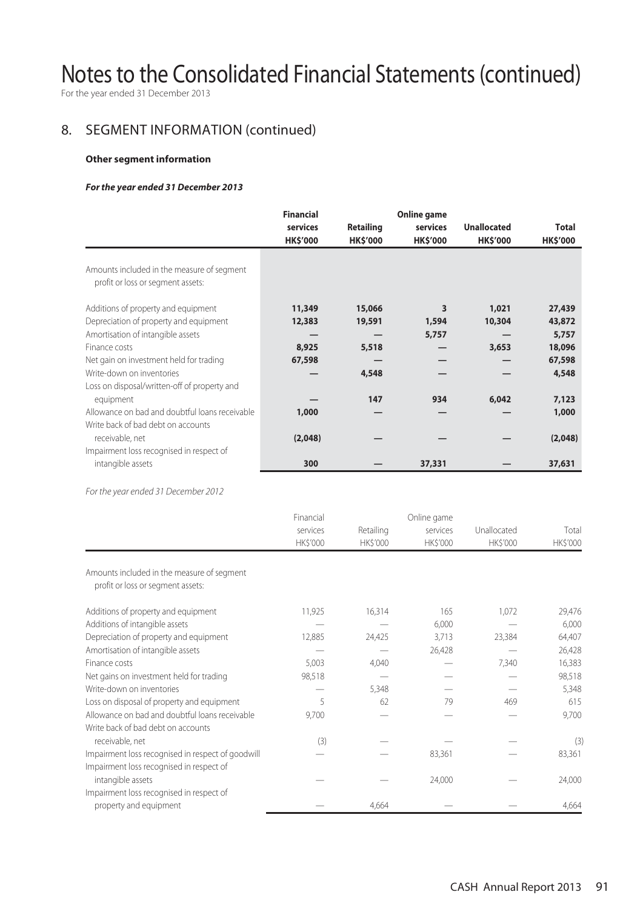# Notes to the Consolidated Financial Statements (continued)

For the year ended 31 December 2013

## 8. SEGMENT INFORMATION (continued)

**Other segment information**

***For the year ended 31 December 2013***

| | **Financial services HK$'000** | **Retailing HK$'000** | **Online game services HK$'000** | **Unallocated HK$'000** | **Total HK$'000** |
|---|---|---|---|---|---|
| Amounts included in the measure of segment profit or loss or segment assets: | | | | | |
| Additions of property and equipment | **11,349** | **15,066** | **3** | **1,021** | **27,439** |
| Depreciation of property and equipment | **12,383** | **19,591** | **1,594** | **10,304** | **43,872** |
| Amortisation of intangible assets | **—** | **—** | **5,757** | **—** | **5,757** |
| Finance costs | **8,925** | **5,518** | **—** | **3,653** | **18,096** |
| Net gain on investment held for trading | **67,598** | **—** | **—** | **—** | **67,598** |
| Write-down on inventories | **—** | **4,548** | **—** | **—** | **4,548** |
| Loss on disposal/written-off of property and equipment | **—** | **147** | **934** | **6,042** | **7,123** |
| Allowance on bad and doubtful loans receivable | **1,000** | **—** | **—** | **—** | **1,000** |
| Write back of bad debt on accounts receivable, net | **(2,048)** | **—** | **—** | **—** | **(2,048)** |
| Impairment loss recognised in respect of intangible assets | **300** | **—** | **37,331** | **—** | **37,631** |

*For the year ended 31 December 2012*

| | Financial services HK$'000 | Retailing HK$'000 | Online game services HK$'000 | Unallocated HK$'000 | Total HK$'000 |
|---|---|---|---|---|---|
| Amounts included in the measure of segment profit or loss or segment assets: | | | | | |
| Additions of property and equipment | 11,925 | 16,314 | 165 | 1,072 | 29,476 |
| Additions of intangible assets | — | — | 6,000 | — | 6,000 |
| Depreciation of property and equipment | 12,885 | 24,425 | 3,713 | 23,384 | 64,407 |
| Amortisation of intangible assets | — | — | 26,428 | — | 26,428 |
| Finance costs | 5,003 | 4,040 | — | 7,340 | 16,383 |
| Net gains on investment held for trading | 98,518 | — | — | — | 98,518 |
| Write-down on inventories | — | 5,348 | — | — | 5,348 |
| Loss on disposal of property and equipment | 5 | 62 | 79 | 469 | 615 |
| Allowance on bad and doubtful loans receivable | 9,700 | — | — | — | 9,700 |
| Write back of bad debt on accounts receivable, net | (3) | — | — | — | (3) |
| Impairment loss recognised in respect of goodwill | — | — | 83,361 | — | 83,361 |
| Impairment loss recognised in respect of intangible assets | — | — | 24,000 | — | 24,000 |
| Impairment loss recognised in respect of property and equipment | — | 4,664 | — | — | 4,664 |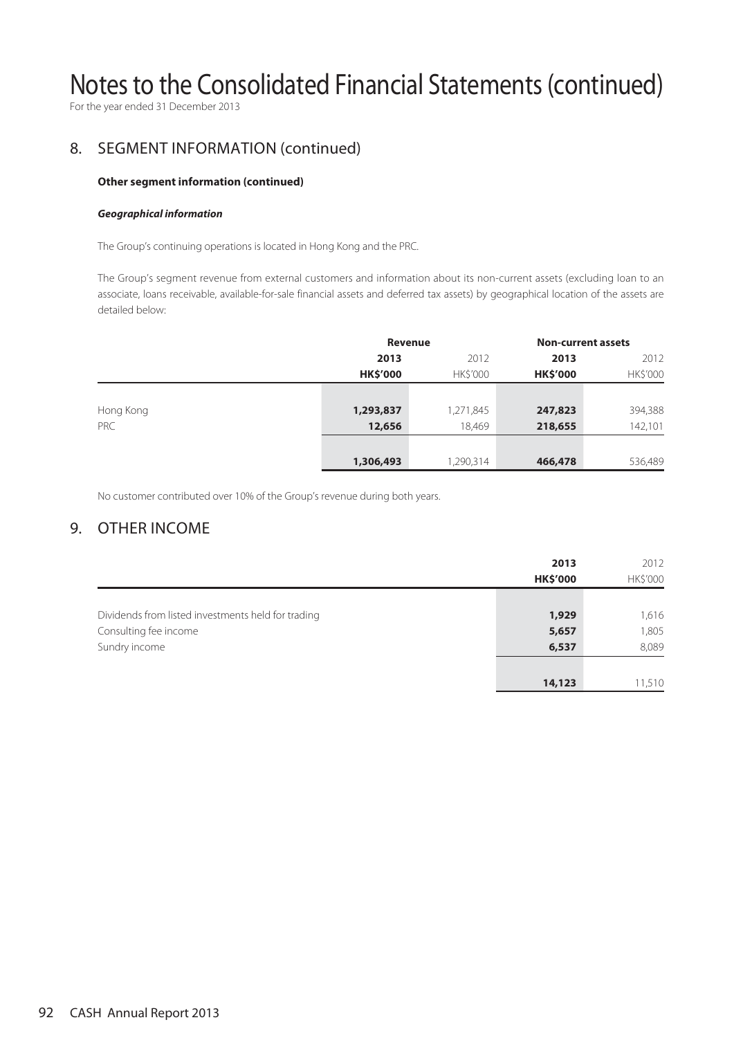# Notes to the Consolidated Financial Statements (continued)

For the year ended 31 December 2013

## 8. SEGMENT INFORMATION (continued)

**Other segment information (continued)**

***Geographical information***

The Group's continuing operations is located in Hong Kong and the PRC.

The Group's segment revenue from external customers and information about its non-current assets (excluding loan to an associate, loans receivable, available-for-sale financial assets and deferred tax assets) by geographical location of the assets are detailed below:

| | Revenue | | Non-current assets | |
|---|---|---|---|---|
| | **2013** | 2012 | **2013** | 2012 |
| | **HK$'000** | HK$'000 | **HK$'000** | HK$'000 |
| Hong Kong | **1,293,837** | 1,271,845 | **247,823** | 394,388 |
| PRC | **12,656** | 18,469 | **218,655** | 142,101 |
| | **1,306,493** | 1,290,314 | **466,478** | 536,489 |

No customer contributed over 10% of the Group's revenue during both years.

## 9. OTHER INCOME

| | **2013** | 2012 |
|---|---|---|
| | **HK$'000** | HK$'000 |
| Dividends from listed investments held for trading | **1,929** | 1,616 |
| Consulting fee income | **5,657** | 1,805 |
| Sundry income | **6,537** | 8,089 |
| | **14,123** | 11,510 |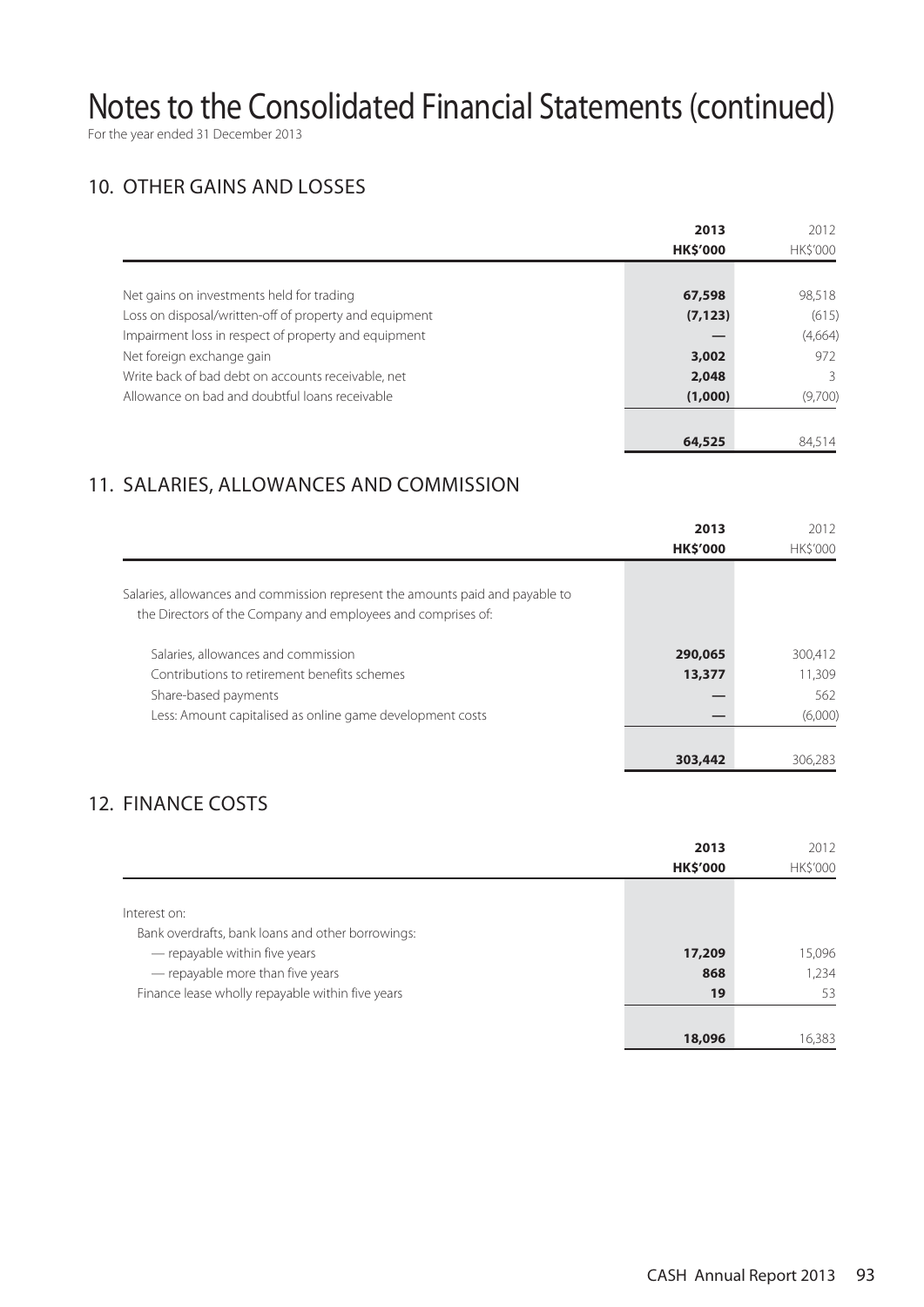# Notes to the Consolidated Financial Statements (continued)

For the year ended 31 December 2013

## 10. OTHER GAINS AND LOSSES

| | 2013<br>HK$'000 | 2012<br>HK$'000 |
|---|---|---|
| Net gains on investments held for trading | **67,598** | 98,518 |
| Loss on disposal/written-off of property and equipment | **(7,123)** | (615) |
| Impairment loss in respect of property and equipment | **—** | (4,664) |
| Net foreign exchange gain | **3,002** | 972 |
| Write back of bad debt on accounts receivable, net | **2,048** | 3 |
| Allowance on bad and doubtful loans receivable | **(1,000)** | (9,700) |
| | **64,525** | 84,514 |

## 11. SALARIES, ALLOWANCES AND COMMISSION

| | 2013<br>HK$'000 | 2012<br>HK$'000 |
|---|---|---|
| Salaries, allowances and commission represent the amounts paid and payable to the Directors of the Company and employees and comprises of: | | |
| Salaries, allowances and commission | **290,065** | 300,412 |
| Contributions to retirement benefits schemes | **13,377** | 11,309 |
| Share-based payments | **—** | 562 |
| Less: Amount capitalised as online game development costs | **—** | (6,000) |
| | **303,442** | 306,283 |

## 12. FINANCE COSTS

| | 2013<br>HK$'000 | 2012<br>HK$'000 |
|---|---|---|
| Interest on: | | |
| Bank overdrafts, bank loans and other borrowings: | | |
| — repayable within five years | **17,209** | 15,096 |
| — repayable more than five years | **868** | 1,234 |
| Finance lease wholly repayable within five years | **19** | 53 |
| | **18,096** | 16,383 |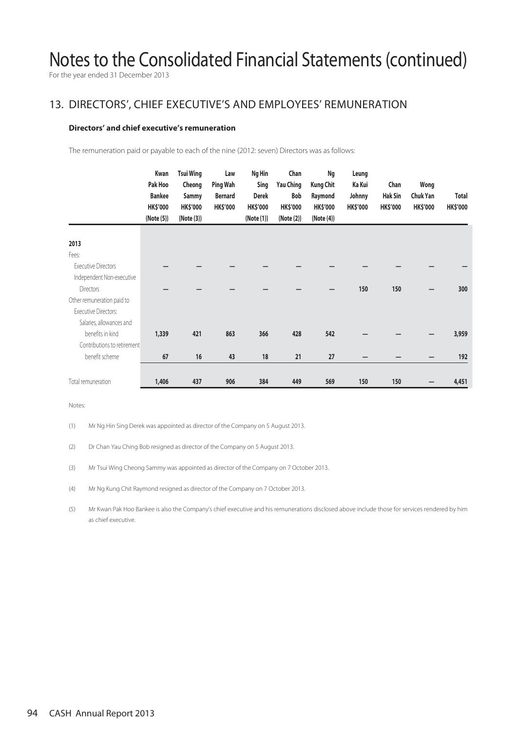# Notes to the Consolidated Financial Statements (continued)

For the year ended 31 December 2013

## 13. DIRECTORS', CHIEF EXECUTIVE'S AND EMPLOYEES' REMUNERATION

### Directors' and chief executive's remuneration

The remuneration paid or payable to each of the nine (2012: seven) Directors was as follows:

| | Kwan Pak Hoo Bankee HK$'000 (Note (5)) | Tsui Wing Cheong Sammy HK$'000 (Note (3)) | Law Ping Wah Bernard HK$'000 | Ng Hin Sing Derek HK$'000 (Note (1)) | Chan Yau Ching Bob HK$'000 (Note (2)) | Ng Kung Chit Raymond HK$'000 (Note (4)) | Leung Ka Kui Johnny HK$'000 | Chan Hak Sin HK$'000 | Wong Chuk Yan HK$'000 | Total HK$'000 |
|---|---|---|---|---|---|---|---|---|---|---|
| **2013** | | | | | | | | | | |
| Fees: | | | | | | | | | | |
| Executive Directors | — | — | — | — | — | — | — | — | — | — |
| Independent Non-executive Directors | — | — | — | — | — | — | 150 | 150 | — | 300 |
| Other remuneration paid to Executive Directors: | | | | | | | | | | |
| Salaries, allowances and benefits in kind | 1,339 | 421 | 863 | 366 | 428 | 542 | — | — | — | 3,959 |
| Contributions to retirement benefit scheme | 67 | 16 | 43 | 18 | 21 | 27 | — | — | — | 192 |
| Total remuneration | 1,406 | 437 | 906 | 384 | 449 | 569 | 150 | 150 | — | 4,451 |

Notes:

(1) Mr Ng Hin Sing Derek was appointed as director of the Company on 5 August 2013.

(2) Dr Chan Yau Ching Bob resigned as director of the Company on 5 August 2013.

(3) Mr Tsui Wing Cheong Sammy was appointed as director of the Company on 7 October 2013.

(4) Mr Ng Kung Chit Raymond resigned as director of the Company on 7 October 2013.

(5) Mr Kwan Pak Hoo Bankee is also the Company's chief executive and his remunerations disclosed above include those for services rendered by him as chief executive.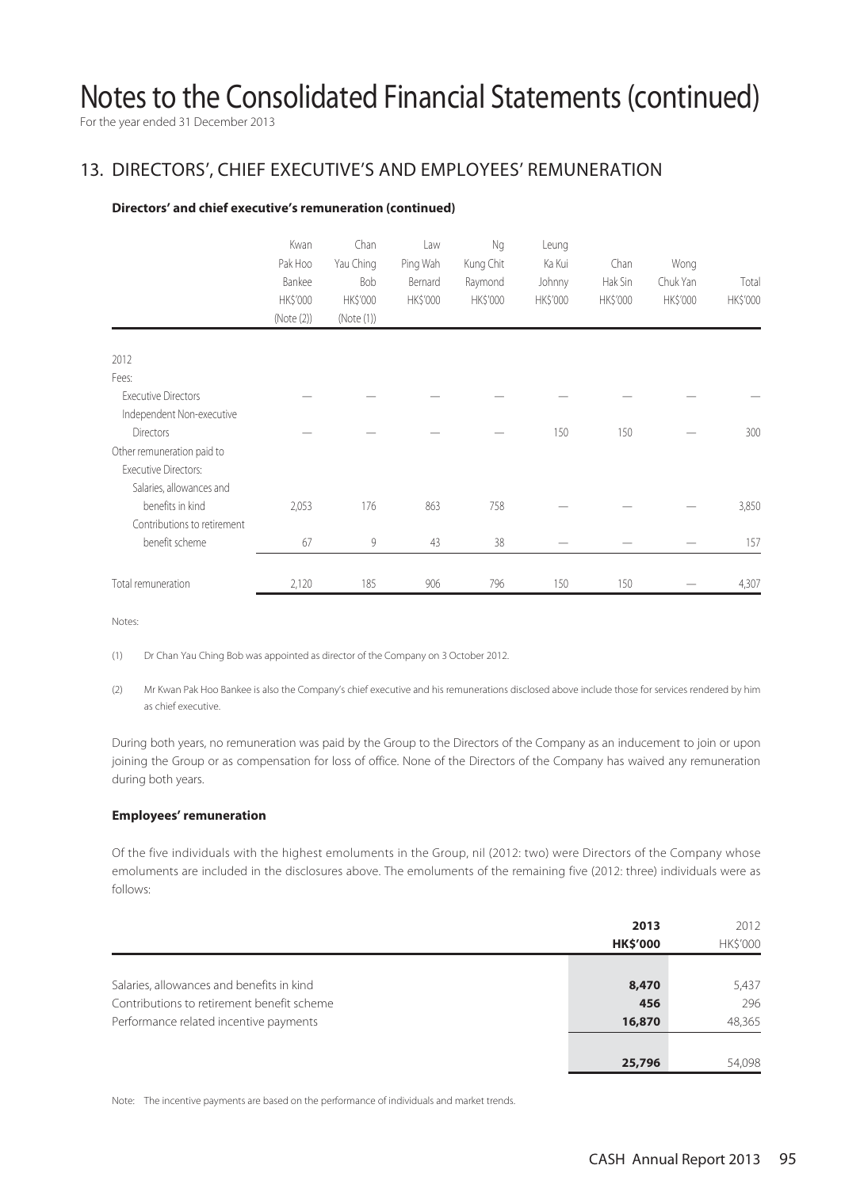# Notes to the Consolidated Financial Statements (continued)

For the year ended 31 December 2013

## 13. DIRECTORS', CHIEF EXECUTIVE'S AND EMPLOYEES' REMUNERATION

**Directors' and chief executive's remuneration (continued)**

| | Kwan Pak Hoo Bankee HK$'000 (Note (2)) | Chan Yau Ching Bob HK$'000 (Note (1)) | Law Ping Wah Bernard HK$'000 | Ng Kung Chit Raymond HK$'000 | Leung Ka Kui Johnny HK$'000 | Chan Hak Sin HK$'000 | Wong Chuk Yan HK$'000 | Total HK$'000 |
|---|---|---|---|---|---|---|---|---|
| 2012 | | | | | | | | |
| Fees: | | | | | | | | |
| Executive Directors | — | — | — | — | — | — | — | — |
| Independent Non-executive Directors | — | — | — | — | 150 | 150 | — | 300 |
| Other remuneration paid to Executive Directors: | | | | | | | | |
| Salaries, allowances and benefits in kind | 2,053 | 176 | 863 | 758 | — | — | — | 3,850 |
| Contributions to retirement benefit scheme | 67 | 9 | 43 | 38 | — | — | — | 157 |
| Total remuneration | 2,120 | 185 | 906 | 796 | 150 | 150 | — | 4,307 |

Notes:

(1) Dr Chan Yau Ching Bob was appointed as director of the Company on 3 October 2012.

(2) Mr Kwan Pak Hoo Bankee is also the Company's chief executive and his remunerations disclosed above include those for services rendered by him as chief executive.

During both years, no remuneration was paid by the Group to the Directors of the Company as an inducement to join or upon joining the Group or as compensation for loss of office. None of the Directors of the Company has waived any remuneration during both years.

**Employees' remuneration**

Of the five individuals with the highest emoluments in the Group, nil (2012: two) were Directors of the Company whose emoluments are included in the disclosures above. The emoluments of the remaining five (2012: three) individuals were as follows:

| | **2013 HK$'000** | 2012 HK$'000 |
|---|---|---|
| Salaries, allowances and benefits in kind | **8,470** | 5,437 |
| Contributions to retirement benefit scheme | **456** | 296 |
| Performance related incentive payments | **16,870** | 48,365 |
| | **25,796** | 54,098 |

Note: The incentive payments are based on the performance of individuals and market trends.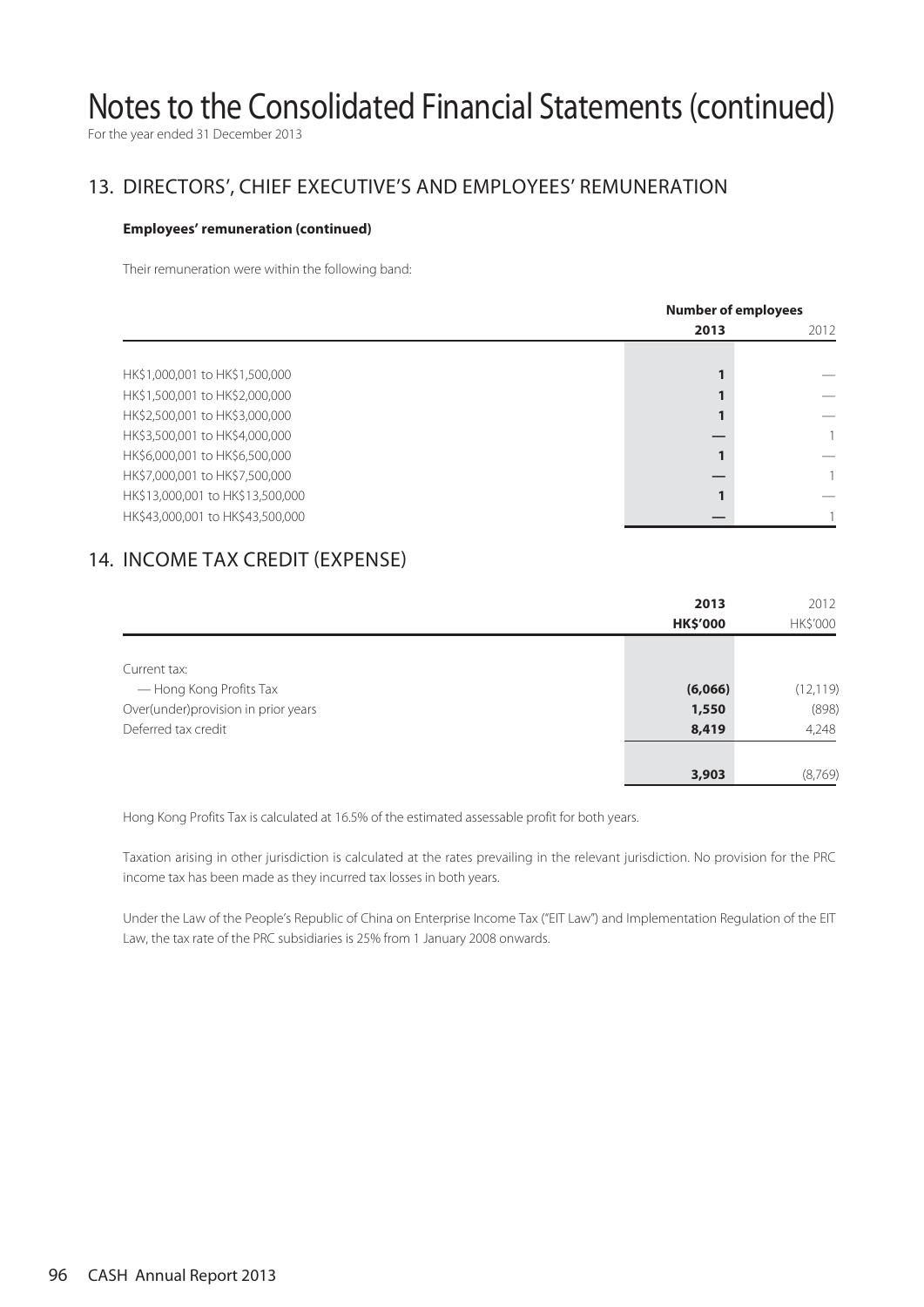# Notes to the Consolidated Financial Statements (continued)

For the year ended 31 December 2013

## 13. DIRECTORS', CHIEF EXECUTIVE'S AND EMPLOYEES' REMUNERATION

**Employees' remuneration (continued)**

Their remuneration were within the following band:

| | Number of employees | |
|---|---|---|
| | **2013** | 2012 |
| HK$1,000,001 to HK$1,500,000 | **1** | — |
| HK$1,500,001 to HK$2,000,000 | **1** | — |
| HK$2,500,001 to HK$3,000,000 | **1** | — |
| HK$3,500,001 to HK$4,000,000 | **—** | 1 |
| HK$6,000,001 to HK$6,500,000 | **1** | — |
| HK$7,000,001 to HK$7,500,000 | **—** | 1 |
| HK$13,000,001 to HK$13,500,000 | **1** | — |
| HK$43,000,001 to HK$43,500,000 | **—** | 1 |

## 14. INCOME TAX CREDIT (EXPENSE)

| | **2013** | 2012 |
|---|---|---|
| | **HK$'000** | HK$'000 |
| Current tax: | | |
| — Hong Kong Profits Tax | **(6,066)** | (12,119) |
| Over(under)provision in prior years | **1,550** | (898) |
| Deferred tax credit | **8,419** | 4,248 |
| | **3,903** | (8,769) |

Hong Kong Profits Tax is calculated at 16.5% of the estimated assessable profit for both years.

Taxation arising in other jurisdiction is calculated at the rates prevailing in the relevant jurisdiction. No provision for the PRC income tax has been made as they incurred tax losses in both years.

Under the Law of the People's Republic of China on Enterprise Income Tax ("EIT Law") and Implementation Regulation of the EIT Law, the tax rate of the PRC subsidiaries is 25% from 1 January 2008 onwards.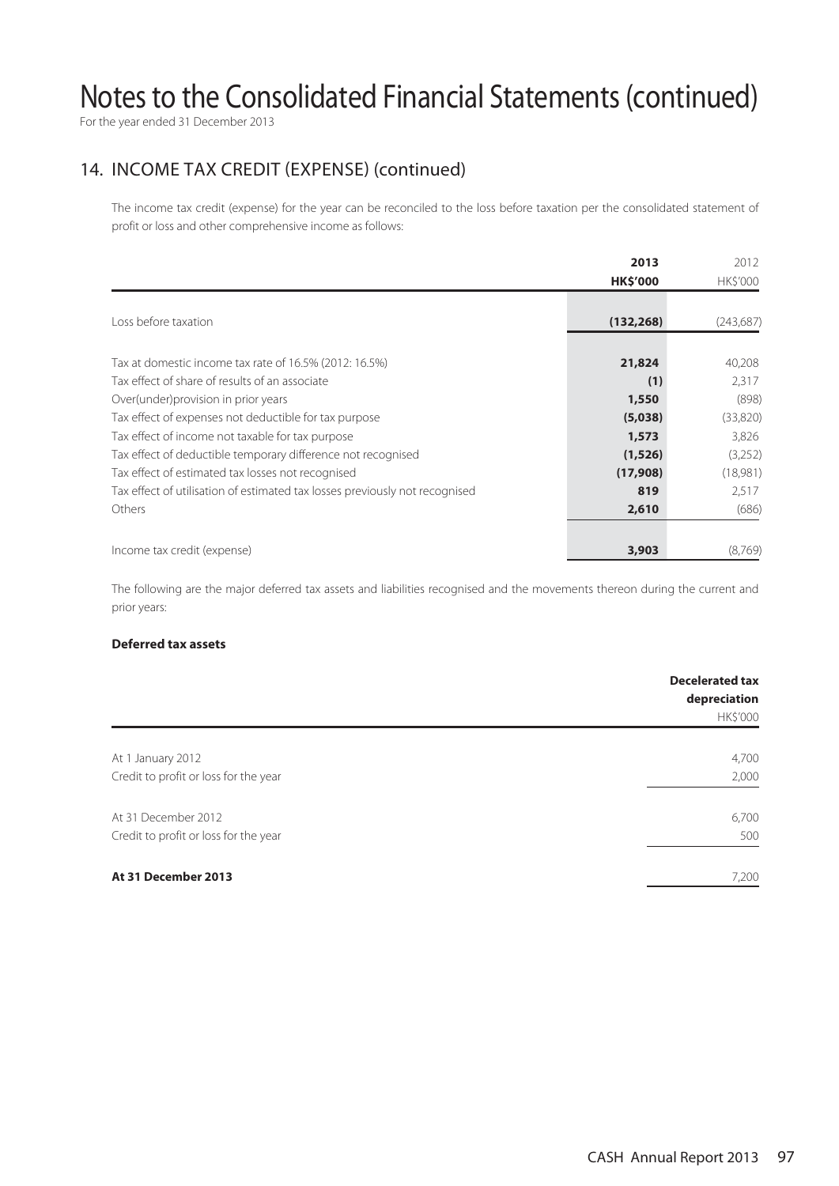# Notes to the Consolidated Financial Statements (continued)

For the year ended 31 December 2013

## 14. INCOME TAX CREDIT (EXPENSE) (continued)

The income tax credit (expense) for the year can be reconciled to the loss before taxation per the consolidated statement of profit or loss and other comprehensive income as follows:

| | **2013** | 2012 |
|---|---|---|
| | **HK$'000** | HK$'000 |
| Loss before taxation | **(132,268)** | (243,687) |
| Tax at domestic income tax rate of 16.5% (2012: 16.5%) | **21,824** | 40,208 |
| Tax effect of share of results of an associate | **(1)** | 2,317 |
| Over(under)provision in prior years | **1,550** | (898) |
| Tax effect of expenses not deductible for tax purpose | **(5,038)** | (33,820) |
| Tax effect of income not taxable for tax purpose | **1,573** | 3,826 |
| Tax effect of deductible temporary difference not recognised | **(1,526)** | (3,252) |
| Tax effect of estimated tax losses not recognised | **(17,908)** | (18,981) |
| Tax effect of utilisation of estimated tax losses previously not recognised | **819** | 2,517 |
| Others | **2,610** | (686) |
| Income tax credit (expense) | **3,903** | (8,769) |

The following are the major deferred tax assets and liabilities recognised and the movements thereon during the current and prior years:

**Deferred tax assets**

| | **Decelerated tax depreciation** |
|---|---|
| | HK$'000 |
| At 1 January 2012 | 4,700 |
| Credit to profit or loss for the year | 2,000 |
| At 31 December 2012 | 6,700 |
| Credit to profit or loss for the year | 500 |
| **At 31 December 2013** | 7,200 |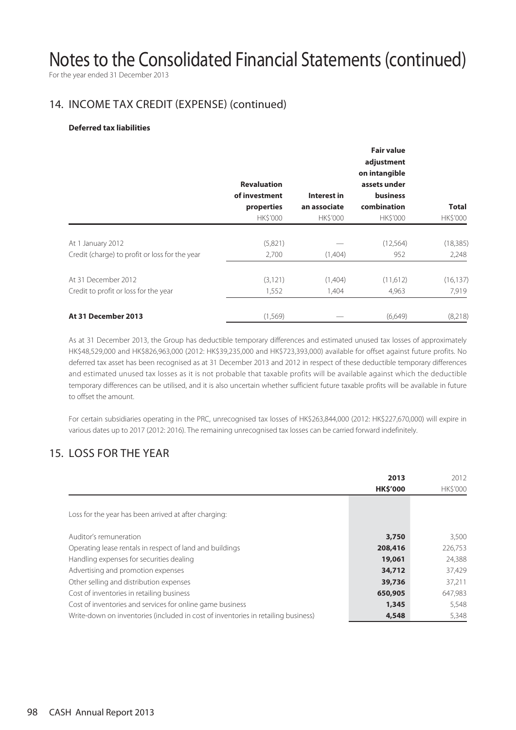# Notes to the Consolidated Financial Statements (continued)

For the year ended 31 December 2013

## 14. INCOME TAX CREDIT (EXPENSE) (continued)

**Deferred tax liabilities**

| | Revaluation of investment properties | Interest in an associate | Fair value adjustment on intangible assets under business combination | Total |
|---|---|---|---|---|
| | HK$'000 | HK$'000 | HK$'000 | HK$'000 |
| At 1 January 2012 | (5,821) | — | (12,564) | (18,385) |
| Credit (charge) to profit or loss for the year | 2,700 | (1,404) | 952 | 2,248 |
| At 31 December 2012 | (3,121) | (1,404) | (11,612) | (16,137) |
| Credit to profit or loss for the year | 1,552 | 1,404 | 4,963 | 7,919 |
| **At 31 December 2013** | (1,569) | — | (6,649) | (8,218) |

As at 31 December 2013, the Group has deductible temporary differences and estimated unused tax losses of approximately HK$48,529,000 and HK$826,963,000 (2012: HK$39,235,000 and HK$723,393,000) available for offset against future profits. No deferred tax asset has been recognised as at 31 December 2013 and 2012 in respect of these deductible temporary differences and estimated unused tax losses as it is not probable that taxable profits will be available against which the deductible temporary differences can be utilised, and it is also uncertain whether sufficient future taxable profits will be available in future to offset the amount.

For certain subsidiaries operating in the PRC, unrecognised tax losses of HK$263,844,000 (2012: HK$227,670,000) will expire in various dates up to 2017 (2012: 2016). The remaining unrecognised tax losses can be carried forward indefinitely.

## 15. LOSS FOR THE YEAR

| | 2013 | 2012 |
|---|---|---|
| | **HK$'000** | HK$'000 |
| Loss for the year has been arrived at after charging: | | |
| Auditor's remuneration | **3,750** | 3,500 |
| Operating lease rentals in respect of land and buildings | **208,416** | 226,753 |
| Handling expenses for securities dealing | **19,061** | 24,388 |
| Advertising and promotion expenses | **34,712** | 37,429 |
| Other selling and distribution expenses | **39,736** | 37,211 |
| Cost of inventories in retailing business | **650,905** | 647,983 |
| Cost of inventories and services for online game business | **1,345** | 5,548 |
| Write-down on inventories (included in cost of inventories in retailing business) | **4,548** | 5,348 |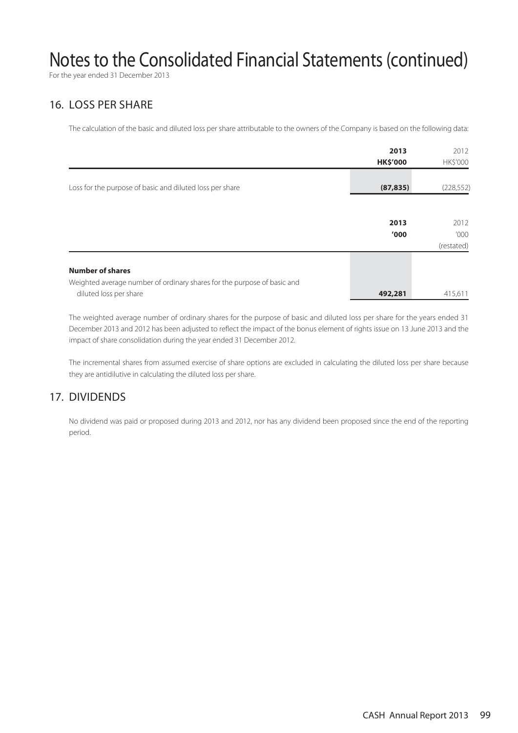# Notes to the Consolidated Financial Statements (continued)

For the year ended 31 December 2013

## 16. LOSS PER SHARE

The calculation of the basic and diluted loss per share attributable to the owners of the Company is based on the following data:

| | 2013<br>HK$'000 | 2012<br>HK$'000 |
|---|---|---|
| Loss for the purpose of basic and diluted loss per share | (87,835) | (228,552) |

| | 2013<br>'000 | 2012<br>'000<br>(restated) |
|---|---|---|
| **Number of shares** | | |
| Weighted average number of ordinary shares for the purpose of basic and diluted loss per share | 492,281 | 415,611 |

The weighted average number of ordinary shares for the purpose of basic and diluted loss per share for the years ended 31 December 2013 and 2012 has been adjusted to reflect the impact of the bonus element of rights issue on 13 June 2013 and the impact of share consolidation during the year ended 31 December 2012.

The incremental shares from assumed exercise of share options are excluded in calculating the diluted loss per share because they are antidilutive in calculating the diluted loss per share.

## 17. DIVIDENDS

No dividend was paid or proposed during 2013 and 2012, nor has any dividend been proposed since the end of the reporting period.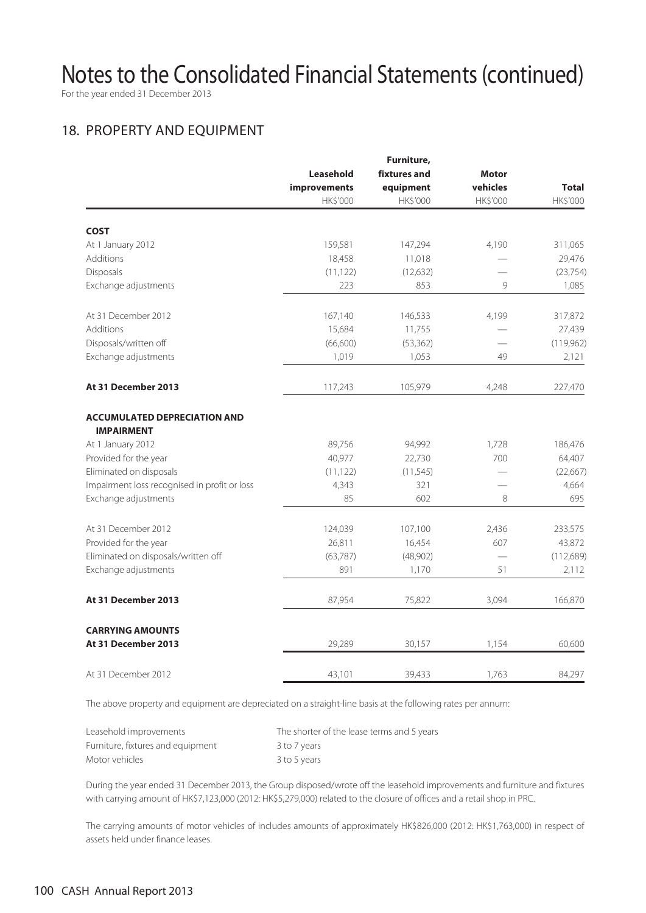# Notes to the Consolidated Financial Statements (continued)

For the year ended 31 December 2013

## 18. PROPERTY AND EQUIPMENT

| | Leasehold improvements | Furniture, fixtures and equipment | Motor vehicles | Total |
|---|---|---|---|---|
| | HK$'000 | HK$'000 | HK$'000 | HK$'000 |
| **COST** | | | | |
| At 1 January 2012 | 159,581 | 147,294 | 4,190 | 311,065 |
| Additions | 18,458 | 11,018 | — | 29,476 |
| Disposals | (11,122) | (12,632) | — | (23,754) |
| Exchange adjustments | 223 | 853 | 9 | 1,085 |
| At 31 December 2012 | 167,140 | 146,533 | 4,199 | 317,872 |
| Additions | 15,684 | 11,755 | — | 27,439 |
| Disposals/written off | (66,600) | (53,362) | — | (119,962) |
| Exchange adjustments | 1,019 | 1,053 | 49 | 2,121 |
| **At 31 December 2013** | 117,243 | 105,979 | 4,248 | 227,470 |
| **ACCUMULATED DEPRECIATION AND IMPAIRMENT** | | | | |
| At 1 January 2012 | 89,756 | 94,992 | 1,728 | 186,476 |
| Provided for the year | 40,977 | 22,730 | 700 | 64,407 |
| Eliminated on disposals | (11,122) | (11,545) | — | (22,667) |
| Impairment loss recognised in profit or loss | 4,343 | 321 | — | 4,664 |
| Exchange adjustments | 85 | 602 | 8 | 695 |
| At 31 December 2012 | 124,039 | 107,100 | 2,436 | 233,575 |
| Provided for the year | 26,811 | 16,454 | 607 | 43,872 |
| Eliminated on disposals/written off | (63,787) | (48,902) | — | (112,689) |
| Exchange adjustments | 891 | 1,170 | 51 | 2,112 |
| **At 31 December 2013** | 87,954 | 75,822 | 3,094 | 166,870 |
| **CARRYING AMOUNTS** | | | | |
| **At 31 December 2013** | 29,289 | 30,157 | 1,154 | 60,600 |
| At 31 December 2012 | 43,101 | 39,433 | 1,763 | 84,297 |

The above property and equipment are depreciated on a straight-line basis at the following rates per annum:

| | |
|---|---|
| Leasehold improvements | The shorter of the lease terms and 5 years |
| Furniture, fixtures and equipment | 3 to 7 years |
| Motor vehicles | 3 to 5 years |

During the year ended 31 December 2013, the Group disposed/wrote off the leasehold improvements and furniture and fixtures with carrying amount of HK$7,123,000 (2012: HK$5,279,000) related to the closure of offices and a retail shop in PRC.

The carrying amounts of motor vehicles of includes amounts of approximately HK$826,000 (2012: HK$1,763,000) in respect of assets held under finance leases.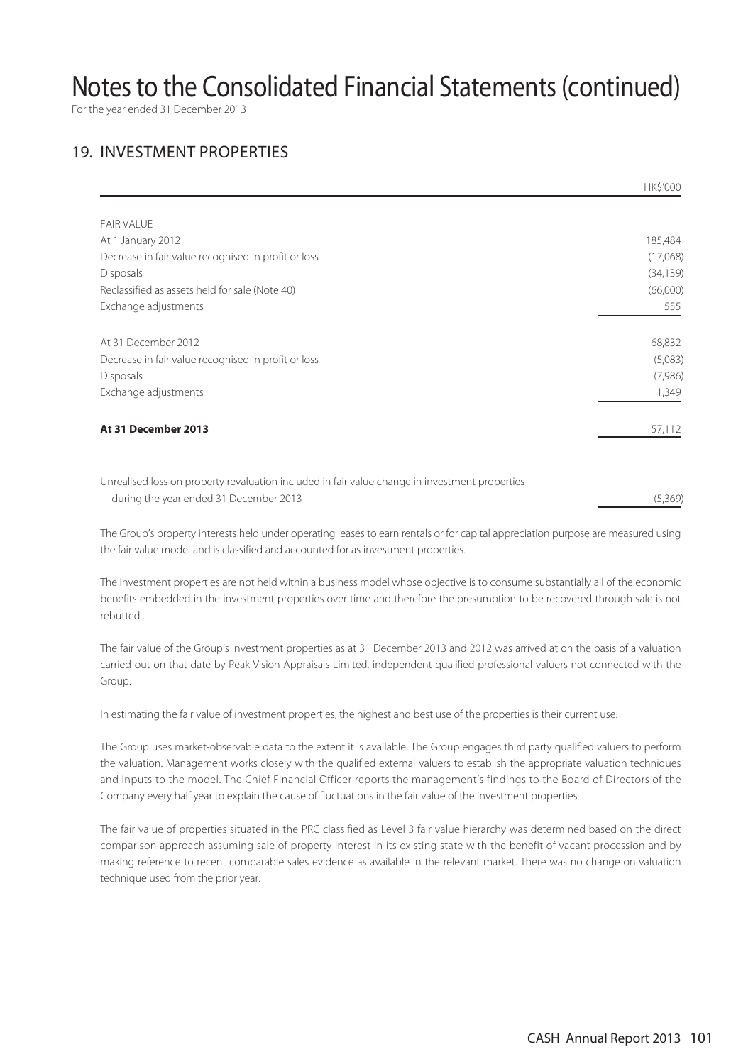# Notes to the Consolidated Financial Statements (continued)

For the year ended 31 December 2013

## 19. INVESTMENT PROPERTIES

| | HK$'000 |
|---|---|
| FAIR VALUE | |
| At 1 January 2012 | 185,484 |
| Decrease in fair value recognised in profit or loss | (17,068) |
| Disposals | (34,139) |
| Reclassified as assets held for sale (Note 40) | (66,000) |
| Exchange adjustments | 555 |
| At 31 December 2012 | 68,832 |
| Decrease in fair value recognised in profit or loss | (5,083) |
| Disposals | (7,986) |
| Exchange adjustments | 1,349 |
| **At 31 December 2013** | 57,112 |
| Unrealised loss on property revaluation included in fair value change in investment properties during the year ended 31 December 2013 | (5,369) |

The Group's property interests held under operating leases to earn rentals or for capital appreciation purpose are measured using the fair value model and is classified and accounted for as investment properties.

The investment properties are not held within a business model whose objective is to consume substantially all of the economic benefits embedded in the investment properties over time and therefore the presumption to be recovered through sale is not rebutted.

The fair value of the Group's investment properties as at 31 December 2013 and 2012 was arrived at on the basis of a valuation carried out on that date by Peak Vision Appraisals Limited, independent qualified professional valuers not connected with the Group.

In estimating the fair value of investment properties, the highest and best use of the properties is their current use.

The Group uses market-observable data to the extent it is available. The Group engages third party qualified valuers to perform the valuation. Management works closely with the qualified external valuers to establish the appropriate valuation techniques and inputs to the model. The Chief Financial Officer reports the management's findings to the Board of Directors of the Company every half year to explain the cause of fluctuations in the fair value of the investment properties.

The fair value of properties situated in the PRC classified as Level 3 fair value hierarchy was determined based on the direct comparison approach assuming sale of property interest in its existing state with the benefit of vacant procession and by making reference to recent comparable sales evidence as available in the relevant market. There was no change on valuation technique used from the prior year.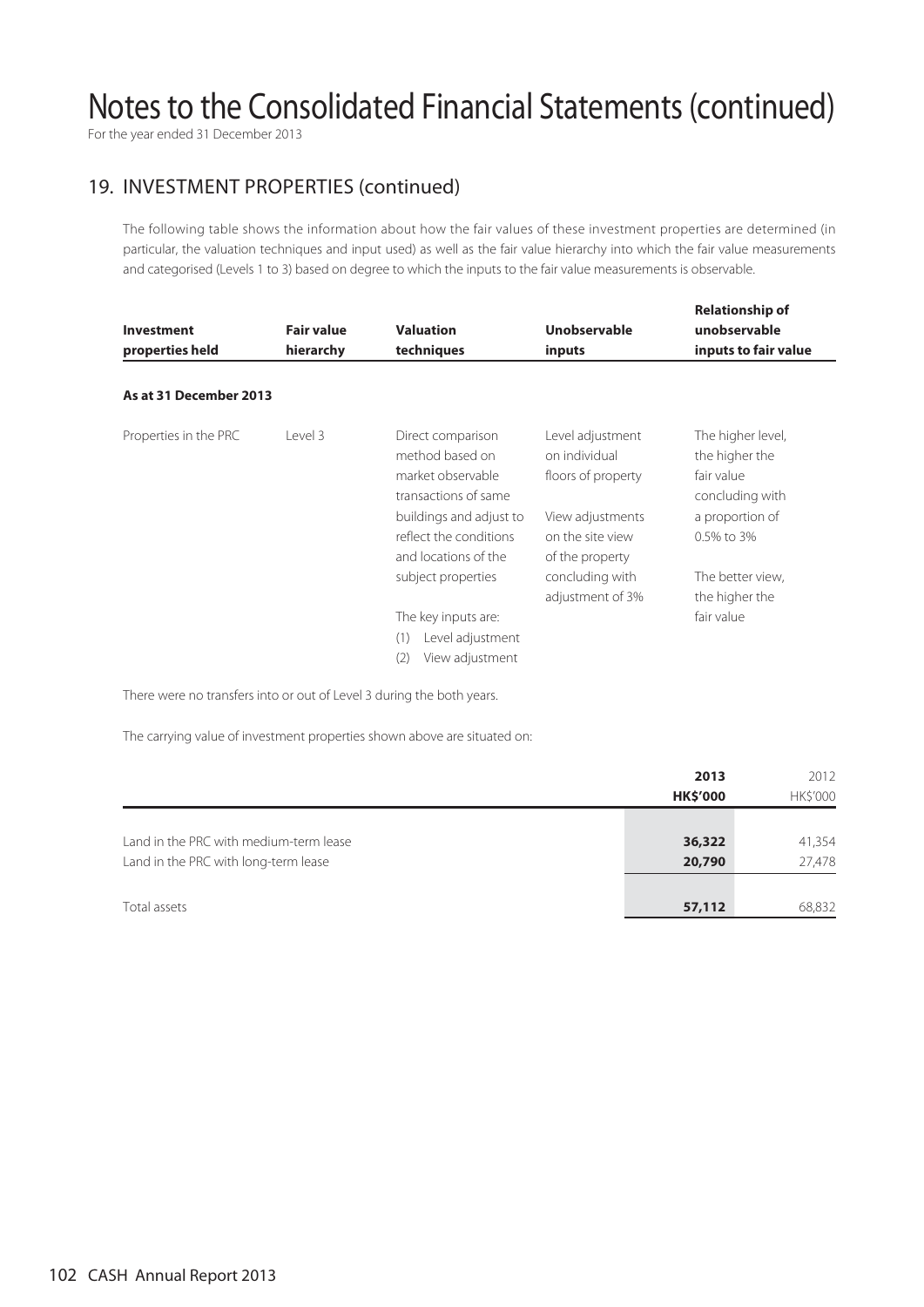# Notes to the Consolidated Financial Statements (continued)

For the year ended 31 December 2013

## 19. INVESTMENT PROPERTIES (continued)

The following table shows the information about how the fair values of these investment properties are determined (in particular, the valuation techniques and input used) as well as the fair value hierarchy into which the fair value measurements and categorised (Levels 1 to 3) based on degree to which the inputs to the fair value measurements is observable.

| Investment properties held | Fair value hierarchy | Valuation techniques | Unobservable inputs | Relationship of unobservable inputs to fair value |
|---|---|---|---|---|
| **As at 31 December 2013** | | | | |
| Properties in the PRC | Level 3 | Direct comparison method based on market observable transactions of same buildings and adjust to reflect the conditions and locations of the subject properties<br><br>The key inputs are:<br>(1) Level adjustment<br>(2) View adjustment | Level adjustment on individual floors of property<br><br>View adjustments on the site view of the property concluding with adjustment of 3% | The higher level, the higher the fair value concluding with a proportion of 0.5% to 3%<br><br>The better view, the higher the fair value |

There were no transfers into or out of Level 3 during the both years.

The carrying value of investment properties shown above are situated on:

| | **2013** | 2012 |
|---|---|---|
| | **HK$'000** | HK$'000 |
| Land in the PRC with medium-term lease | **36,322** | 41,354 |
| Land in the PRC with long-term lease | **20,790** | 27,478 |
| Total assets | **57,112** | 68,832 |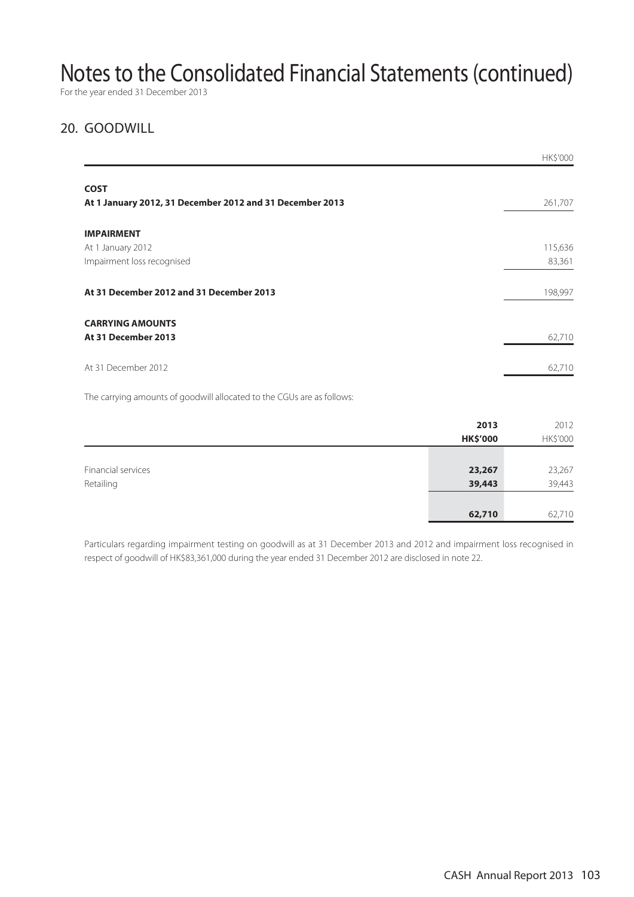# Notes to the Consolidated Financial Statements (continued)

For the year ended 31 December 2013

## 20. GOODWILL

| | HK$'000 |
|---|---|
| **COST** | |
| **At 1 January 2012, 31 December 2012 and 31 December 2013** | 261,707 |
| **IMPAIRMENT** | |
| At 1 January 2012 | 115,636 |
| Impairment loss recognised | 83,361 |
| **At 31 December 2012 and 31 December 2013** | 198,997 |
| **CARRYING AMOUNTS** | |
| **At 31 December 2013** | 62,710 |
| At 31 December 2012 | 62,710 |

The carrying amounts of goodwill allocated to the CGUs are as follows:

| | **2013** **HK$'000** | 2012 HK$'000 |
|---|---|---|
| Financial services | **23,267** | 23,267 |
| Retailing | **39,443** | 39,443 |
| | **62,710** | 62,710 |

Particulars regarding impairment testing on goodwill as at 31 December 2013 and 2012 and impairment loss recognised in respect of goodwill of HK$83,361,000 during the year ended 31 December 2012 are disclosed in note 22.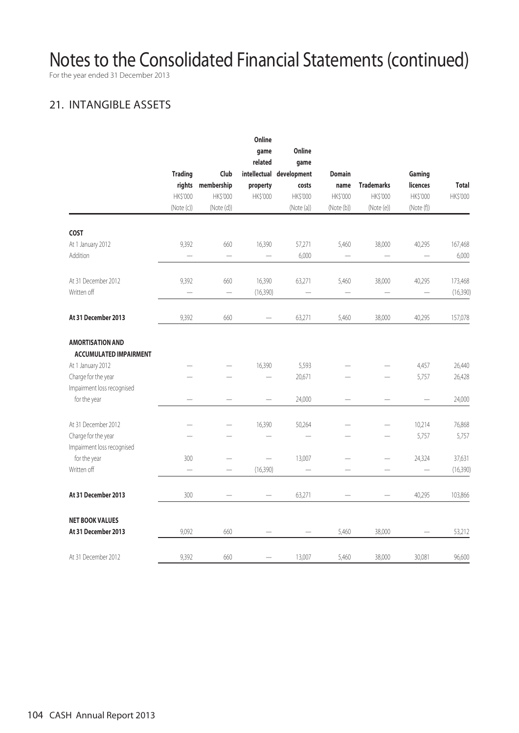# Notes to the Consolidated Financial Statements (continued)

For the year ended 31 December 2013

## 21. INTANGIBLE ASSETS

| | Trading rights HK$'000 (Note (c)) | Club membership HK$'000 (Note (d)) | Online game related intellectual property HK$'000 | Online game development costs HK$'000 (Note (a)) | Domain name HK$'000 (Note (b)) | Trademarks HK$'000 (Note (e)) | Gaming licences HK$'000 (Note (f)) | Total HK$'000 |
|---|---|---|---|---|---|---|---|---|
| **COST** | | | | | | | | |
| At 1 January 2012 | 9,392 | 660 | 16,390 | 57,271 | 5,460 | 38,000 | 40,295 | 167,468 |
| Addition | — | — | — | 6,000 | — | — | — | 6,000 |
| At 31 December 2012 | 9,392 | 660 | 16,390 | 63,271 | 5,460 | 38,000 | 40,295 | 173,468 |
| Written off | — | — | (16,390) | — | — | — | — | (16,390) |
| **At 31 December 2013** | 9,392 | 660 | — | 63,271 | 5,460 | 38,000 | 40,295 | 157,078 |
| **AMORTISATION AND ACCUMULATED IMPAIRMENT** | | | | | | | | |
| At 1 January 2012 | — | — | 16,390 | 5,593 | — | — | 4,457 | 26,440 |
| Charge for the year | — | — | — | 20,671 | — | — | 5,757 | 26,428 |
| Impairment loss recognised for the year | — | — | — | 24,000 | — | — | — | 24,000 |
| At 31 December 2012 | — | — | 16,390 | 50,264 | — | — | 10,214 | 76,868 |
| Charge for the year | — | — | — | — | — | — | 5,757 | 5,757 |
| Impairment loss recognised for the year | 300 | — | — | 13,007 | — | — | 24,324 | 37,631 |
| Written off | — | — | (16,390) | — | — | — | — | (16,390) |
| **At 31 December 2013** | 300 | — | — | 63,271 | — | — | 40,295 | 103,866 |
| **NET BOOK VALUES** | | | | | | | | |
| **At 31 December 2013** | 9,092 | 660 | — | — | 5,460 | 38,000 | — | 53,212 |
| At 31 December 2012 | 9,392 | 660 | — | 13,007 | 5,460 | 38,000 | 30,081 | 96,600 |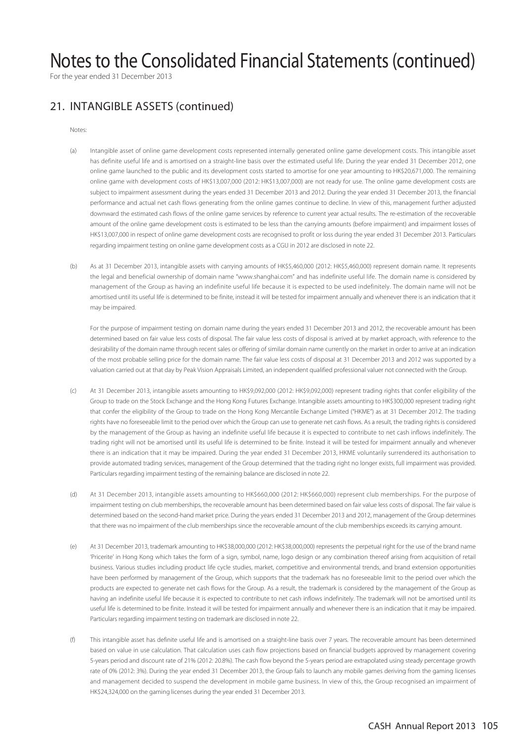# Notes to the Consolidated Financial Statements (continued)

For the year ended 31 December 2013

## 21. INTANGIBLE ASSETS (continued)

Notes:

(a) Intangible asset of online game development costs represented internally generated online game development costs. This intangible asset has definite useful life and is amortised on a straight-line basis over the estimated useful life. During the year ended 31 December 2012, one online game launched to the public and its development costs started to amortise for one year amounting to HK$20,671,000. The remaining online game with development costs of HK$13,007,000 (2012: HK$13,007,000) are not ready for use. The online game development costs are subject to impairment assessment during the years ended 31 December 2013 and 2012. During the year ended 31 December 2013, the financial performance and actual net cash flows generating from the online games continue to decline. In view of this, management further adjusted downward the estimated cash flows of the online game services by reference to current year actual results. The re-estimation of the recoverable amount of the online game development costs is estimated to be less than the carrying amounts (before impairment) and impairment losses of HK$13,007,000 in respect of online game development costs are recognised to profit or loss during the year ended 31 December 2013. Particulars regarding impairment testing on online game development costs as a CGU in 2012 are disclosed in note 22.

(b) As at 31 December 2013, intangible assets with carrying amounts of HK$5,460,000 (2012: HK$5,460,000) represent domain name. It represents the legal and beneficial ownership of domain name "www.shanghai.com" and has indefinite useful life. The domain name is considered by management of the Group as having an indefinite useful life because it is expected to be used indefinitely. The domain name will not be amortised until its useful life is determined to be finite, instead it will be tested for impairment annually and whenever there is an indication that it may be impaired.

   For the purpose of impairment testing on domain name during the years ended 31 December 2013 and 2012, the recoverable amount has been determined based on fair value less costs of disposal. The fair value less costs of disposal is arrived at by market approach, with reference to the desirability of the domain name through recent sales or offering of similar domain name currently on the market in order to arrive at an indication of the most probable selling price for the domain name. The fair value less costs of disposal at 31 December 2013 and 2012 was supported by a valuation carried out at that day by Peak Vision Appraisals Limited, an independent qualified professional valuer not connected with the Group.

(c) At 31 December 2013, intangible assets amounting to HK$9,092,000 (2012: HK$9,092,000) represent trading rights that confer eligibility of the Group to trade on the Stock Exchange and the Hong Kong Futures Exchange. Intangible assets amounting to HK$300,000 represent trading right that confer the eligibility of the Group to trade on the Hong Kong Mercantile Exchange Limited ("HKME") as at 31 December 2012. The trading rights have no foreseeable limit to the period over which the Group can use to generate net cash flows. As a result, the trading rights is considered by the management of the Group as having an indefinite useful life because it is expected to contribute to net cash inflows indefinitely. The trading right will not be amortised until its useful life is determined to be finite. Instead it will be tested for impairment annually and whenever there is an indication that it may be impaired. During the year ended 31 December 2013, HKME voluntarily surrendered its authorisation to provide automated trading services, management of the Group determined that the trading right no longer exists, full impairment was provided. Particulars regarding impairment testing of the remaining balance are disclosed in note 22.

(d) At 31 December 2013, intangible assets amounting to HK$660,000 (2012: HK$660,000) represent club memberships. For the purpose of impairment testing on club memberships, the recoverable amount has been determined based on fair value less costs of disposal. The fair value is determined based on the second-hand market price. During the years ended 31 December 2013 and 2012, management of the Group determines that there was no impairment of the club memberships since the recoverable amount of the club memberships exceeds its carrying amount.

(e) At 31 December 2013, trademark amounting to HK$38,000,000 (2012: HK$38,000,000) represents the perpetual right for the use of the brand name 'Pricerite' in Hong Kong which takes the form of a sign, symbol, name, logo design or any combination thereof arising from acquisition of retail business. Various studies including product life cycle studies, market, competitive and environmental trends, and brand extension opportunities have been performed by management of the Group, which supports that the trademark has no foreseeable limit to the period over which the products are expected to generate net cash flows for the Group. As a result, the trademark is considered by the management of the Group as having an indefinite useful life because it is expected to contribute to net cash inflows indefinitely. The trademark will not be amortised until its useful life is determined to be finite. Instead it will be tested for impairment annually and whenever there is an indication that it may be impaired. Particulars regarding impairment testing on trademark are disclosed in note 22.

(f) This intangible asset has definite useful life and is amortised on a straight-line basis over 7 years. The recoverable amount has been determined based on value in use calculation. That calculation uses cash flow projections based on financial budgets approved by management covering 5-years period and discount rate of 21% (2012: 20.8%). The cash flow beyond the 5-years period are extrapolated using steady percentage growth rate of 0% (2012: 3%). During the year ended 31 December 2013, the Group fails to launch any mobile games deriving from the gaming licenses and management decided to suspend the development in mobile game business. In view of this, the Group recognised an impairment of HK$24,324,000 on the gaming licenses during the year ended 31 December 2013.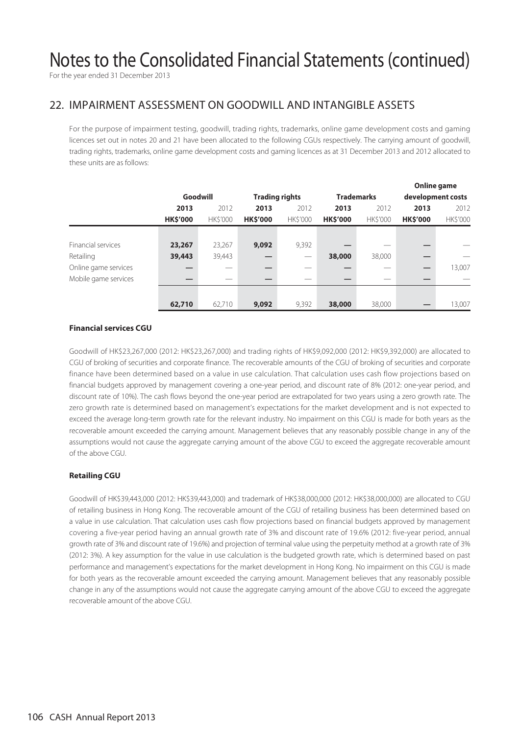# Notes to the Consolidated Financial Statements (continued)

For the year ended 31 December 2013

## 22. IMPAIRMENT ASSESSMENT ON GOODWILL AND INTANGIBLE ASSETS

For the purpose of impairment testing, goodwill, trading rights, trademarks, online game development costs and gaming licences set out in notes 20 and 21 have been allocated to the following CGUs respectively. The carrying amount of goodwill, trading rights, trademarks, online game development costs and gaming licences as at 31 December 2013 and 2012 allocated to these units are as follows:

| | Goodwill | | Trading rights | | Trademarks | | Online game development costs | |
|---|---|---|---|---|---|---|---|---|
| | **2013** | 2012 | **2013** | 2012 | **2013** | 2012 | **2013** | 2012 |
| | **HK$'000** | HK$'000 | **HK$'000** | HK$'000 | **HK$'000** | HK$'000 | **HK$'000** | HK$'000 |
| Financial services | **23,267** | 23,267 | **9,092** | 9,392 | **—** | — | **—** | — |
| Retailing | **39,443** | 39,443 | **—** | — | **38,000** | 38,000 | **—** | — |
| Online game services | **—** | — | **—** | — | **—** | — | **—** | 13,007 |
| Mobile game services | **—** | — | **—** | — | **—** | — | **—** | — |
| | **62,710** | 62,710 | **9,092** | 9,392 | **38,000** | 38,000 | **—** | 13,007 |

**Financial services CGU**

Goodwill of HK$23,267,000 (2012: HK$23,267,000) and trading rights of HK$9,092,000 (2012: HK$9,392,000) are allocated to CGU of broking of securities and corporate finance. The recoverable amounts of the CGU of broking of securities and corporate finance have been determined based on a value in use calculation. That calculation uses cash flow projections based on financial budgets approved by management covering a one-year period, and discount rate of 8% (2012: one-year period, and discount rate of 10%). The cash flows beyond the one-year period are extrapolated for two years using a zero growth rate. The zero growth rate is determined based on management's expectations for the market development and is not expected to exceed the average long-term growth rate for the relevant industry. No impairment on this CGU is made for both years as the recoverable amount exceeded the carrying amount. Management believes that any reasonably possible change in any of the assumptions would not cause the aggregate carrying amount of the above CGU to exceed the aggregate recoverable amount of the above CGU.

**Retailing CGU**

Goodwill of HK$39,443,000 (2012: HK$39,443,000) and trademark of HK$38,000,000 (2012: HK$38,000,000) are allocated to CGU of retailing business in Hong Kong. The recoverable amount of the CGU of retailing business has been determined based on a value in use calculation. That calculation uses cash flow projections based on financial budgets approved by management covering a five-year period having an annual growth rate of 3% and discount rate of 19.6% (2012: five-year period, annual growth rate of 3% and discount rate of 19.6%) and projection of terminal value using the perpetuity method at a growth rate of 3% (2012: 3%). A key assumption for the value in use calculation is the budgeted growth rate, which is determined based on past performance and management's expectations for the market development in Hong Kong. No impairment on this CGU is made for both years as the recoverable amount exceeded the carrying amount. Management believes that any reasonably possible change in any of the assumptions would not cause the aggregate carrying amount of the above CGU to exceed the aggregate recoverable amount of the above CGU.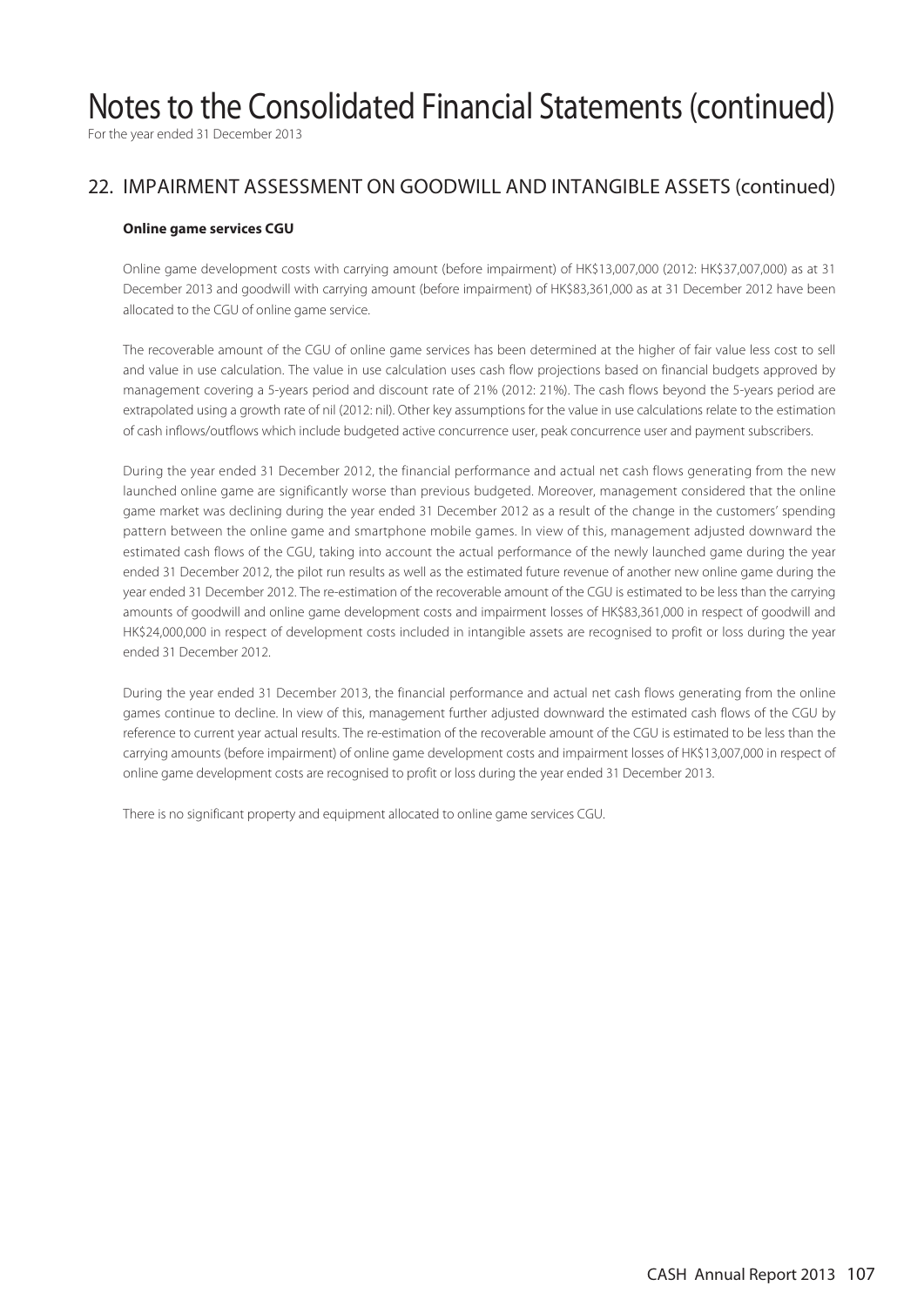# Notes to the Consolidated Financial Statements (continued)

For the year ended 31 December 2013

## 22. IMPAIRMENT ASSESSMENT ON GOODWILL AND INTANGIBLE ASSETS (continued)

**Online game services CGU**

Online game development costs with carrying amount (before impairment) of HK$13,007,000 (2012: HK$37,007,000) as at 31 December 2013 and goodwill with carrying amount (before impairment) of HK$83,361,000 as at 31 December 2012 have been allocated to the CGU of online game service.

The recoverable amount of the CGU of online game services has been determined at the higher of fair value less cost to sell and value in use calculation. The value in use calculation uses cash flow projections based on financial budgets approved by management covering a 5-years period and discount rate of 21% (2012: 21%). The cash flows beyond the 5-years period are extrapolated using a growth rate of nil (2012: nil). Other key assumptions for the value in use calculations relate to the estimation of cash inflows/outflows which include budgeted active concurrence user, peak concurrence user and payment subscribers.

During the year ended 31 December 2012, the financial performance and actual net cash flows generating from the new launched online game are significantly worse than previous budgeted. Moreover, management considered that the online game market was declining during the year ended 31 December 2012 as a result of the change in the customers' spending pattern between the online game and smartphone mobile games. In view of this, management adjusted downward the estimated cash flows of the CGU, taking into account the actual performance of the newly launched game during the year ended 31 December 2012, the pilot run results as well as the estimated future revenue of another new online game during the year ended 31 December 2012. The re-estimation of the recoverable amount of the CGU is estimated to be less than the carrying amounts of goodwill and online game development costs and impairment losses of HK$83,361,000 in respect of goodwill and HK$24,000,000 in respect of development costs included in intangible assets are recognised to profit or loss during the year ended 31 December 2012.

During the year ended 31 December 2013, the financial performance and actual net cash flows generating from the online games continue to decline. In view of this, management further adjusted downward the estimated cash flows of the CGU by reference to current year actual results. The re-estimation of the recoverable amount of the CGU is estimated to be less than the carrying amounts (before impairment) of online game development costs and impairment losses of HK$13,007,000 in respect of online game development costs are recognised to profit or loss during the year ended 31 December 2013.

There is no significant property and equipment allocated to online game services CGU.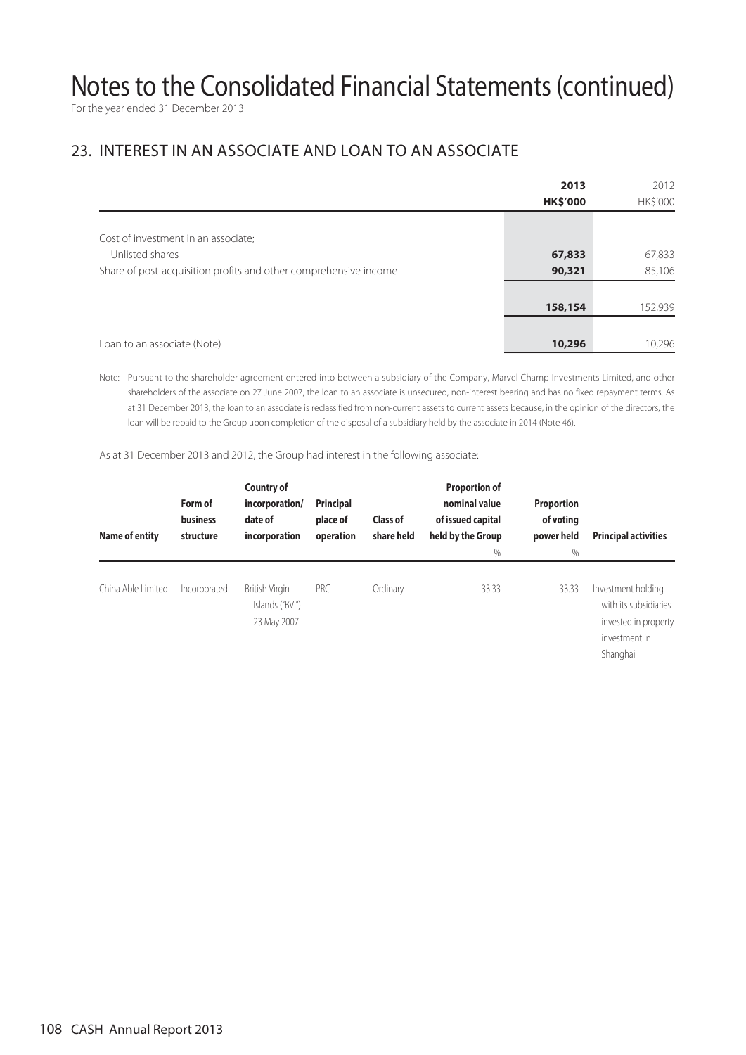# Notes to the Consolidated Financial Statements (continued)

For the year ended 31 December 2013

## 23. INTEREST IN AN ASSOCIATE AND LOAN TO AN ASSOCIATE

| | 2013 | 2012 |
|---|---|---|
| | **HK$'000** | HK$'000 |
| Cost of investment in an associate; | | |
| Unlisted shares | **67,833** | 67,833 |
| Share of post-acquisition profits and other comprehensive income | **90,321** | 85,106 |
| | **158,154** | 152,939 |
| Loan to an associate (Note) | **10,296** | 10,296 |

Note: Pursuant to the shareholder agreement entered into between a subsidiary of the Company, Marvel Champ Investments Limited, and other shareholders of the associate on 27 June 2007, the loan to an associate is unsecured, non-interest bearing and has no fixed repayment terms. As at 31 December 2013, the loan to an associate is reclassified from non-current assets to current assets because, in the opinion of the directors, the loan will be repaid to the Group upon completion of the disposal of a subsidiary held by the associate in 2014 (Note 46).

As at 31 December 2013 and 2012, the Group had interest in the following associate:

| Name of entity | Form of business structure | Country of incorporation/ date of incorporation | Principal place of operation | Class of share held | Proportion of nominal value of issued capital held by the Group | Proportion of voting power held | Principal activities |
|---|---|---|---|---|---|---|---|
| | | | | | % | % | |
| China Able Limited | Incorporated | British Virgin Islands ("BVI") 23 May 2007 | PRC | Ordinary | 33.33 | 33.33 | Investment holding with its subsidiaries invested in property investment in Shanghai |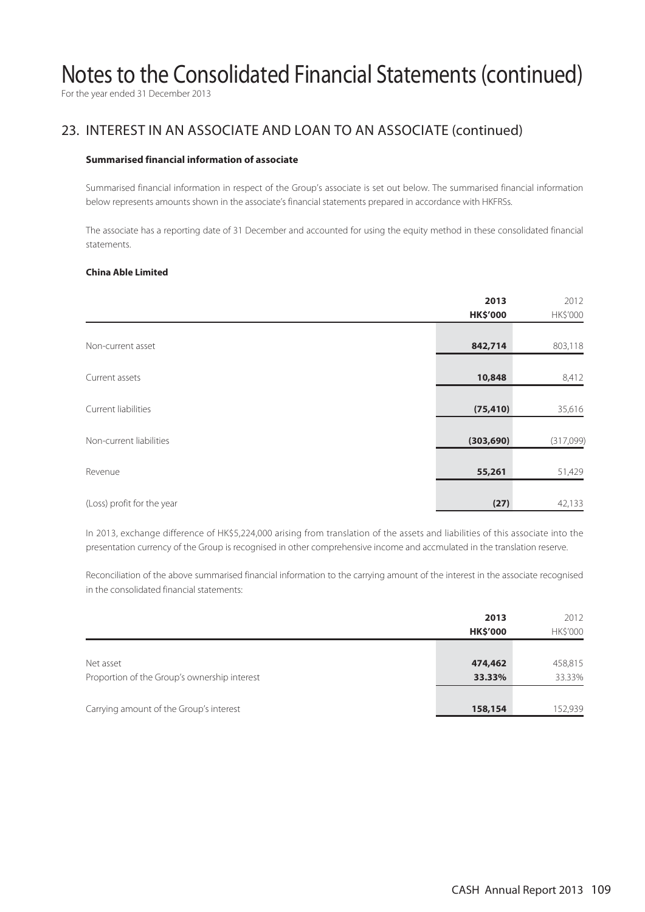# Notes to the Consolidated Financial Statements (continued)

For the year ended 31 December 2013

## 23. INTEREST IN AN ASSOCIATE AND LOAN TO AN ASSOCIATE (continued)

### Summarised financial information of associate

Summarised financial information in respect of the Group's associate is set out below. The summarised financial information below represents amounts shown in the associate's financial statements prepared in accordance with HKFRSs.

The associate has a reporting date of 31 December and accounted for using the equity method in these consolidated financial statements.

**China Able Limited**

| | **2013** | 2012 |
|---|---|---|
| | **HK$'000** | HK$'000 |
| Non-current asset | **842,714** | 803,118 |
| Current assets | **10,848** | 8,412 |
| Current liabilities | **(75,410)** | 35,616 |
| Non-current liabilities | **(303,690)** | (317,099) |
| Revenue | **55,261** | 51,429 |
| (Loss) profit for the year | **(27)** | 42,133 |

In 2013, exchange difference of HK$5,224,000 arising from translation of the assets and liabilities of this associate into the presentation currency of the Group is recognised in other comprehensive income and accmulated in the translation reserve.

Reconciliation of the above summarised financial information to the carrying amount of the interest in the associate recognised in the consolidated financial statements:

| | **2013** | 2012 |
|---|---|---|
| | **HK$'000** | HK$'000 |
| Net asset | **474,462** | 458,815 |
| Proportion of the Group's ownership interest | **33.33%** | 33.33% |
| Carrying amount of the Group's interest | **158,154** | 152,939 |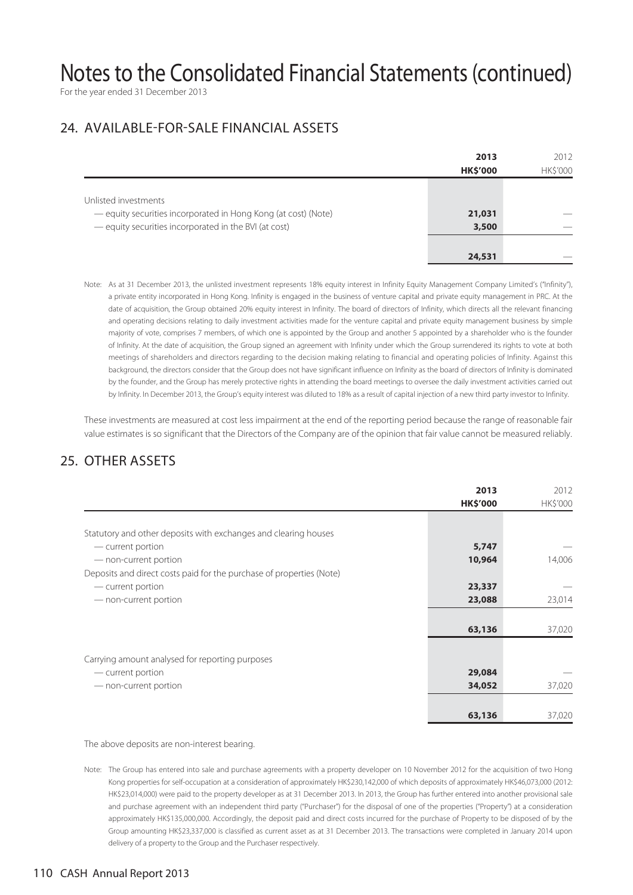# Notes to the Consolidated Financial Statements (continued)

For the year ended 31 December 2013

## 24. AVAILABLE-FOR-SALE FINANCIAL ASSETS

| | 2013<br>HK$'000 | 2012<br>HK$'000 |
|---|---|---|
| Unlisted investments | | |
| — equity securities incorporated in Hong Kong (at cost) (Note) | 21,031 | — |
| — equity securities incorporated in the BVI (at cost) | 3,500 | — |
| | 24,531 | — |

Note: As at 31 December 2013, the unlisted investment represents 18% equity interest in Infinity Equity Management Company Limited's ("Infinity"), a private entity incorporated in Hong Kong. Infinity is engaged in the business of venture capital and private equity management in PRC. At the date of acquisition, the Group obtained 20% equity interest in Infinity. The board of directors of Infinity, which directs all the relevant financing and operating decisions relating to daily investment activities made for the venture capital and private equity management business by simple majority of vote, comprises 7 members, of which one is appointed by the Group and another 5 appointed by a shareholder who is the founder of Infinity. At the date of acquisition, the Group signed an agreement with Infinity under which the Group surrendered its rights to vote at both meetings of shareholders and directors regarding to the decision making relating to financial and operating policies of Infinity. Against this background, the directors consider that the Group does not have significant influence on Infinity as the board of directors of Infinity is dominated by the founder, and the Group has merely protective rights in attending the board meetings to oversee the daily investment activities carried out by Infinity. In December 2013, the Group's equity interest was diluted to 18% as a result of capital injection of a new third party investor to Infinity.

These investments are measured at cost less impairment at the end of the reporting period because the range of reasonable fair value estimates is so significant that the Directors of the Company are of the opinion that fair value cannot be measured reliably.

## 25. OTHER ASSETS

| | 2013<br>HK$'000 | 2012<br>HK$'000 |
|---|---|---|
| Statutory and other deposits with exchanges and clearing houses | | |
| — current portion | 5,747 | — |
| — non-current portion | 10,964 | 14,006 |
| Deposits and direct costs paid for the purchase of properties (Note) | | |
| — current portion | 23,337 | — |
| — non-current portion | 23,088 | 23,014 |
| | 63,136 | 37,020 |
| Carrying amount analysed for reporting purposes | | |
| — current portion | 29,084 | — |
| — non-current portion | 34,052 | 37,020 |
| | 63,136 | 37,020 |

The above deposits are non-interest bearing.

Note: The Group has entered into sale and purchase agreements with a property developer on 10 November 2012 for the acquisition of two Hong Kong properties for self-occupation at a consideration of approximately HK$230,142,000 of which deposits of approximately HK$46,073,000 (2012: HK$23,014,000) were paid to the property developer as at 31 December 2013. In 2013, the Group has further entered into another provisional sale and purchase agreement with an independent third party ("Purchaser") for the disposal of one of the properties ("Property") at a consideration approximately HK$135,000,000. Accordingly, the deposit paid and direct costs incurred for the purchase of Property to be disposed of by the Group amounting HK$23,337,000 is classified as current asset as at 31 December 2013. The transactions were completed in January 2014 upon delivery of a property to the Group and the Purchaser respectively.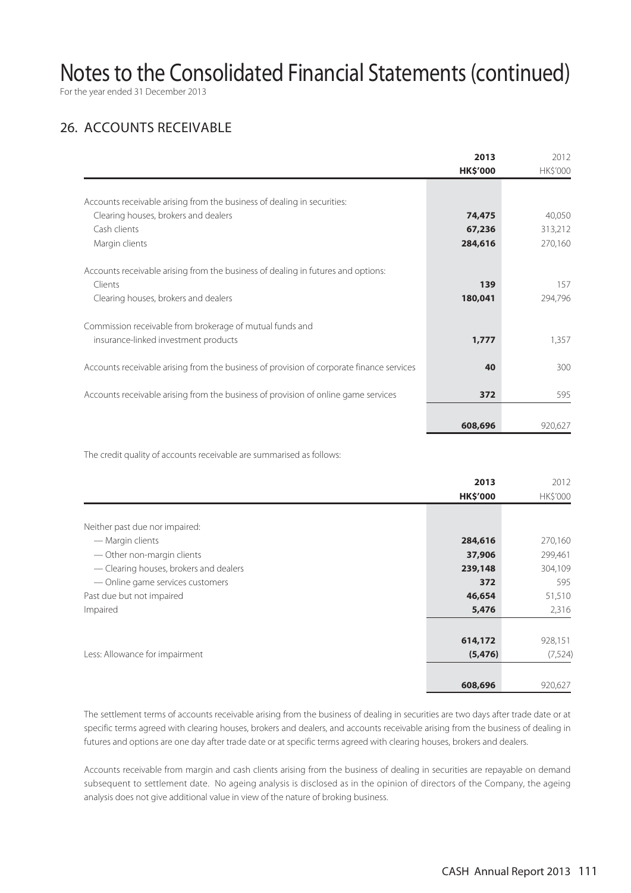# Notes to the Consolidated Financial Statements (continued)

For the year ended 31 December 2013

## 26. ACCOUNTS RECEIVABLE

| | 2013 HK$'000 | 2012 HK$'000 |
|---|---|---|
| Accounts receivable arising from the business of dealing in securities: | | |
| Clearing houses, brokers and dealers | **74,475** | 40,050 |
| Cash clients | **67,236** | 313,212 |
| Margin clients | **284,616** | 270,160 |
| Accounts receivable arising from the business of dealing in futures and options: | | |
| Clients | **139** | 157 |
| Clearing houses, brokers and dealers | **180,041** | 294,796 |
| Commission receivable from brokerage of mutual funds and insurance-linked investment products | **1,777** | 1,357 |
| Accounts receivable arising from the business of provision of corporate finance services | **40** | 300 |
| Accounts receivable arising from the business of provision of online game services | **372** | 595 |
| | **608,696** | 920,627 |

The credit quality of accounts receivable are summarised as follows:

| | 2013 HK$'000 | 2012 HK$'000 |
|---|---|---|
| Neither past due nor impaired: | | |
| — Margin clients | **284,616** | 270,160 |
| — Other non-margin clients | **37,906** | 299,461 |
| — Clearing houses, brokers and dealers | **239,148** | 304,109 |
| — Online game services customers | **372** | 595 |
| Past due but not impaired | **46,654** | 51,510 |
| Impaired | **5,476** | 2,316 |
| | **614,172** | 928,151 |
| Less: Allowance for impairment | **(5,476)** | (7,524) |
| | **608,696** | 920,627 |

The settlement terms of accounts receivable arising from the business of dealing in securities are two days after trade date or at specific terms agreed with clearing houses, brokers and dealers, and accounts receivable arising from the business of dealing in futures and options are one day after trade date or at specific terms agreed with clearing houses, brokers and dealers.

Accounts receivable from margin and cash clients arising from the business of dealing in securities are repayable on demand subsequent to settlement date. No ageing analysis is disclosed as in the opinion of directors of the Company, the ageing analysis does not give additional value in view of the nature of broking business.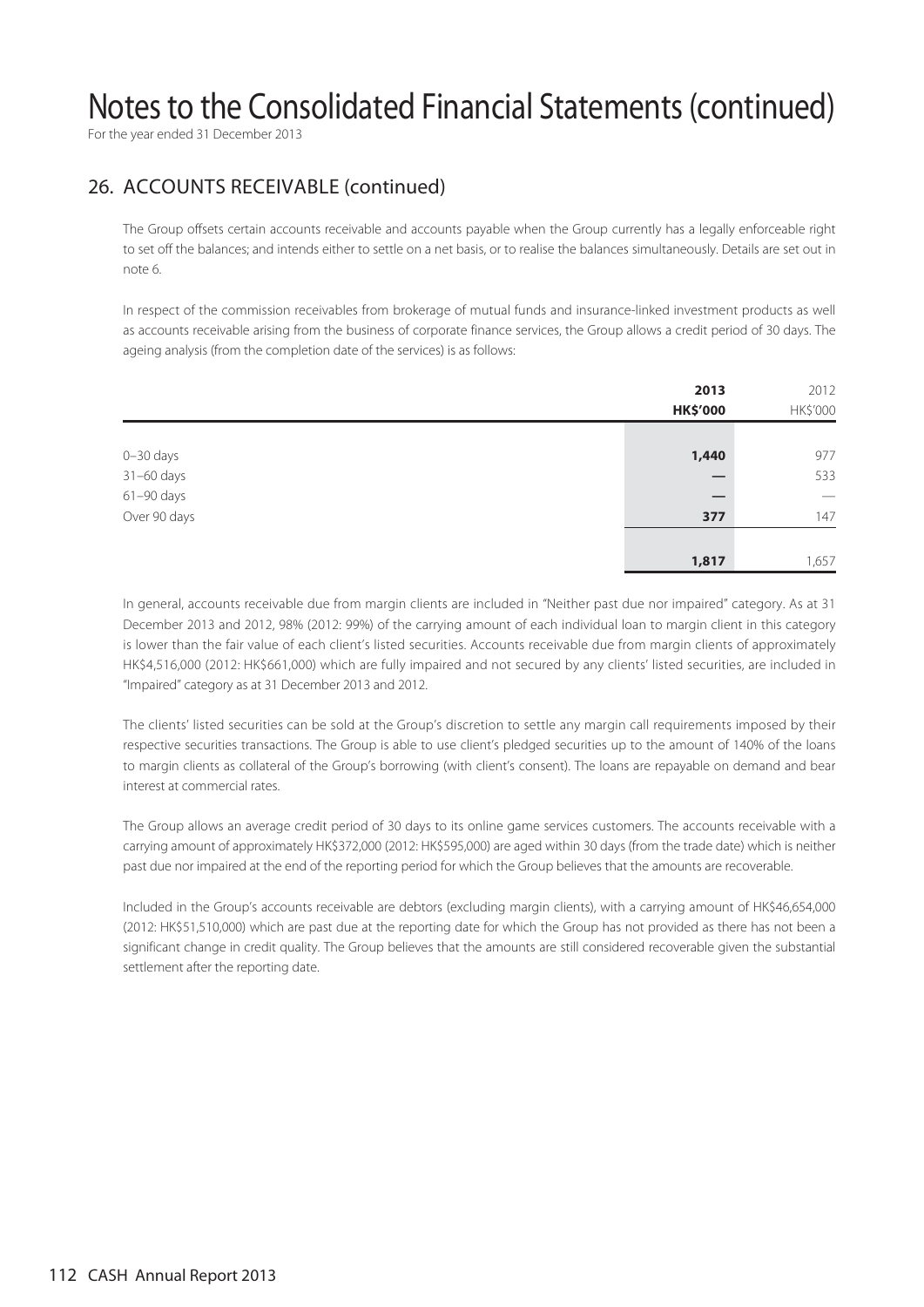# Notes to the Consolidated Financial Statements (continued)

For the year ended 31 December 2013

## 26. ACCOUNTS RECEIVABLE (continued)

The Group offsets certain accounts receivable and accounts payable when the Group currently has a legally enforceable right to set off the balances; and intends either to settle on a net basis, or to realise the balances simultaneously. Details are set out in note 6.

In respect of the commission receivables from brokerage of mutual funds and insurance-linked investment products as well as accounts receivable arising from the business of corporate finance services, the Group allows a credit period of 30 days. The ageing analysis (from the completion date of the services) is as follows:

| | **2013** | 2012 |
|---|---|---|
| | **HK$'000** | HK$'000 |
| 0–30 days | **1,440** | 977 |
| 31–60 days | **—** | 533 |
| 61–90 days | **—** | — |
| Over 90 days | **377** | 147 |
| | **1,817** | 1,657 |

In general, accounts receivable due from margin clients are included in "Neither past due nor impaired" category. As at 31 December 2013 and 2012, 98% (2012: 99%) of the carrying amount of each individual loan to margin client in this category is lower than the fair value of each client's listed securities. Accounts receivable due from margin clients of approximately HK$4,516,000 (2012: HK$661,000) which are fully impaired and not secured by any clients' listed securities, are included in "Impaired" category as at 31 December 2013 and 2012.

The clients' listed securities can be sold at the Group's discretion to settle any margin call requirements imposed by their respective securities transactions. The Group is able to use client's pledged securities up to the amount of 140% of the loans to margin clients as collateral of the Group's borrowing (with client's consent). The loans are repayable on demand and bear interest at commercial rates.

The Group allows an average credit period of 30 days to its online game services customers. The accounts receivable with a carrying amount of approximately HK$372,000 (2012: HK$595,000) are aged within 30 days (from the trade date) which is neither past due nor impaired at the end of the reporting period for which the Group believes that the amounts are recoverable.

Included in the Group's accounts receivable are debtors (excluding margin clients), with a carrying amount of HK$46,654,000 (2012: HK$51,510,000) which are past due at the reporting date for which the Group has not provided as there has not been a significant change in credit quality. The Group believes that the amounts are still considered recoverable given the substantial settlement after the reporting date.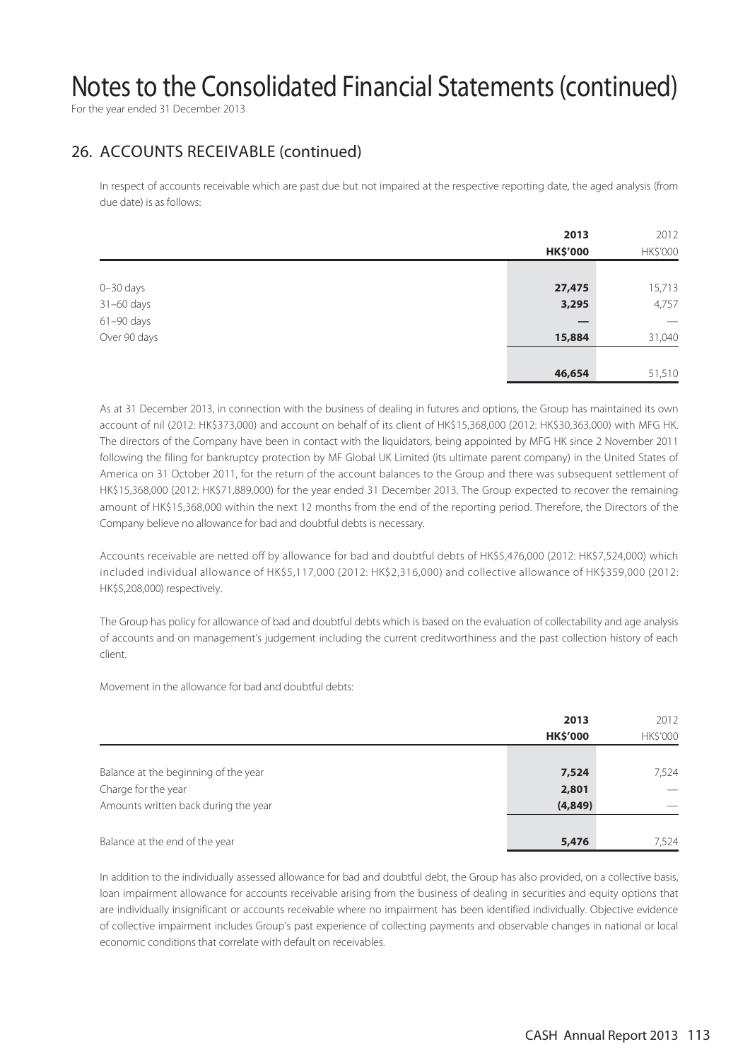# Notes to the Consolidated Financial Statements (continued)

For the year ended 31 December 2013

## 26. ACCOUNTS RECEIVABLE (continued)

In respect of accounts receivable which are past due but not impaired at the respective reporting date, the aged analysis (from due date) is as follows:

| | **2013** | 2012 |
|---|---|---|
| | **HK\$'000** | HK\$'000 |
| 0–30 days | **27,475** | 15,713 |
| 31–60 days | **3,295** | 4,757 |
| 61–90 days | **—** | — |
| Over 90 days | **15,884** | 31,040 |
| | **46,654** | 51,510 |

As at 31 December 2013, in connection with the business of dealing in futures and options, the Group has maintained its own account of nil (2012: HK\$373,000) and account on behalf of its client of HK\$15,368,000 (2012: HK\$30,363,000) with MFG HK. The directors of the Company have been in contact with the liquidators, being appointed by MFG HK since 2 November 2011 following the filing for bankruptcy protection by MF Global UK Limited (its ultimate parent company) in the United States of America on 31 October 2011, for the return of the account balances to the Group and there was subsequent settlement of HK\$15,368,000 (2012: HK\$71,889,000) for the year ended 31 December 2013. The Group expected to recover the remaining amount of HK\$15,368,000 within the next 12 months from the end of the reporting period. Therefore, the Directors of the Company believe no allowance for bad and doubtful debts is necessary.

Accounts receivable are netted off by allowance for bad and doubtful debts of HK\$5,476,000 (2012: HK\$7,524,000) which included individual allowance of HK\$5,117,000 (2012: HK\$2,316,000) and collective allowance of HK\$359,000 (2012: HK\$5,208,000) respectively.

The Group has policy for allowance of bad and doubtful debts which is based on the evaluation of collectability and age analysis of accounts and on management's judgement including the current creditworthiness and the past collection history of each client.

Movement in the allowance for bad and doubtful debts:

| | **2013** | 2012 |
|---|---|---|
| | **HK\$'000** | HK\$'000 |
| Balance at the beginning of the year | **7,524** | 7,524 |
| Charge for the year | **2,801** | — |
| Amounts written back during the year | **(4,849)** | — |
| Balance at the end of the year | **5,476** | 7,524 |

In addition to the individually assessed allowance for bad and doubtful debt, the Group has also provided, on a collective basis, loan impairment allowance for accounts receivable arising from the business of dealing in securities and equity options that are individually insignificant or accounts receivable where no impairment has been identified individually. Objective evidence of collective impairment includes Group's past experience of collecting payments and observable changes in national or local economic conditions that correlate with default on receivables.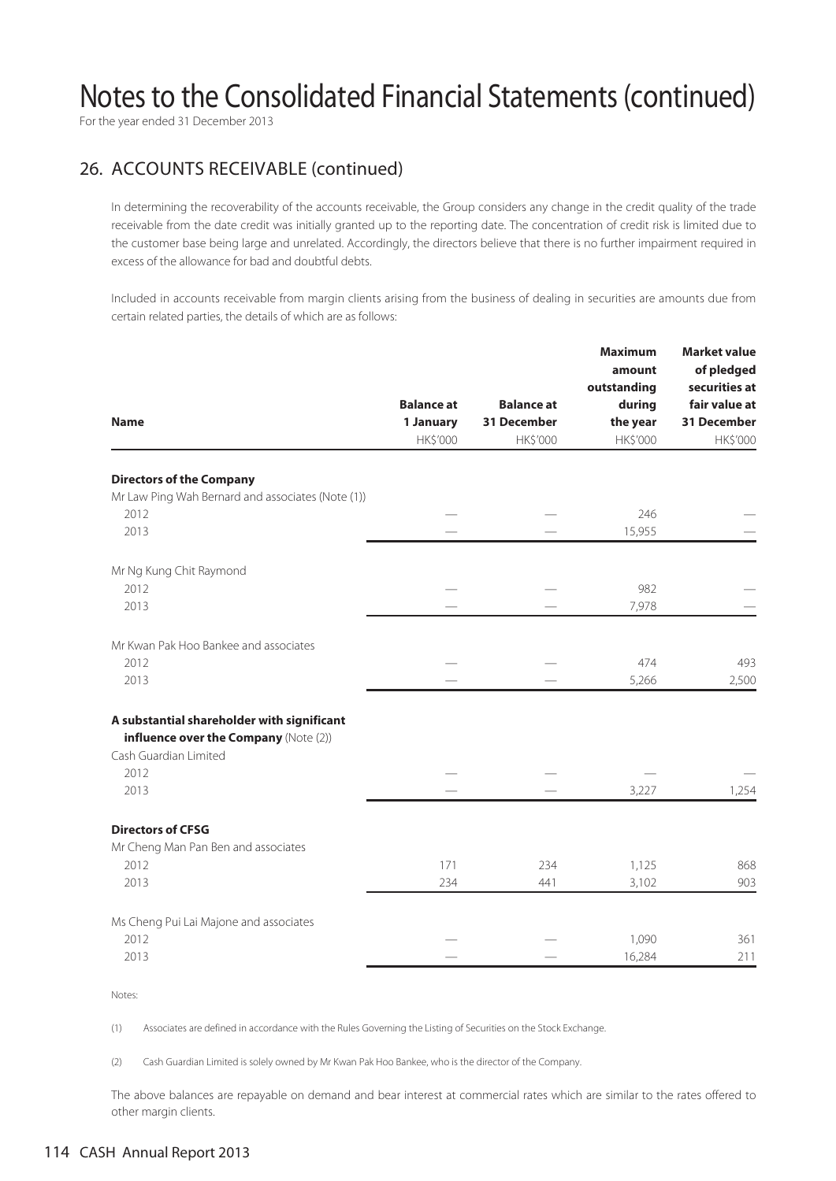# Notes to the Consolidated Financial Statements (continued)

For the year ended 31 December 2013

## 26. ACCOUNTS RECEIVABLE (continued)

In determining the recoverability of the accounts receivable, the Group considers any change in the credit quality of the trade receivable from the date credit was initially granted up to the reporting date. The concentration of credit risk is limited due to the customer base being large and unrelated. Accordingly, the directors believe that there is no further impairment required in excess of the allowance for bad and doubtful debts.

Included in accounts receivable from margin clients arising from the business of dealing in securities are amounts due from certain related parties, the details of which are as follows:

| Name | Balance at 1 January HK$'000 | Balance at 31 December HK$'000 | Maximum amount outstanding during the year HK$'000 | Market value of pledged securities at fair value at 31 December HK$'000 |
|---|---|---|---|---|
| **Directors of the Company** | | | | |
| Mr Law Ping Wah Bernard and associates (Note (1)) | | | | |
| 2012 | — | — | 246 | — |
| 2013 | — | — | 15,955 | — |
| Mr Ng Kung Chit Raymond | | | | |
| 2012 | — | — | 982 | — |
| 2013 | — | — | 7,978 | — |
| Mr Kwan Pak Hoo Bankee and associates | | | | |
| 2012 | — | — | 474 | 493 |
| 2013 | — | — | 5,266 | 2,500 |
| **A substantial shareholder with significant influence over the Company** (Note (2)) | | | | |
| Cash Guardian Limited | | | | |
| 2012 | — | — | — | — |
| 2013 | — | — | 3,227 | 1,254 |
| **Directors of CFSG** | | | | |
| Mr Cheng Man Pan Ben and associates | | | | |
| 2012 | 171 | 234 | 1,125 | 868 |
| 2013 | 234 | 441 | 3,102 | 903 |
| Ms Cheng Pui Lai Majone and associates | | | | |
| 2012 | — | — | 1,090 | 361 |
| 2013 | — | — | 16,284 | 211 |

Notes:

(1) Associates are defined in accordance with the Rules Governing the Listing of Securities on the Stock Exchange.

(2) Cash Guardian Limited is solely owned by Mr Kwan Pak Hoo Bankee, who is the director of the Company.

The above balances are repayable on demand and bear interest at commercial rates which are similar to the rates offered to other margin clients.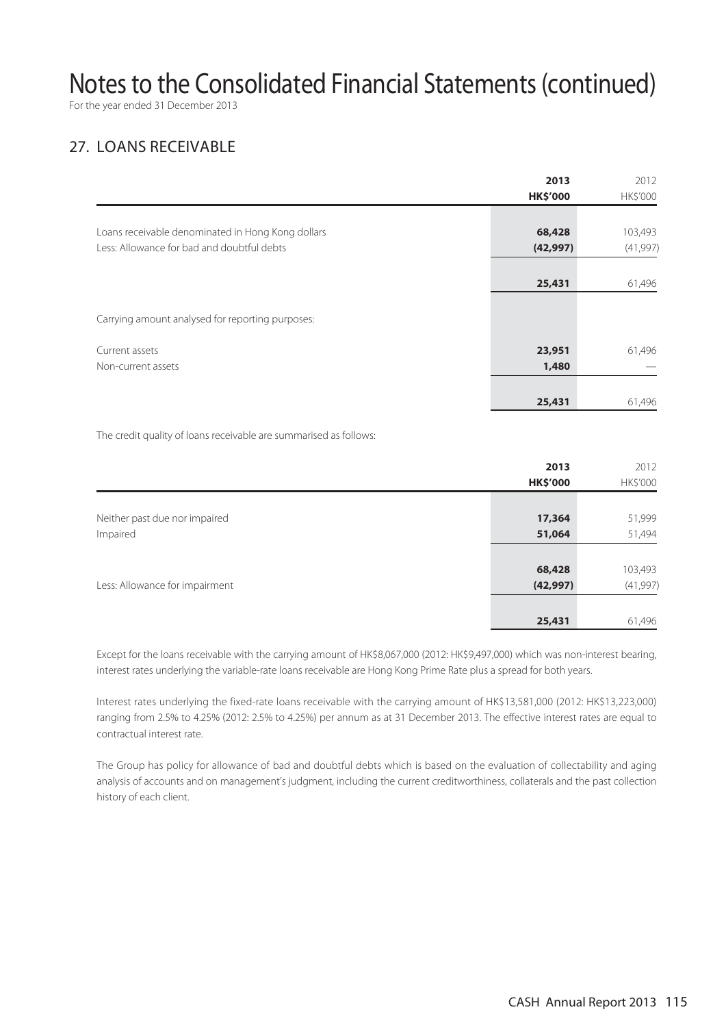# Notes to the Consolidated Financial Statements (continued)

For the year ended 31 December 2013

## 27. LOANS RECEIVABLE

| | 2013<br>HK$'000 | 2012<br>HK$'000 |
|---|---|---|
| Loans receivable denominated in Hong Kong dollars | **68,428** | 103,493 |
| Less: Allowance for bad and doubtful debts | **(42,997)** | (41,997) |
| | **25,431** | 61,496 |
| Carrying amount analysed for reporting purposes: | | |
| Current assets | **23,951** | 61,496 |
| Non-current assets | **1,480** | — |
| | **25,431** | 61,496 |

The credit quality of loans receivable are summarised as follows:

| | 2013<br>HK$'000 | 2012<br>HK$'000 |
|---|---|---|
| Neither past due nor impaired | **17,364** | 51,999 |
| Impaired | **51,064** | 51,494 |
| | **68,428** | 103,493 |
| Less: Allowance for impairment | **(42,997)** | (41,997) |
| | **25,431** | 61,496 |

Except for the loans receivable with the carrying amount of HK$8,067,000 (2012: HK$9,497,000) which was non-interest bearing, interest rates underlying the variable-rate loans receivable are Hong Kong Prime Rate plus a spread for both years.

Interest rates underlying the fixed-rate loans receivable with the carrying amount of HK$13,581,000 (2012: HK$13,223,000) ranging from 2.5% to 4.25% (2012: 2.5% to 4.25%) per annum as at 31 December 2013. The effective interest rates are equal to contractual interest rate.

The Group has policy for allowance of bad and doubtful debts which is based on the evaluation of collectability and aging analysis of accounts and on management's judgment, including the current creditworthiness, collaterals and the past collection history of each client.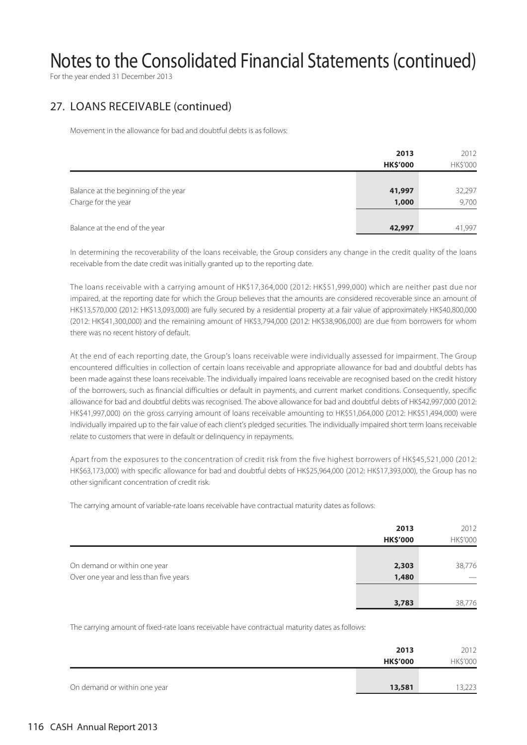# Notes to the Consolidated Financial Statements (continued)

For the year ended 31 December 2013

## 27. LOANS RECEIVABLE (continued)

Movement in the allowance for bad and doubtful debts is as follows:

| | 2013<br>HK$'000 | 2012<br>HK$'000 |
|---|---|---|
| Balance at the beginning of the year | **41,997** | 32,297 |
| Charge for the year | **1,000** | 9,700 |
| Balance at the end of the year | **42,997** | 41,997 |

In determining the recoverability of the loans receivable, the Group considers any change in the credit quality of the loans receivable from the date credit was initially granted up to the reporting date.

The loans receivable with a carrying amount of HK$17,364,000 (2012: HK$51,999,000) which are neither past due nor impaired, at the reporting date for which the Group believes that the amounts are considered recoverable since an amount of HK$13,570,000 (2012: HK$13,093,000) are fully secured by a residential property at a fair value of approximately HK$40,800,000 (2012: HK$41,300,000) and the remaining amount of HK$3,794,000 (2012: HK$38,906,000) are due from borrowers for whom there was no recent history of default.

At the end of each reporting date, the Group's loans receivable were individually assessed for impairment. The Group encountered difficulties in collection of certain loans receivable and appropriate allowance for bad and doubtful debts has been made against these loans receivable. The individually impaired loans receivable are recognised based on the credit history of the borrowers, such as financial difficulties or default in payments, and current market conditions. Consequently, specific allowance for bad and doubtful debts was recognised. The above allowance for bad and doubtful debts of HK$42,997,000 (2012: HK$41,997,000) on the gross carrying amount of loans receivable amounting to HK$51,064,000 (2012: HK$51,494,000) were individually impaired up to the fair value of each client's pledged securities. The individually impaired short term loans receivable relate to customers that were in default or delinquency in repayments.

Apart from the exposures to the concentration of credit risk from the five highest borrowers of HK$45,521,000 (2012: HK$63,173,000) with specific allowance for bad and doubtful debts of HK$25,964,000 (2012: HK$17,393,000), the Group has no other significant concentration of credit risk.

The carrying amount of variable-rate loans receivable have contractual maturity dates as follows:

| | 2013<br>HK$'000 | 2012<br>HK$'000 |
|---|---|---|
| On demand or within one year | **2,303** | 38,776 |
| Over one year and less than five years | **1,480** | — |
| | **3,783** | 38,776 |

The carrying amount of fixed-rate loans receivable have contractual maturity dates as follows:

| | 2013<br>HK$'000 | 2012<br>HK$'000 |
|---|---|---|
| On demand or within one year | **13,581** | 13,223 |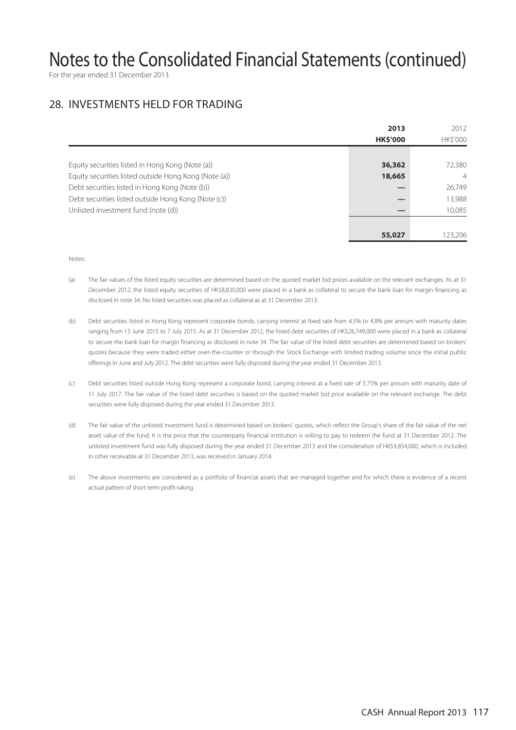# Notes to the Consolidated Financial Statements (continued)

For the year ended 31 December 2013

## 28. INVESTMENTS HELD FOR TRADING

| | 2013<br>HK$'000 | 2012<br>HK$'000 |
|---|---|---|
| Equity securities listed in Hong Kong (Note (a)) | **36,362** | 72,380 |
| Equity securities listed outside Hong Kong (Note (a)) | **18,665** | 4 |
| Debt securities listed in Hong Kong (Note (b)) | **—** | 26,749 |
| Debt securities listed outside Hong Kong (Note (c)) | **—** | 13,988 |
| Unlisted investment fund (note (d)) | **—** | 10,085 |
| | **55,027** | 123,206 |

Notes:

(a) The fair values of the listed equity securities are determined based on the quoted market bid prices available on the relevant exchanges. As at 31 December 2012, the listed equity securities of HK$8,830,000 were placed in a bank as collateral to secure the bank loan for margin financing as disclosed in note 34. No listed securities was placed as collateral as at 31 December 2013.

(b) Debt securities listed in Hong Kong represent corporate bonds, carrying interest at fixed rate from 4.5% to 4.8% per annum with maturity dates ranging from 15 June 2015 to 7 July 2015. As at 31 December 2012, the listed debt securities of HK$26,749,000 were placed in a bank as collateral to secure the bank loan for margin financing as disclosed in note 34. The fair value of the listed debt securities are determined based on brokers' quotes because they were traded either over-the-counter or through the Stock Exchange with limited trading volume since the initial public offerings in June and July 2012. The debt securities were fully disposed during the year ended 31 December 2013.

(c) Debt securities listed outside Hong Kong represent a corporate bond, carrying interest at a fixed rate of 5.75% per annum with maturity date of 11 July 2017. The fair value of the listed debt securities is based on the quoted market bid price available on the relevant exchange. The debt securities were fully disposed during the year ended 31 December 2013.

(d) The fair value of the unlisted investment fund is determined based on brokers' quotes, which reflect the Group's share of the fair value of the net asset value of the fund. It is the price that the counterparty financial institution is willing to pay to redeem the fund at 31 December 2012. The unlisted investment fund was fully disposed during the year ended 31 December 2013 and the consideration of HK$9,854,000, which is included in other receivable at 31 December 2013, was received in January 2014.

(e) The above investments are considered as a portfolio of financial assets that are managed together and for which there is evidence of a recent actual pattern of short term profit-taking.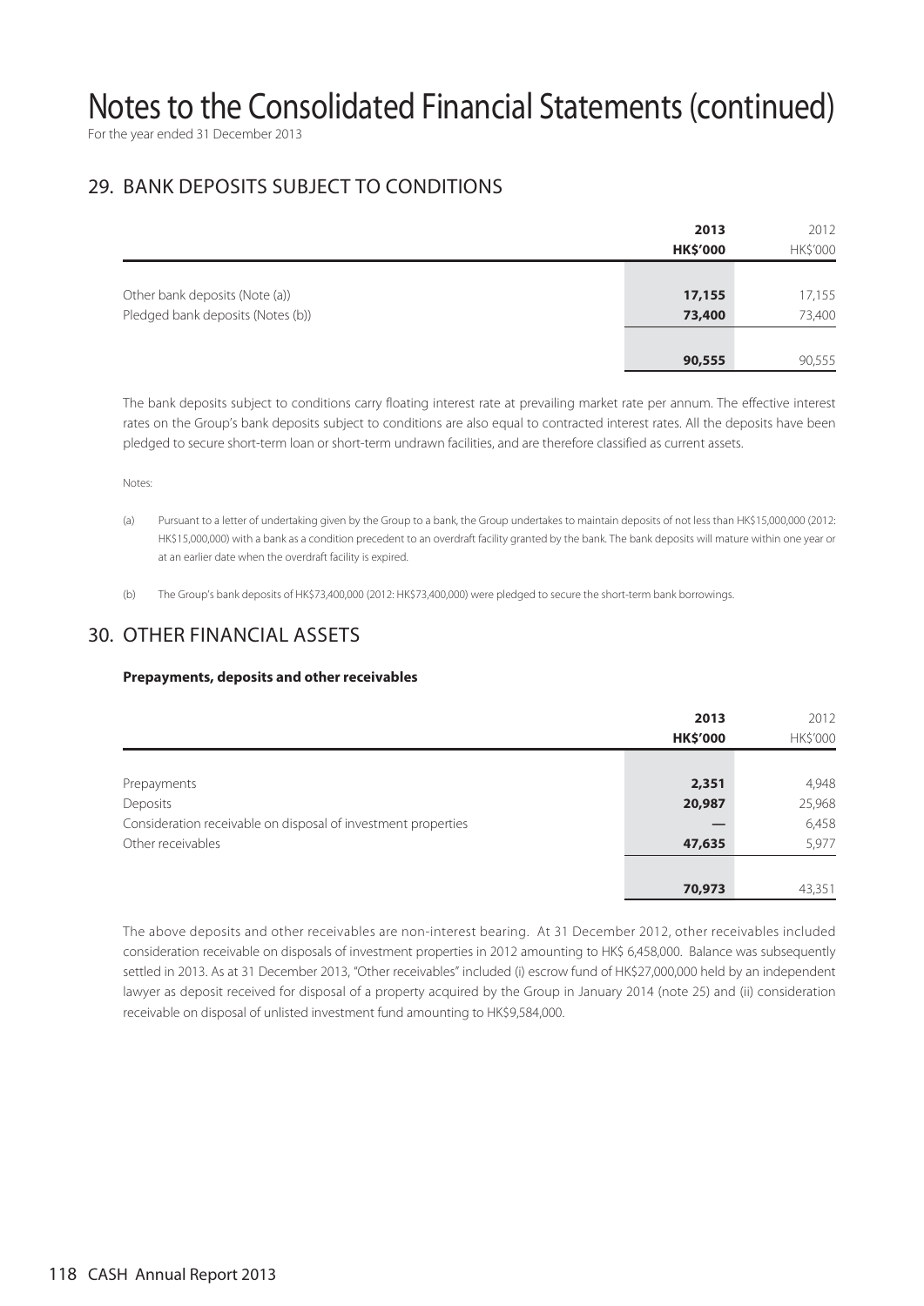# Notes to the Consolidated Financial Statements (continued)

For the year ended 31 December 2013

## 29. BANK DEPOSITS SUBJECT TO CONDITIONS

| | 2013<br>HK$'000 | 2012<br>HK$'000 |
|---|---|---|
| Other bank deposits (Note (a)) | **17,155** | 17,155 |
| Pledged bank deposits (Notes (b)) | **73,400** | 73,400 |
| | **90,555** | 90,555 |

The bank deposits subject to conditions carry floating interest rate at prevailing market rate per annum. The effective interest rates on the Group's bank deposits subject to conditions are also equal to contracted interest rates. All the deposits have been pledged to secure short-term loan or short-term undrawn facilities, and are therefore classified as current assets.

Notes:

(a) Pursuant to a letter of undertaking given by the Group to a bank, the Group undertakes to maintain deposits of not less than HK$15,000,000 (2012: HK$15,000,000) with a bank as a condition precedent to an overdraft facility granted by the bank. The bank deposits will mature within one year or at an earlier date when the overdraft facility is expired.

(b) The Group's bank deposits of HK$73,400,000 (2012: HK$73,400,000) were pledged to secure the short-term bank borrowings.

## 30. OTHER FINANCIAL ASSETS

**Prepayments, deposits and other receivables**

| | 2013<br>HK$'000 | 2012<br>HK$'000 |
|---|---|---|
| Prepayments | **2,351** | 4,948 |
| Deposits | **20,987** | 25,968 |
| Consideration receivable on disposal of investment properties | **—** | 6,458 |
| Other receivables | **47,635** | 5,977 |
| | **70,973** | 43,351 |

The above deposits and other receivables are non-interest bearing. At 31 December 2012, other receivables included consideration receivable on disposals of investment properties in 2012 amounting to HK$ 6,458,000. Balance was subsequently settled in 2013. As at 31 December 2013, "Other receivables" included (i) escrow fund of HK$27,000,000 held by an independent lawyer as deposit received for disposal of a property acquired by the Group in January 2014 (note 25) and (ii) consideration receivable on disposal of unlisted investment fund amounting to HK$9,584,000.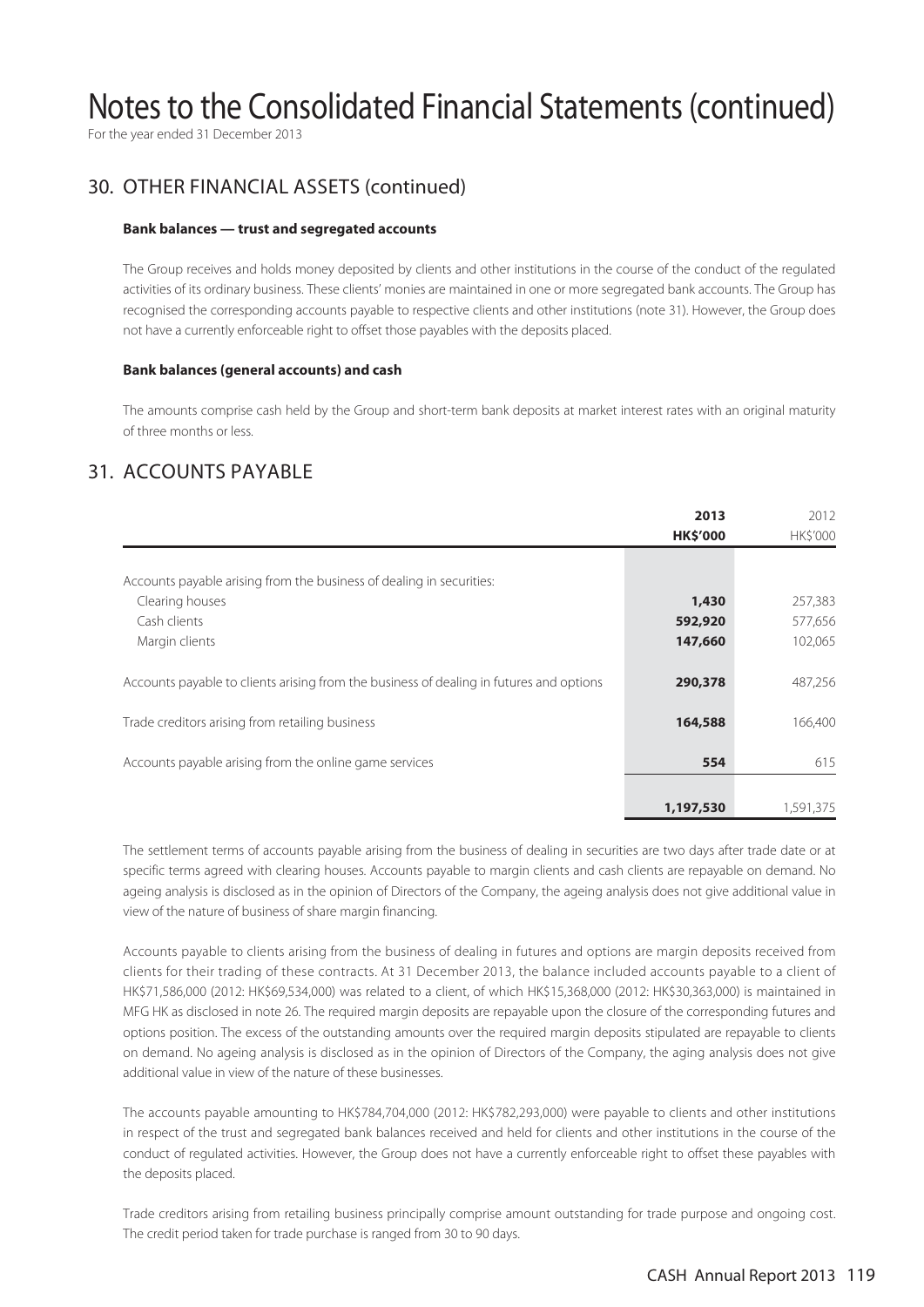# Notes to the Consolidated Financial Statements (continued)

For the year ended 31 December 2013

## 30. OTHER FINANCIAL ASSETS (continued)

### Bank balances — trust and segregated accounts

The Group receives and holds money deposited by clients and other institutions in the course of the conduct of the regulated activities of its ordinary business. These clients' monies are maintained in one or more segregated bank accounts. The Group has recognised the corresponding accounts payable to respective clients and other institutions (note 31). However, the Group does not have a currently enforceable right to offset those payables with the deposits placed.

### Bank balances (general accounts) and cash

The amounts comprise cash held by the Group and short-term bank deposits at market interest rates with an original maturity of three months or less.

## 31. ACCOUNTS PAYABLE

| | 2013<br>HK$'000 | 2012<br>HK$'000 |
|---|---|---|
| Accounts payable arising from the business of dealing in securities: | | |
| Clearing houses | 1,430 | 257,383 |
| Cash clients | 592,920 | 577,656 |
| Margin clients | 147,660 | 102,065 |
| Accounts payable to clients arising from the business of dealing in futures and options | 290,378 | 487,256 |
| Trade creditors arising from retailing business | 164,588 | 166,400 |
| Accounts payable arising from the online game services | 554 | 615 |
| | 1,197,530 | 1,591,375 |

The settlement terms of accounts payable arising from the business of dealing in securities are two days after trade date or at specific terms agreed with clearing houses. Accounts payable to margin clients and cash clients are repayable on demand. No ageing analysis is disclosed as in the opinion of Directors of the Company, the ageing analysis does not give additional value in view of the nature of business of share margin financing.

Accounts payable to clients arising from the business of dealing in futures and options are margin deposits received from clients for their trading of these contracts. At 31 December 2013, the balance included accounts payable to a client of HK$71,586,000 (2012: HK$69,534,000) was related to a client, of which HK$15,368,000 (2012: HK$30,363,000) is maintained in MFG HK as disclosed in note 26. The required margin deposits are repayable upon the closure of the corresponding futures and options position. The excess of the outstanding amounts over the required margin deposits stipulated are repayable to clients on demand. No ageing analysis is disclosed as in the opinion of Directors of the Company, the aging analysis does not give additional value in view of the nature of these businesses.

The accounts payable amounting to HK$784,704,000 (2012: HK$782,293,000) were payable to clients and other institutions in respect of the trust and segregated bank balances received and held for clients and other institutions in the course of the conduct of regulated activities. However, the Group does not have a currently enforceable right to offset these payables with the deposits placed.

Trade creditors arising from retailing business principally comprise amount outstanding for trade purpose and ongoing cost. The credit period taken for trade purchase is ranged from 30 to 90 days.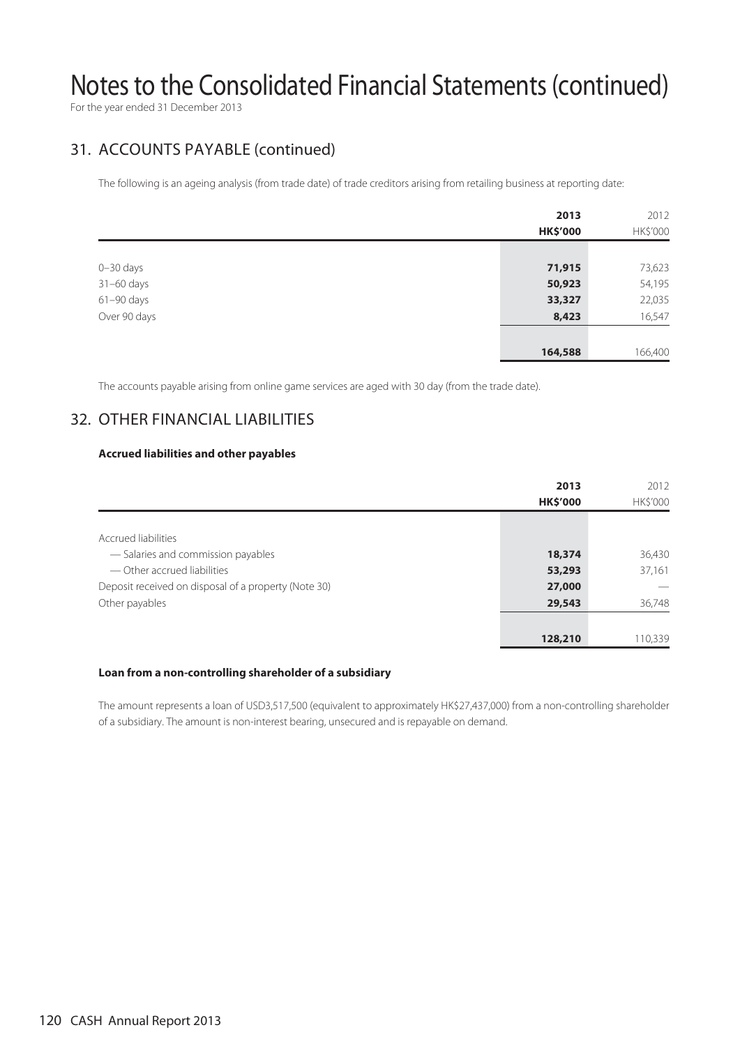# Notes to the Consolidated Financial Statements (continued)

For the year ended 31 December 2013

## 31. ACCOUNTS PAYABLE (continued)

The following is an ageing analysis (from trade date) of trade creditors arising from retailing business at reporting date:

| | 2013<br>HK$'000 | 2012<br>HK$'000 |
|---|---|---|
| 0–30 days | 71,915 | 73,623 |
| 31–60 days | 50,923 | 54,195 |
| 61–90 days | 33,327 | 22,035 |
| Over 90 days | 8,423 | 16,547 |
| | 164,588 | 166,400 |

The accounts payable arising from online game services are aged with 30 day (from the trade date).

## 32. OTHER FINANCIAL LIABILITIES

**Accrued liabilities and other payables**

| | 2013<br>HK$'000 | 2012<br>HK$'000 |
|---|---|---|
| Accrued liabilities | | |
| — Salaries and commission payables | 18,374 | 36,430 |
| — Other accrued liabilities | 53,293 | 37,161 |
| Deposit received on disposal of a property (Note 30) | 27,000 | — |
| Other payables | 29,543 | 36,748 |
| | 128,210 | 110,339 |

**Loan from a non-controlling shareholder of a subsidiary**

The amount represents a loan of USD3,517,500 (equivalent to approximately HK$27,437,000) from a non-controlling shareholder of a subsidiary. The amount is non-interest bearing, unsecured and is repayable on demand.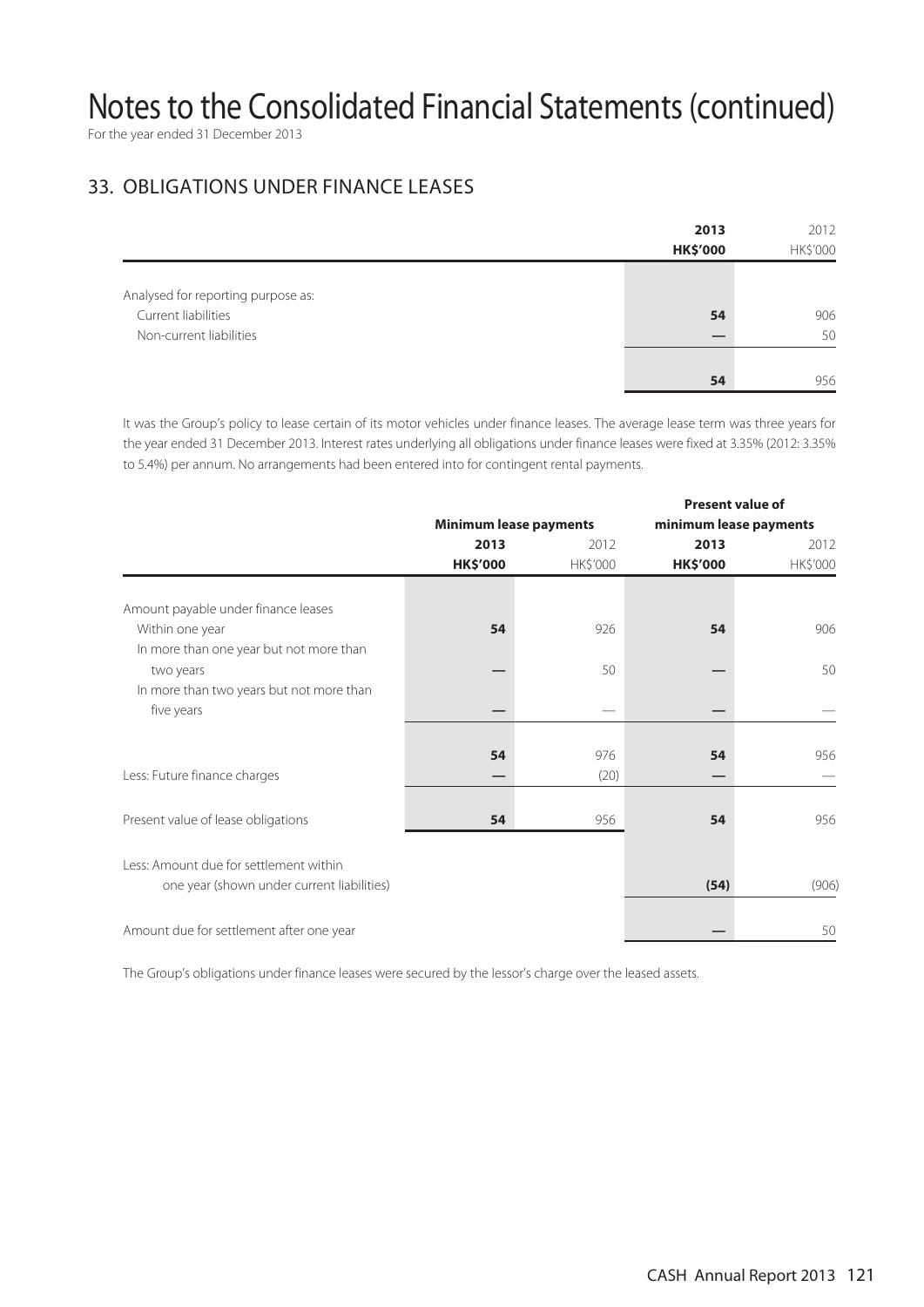# Notes to the Consolidated Financial Statements (continued)

For the year ended 31 December 2013

## 33. OBLIGATIONS UNDER FINANCE LEASES

| | 2013 HK$'000 | 2012 HK$'000 |
|---|---|---|
| Analysed for reporting purpose as: | | |
| Current liabilities | 54 | 906 |
| Non-current liabilities | — | 50 |
| | 54 | 956 |

It was the Group's policy to lease certain of its motor vehicles under finance leases. The average lease term was three years for the year ended 31 December 2013. Interest rates underlying all obligations under finance leases were fixed at 3.35% (2012: 3.35% to 5.4%) per annum. No arrangements had been entered into for contingent rental payments.

| | Minimum lease payments | | Present value of minimum lease payments | |
|---|---|---|---|---|
| | 2013 HK$'000 | 2012 HK$'000 | 2013 HK$'000 | 2012 HK$'000 |
| Amount payable under finance leases | | | | |
| Within one year | 54 | 926 | 54 | 906 |
| In more than one year but not more than two years | — | 50 | — | 50 |
| In more than two years but not more than five years | — | — | — | — |
| | 54 | 976 | 54 | 956 |
| Less: Future finance charges | — | (20) | — | — |
| Present value of lease obligations | 54 | 956 | 54 | 956 |
| Less: Amount due for settlement within one year (shown under current liabilities) | | | (54) | (906) |
| Amount due for settlement after one year | | | — | 50 |

The Group's obligations under finance leases were secured by the lessor's charge over the leased assets.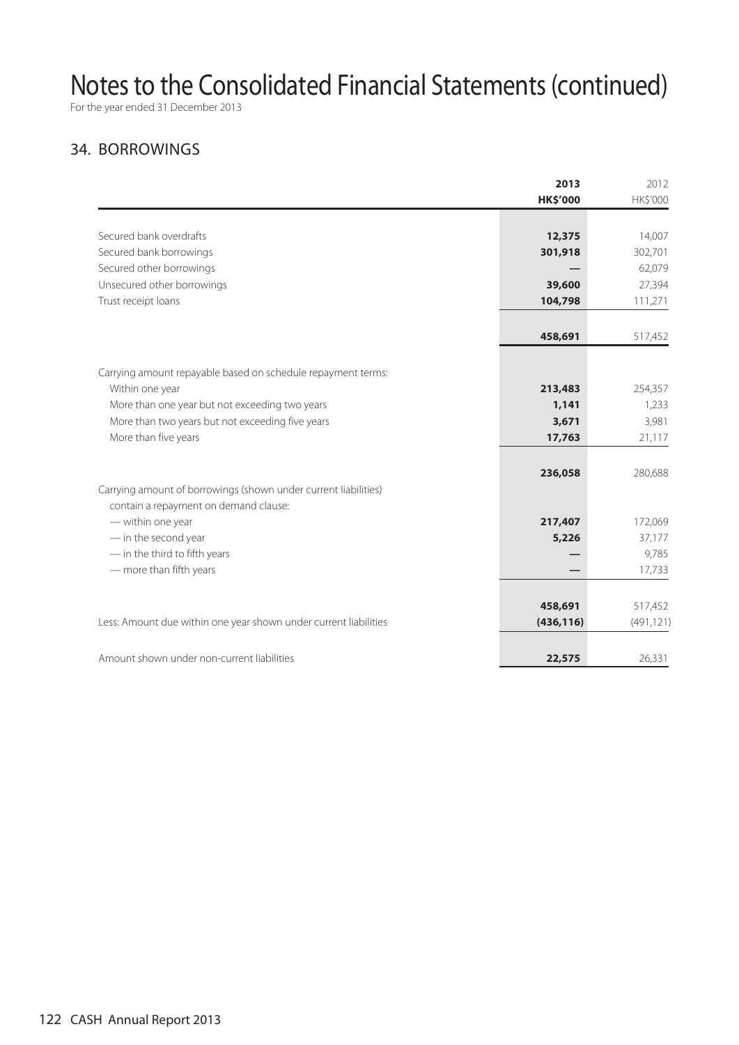# Notes to the Consolidated Financial Statements (continued)

For the year ended 31 December 2013

## 34. BORROWINGS

| | 2013<br>HK$'000 | 2012<br>HK$'000 |
|---|---|---|
| Secured bank overdrafts | **12,375** | 14,007 |
| Secured bank borrowings | **301,918** | 302,701 |
| Secured other borrowings | **—** | 62,079 |
| Unsecured other borrowings | **39,600** | 27,394 |
| Trust receipt loans | **104,798** | 111,271 |
| | **458,691** | 517,452 |
| Carrying amount repayable based on schedule repayment terms: | | |
| Within one year | **213,483** | 254,357 |
| More than one year but not exceeding two years | **1,141** | 1,233 |
| More than two years but not exceeding five years | **3,671** | 3,981 |
| More than five years | **17,763** | 21,117 |
| | **236,058** | 280,688 |
| Carrying amount of borrowings (shown under current liabilities) contain a repayment on demand clause: | | |
| — within one year | **217,407** | 172,069 |
| — in the second year | **5,226** | 37,177 |
| — in the third to fifth years | **—** | 9,785 |
| — more than fifth years | **—** | 17,733 |
| | **458,691** | 517,452 |
| Less: Amount due within one year shown under current liabilities | **(436,116)** | (491,121) |
| Amount shown under non-current liabilities | **22,575** | 26,331 |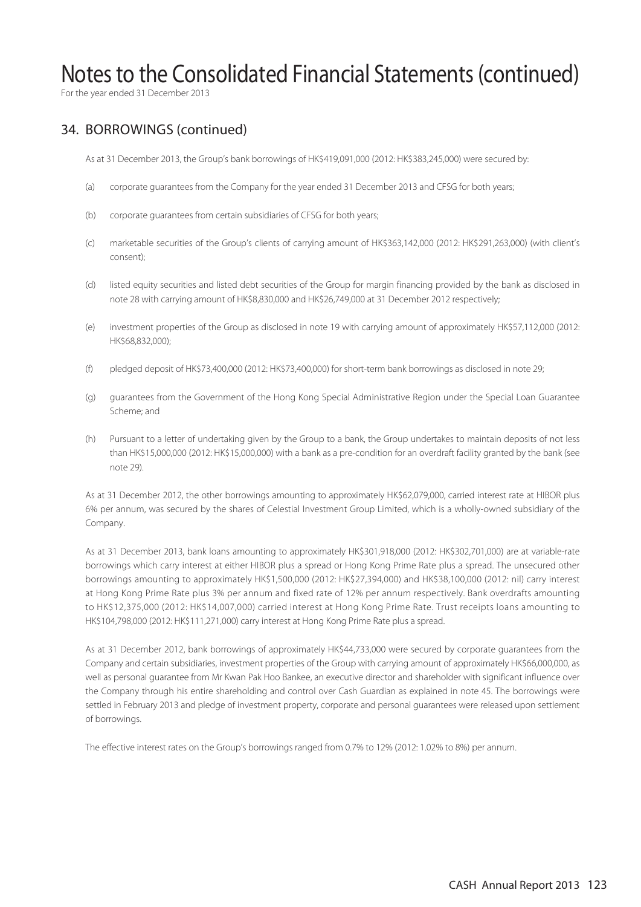# Notes to the Consolidated Financial Statements (continued)

For the year ended 31 December 2013

## 34. BORROWINGS (continued)

As at 31 December 2013, the Group's bank borrowings of HK$419,091,000 (2012: HK$383,245,000) were secured by:

(a) corporate guarantees from the Company for the year ended 31 December 2013 and CFSG for both years;

(b) corporate guarantees from certain subsidiaries of CFSG for both years;

(c) marketable securities of the Group's clients of carrying amount of HK$363,142,000 (2012: HK$291,263,000) (with client's consent);

(d) listed equity securities and listed debt securities of the Group for margin financing provided by the bank as disclosed in note 28 with carrying amount of HK$8,830,000 and HK$26,749,000 at 31 December 2012 respectively;

(e) investment properties of the Group as disclosed in note 19 with carrying amount of approximately HK$57,112,000 (2012: HK$68,832,000);

(f) pledged deposit of HK$73,400,000 (2012: HK$73,400,000) for short-term bank borrowings as disclosed in note 29;

(g) guarantees from the Government of the Hong Kong Special Administrative Region under the Special Loan Guarantee Scheme; and

(h) Pursuant to a letter of undertaking given by the Group to a bank, the Group undertakes to maintain deposits of not less than HK$15,000,000 (2012: HK$15,000,000) with a bank as a pre-condition for an overdraft facility granted by the bank (see note 29).

As at 31 December 2012, the other borrowings amounting to approximately HK$62,079,000, carried interest rate at HIBOR plus 6% per annum, was secured by the shares of Celestial Investment Group Limited, which is a wholly-owned subsidiary of the Company.

As at 31 December 2013, bank loans amounting to approximately HK$301,918,000 (2012: HK$302,701,000) are at variable-rate borrowings which carry interest at either HIBOR plus a spread or Hong Kong Prime Rate plus a spread. The unsecured other borrowings amounting to approximately HK$1,500,000 (2012: HK$27,394,000) and HK$38,100,000 (2012: nil) carry interest at Hong Kong Prime Rate plus 3% per annum and fixed rate of 12% per annum respectively. Bank overdrafts amounting to HK$12,375,000 (2012: HK$14,007,000) carried interest at Hong Kong Prime Rate. Trust receipts loans amounting to HK$104,798,000 (2012: HK$111,271,000) carry interest at Hong Kong Prime Rate plus a spread.

As at 31 December 2012, bank borrowings of approximately HK$44,733,000 were secured by corporate guarantees from the Company and certain subsidiaries, investment properties of the Group with carrying amount of approximately HK$66,000,000, as well as personal guarantee from Mr Kwan Pak Hoo Bankee, an executive director and shareholder with significant influence over the Company through his entire shareholding and control over Cash Guardian as explained in note 45. The borrowings were settled in February 2013 and pledge of investment property, corporate and personal guarantees were released upon settlement of borrowings.

The effective interest rates on the Group's borrowings ranged from 0.7% to 12% (2012: 1.02% to 8%) per annum.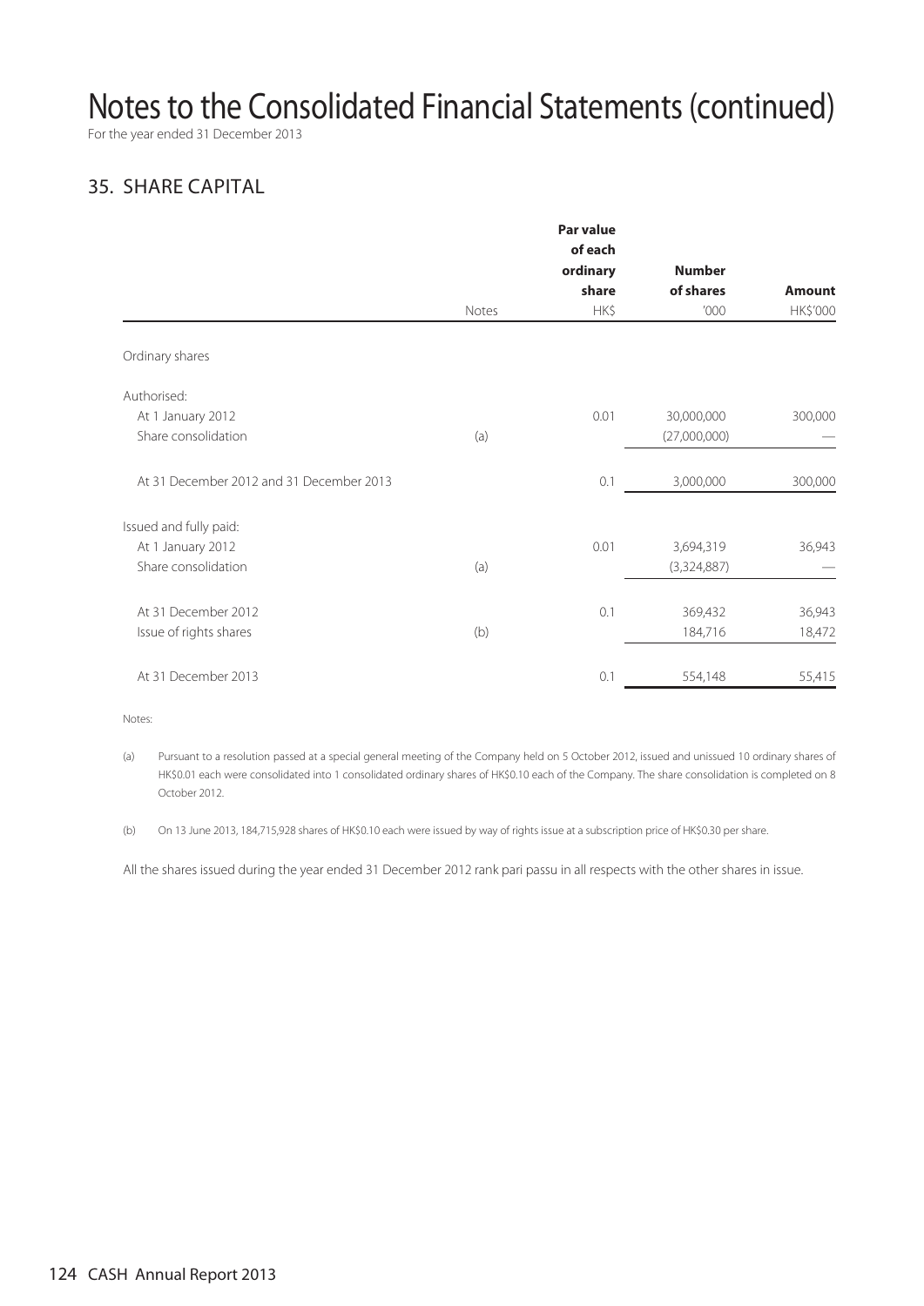# Notes to the Consolidated Financial Statements (continued)

For the year ended 31 December 2013

## 35. SHARE CAPITAL

| | Notes | Par value of each ordinary share HK$ | Number of shares '000 | Amount HK$'000 |
|---|---|---|---|---|
| Ordinary shares | | | | |
| Authorised: | | | | |
| At 1 January 2012 | | 0.01 | 30,000,000 | 300,000 |
| Share consolidation | (a) | | (27,000,000) | — |
| At 31 December 2012 and 31 December 2013 | | 0.1 | 3,000,000 | 300,000 |
| Issued and fully paid: | | | | |
| At 1 January 2012 | | 0.01 | 3,694,319 | 36,943 |
| Share consolidation | (a) | | (3,324,887) | — |
| At 31 December 2012 | | 0.1 | 369,432 | 36,943 |
| Issue of rights shares | (b) | | 184,716 | 18,472 |
| At 31 December 2013 | | 0.1 | 554,148 | 55,415 |

Notes:

(a) Pursuant to a resolution passed at a special general meeting of the Company held on 5 October 2012, issued and unissued 10 ordinary shares of HK$0.01 each were consolidated into 1 consolidated ordinary shares of HK$0.10 each of the Company. The share consolidation is completed on 8 October 2012.

(b) On 13 June 2013, 184,715,928 shares of HK$0.10 each were issued by way of rights issue at a subscription price of HK$0.30 per share.

All the shares issued during the year ended 31 December 2012 rank pari passu in all respects with the other shares in issue.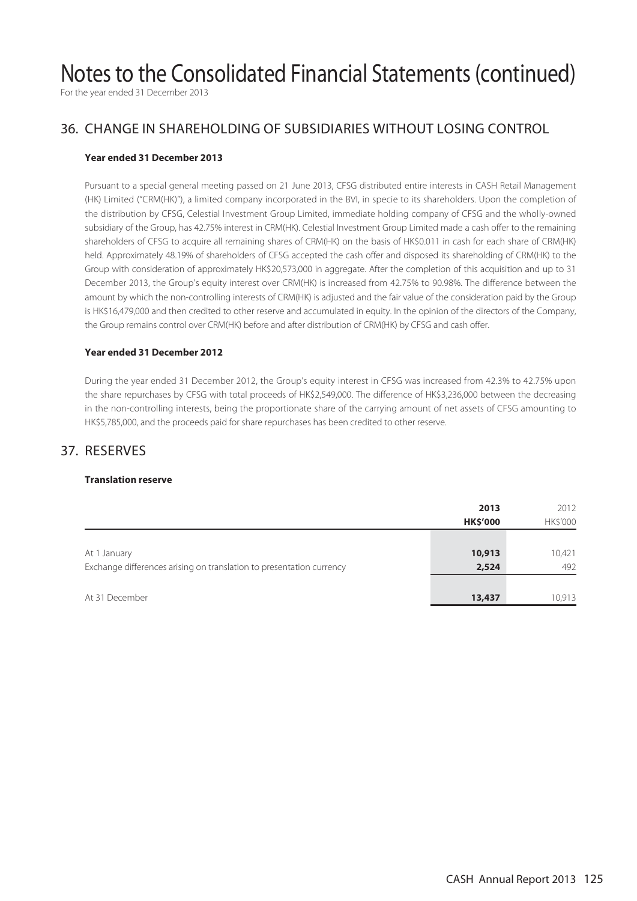# Notes to the Consolidated Financial Statements (continued)

For the year ended 31 December 2013

## 36. CHANGE IN SHAREHOLDING OF SUBSIDIARIES WITHOUT LOSING CONTROL

**Year ended 31 December 2013**

Pursuant to a special general meeting passed on 21 June 2013, CFSG distributed entire interests in CASH Retail Management (HK) Limited ("CRM(HK)"), a limited company incorporated in the BVI, in specie to its shareholders. Upon the completion of the distribution by CFSG, Celestial Investment Group Limited, immediate holding company of CFSG and the wholly-owned subsidiary of the Group, has 42.75% interest in CRM(HK). Celestial Investment Group Limited made a cash offer to the remaining shareholders of CFSG to acquire all remaining shares of CRM(HK) on the basis of HK$0.011 in cash for each share of CRM(HK) held. Approximately 48.19% of shareholders of CFSG accepted the cash offer and disposed its shareholding of CRM(HK) to the Group with consideration of approximately HK$20,573,000 in aggregate. After the completion of this acquisition and up to 31 December 2013, the Group's equity interest over CRM(HK) is increased from 42.75% to 90.98%. The difference between the amount by which the non-controlling interests of CRM(HK) is adjusted and the fair value of the consideration paid by the Group is HK$16,479,000 and then credited to other reserve and accumulated in equity. In the opinion of the directors of the Company, the Group remains control over CRM(HK) before and after distribution of CRM(HK) by CFSG and cash offer.

**Year ended 31 December 2012**

During the year ended 31 December 2012, the Group's equity interest in CFSG was increased from 42.3% to 42.75% upon the share repurchases by CFSG with total proceeds of HK$2,549,000. The difference of HK$3,236,000 between the decreasing in the non-controlling interests, being the proportionate share of the carrying amount of net assets of CFSG amounting to HK$5,785,000, and the proceeds paid for share repurchases has been credited to other reserve.

## 37. RESERVES

**Translation reserve**

| | **2013** | 2012 |
|---|---|---|
| | **HK$'000** | HK$'000 |
| At 1 January | **10,913** | 10,421 |
| Exchange differences arising on translation to presentation currency | **2,524** | 492 |
| At 31 December | **13,437** | 10,913 |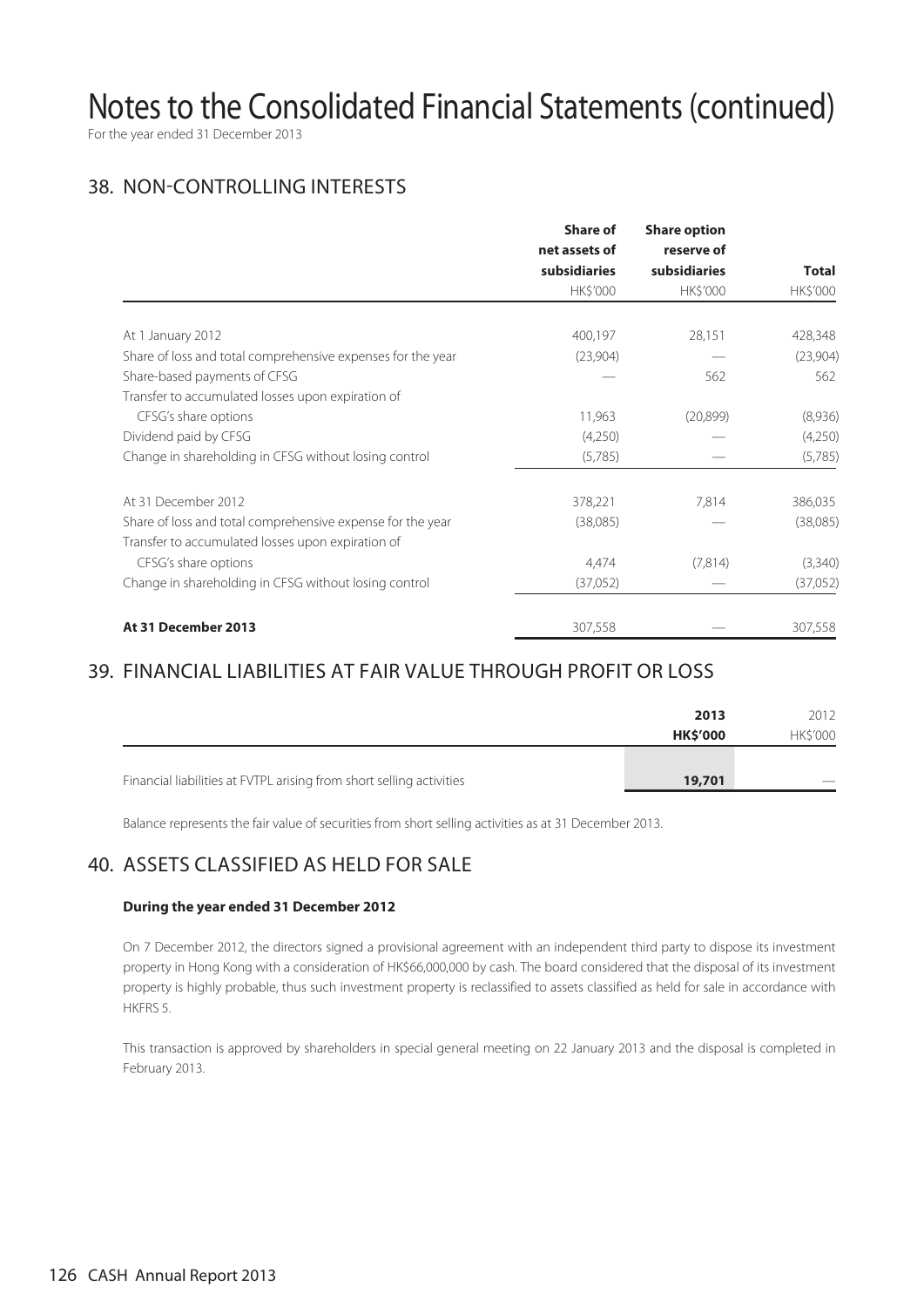# Notes to the Consolidated Financial Statements (continued)

For the year ended 31 December 2013

## 38. NON-CONTROLLING INTERESTS

| | Share of net assets of subsidiaries | Share option reserve of subsidiaries | Total |
|---|---|---|---|
| | HK$'000 | HK$'000 | HK$'000 |
| At 1 January 2012 | 400,197 | 28,151 | 428,348 |
| Share of loss and total comprehensive expenses for the year | (23,904) | — | (23,904) |
| Share-based payments of CFSG | — | 562 | 562 |
| Transfer to accumulated losses upon expiration of CFSG's share options | 11,963 | (20,899) | (8,936) |
| Dividend paid by CFSG | (4,250) | — | (4,250) |
| Change in shareholding in CFSG without losing control | (5,785) | — | (5,785) |
| At 31 December 2012 | 378,221 | 7,814 | 386,035 |
| Share of loss and total comprehensive expense for the year | (38,085) | — | (38,085) |
| Transfer to accumulated losses upon expiration of CFSG's share options | 4,474 | (7,814) | (3,340) |
| Change in shareholding in CFSG without losing control | (37,052) | — | (37,052) |
| **At 31 December 2013** | 307,558 | — | 307,558 |

## 39. FINANCIAL LIABILITIES AT FAIR VALUE THROUGH PROFIT OR LOSS

| | 2013 | 2012 |
|---|---|---|
| | **HK$'000** | HK$'000 |
| Financial liabilities at FVTPL arising from short selling activities | **19,701** | — |

Balance represents the fair value of securities from short selling activities as at 31 December 2013.

## 40. ASSETS CLASSIFIED AS HELD FOR SALE

**During the year ended 31 December 2012**

On 7 December 2012, the directors signed a provisional agreement with an independent third party to dispose its investment property in Hong Kong with a consideration of HK$66,000,000 by cash. The board considered that the disposal of its investment property is highly probable, thus such investment property is reclassified to assets classified as held for sale in accordance with HKFRS 5.

This transaction is approved by shareholders in special general meeting on 22 January 2013 and the disposal is completed in February 2013.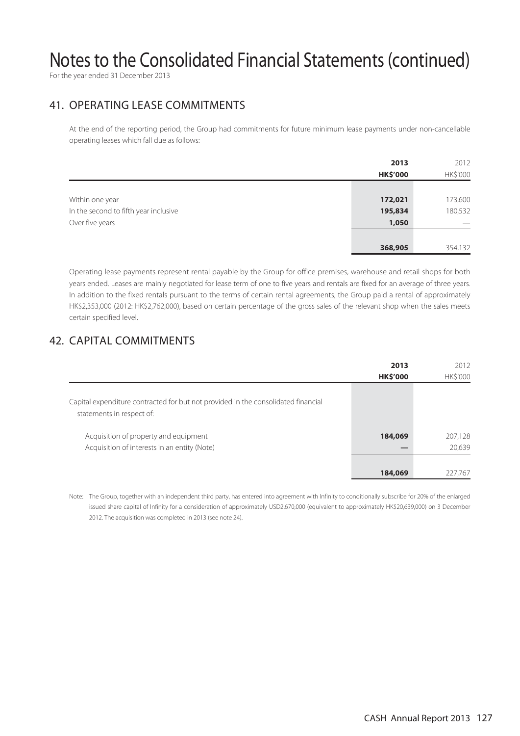# Notes to the Consolidated Financial Statements (continued)

For the year ended 31 December 2013

## 41. OPERATING LEASE COMMITMENTS

At the end of the reporting period, the Group had commitments for future minimum lease payments under non-cancellable operating leases which fall due as follows:

| | **2013** | 2012 |
|---|---|---|
| | **HK$'000** | HK$'000 |
| Within one year | **172,021** | 173,600 |
| In the second to fifth year inclusive | **195,834** | 180,532 |
| Over five years | **1,050** | — |
| | **368,905** | 354,132 |

Operating lease payments represent rental payable by the Group for office premises, warehouse and retail shops for both years ended. Leases are mainly negotiated for lease term of one to five years and rentals are fixed for an average of three years. In addition to the fixed rentals pursuant to the terms of certain rental agreements, the Group paid a rental of approximately HK$2,353,000 (2012: HK$2,762,000), based on certain percentage of the gross sales of the relevant shop when the sales meets certain specified level.

## 42. CAPITAL COMMITMENTS

| | **2013** | 2012 |
|---|---|---|
| | **HK$'000** | HK$'000 |
| Capital expenditure contracted for but not provided in the consolidated financial statements in respect of: | | |
| Acquisition of property and equipment | **184,069** | 207,128 |
| Acquisition of interests in an entity (Note) | **—** | 20,639 |
| | **184,069** | 227,767 |

Note: The Group, together with an independent third party, has entered into agreement with Infinity to conditionally subscribe for 20% of the enlarged issued share capital of Infinity for a consideration of approximately USD2,670,000 (equivalent to approximately HK$20,639,000) on 3 December 2012. The acquisition was completed in 2013 (see note 24).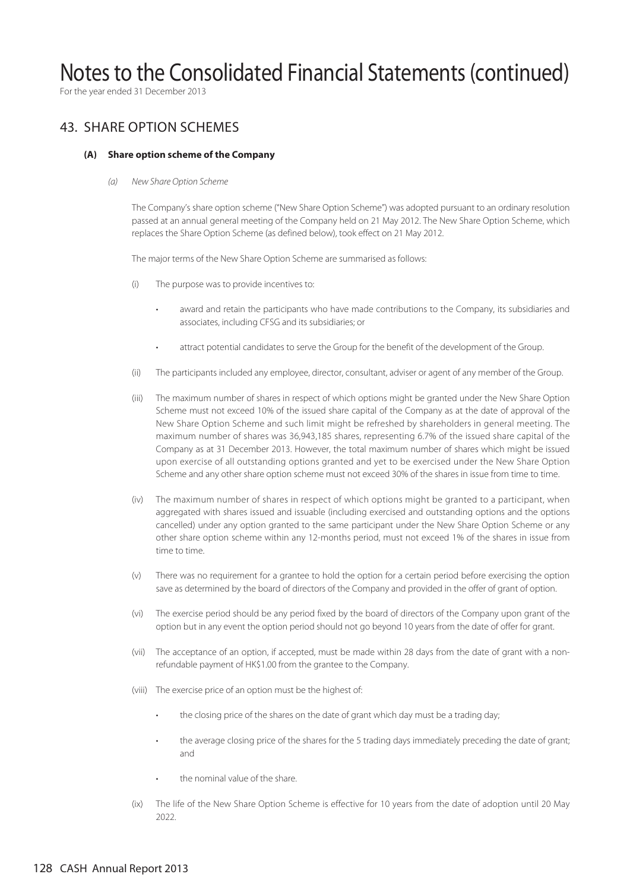# Notes to the Consolidated Financial Statements (continued)

For the year ended 31 December 2013

## 43. SHARE OPTION SCHEMES

### (A) Share option scheme of the Company

*(a) New Share Option Scheme*

The Company's share option scheme ("New Share Option Scheme") was adopted pursuant to an ordinary resolution passed at an annual general meeting of the Company held on 21 May 2012. The New Share Option Scheme, which replaces the Share Option Scheme (as defined below), took effect on 21 May 2012.

The major terms of the New Share Option Scheme are summarised as follows:

(i) The purpose was to provide incentives to:

- award and retain the participants who have made contributions to the Company, its subsidiaries and associates, including CFSG and its subsidiaries; or
- attract potential candidates to serve the Group for the benefit of the development of the Group.

(ii) The participants included any employee, director, consultant, adviser or agent of any member of the Group.

(iii) The maximum number of shares in respect of which options might be granted under the New Share Option Scheme must not exceed 10% of the issued share capital of the Company as at the date of approval of the New Share Option Scheme and such limit might be refreshed by shareholders in general meeting. The maximum number of shares was 36,943,185 shares, representing 6.7% of the issued share capital of the Company as at 31 December 2013. However, the total maximum number of shares which might be issued upon exercise of all outstanding options granted and yet to be exercised under the New Share Option Scheme and any other share option scheme must not exceed 30% of the shares in issue from time to time.

(iv) The maximum number of shares in respect of which options might be granted to a participant, when aggregated with shares issued and issuable (including exercised and outstanding options and the options cancelled) under any option granted to the same participant under the New Share Option Scheme or any other share option scheme within any 12-months period, must not exceed 1% of the shares in issue from time to time.

(v) There was no requirement for a grantee to hold the option for a certain period before exercising the option save as determined by the board of directors of the Company and provided in the offer of grant of option.

(vi) The exercise period should be any period fixed by the board of directors of the Company upon grant of the option but in any event the option period should not go beyond 10 years from the date of offer for grant.

(vii) The acceptance of an option, if accepted, must be made within 28 days from the date of grant with a non-refundable payment of HK$1.00 from the grantee to the Company.

(viii) The exercise price of an option must be the highest of:

- the closing price of the shares on the date of grant which day must be a trading day;
- the average closing price of the shares for the 5 trading days immediately preceding the date of grant; and
- the nominal value of the share.

(ix) The life of the New Share Option Scheme is effective for 10 years from the date of adoption until 20 May 2022.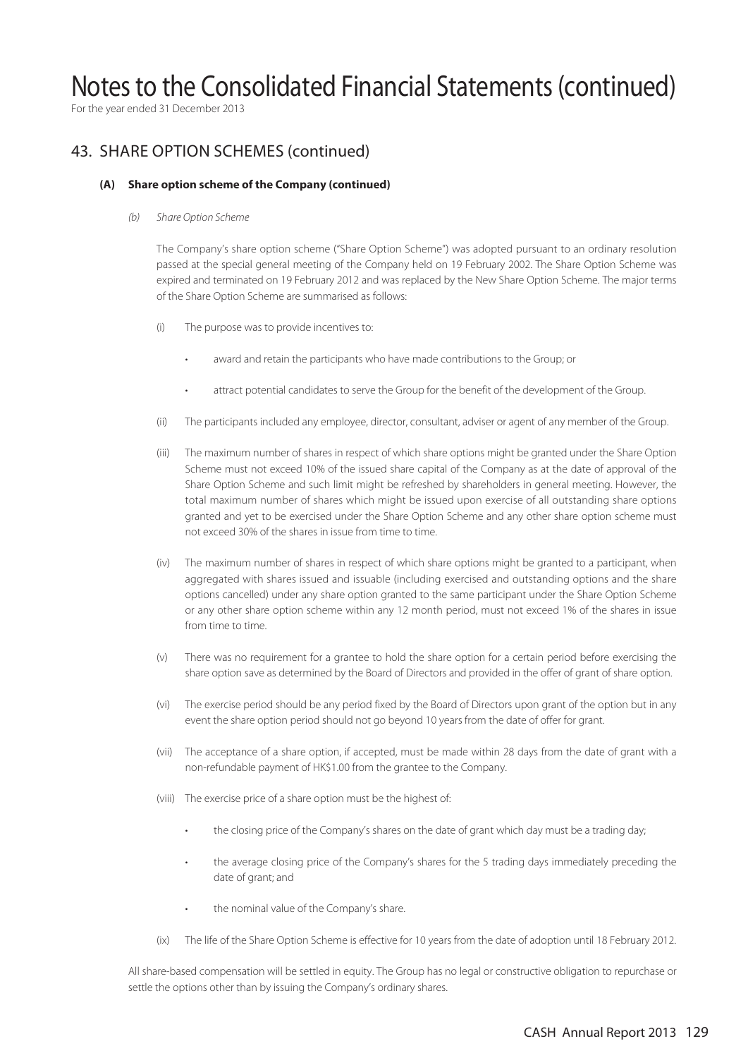# Notes to the Consolidated Financial Statements (continued)

For the year ended 31 December 2013

## 43. SHARE OPTION SCHEMES (continued)

### (A) Share option scheme of the Company (continued)

*(b) Share Option Scheme*

The Company's share option scheme ("Share Option Scheme") was adopted pursuant to an ordinary resolution passed at the special general meeting of the Company held on 19 February 2002. The Share Option Scheme was expired and terminated on 19 February 2012 and was replaced by the New Share Option Scheme. The major terms of the Share Option Scheme are summarised as follows:

(i) The purpose was to provide incentives to:

- award and retain the participants who have made contributions to the Group; or
- attract potential candidates to serve the Group for the benefit of the development of the Group.

(ii) The participants included any employee, director, consultant, adviser or agent of any member of the Group.

(iii) The maximum number of shares in respect of which share options might be granted under the Share Option Scheme must not exceed 10% of the issued share capital of the Company as at the date of approval of the Share Option Scheme and such limit might be refreshed by shareholders in general meeting. However, the total maximum number of shares which might be issued upon exercise of all outstanding share options granted and yet to be exercised under the Share Option Scheme and any other share option scheme must not exceed 30% of the shares in issue from time to time.

(iv) The maximum number of shares in respect of which share options might be granted to a participant, when aggregated with shares issued and issuable (including exercised and outstanding options and the share options cancelled) under any share option granted to the same participant under the Share Option Scheme or any other share option scheme within any 12 month period, must not exceed 1% of the shares in issue from time to time.

(v) There was no requirement for a grantee to hold the share option for a certain period before exercising the share option save as determined by the Board of Directors and provided in the offer of grant of share option.

(vi) The exercise period should be any period fixed by the Board of Directors upon grant of the option but in any event the share option period should not go beyond 10 years from the date of offer for grant.

(vii) The acceptance of a share option, if accepted, must be made within 28 days from the date of grant with a non-refundable payment of HK$1.00 from the grantee to the Company.

(viii) The exercise price of a share option must be the highest of:

- the closing price of the Company's shares on the date of grant which day must be a trading day;
- the average closing price of the Company's shares for the 5 trading days immediately preceding the date of grant; and
- the nominal value of the Company's share.

(ix) The life of the Share Option Scheme is effective for 10 years from the date of adoption until 18 February 2012.

All share-based compensation will be settled in equity. The Group has no legal or constructive obligation to repurchase or settle the options other than by issuing the Company's ordinary shares.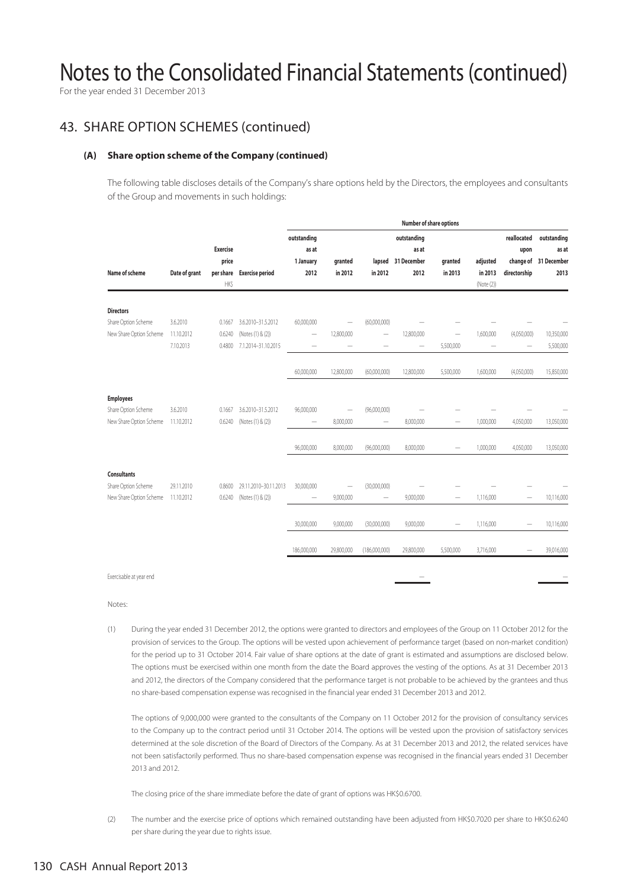# Notes to the Consolidated Financial Statements (continued)

For the year ended 31 December 2013

## 43. SHARE OPTION SCHEMES (continued)

### (A) Share option scheme of the Company (continued)

The following table discloses details of the Company's share options held by the Directors, the employees and consultants of the Group and movements in such holdings:

| | | | | Number of share options | | | | | | | |
|---|---|---|---|---|---|---|---|---|---|---|---|
| Name of scheme | Date of grant | Exercise price per share HK$ | Exercise period | outstanding as at 1 January 2012 | granted in 2012 | lapsed in 2012 | outstanding as at 31 December 2012 | granted in 2013 | adjusted in 2013 (Note (2)) | reallocated upon change of directorship | outstanding as at 31 December 2013 |
| **Directors** | | | | | | | | | | | |
| Share Option Scheme | 3.6.2010 | 0.1667 | 3.6.2010–31.5.2012 | 60,000,000 | — | (60,000,000) | — | — | — | — | — |
| New Share Option Scheme | 11.10.2012 | 0.6240 | (Notes (1) & (2)) | — | 12,800,000 | — | 12,800,000 | — | 1,600,000 | (4,050,000) | 10,350,000 |
| | 7.10.2013 | 0.4800 | 7.1.2014–31.10.2015 | — | — | — | — | 5,500,000 | — | — | 5,500,000 |
| | | | | 60,000,000 | 12,800,000 | (60,000,000) | 12,800,000 | 5,500,000 | 1,600,000 | (4,050,000) | 15,850,000 |
| **Employees** | | | | | | | | | | | |
| Share Option Scheme | 3.6.2010 | 0.1667 | 3.6.2010–31.5.2012 | 96,000,000 | — | (96,000,000) | — | — | — | — | — |
| New Share Option Scheme | 11.10.2012 | 0.6240 | (Notes (1) & (2)) | — | 8,000,000 | — | 8,000,000 | — | 1,000,000 | 4,050,000 | 13,050,000 |
| | | | | 96,000,000 | 8,000,000 | (96,000,000) | 8,000,000 | — | 1,000,000 | 4,050,000 | 13,050,000 |
| **Consultants** | | | | | | | | | | | |
| Share Option Scheme | 29.11.2010 | 0.8600 | 29.11.2010–30.11.2013 | 30,000,000 | — | (30,000,000) | — | — | — | — | — |
| New Share Option Scheme | 11.10.2012 | 0.6240 | (Notes (1) & (2)) | — | 9,000,000 | — | 9,000,000 | — | 1,116,000 | — | 10,116,000 |
| | | | | 30,000,000 | 9,000,000 | (30,000,000) | 9,000,000 | — | 1,116,000 | — | 10,116,000 |
| | | | | 186,000,000 | 29,800,000 | (186,000,000) | 29,800,000 | 5,500,000 | 3,716,000 | — | 39,016,000 |
| Exercisable at year end | | | | | | | — | | | | — |

Notes:

(1) During the year ended 31 December 2012, the options were granted to directors and employees of the Group on 11 October 2012 for the provision of services to the Group. The options will be vested upon achievement of performance target (based on non-market condition) for the period up to 31 October 2014. Fair value of share options at the date of grant is estimated and assumptions are disclosed below. The options must be exercised within one month from the date the Board approves the vesting of the options. As at 31 December 2013 and 2012, the directors of the Company considered that the performance target is not probable to be achieved by the grantees and thus no share-based compensation expense was recognised in the financial year ended 31 December 2013 and 2012.

The options of 9,000,000 were granted to the consultants of the Company on 11 October 2012 for the provision of consultancy services to the Company up to the contract period until 31 October 2014. The options will be vested upon the provision of satisfactory services determined at the sole discretion of the Board of Directors of the Company. As at 31 December 2013 and 2012, the related services have not been satisfactorily performed. Thus no share-based compensation expense was recognised in the financial years ended 31 December 2013 and 2012.

The closing price of the share immediate before the date of grant of options was HK$0.6700.

(2) The number and the exercise price of options which remained outstanding have been adjusted from HK$0.7020 per share to HK$0.6240 per share during the year due to rights issue.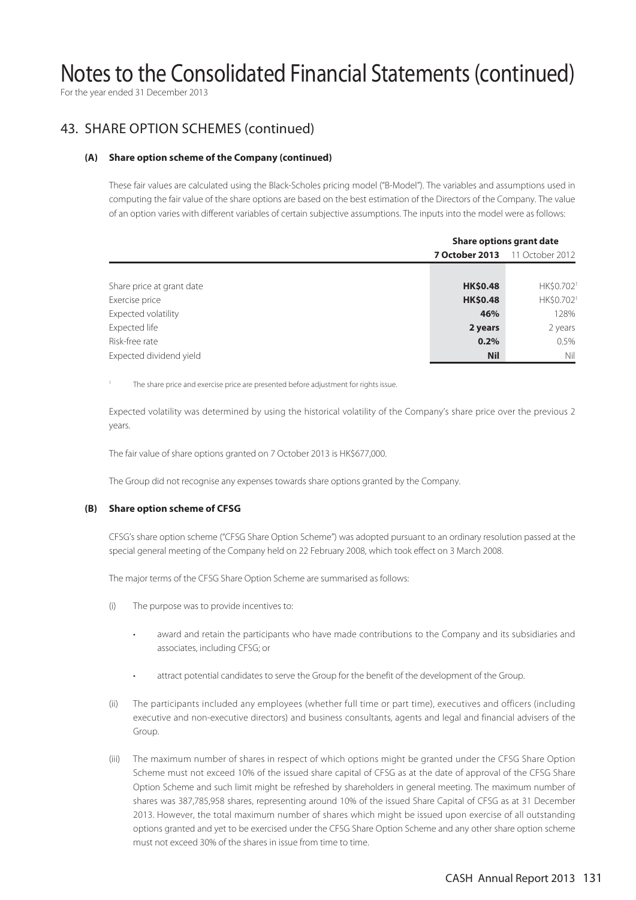# Notes to the Consolidated Financial Statements (continued)

For the year ended 31 December 2013

## 43. SHARE OPTION SCHEMES (continued)

### (A) Share option scheme of the Company (continued)

These fair values are calculated using the Black-Scholes pricing model ("B-Model"). The variables and assumptions used in computing the fair value of the share options are based on the best estimation of the Directors of the Company. The value of an option varies with different variables of certain subjective assumptions. The inputs into the model were as follows:

| | Share options grant date | |
|---|---|---|
| | **7 October 2013** | 11 October 2012 |
| Share price at grant date | **HK$0.48** | HK$0.702[1] |
| Exercise price | **HK$0.48** | HK$0.702[1] |
| Expected volatility | **46%** | 128% |
| Expected life | **2 years** | 2 years |
| Risk-free rate | **0.2%** | 0.5% |
| Expected dividend yield | **Nil** | Nil |

[1] The share price and exercise price are presented before adjustment for rights issue.

Expected volatility was determined by using the historical volatility of the Company's share price over the previous 2 years.

The fair value of share options granted on 7 October 2013 is HK$677,000.

The Group did not recognise any expenses towards share options granted by the Company.

### (B) Share option scheme of CFSG

CFSG's share option scheme ("CFSG Share Option Scheme") was adopted pursuant to an ordinary resolution passed at the special general meeting of the Company held on 22 February 2008, which took effect on 3 March 2008.

The major terms of the CFSG Share Option Scheme are summarised as follows:

(i) The purpose was to provide incentives to:

- award and retain the participants who have made contributions to the Company and its subsidiaries and associates, including CFSG; or
- attract potential candidates to serve the Group for the benefit of the development of the Group.

(ii) The participants included any employees (whether full time or part time), executives and officers (including executive and non-executive directors) and business consultants, agents and legal and financial advisers of the Group.

(iii) The maximum number of shares in respect of which options might be granted under the CFSG Share Option Scheme must not exceed 10% of the issued share capital of CFSG as at the date of approval of the CFSG Share Option Scheme and such limit might be refreshed by shareholders in general meeting. The maximum number of shares was 387,785,958 shares, representing around 10% of the issued Share Capital of CFSG as at 31 December 2013. However, the total maximum number of shares which might be issued upon exercise of all outstanding options granted and yet to be exercised under the CFSG Share Option Scheme and any other share option scheme must not exceed 30% of the shares in issue from time to time.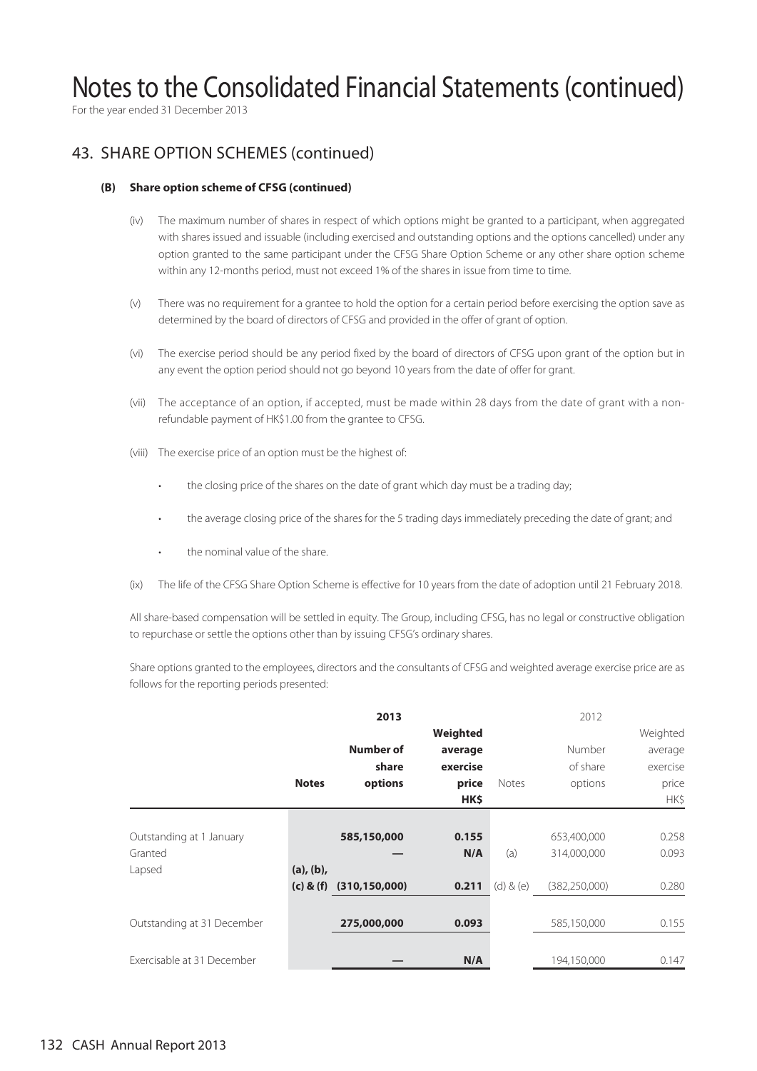# Notes to the Consolidated Financial Statements (continued)

For the year ended 31 December 2013

## 43. SHARE OPTION SCHEMES (continued)

### (B) Share option scheme of CFSG (continued)

(iv) The maximum number of shares in respect of which options might be granted to a participant, when aggregated with shares issued and issuable (including exercised and outstanding options and the options cancelled) under any option granted to the same participant under the CFSG Share Option Scheme or any other share option scheme within any 12-months period, must not exceed 1% of the shares in issue from time to time.

(v) There was no requirement for a grantee to hold the option for a certain period before exercising the option save as determined by the board of directors of CFSG and provided in the offer of grant of option.

(vi) The exercise period should be any period fixed by the board of directors of CFSG upon grant of the option but in any event the option period should not go beyond 10 years from the date of offer for grant.

(vii) The acceptance of an option, if accepted, must be made within 28 days from the date of grant with a non-refundable payment of HK$1.00 from the grantee to CFSG.

(viii) The exercise price of an option must be the highest of:

- the closing price of the shares on the date of grant which day must be a trading day;
- the average closing price of the shares for the 5 trading days immediately preceding the date of grant; and
- the nominal value of the share.

(ix) The life of the CFSG Share Option Scheme is effective for 10 years from the date of adoption until 21 February 2018.

All share-based compensation will be settled in equity. The Group, including CFSG, has no legal or constructive obligation to repurchase or settle the options other than by issuing CFSG's ordinary shares.

Share options granted to the employees, directors and the consultants of CFSG and weighted average exercise price are as follows for the reporting periods presented:

| | | **2013** | | | 2012 | |
|---|---|---|---|---|---|---|
| | **Notes** | **Number of share options** | **Weighted average exercise price HK$** | Notes | Number of share options | Weighted average exercise price HK$ |
| Outstanding at 1 January | | **585,150,000** | **0.155** | | 653,400,000 | 0.258 |
| Granted | | **—** | **N/A** | (a) | 314,000,000 | 0.093 |
| Lapsed | **(a), (b), (c) & (f)** | **(310,150,000)** | **0.211** | (d) & (e) | (382,250,000) | 0.280 |
| Outstanding at 31 December | | **275,000,000** | **0.093** | | 585,150,000 | 0.155 |
| Exercisable at 31 December | | **—** | **N/A** | | 194,150,000 | 0.147 |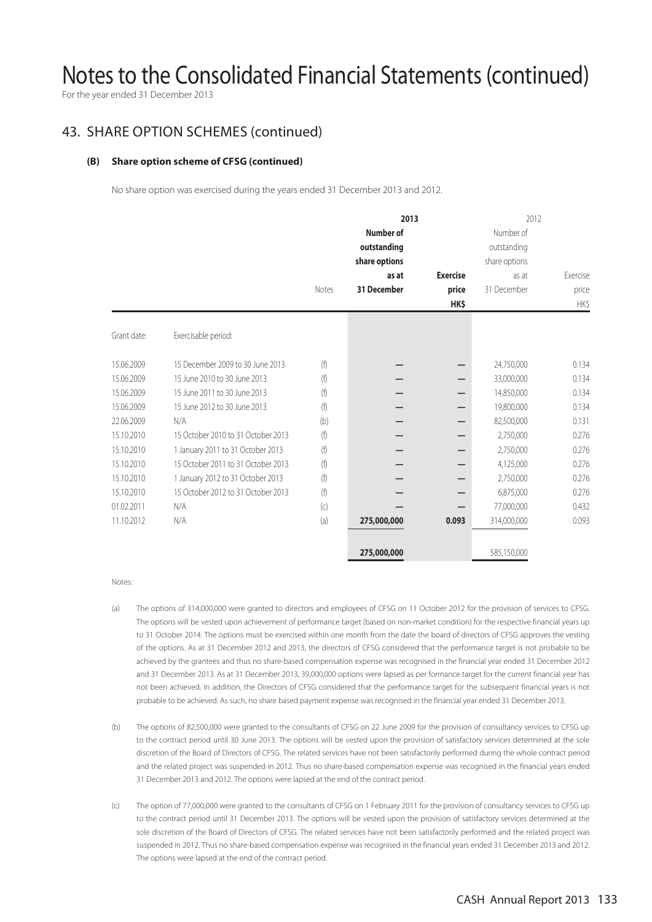# Notes to the Consolidated Financial Statements (continued)

For the year ended 31 December 2013

## 43. SHARE OPTION SCHEMES (continued)

### (B) Share option scheme of CFSG (continued)

No share option was exercised during the years ended 31 December 2013 and 2012.

| | | | **2013** | | 2012 | |
|---|---|---|---|---|---|---|
| | | Notes | **Number of outstanding share options as at 31 December** | **Exercise price HK$** | Number of outstanding share options as at 31 December | Exercise price HK$ |
| Grant date: | Exercisable period: | | | | | |
| 15.06.2009 | 15 December 2009 to 30 June 2013 | (f) | – | – | 24,750,000 | 0.134 |
| 15.06.2009 | 15 June 2010 to 30 June 2013 | (f) | – | – | 33,000,000 | 0.134 |
| 15.06.2009 | 15 June 2011 to 30 June 2013 | (f) | – | – | 14,850,000 | 0.134 |
| 15.06.2009 | 15 June 2012 to 30 June 2013 | (f) | – | – | 19,800,000 | 0.134 |
| 22.06.2009 | N/A | (b) | – | – | 82,500,000 | 0.131 |
| 15.10.2010 | 15 October 2010 to 31 October 2013 | (f) | – | – | 2,750,000 | 0.276 |
| 15.10.2010 | 1 January 2011 to 31 October 2013 | (f) | – | – | 2,750,000 | 0.276 |
| 15.10.2010 | 15 October 2011 to 31 October 2013 | (f) | – | – | 4,125,000 | 0.276 |
| 15.10.2010 | 1 January 2012 to 31 October 2013 | (f) | – | – | 2,750,000 | 0.276 |
| 15.10.2010 | 15 October 2012 to 31 October 2013 | (f) | – | – | 6,875,000 | 0.276 |
| 01.02.2011 | N/A | (c) | – | – | 77,000,000 | 0.432 |
| 11.10.2012 | N/A | (a) | **275,000,000** | **0.093** | 314,000,000 | 0.093 |
| | | | **275,000,000** | | 585,150,000 | |

Notes:

(a) The options of 314,000,000 were granted to directors and employees of CFSG on 11 October 2012 for the provision of services to CFSG. The options will be vested upon achievement of performance target (based on non-market condition) for the respective financial years up to 31 October 2014. The options must be exercised within one month from the date the board of directors of CFSG approves the vesting of the options. As at 31 December 2012 and 2013, the directors of CFSG considered that the performance target is not probable to be achieved by the grantees and thus no share-based compensation expense was recognised in the financial year ended 31 December 2012 and 31 December 2013. As at 31 December 2013, 39,000,000 options were lapsed as per formance target for the current financial year has not been achieved. In addition, the Directors of CFSG considered that the performance target for the subsequent financial years is not probable to be achieved. As such, no share based payment expense was recognised in the financial year ended 31 December 2013.

(b) The options of 82,500,000 were granted to the consultants of CFSG on 22 June 2009 for the provision of consultancy services to CFSG up to the contract period until 30 June 2013. The options will be vested upon the provision of satisfactory services determined at the sole discretion of the Board of Directors of CFSG. The related services have not been satisfactorily performed during the whole contract period and the related project was suspended in 2012. Thus no share-based compensation expense was recognised in the financial years ended 31 December 2013 and 2012. The options were lapsed at the end of the contract period.

(c) The option of 77,000,000 were granted to the consultants of CFSG on 1 February 2011 for the provision of consultancy services to CFSG up to the contract period until 31 December 2013. The options will be vested upon the provision of satisfactory services determined at the sole discretion of the Board of Directors of CFSG. The related services have not been satisfactorily performed and the related project was suspended in 2012. Thus no share-based compensation expense was recognised in the financial years ended 31 December 2013 and 2012. The options were lapsed at the end of the contract period.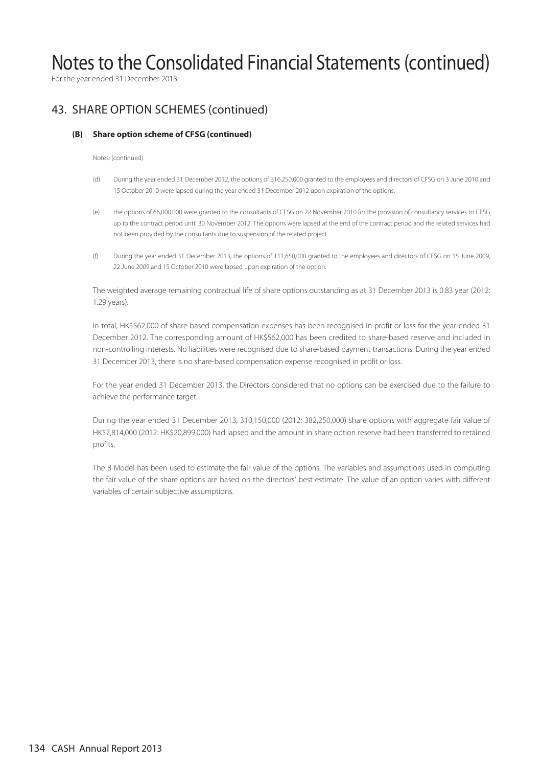# Notes to the Consolidated Financial Statements (continued)

For the year ended 31 December 2013

## 43. SHARE OPTION SCHEMES (continued)

### (B) Share option scheme of CFSG (continued)

Notes: (continued)

(d) During the year ended 31 December 2012, the options of 316,250,000 granted to the employees and directors of CFSG on 3 June 2010 and 15 October 2010 were lapsed during the year ended 31 December 2012 upon expiration of the options.

(e) the options of 66,000,000 were granted to the consultants of CFSG on 22 November 2010 for the provision of consultancy services to CFSG up to the contract period until 30 November 2012. The options were lapsed at the end of the contract period and the related services had not been provided by the consultants due to suspension of the related project.

(f) During the year ended 31 December 2013, the options of 111,650,000 granted to the employees and directors of CFSG on 15 June 2009, 22 June 2009 and 15 October 2010 were lapsed upon expiration of the option.

The weighted average remaining contractual life of share options outstanding as at 31 December 2013 is 0.83 year (2012: 1.29 years).

In total, HK$562,000 of share-based compensation expenses has been recognised in profit or loss for the year ended 31 December 2012. The corresponding amount of HK$562,000 has been credited to share-based reserve and included in non-controlling interests. No liabilities were recognised due to share-based payment transactions. During the year ended 31 December 2013, there is no share-based compensation expense recognised in profit or loss.

For the year ended 31 December 2013, the Directors considered that no options can be exercised due to the failure to achieve the performance target.

During the year ended 31 December 2013, 310,150,000 (2012: 382,250,000) share options with aggregate fair value of HK$7,814,000 (2012: HK$20,899,000) had lapsed and the amount in share option reserve had been transferred to retained profits.

The B-Model has been used to estimate the fair value of the options. The variables and assumptions used in computing the fair value of the share options are based on the directors' best estimate. The value of an option varies with different variables of certain subjective assumptions.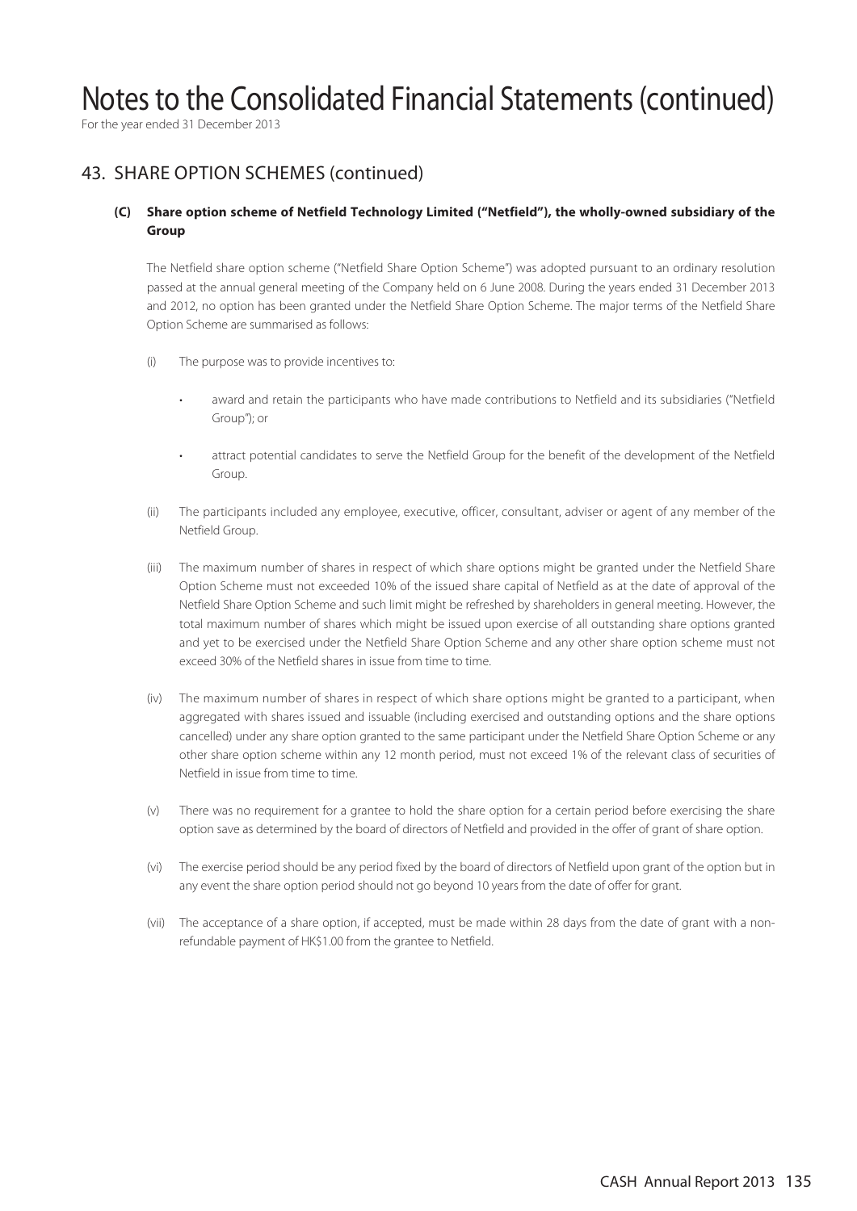# Notes to the Consolidated Financial Statements (continued)

For the year ended 31 December 2013

## 43. SHARE OPTION SCHEMES (continued)

### (C) Share option scheme of Netfield Technology Limited ("Netfield"), the wholly-owned subsidiary of the Group

The Netfield share option scheme ("Netfield Share Option Scheme") was adopted pursuant to an ordinary resolution passed at the annual general meeting of the Company held on 6 June 2008. During the years ended 31 December 2013 and 2012, no option has been granted under the Netfield Share Option Scheme. The major terms of the Netfield Share Option Scheme are summarised as follows:

(i) The purpose was to provide incentives to:

- award and retain the participants who have made contributions to Netfield and its subsidiaries ("Netfield Group"); or
- attract potential candidates to serve the Netfield Group for the benefit of the development of the Netfield Group.

(ii) The participants included any employee, executive, officer, consultant, adviser or agent of any member of the Netfield Group.

(iii) The maximum number of shares in respect of which share options might be granted under the Netfield Share Option Scheme must not exceeded 10% of the issued share capital of Netfield as at the date of approval of the Netfield Share Option Scheme and such limit might be refreshed by shareholders in general meeting. However, the total maximum number of shares which might be issued upon exercise of all outstanding share options granted and yet to be exercised under the Netfield Share Option Scheme and any other share option scheme must not exceed 30% of the Netfield shares in issue from time to time.

(iv) The maximum number of shares in respect of which share options might be granted to a participant, when aggregated with shares issued and issuable (including exercised and outstanding options and the share options cancelled) under any share option granted to the same participant under the Netfield Share Option Scheme or any other share option scheme within any 12 month period, must not exceed 1% of the relevant class of securities of Netfield in issue from time to time.

(v) There was no requirement for a grantee to hold the share option for a certain period before exercising the share option save as determined by the board of directors of Netfield and provided in the offer of grant of share option.

(vi) The exercise period should be any period fixed by the board of directors of Netfield upon grant of the option but in any event the share option period should not go beyond 10 years from the date of offer for grant.

(vii) The acceptance of a share option, if accepted, must be made within 28 days from the date of grant with a non-refundable payment of HK$1.00 from the grantee to Netfield.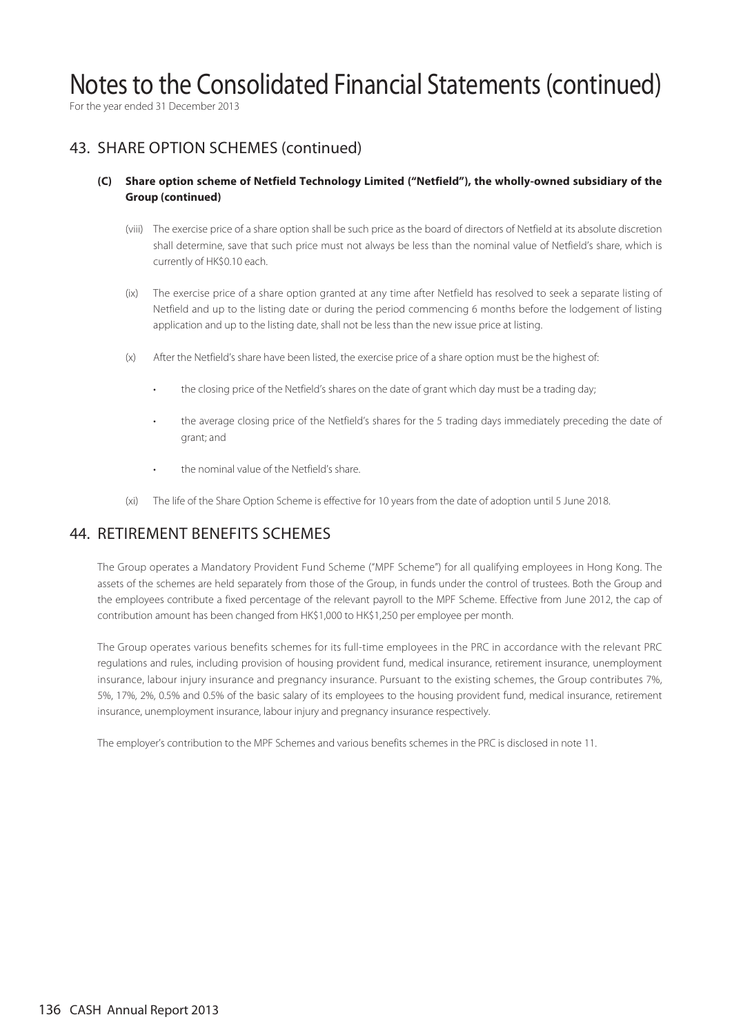# Notes to the Consolidated Financial Statements (continued)

For the year ended 31 December 2013

## 43. SHARE OPTION SCHEMES (continued)

### (C) Share option scheme of Netfield Technology Limited ("Netfield"), the wholly-owned subsidiary of the Group (continued)

(viii) The exercise price of a share option shall be such price as the board of directors of Netfield at its absolute discretion shall determine, save that such price must not always be less than the nominal value of Netfield's share, which is currently of HK$0.10 each.

(ix) The exercise price of a share option granted at any time after Netfield has resolved to seek a separate listing of Netfield and up to the listing date or during the period commencing 6 months before the lodgement of listing application and up to the listing date, shall not be less than the new issue price at listing.

(x) After the Netfield's share have been listed, the exercise price of a share option must be the highest of:

- the closing price of the Netfield's shares on the date of grant which day must be a trading day;
- the average closing price of the Netfield's shares for the 5 trading days immediately preceding the date of grant; and
- the nominal value of the Netfield's share.

(xi) The life of the Share Option Scheme is effective for 10 years from the date of adoption until 5 June 2018.

## 44. RETIREMENT BENEFITS SCHEMES

The Group operates a Mandatory Provident Fund Scheme ("MPF Scheme") for all qualifying employees in Hong Kong. The assets of the schemes are held separately from those of the Group, in funds under the control of trustees. Both the Group and the employees contribute a fixed percentage of the relevant payroll to the MPF Scheme. Effective from June 2012, the cap of contribution amount has been changed from HK$1,000 to HK$1,250 per employee per month.

The Group operates various benefits schemes for its full-time employees in the PRC in accordance with the relevant PRC regulations and rules, including provision of housing provident fund, medical insurance, retirement insurance, unemployment insurance, labour injury insurance and pregnancy insurance. Pursuant to the existing schemes, the Group contributes 7%, 5%, 17%, 2%, 0.5% and 0.5% of the basic salary of its employees to the housing provident fund, medical insurance, retirement insurance, unemployment insurance, labour injury and pregnancy insurance respectively.

The employer's contribution to the MPF Schemes and various benefits schemes in the PRC is disclosed in note 11.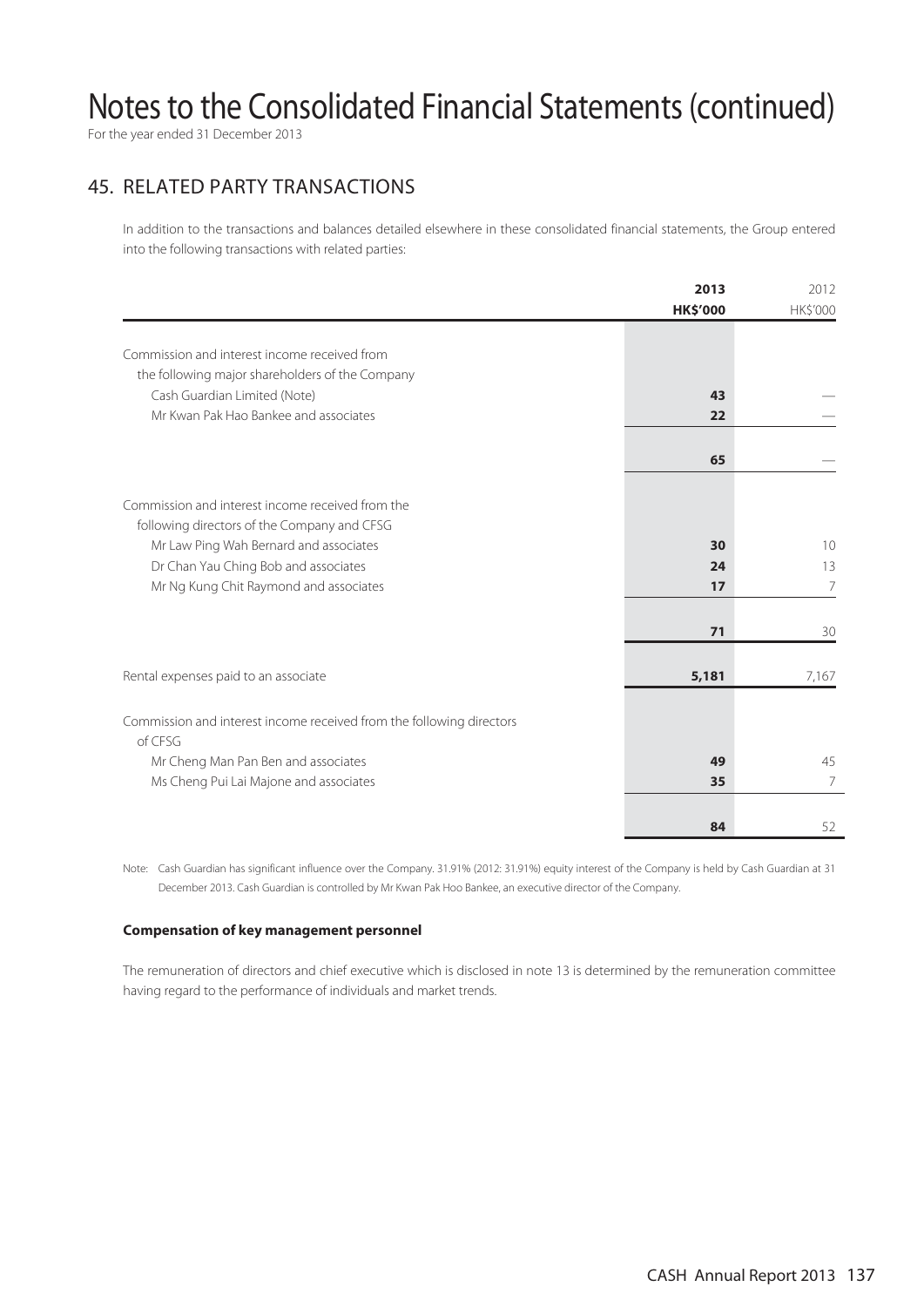# Notes to the Consolidated Financial Statements (continued)

For the year ended 31 December 2013

## 45. RELATED PARTY TRANSACTIONS

In addition to the transactions and balances detailed elsewhere in these consolidated financial statements, the Group entered into the following transactions with related parties:

| | **2013** | 2012 |
|---|---|---|
| | **HK$'000** | HK$'000 |
| Commission and interest income received from the following major shareholders of the Company | | |
| Cash Guardian Limited (Note) | **43** | — |
| Mr Kwan Pak Hao Bankee and associates | **22** | — |
| | **65** | — |
| Commission and interest income received from the following directors of the Company and CFSG | | |
| Mr Law Ping Wah Bernard and associates | **30** | 10 |
| Dr Chan Yau Ching Bob and associates | **24** | 13 |
| Mr Ng Kung Chit Raymond and associates | **17** | 7 |
| | **71** | 30 |
| Rental expenses paid to an associate | **5,181** | 7,167 |
| Commission and interest income received from the following directors of CFSG | | |
| Mr Cheng Man Pan Ben and associates | **49** | 45 |
| Ms Cheng Pui Lai Majone and associates | **35** | 7 |
| | **84** | 52 |

Note: Cash Guardian has significant influence over the Company. 31.91% (2012: 31.91%) equity interest of the Company is held by Cash Guardian at 31 December 2013. Cash Guardian is controlled by Mr Kwan Pak Hoo Bankee, an executive director of the Company.

**Compensation of key management personnel**

The remuneration of directors and chief executive which is disclosed in note 13 is determined by the remuneration committee having regard to the performance of individuals and market trends.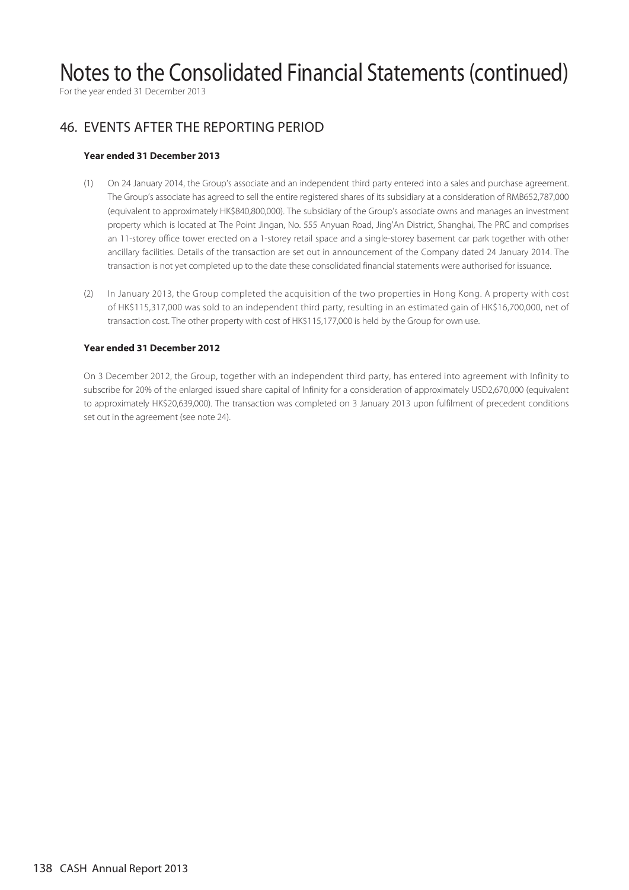# Notes to the Consolidated Financial Statements (continued)

For the year ended 31 December 2013

## 46. EVENTS AFTER THE REPORTING PERIOD

**Year ended 31 December 2013**

(1) On 24 January 2014, the Group's associate and an independent third party entered into a sales and purchase agreement. The Group's associate has agreed to sell the entire registered shares of its subsidiary at a consideration of RMB652,787,000 (equivalent to approximately HK$840,800,000). The subsidiary of the Group's associate owns and manages an investment property which is located at The Point Jingan, No. 555 Anyuan Road, Jing'An District, Shanghai, The PRC and comprises an 11-storey office tower erected on a 1-storey retail space and a single-storey basement car park together with other ancillary facilities. Details of the transaction are set out in announcement of the Company dated 24 January 2014. The transaction is not yet completed up to the date these consolidated financial statements were authorised for issuance.

(2) In January 2013, the Group completed the acquisition of the two properties in Hong Kong. A property with cost of HK$115,317,000 was sold to an independent third party, resulting in an estimated gain of HK$16,700,000, net of transaction cost. The other property with cost of HK$115,177,000 is held by the Group for own use.

**Year ended 31 December 2012**

On 3 December 2012, the Group, together with an independent third party, has entered into agreement with Infinity to subscribe for 20% of the enlarged issued share capital of Infinity for a consideration of approximately USD2,670,000 (equivalent to approximately HK$20,639,000). The transaction was completed on 3 January 2013 upon fulfilment of precedent conditions set out in the agreement (see note 24).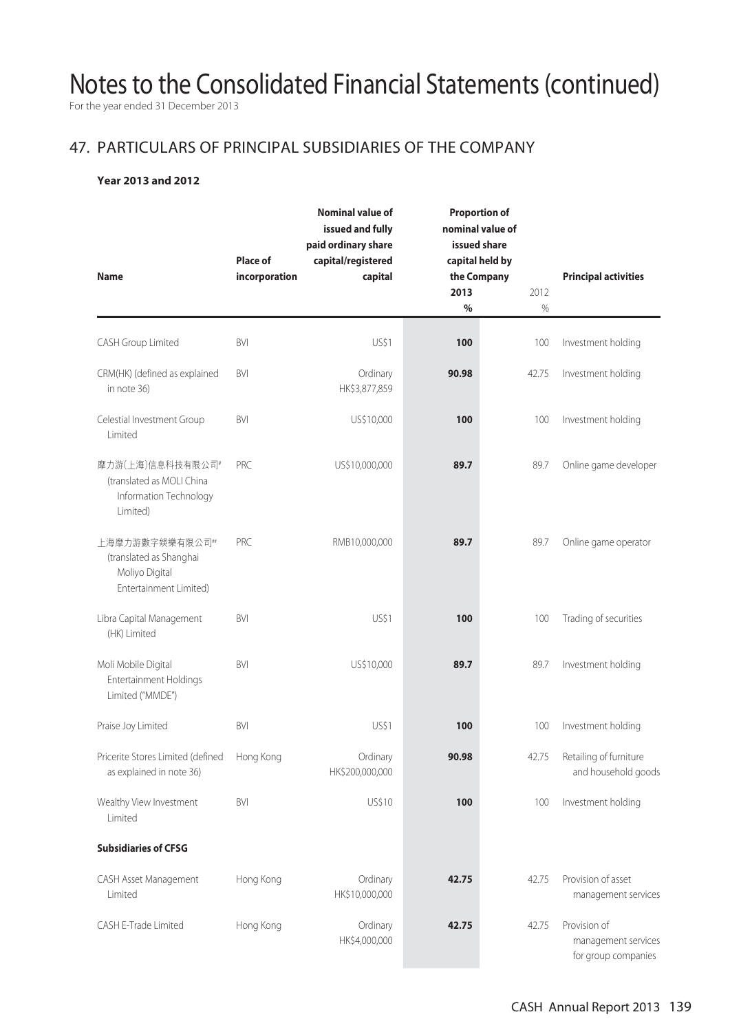# Notes to the Consolidated Financial Statements (continued)

For the year ended 31 December 2013

## 47. PARTICULARS OF PRINCIPAL SUBSIDIARIES OF THE COMPANY

**Year 2013 and 2012**

| Name | Place of incorporation | Nominal value of issued and fully paid ordinary share capital/registered capital | Proportion of nominal value of issued share capital held by the Company | | Principal activities |
|---|---|---|---|---|---|
| | | | 2013 | 2012 | |
| | | | % | % | |
| CASH Group Limited | BVI | US$1 | **100** | 100 | Investment holding |
| CRM(HK) (defined as explained in note 36) | BVI | Ordinary HK$3,877,859 | **90.98** | 42.75 | Investment holding |
| Celestial Investment Group Limited | BVI | US$10,000 | **100** | 100 | Investment holding |
| 摩力游(上海)信息科技有限公司# (translated as MOLI China Information Technology Limited) | PRC | US$10,000,000 | **89.7** | 89.7 | Online game developer |
| 上海摩力游數字娛樂有限公司## (translated as Shanghai Moliyo Digital Entertainment Limited) | PRC | RMB10,000,000 | **89.7** | 89.7 | Online game operator |
| Libra Capital Management (HK) Limited | BVI | US$1 | **100** | 100 | Trading of securities |
| Moli Mobile Digital Entertainment Holdings Limited ("MMDE") | BVI | US$10,000 | **89.7** | 89.7 | Investment holding |
| Praise Joy Limited | BVI | US$1 | **100** | 100 | Investment holding |
| Pricerite Stores Limited (defined as explained in note 36) | Hong Kong | Ordinary HK$200,000,000 | **90.98** | 42.75 | Retailing of furniture and household goods |
| Wealthy View Investment Limited | BVI | US$10 | **100** | 100 | Investment holding |
| **Subsidiaries of CFSG** | | | | | |
| CASH Asset Management Limited | Hong Kong | Ordinary HK$10,000,000 | **42.75** | 42.75 | Provision of asset management services |
| CASH E-Trade Limited | Hong Kong | Ordinary HK$4,000,000 | **42.75** | 42.75 | Provision of management services for group companies |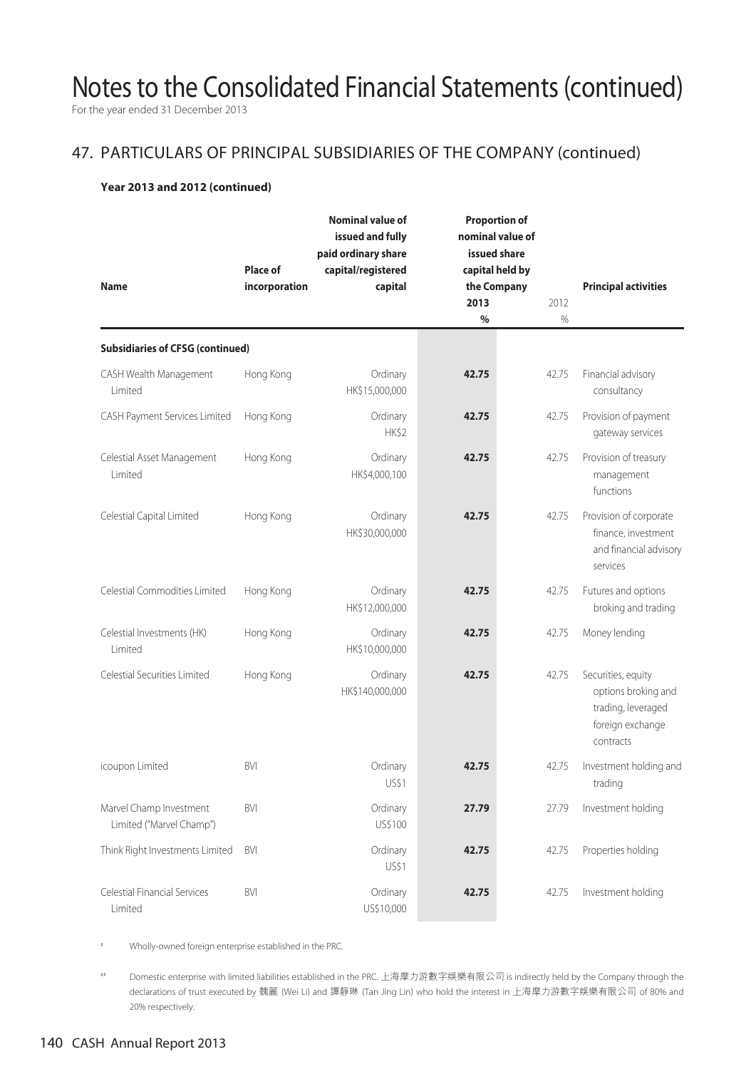# Notes to the Consolidated Financial Statements (continued)

For the year ended 31 December 2013

## 47. PARTICULARS OF PRINCIPAL SUBSIDIARIES OF THE COMPANY (continued)

**Year 2013 and 2012 (continued)**

| Name | Place of incorporation | Nominal value of issued and fully paid ordinary share capital/registered capital | Proportion of nominal value of issued share capital held by the Company 2013 % | 2012 % | Principal activities |
|---|---|---|---|---|---|
| **Subsidiaries of CFSG (continued)** | | | | | |
| CASH Wealth Management Limited | Hong Kong | Ordinary HK$15,000,000 | **42.75** | 42.75 | Financial advisory consultancy |
| CASH Payment Services Limited | Hong Kong | Ordinary HK$2 | **42.75** | 42.75 | Provision of payment gateway services |
| Celestial Asset Management Limited | Hong Kong | Ordinary HK$4,000,100 | **42.75** | 42.75 | Provision of treasury management functions |
| Celestial Capital Limited | Hong Kong | Ordinary HK$30,000,000 | **42.75** | 42.75 | Provision of corporate finance, investment and financial advisory services |
| Celestial Commodities Limited | Hong Kong | Ordinary HK$12,000,000 | **42.75** | 42.75 | Futures and options broking and trading |
| Celestial Investments (HK) Limited | Hong Kong | Ordinary HK$10,000,000 | **42.75** | 42.75 | Money lending |
| Celestial Securities Limited | Hong Kong | Ordinary HK$140,000,000 | **42.75** | 42.75 | Securities, equity options broking and trading, leveraged foreign exchange contracts |
| icoupon Limited | BVI | Ordinary US$1 | **42.75** | 42.75 | Investment holding and trading |
| Marvel Champ Investment Limited ("Marvel Champ") | BVI | Ordinary US$100 | **27.79** | 27.79 | Investment holding |
| Think Right Investments Limited | BVI | Ordinary US$1 | **42.75** | 42.75 | Properties holding |
| Celestial Financial Services Limited | BVI | Ordinary US$10,000 | **42.75** | 42.75 | Investment holding |

\# Wholly-owned foreign enterprise established in the PRC.

\#\# Domestic enterprise with limited liabilities established in the PRC. 上海摩力游數字娛樂有限公司 is indirectly held by the Company through the declarations of trust executed by 魏麗 (Wei Li) and 譚靜琳 (Tan Jing Lin) who hold the interest in 上海摩力游數字娛樂有限公司 of 80% and 20% respectively.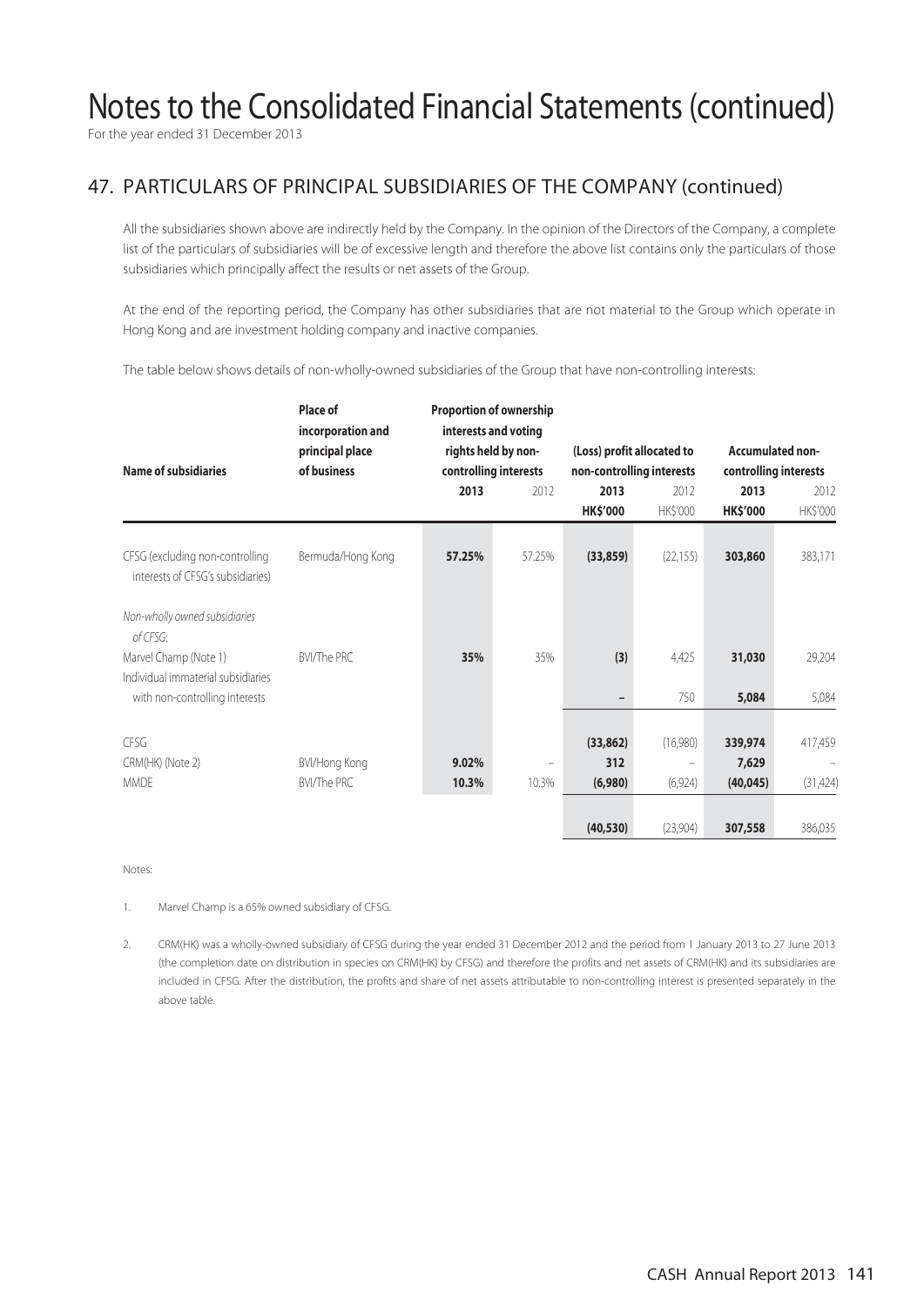# Notes to the Consolidated Financial Statements (continued)

For the year ended 31 December 2013

## 47. PARTICULARS OF PRINCIPAL SUBSIDIARIES OF THE COMPANY (continued)

All the subsidiaries shown above are indirectly held by the Company. In the opinion of the Directors of the Company, a complete list of the particulars of subsidiaries will be of excessive length and therefore the above list contains only the particulars of those subsidiaries which principally affect the results or net assets of the Group.

At the end of the reporting period, the Company has other subsidiaries that are not material to the Group which operate in Hong Kong and are investment holding company and inactive companies.

The table below shows details of non-wholly-owned subsidiaries of the Group that have non-controlling interests:

| Name of subsidiaries | Place of incorporation and principal place of business | Proportion of ownership interests and voting rights held by non-controlling interests | | (Loss) profit allocated to non-controlling interests | | Accumulated non-controlling interests | |
|---|---|---|---|---|---|---|---|
| | | **2013** | 2012 | **2013** | 2012 | **2013** | 2012 |
| | | | | **HK$'000** | HK$'000 | **HK$'000** | HK$'000 |
| CFSG (excluding non-controlling interests of CFSG's subsidiaries) | Bermuda/Hong Kong | **57.25%** | 57.25% | **(33,859)** | (22,155) | **303,860** | 383,171 |
| *Non-wholly owned subsidiaries of CFSG:* | | | | | | | |
| Marvel Champ (Note 1) | BVI/The PRC | **35%** | 35% | **(3)** | 4,425 | **31,030** | 29,204 |
| Individual immaterial subsidiaries with non-controlling interests | | | | **–** | 750 | **5,084** | 5,084 |
| CFSG | | | | **(33,862)** | (16,980) | **339,974** | 417,459 |
| CRM(HK) (Note 2) | BVI/Hong Kong | **9.02%** | – | **312** | – | **7,629** | – |
| MMDE | BVI/The PRC | **10.3%** | 10.3% | **(6,980)** | (6,924) | **(40,045)** | (31,424) |
| | | | | **(40,530)** | (23,904) | **307,558** | 386,035 |

Notes:

1. Marvel Champ is a 65% owned subsidiary of CFSG.

2. CRM(HK) was a wholly-owned subsidiary of CFSG during the year ended 31 December 2012 and the period from 1 January 2013 to 27 June 2013 (the completion date on distribution in species on CRM(HK) by CFSG) and therefore the profits and net assets of CRM(HK) and its subsidiaries are included in CFSG. After the distribution, the profits and share of net assets attributable to non-controlling interest is presented separately in the above table.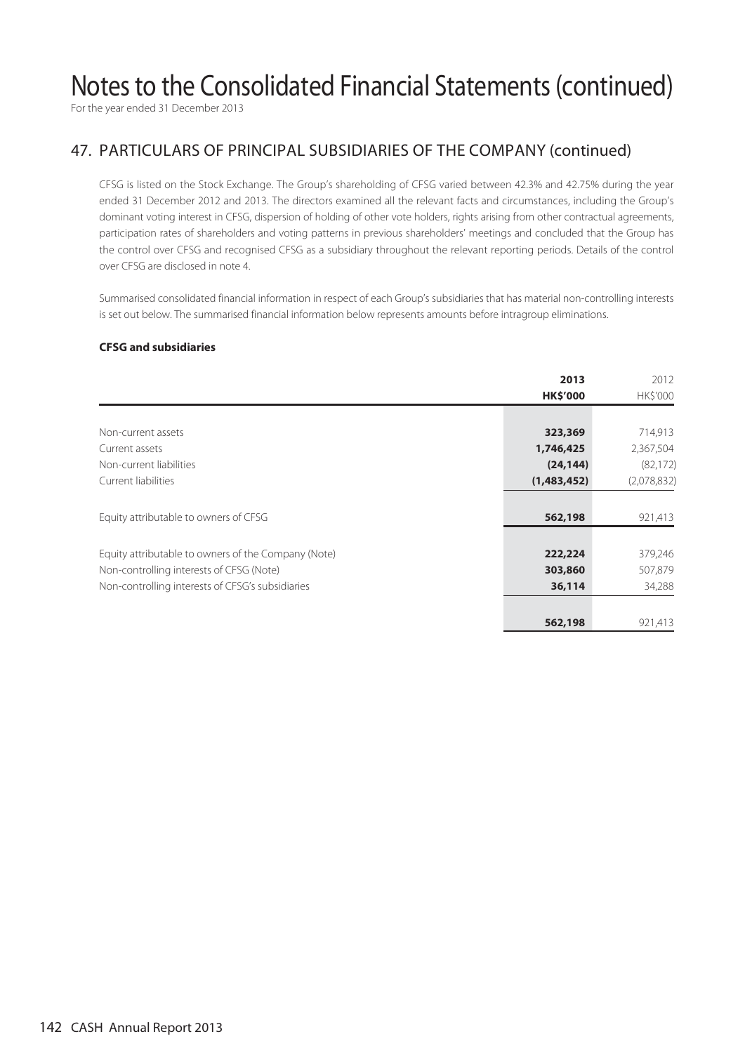# Notes to the Consolidated Financial Statements (continued)

For the year ended 31 December 2013

## 47. PARTICULARS OF PRINCIPAL SUBSIDIARIES OF THE COMPANY (continued)

CFSG is listed on the Stock Exchange. The Group's shareholding of CFSG varied between 42.3% and 42.75% during the year ended 31 December 2012 and 2013. The directors examined all the relevant facts and circumstances, including the Group's dominant voting interest in CFSG, dispersion of holding of other vote holders, rights arising from other contractual agreements, participation rates of shareholders and voting patterns in previous shareholders' meetings and concluded that the Group has the control over CFSG and recognised CFSG as a subsidiary throughout the relevant reporting periods. Details of the control over CFSG are disclosed in note 4.

Summarised consolidated financial information in respect of each Group's subsidiaries that has material non-controlling interests is set out below. The summarised financial information below represents amounts before intragroup eliminations.

**CFSG and subsidiaries**

| | **2013** | 2012 |
|---|---|---|
| | **HK$'000** | HK$'000 |
| Non-current assets | **323,369** | 714,913 |
| Current assets | **1,746,425** | 2,367,504 |
| Non-current liabilities | **(24,144)** | (82,172) |
| Current liabilities | **(1,483,452)** | (2,078,832) |
| Equity attributable to owners of CFSG | **562,198** | 921,413 |
| Equity attributable to owners of the Company (Note) | **222,224** | 379,246 |
| Non-controlling interests of CFSG (Note) | **303,860** | 507,879 |
| Non-controlling interests of CFSG's subsidiaries | **36,114** | 34,288 |
| | **562,198** | 921,413 |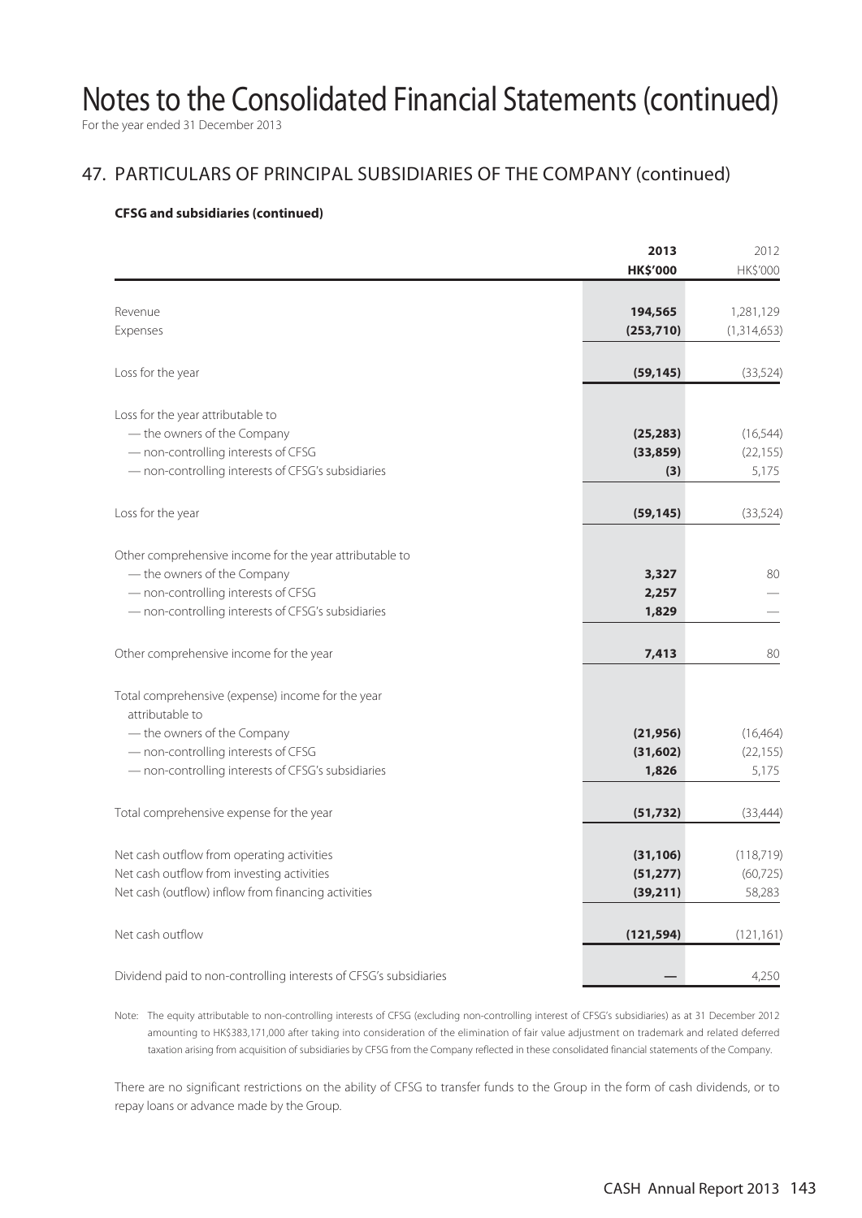# Notes to the Consolidated Financial Statements (continued)

For the year ended 31 December 2013

## 47. PARTICULARS OF PRINCIPAL SUBSIDIARIES OF THE COMPANY (continued)

### CFSG and subsidiaries (continued)

| | 2013 | 2012 |
|---|---|---|
| | HK$'000 | HK$'000 |
| Revenue | 194,565 | 1,281,129 |
| Expenses | (253,710) | (1,314,653) |
| Loss for the year | (59,145) | (33,524) |
| Loss for the year attributable to | | |
| — the owners of the Company | (25,283) | (16,544) |
| — non-controlling interests of CFSG | (33,859) | (22,155) |
| — non-controlling interests of CFSG's subsidiaries | (3) | 5,175 |
| Loss for the year | (59,145) | (33,524) |
| Other comprehensive income for the year attributable to | | |
| — the owners of the Company | 3,327 | 80 |
| — non-controlling interests of CFSG | 2,257 | — |
| — non-controlling interests of CFSG's subsidiaries | 1,829 | — |
| Other comprehensive income for the year | 7,413 | 80 |
| Total comprehensive (expense) income for the year attributable to | | |
| — the owners of the Company | (21,956) | (16,464) |
| — non-controlling interests of CFSG | (31,602) | (22,155) |
| — non-controlling interests of CFSG's subsidiaries | 1,826 | 5,175 |
| Total comprehensive expense for the year | (51,732) | (33,444) |
| Net cash outflow from operating activities | (31,106) | (118,719) |
| Net cash outflow from investing activities | (51,277) | (60,725) |
| Net cash (outflow) inflow from financing activities | (39,211) | 58,283 |
| Net cash outflow | (121,594) | (121,161) |
| Dividend paid to non-controlling interests of CFSG's subsidiaries | — | 4,250 |

Note: The equity attributable to non-controlling interests of CFSG (excluding non-controlling interest of CFSG's subsidiaries) as at 31 December 2012 amounting to HK$383,171,000 after taking into consideration of the elimination of fair value adjustment on trademark and related deferred taxation arising from acquisition of subsidiaries by CFSG from the Company reflected in these consolidated financial statements of the Company.

There are no significant restrictions on the ability of CFSG to transfer funds to the Group in the form of cash dividends, or to repay loans or advance made by the Group.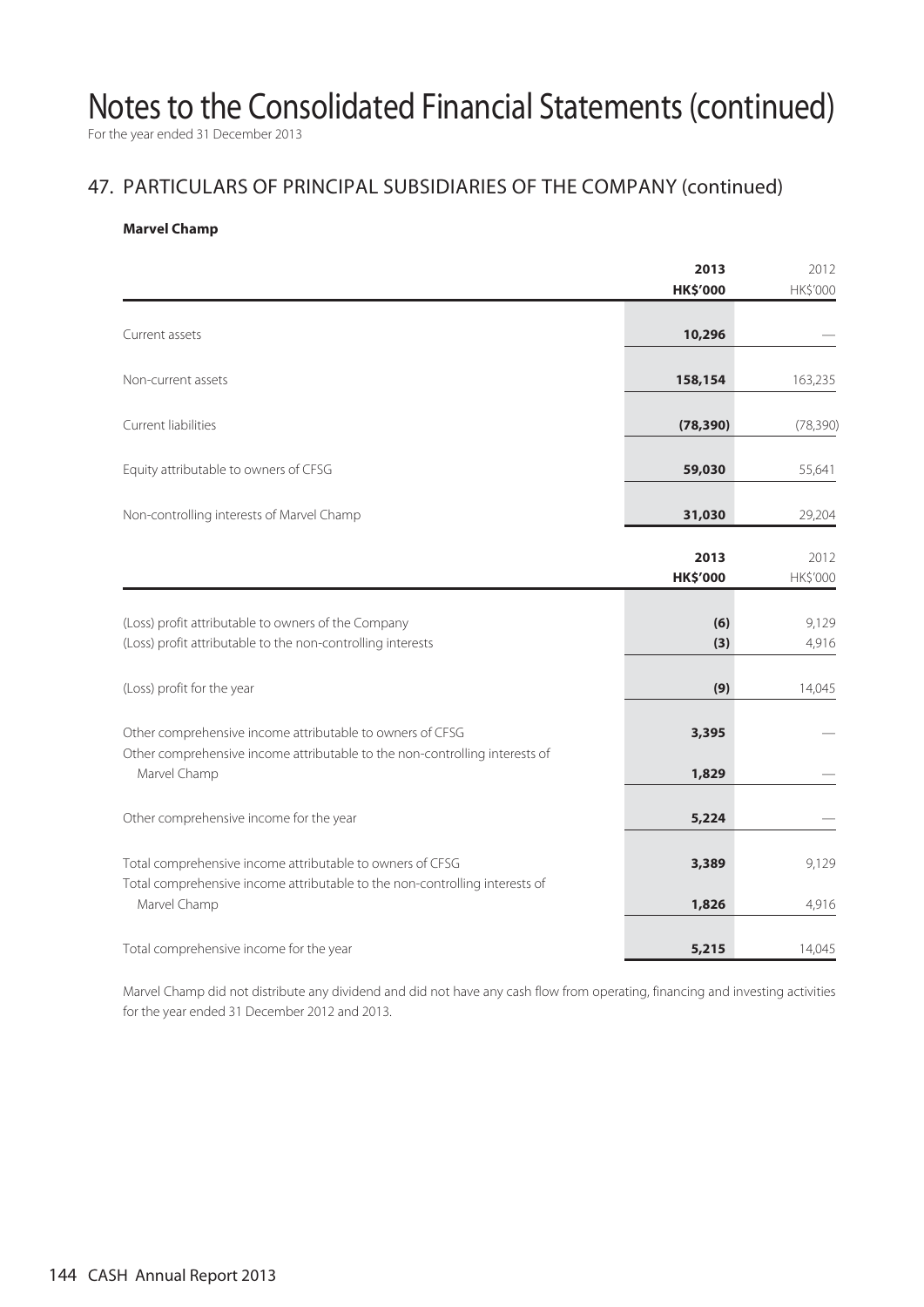# Notes to the Consolidated Financial Statements (continued)

For the year ended 31 December 2013

## 47. PARTICULARS OF PRINCIPAL SUBSIDIARIES OF THE COMPANY (continued)

**Marvel Champ**

| | **2013** **HK$'000** | 2012 HK$'000 |
|---|---|---|
| Current assets | **10,296** | — |
| Non-current assets | **158,154** | 163,235 |
| Current liabilities | **(78,390)** | (78,390) |
| Equity attributable to owners of CFSG | **59,030** | 55,641 |
| Non-controlling interests of Marvel Champ | **31,030** | 29,204 |

| | **2013** **HK$'000** | 2012 HK$'000 |
|---|---|---|
| (Loss) profit attributable to owners of the Company | **(6)** | 9,129 |
| (Loss) profit attributable to the non-controlling interests | **(3)** | 4,916 |
| (Loss) profit for the year | **(9)** | 14,045 |
| Other comprehensive income attributable to owners of CFSG | **3,395** | — |
| Other comprehensive income attributable to the non-controlling interests of Marvel Champ | **1,829** | — |
| Other comprehensive income for the year | **5,224** | — |
| Total comprehensive income attributable to owners of CFSG | **3,389** | 9,129 |
| Total comprehensive income attributable to the non-controlling interests of Marvel Champ | **1,826** | 4,916 |
| Total comprehensive income for the year | **5,215** | 14,045 |

Marvel Champ did not distribute any dividend and did not have any cash flow from operating, financing and investing activities for the year ended 31 December 2012 and 2013.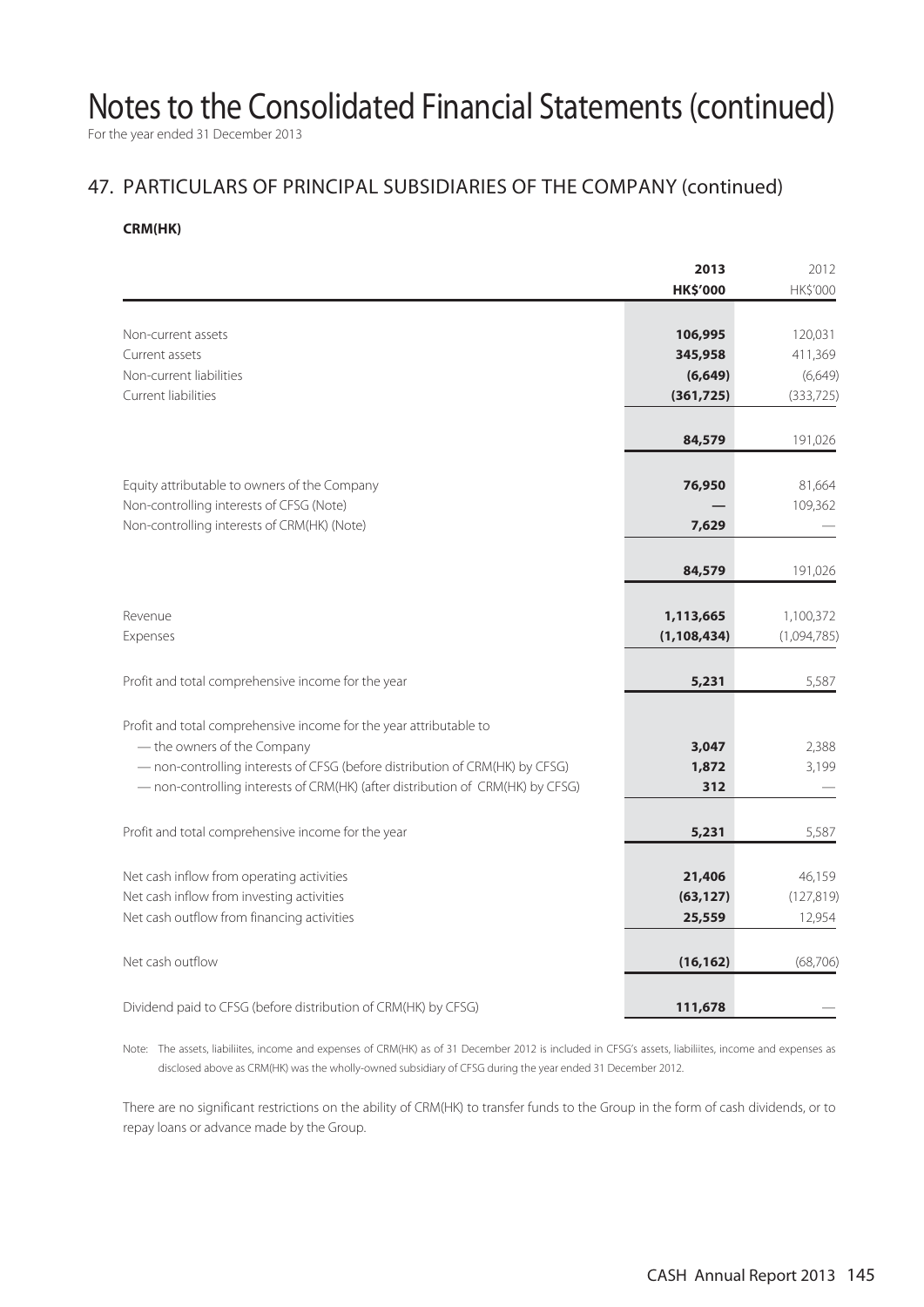# Notes to the Consolidated Financial Statements (continued)

For the year ended 31 December 2013

## 47. PARTICULARS OF PRINCIPAL SUBSIDIARIES OF THE COMPANY (continued)

**CRM(HK)**

| | 2013<br>HK$'000 | 2012<br>HK$'000 |
|---|---|---|
| Non-current assets | **106,995** | 120,031 |
| Current assets | **345,958** | 411,369 |
| Non-current liabilities | **(6,649)** | (6,649) |
| Current liabilities | **(361,725)** | (333,725) |
| | **84,579** | 191,026 |
| Equity attributable to owners of the Company | **76,950** | 81,664 |
| Non-controlling interests of CFSG (Note) | **—** | 109,362 |
| Non-controlling interests of CRM(HK) (Note) | **7,629** | — |
| | **84,579** | 191,026 |
| Revenue | **1,113,665** | 1,100,372 |
| Expenses | **(1,108,434)** | (1,094,785) |
| Profit and total comprehensive income for the year | **5,231** | 5,587 |
| Profit and total comprehensive income for the year attributable to | | |
| — the owners of the Company | **3,047** | 2,388 |
| — non-controlling interests of CFSG (before distribution of CRM(HK) by CFSG) | **1,872** | 3,199 |
| — non-controlling interests of CRM(HK) (after distribution of CRM(HK) by CFSG) | **312** | — |
| Profit and total comprehensive income for the year | **5,231** | 5,587 |
| Net cash inflow from operating activities | **21,406** | 46,159 |
| Net cash inflow from investing activities | **(63,127)** | (127,819) |
| Net cash outflow from financing activities | **25,559** | 12,954 |
| Net cash outflow | **(16,162)** | (68,706) |
| Dividend paid to CFSG (before distribution of CRM(HK) by CFSG) | **111,678** | — |

Note: The assets, liabiliites, income and expenses of CRM(HK) as of 31 December 2012 is included in CFSG's assets, liabiliites, income and expenses as disclosed above as CRM(HK) was the wholly-owned subsidiary of CFSG during the year ended 31 December 2012.

There are no significant restrictions on the ability of CRM(HK) to transfer funds to the Group in the form of cash dividends, or to repay loans or advance made by the Group.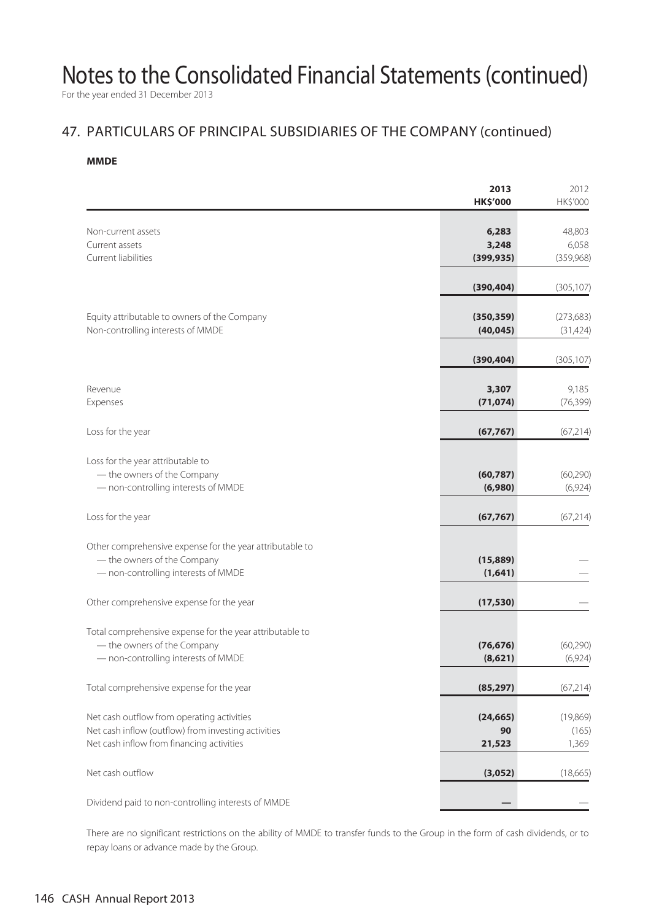# Notes to the Consolidated Financial Statements (continued)

For the year ended 31 December 2013

## 47. PARTICULARS OF PRINCIPAL SUBSIDIARIES OF THE COMPANY (continued)

**MMDE**

| | 2013<br>HK$'000 | 2012<br>HK$'000 |
|---|---|---|
| Non-current assets | 6,283 | 48,803 |
| Current assets | 3,248 | 6,058 |
| Current liabilities | (399,935) | (359,968) |
| | (390,404) | (305,107) |
| Equity attributable to owners of the Company | (350,359) | (273,683) |
| Non-controlling interests of MMDE | (40,045) | (31,424) |
| | (390,404) | (305,107) |
| Revenue | 3,307 | 9,185 |
| Expenses | (71,074) | (76,399) |
| Loss for the year | (67,767) | (67,214) |
| Loss for the year attributable to | | |
| — the owners of the Company | (60,787) | (60,290) |
| — non-controlling interests of MMDE | (6,980) | (6,924) |
| Loss for the year | (67,767) | (67,214) |
| Other comprehensive expense for the year attributable to | | |
| — the owners of the Company | (15,889) | — |
| — non-controlling interests of MMDE | (1,641) | — |
| Other comprehensive expense for the year | (17,530) | — |
| Total comprehensive expense for the year attributable to | | |
| — the owners of the Company | (76,676) | (60,290) |
| — non-controlling interests of MMDE | (8,621) | (6,924) |
| Total comprehensive expense for the year | (85,297) | (67,214) |
| Net cash outflow from operating activities | (24,665) | (19,869) |
| Net cash inflow (outflow) from investing activities | 90 | (165) |
| Net cash inflow from financing activities | 21,523 | 1,369 |
| Net cash outflow | (3,052) | (18,665) |
| Dividend paid to non-controlling interests of MMDE | — | — |

There are no significant restrictions on the ability of MMDE to transfer funds to the Group in the form of cash dividends, or to repay loans or advance made by the Group.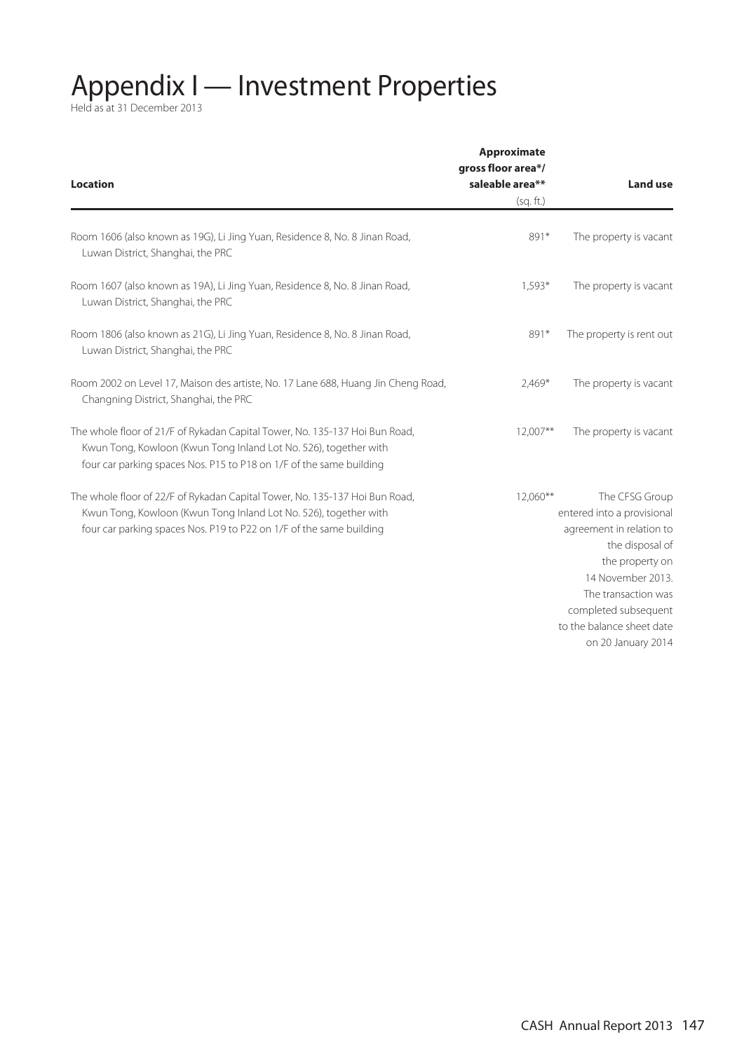# Appendix I — Investment Properties

Held as at 31 December 2013

| Location | Approximate gross floor area*/ saleable area** (sq. ft.) | Land use |
|---|---|---|
| Room 1606 (also known as 19G), Li Jing Yuan, Residence 8, No. 8 Jinan Road, Luwan District, Shanghai, the PRC | 891* | The property is vacant |
| Room 1607 (also known as 19A), Li Jing Yuan, Residence 8, No. 8 Jinan Road, Luwan District, Shanghai, the PRC | 1,593* | The property is vacant |
| Room 1806 (also known as 21G), Li Jing Yuan, Residence 8, No. 8 Jinan Road, Luwan District, Shanghai, the PRC | 891* | The property is rent out |
| Room 2002 on Level 17, Maison des artiste, No. 17 Lane 688, Huang Jin Cheng Road, Changning District, Shanghai, the PRC | 2,469* | The property is vacant |
| The whole floor of 21/F of Rykadan Capital Tower, No. 135-137 Hoi Bun Road, Kwun Tong, Kowloon (Kwun Tong Inland Lot No. 526), together with four car parking spaces Nos. P15 to P18 on 1/F of the same building | 12,007** | The property is vacant |
| The whole floor of 22/F of Rykadan Capital Tower, No. 135-137 Hoi Bun Road, Kwun Tong, Kowloon (Kwun Tong Inland Lot No. 526), together with four car parking spaces Nos. P19 to P22 on 1/F of the same building | 12,060** | The CFSG Group entered into a provisional agreement in relation to the disposal of the property on 14 November 2013. The transaction was completed subsequent to the balance sheet date on 20 January 2014 |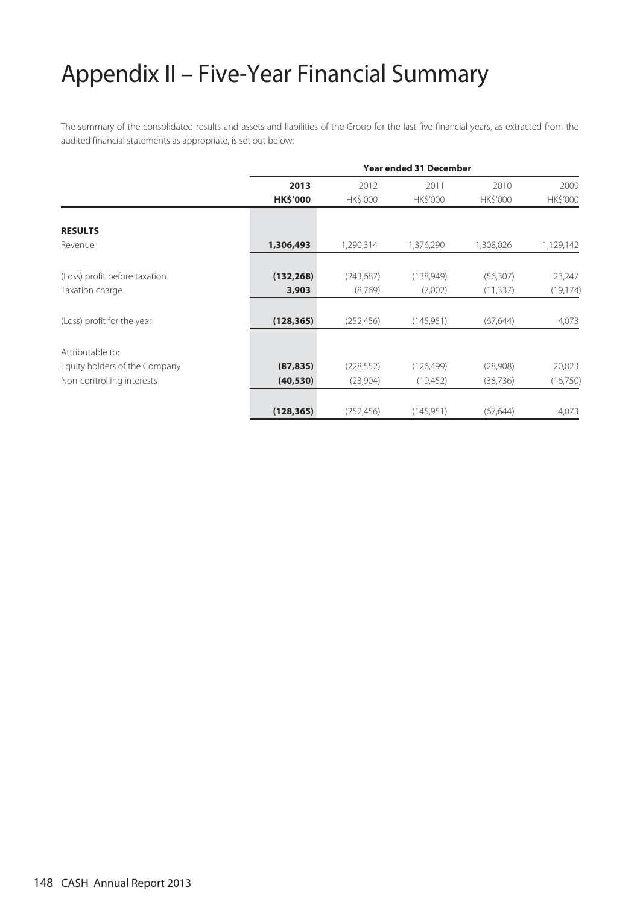# Appendix II – Five-Year Financial Summary

The summary of the consolidated results and assets and liabilities of the Group for the last five financial years, as extracted from the audited financial statements as appropriate, is set out below:

| | Year ended 31 December | | | | |
|---|---|---|---|---|---|
| | **2013** | 2012 | 2011 | 2010 | 2009 |
| | **HK$'000** | HK$'000 | HK$'000 | HK$'000 | HK$'000 |
| **RESULTS** | | | | | |
| Revenue | **1,306,493** | 1,290,314 | 1,376,290 | 1,308,026 | 1,129,142 |
| (Loss) profit before taxation | **(132,268)** | (243,687) | (138,949) | (56,307) | 23,247 |
| Taxation charge | **3,903** | (8,769) | (7,002) | (11,337) | (19,174) |
| (Loss) profit for the year | **(128,365)** | (252,456) | (145,951) | (67,644) | 4,073 |
| Attributable to: | | | | | |
| Equity holders of the Company | **(87,835)** | (228,552) | (126,499) | (28,908) | 20,823 |
| Non-controlling interests | **(40,530)** | (23,904) | (19,452) | (38,736) | (16,750) |
| | **(128,365)** | (252,456) | (145,951) | (67,644) | 4,073 |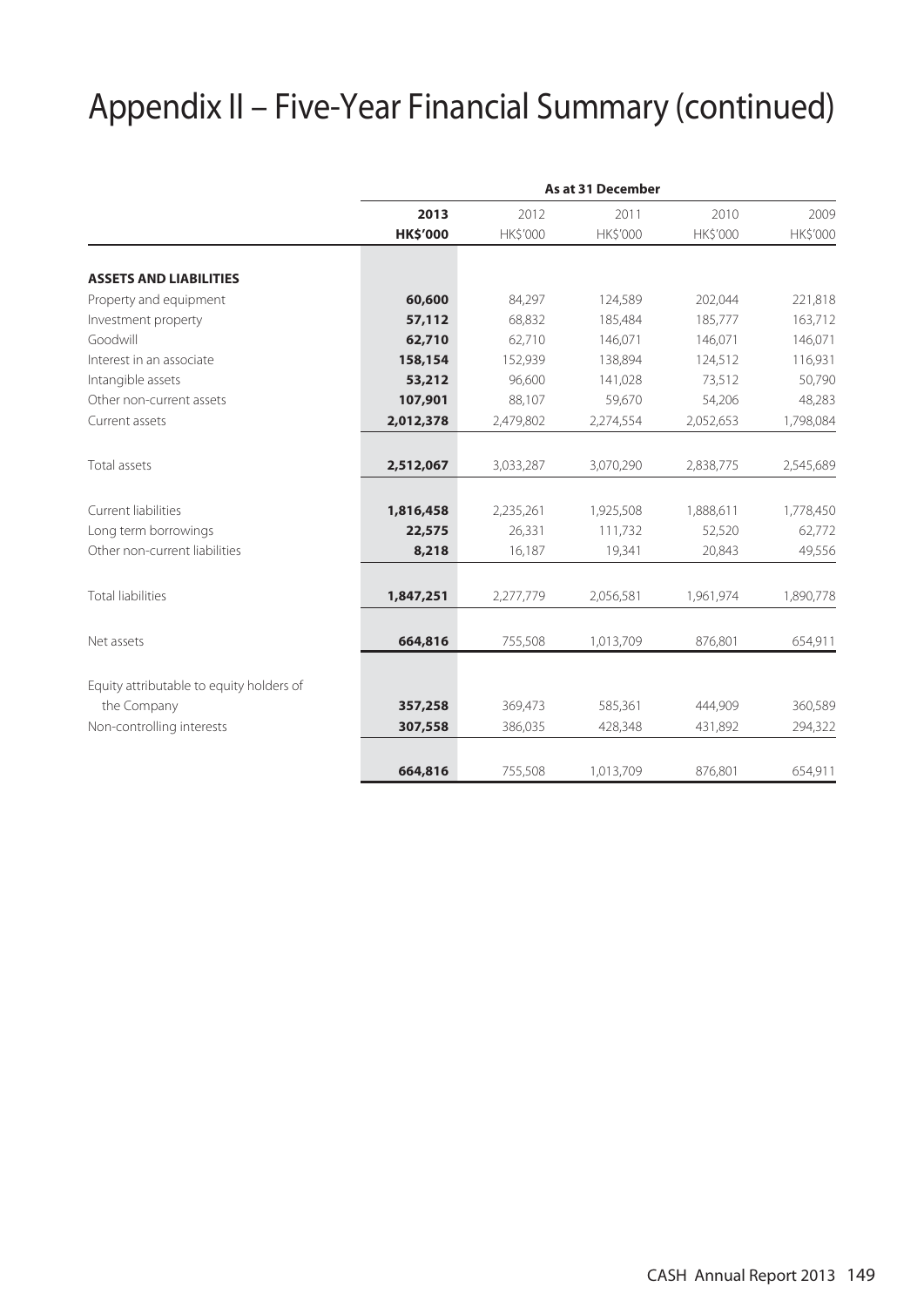# Appendix II – Five-Year Financial Summary (continued)

| | As at 31 December | | | | |
|---|---|---|---|---|---|
| | **2013** | 2012 | 2011 | 2010 | 2009 |
| | **HK$'000** | HK$'000 | HK$'000 | HK$'000 | HK$'000 |
| **ASSETS AND LIABILITIES** | | | | | |
| Property and equipment | **60,600** | 84,297 | 124,589 | 202,044 | 221,818 |
| Investment property | **57,112** | 68,832 | 185,484 | 185,777 | 163,712 |
| Goodwill | **62,710** | 62,710 | 146,071 | 146,071 | 146,071 |
| Interest in an associate | **158,154** | 152,939 | 138,894 | 124,512 | 116,931 |
| Intangible assets | **53,212** | 96,600 | 141,028 | 73,512 | 50,790 |
| Other non-current assets | **107,901** | 88,107 | 59,670 | 54,206 | 48,283 |
| Current assets | **2,012,378** | 2,479,802 | 2,274,554 | 2,052,653 | 1,798,084 |
| Total assets | **2,512,067** | 3,033,287 | 3,070,290 | 2,838,775 | 2,545,689 |
| Current liabilities | **1,816,458** | 2,235,261 | 1,925,508 | 1,888,611 | 1,778,450 |
| Long term borrowings | **22,575** | 26,331 | 111,732 | 52,520 | 62,772 |
| Other non-current liabilities | **8,218** | 16,187 | 19,341 | 20,843 | 49,556 |
| Total liabilities | **1,847,251** | 2,277,779 | 2,056,581 | 1,961,974 | 1,890,778 |
| Net assets | **664,816** | 755,508 | 1,013,709 | 876,801 | 654,911 |
| Equity attributable to equity holders of the Company | **357,258** | 369,473 | 585,361 | 444,909 | 360,589 |
| Non-controlling interests | **307,558** | 386,035 | 428,348 | 431,892 | 294,322 |
| | **664,816** | 755,508 | 1,013,709 | 876,801 | 654,911 |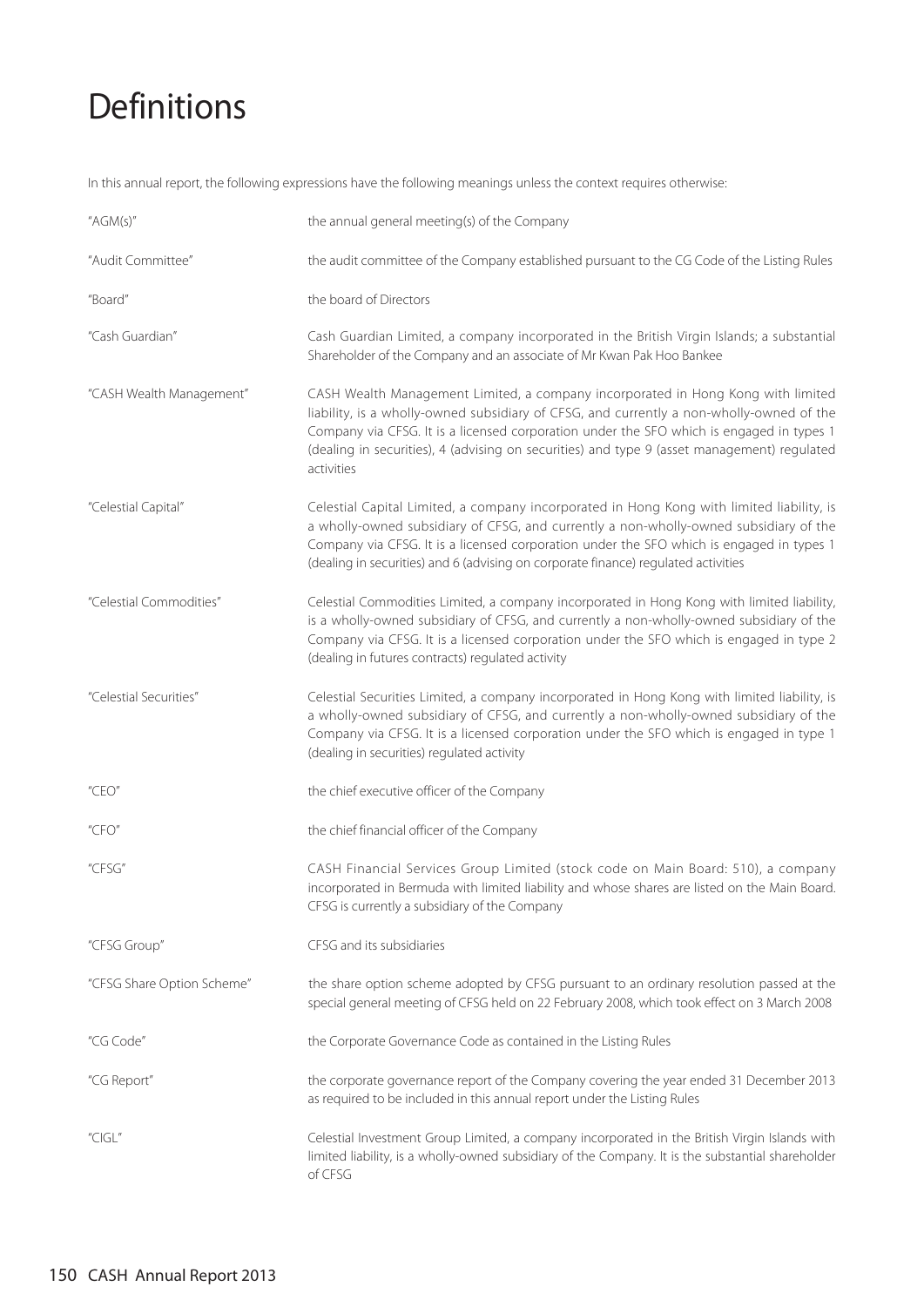# Definitions

In this annual report, the following expressions have the following meanings unless the context requires otherwise:

| | |
|---|---|
| "AGM(s)" | the annual general meeting(s) of the Company |
| "Audit Committee" | the audit committee of the Company established pursuant to the CG Code of the Listing Rules |
| "Board" | the board of Directors |
| "Cash Guardian" | Cash Guardian Limited, a company incorporated in the British Virgin Islands; a substantial Shareholder of the Company and an associate of Mr Kwan Pak Hoo Bankee |
| "CASH Wealth Management" | CASH Wealth Management Limited, a company incorporated in Hong Kong with limited liability, is a wholly-owned subsidiary of CFSG, and currently a non-wholly-owned of the Company via CFSG. It is a licensed corporation under the SFO which is engaged in types 1 (dealing in securities), 4 (advising on securities) and type 9 (asset management) regulated activities |
| "Celestial Capital" | Celestial Capital Limited, a company incorporated in Hong Kong with limited liability, is a wholly-owned subsidiary of CFSG, and currently a non-wholly-owned subsidiary of the Company via CFSG. It is a licensed corporation under the SFO which is engaged in types 1 (dealing in securities) and 6 (advising on corporate finance) regulated activities |
| "Celestial Commodities" | Celestial Commodities Limited, a company incorporated in Hong Kong with limited liability, is a wholly-owned subsidiary of CFSG, and currently a non-wholly-owned subsidiary of the Company via CFSG. It is a licensed corporation under the SFO which is engaged in type 2 (dealing in futures contracts) regulated activity |
| "Celestial Securities" | Celestial Securities Limited, a company incorporated in Hong Kong with limited liability, is a wholly-owned subsidiary of CFSG, and currently a non-wholly-owned subsidiary of the Company via CFSG. It is a licensed corporation under the SFO which is engaged in type 1 (dealing in securities) regulated activity |
| "CEO" | the chief executive officer of the Company |
| "CFO" | the chief financial officer of the Company |
| "CFSG" | CASH Financial Services Group Limited (stock code on Main Board: 510), a company incorporated in Bermuda with limited liability and whose shares are listed on the Main Board. CFSG is currently a subsidiary of the Company |
| "CFSG Group" | CFSG and its subsidiaries |
| "CFSG Share Option Scheme" | the share option scheme adopted by CFSG pursuant to an ordinary resolution passed at the special general meeting of CFSG held on 22 February 2008, which took effect on 3 March 2008 |
| "CG Code" | the Corporate Governance Code as contained in the Listing Rules |
| "CG Report" | the corporate governance report of the Company covering the year ended 31 December 2013 as required to be included in this annual report under the Listing Rules |
| "CIGL" | Celestial Investment Group Limited, a company incorporated in the British Virgin Islands with limited liability, is a wholly-owned subsidiary of the Company. It is the substantial shareholder of CFSG |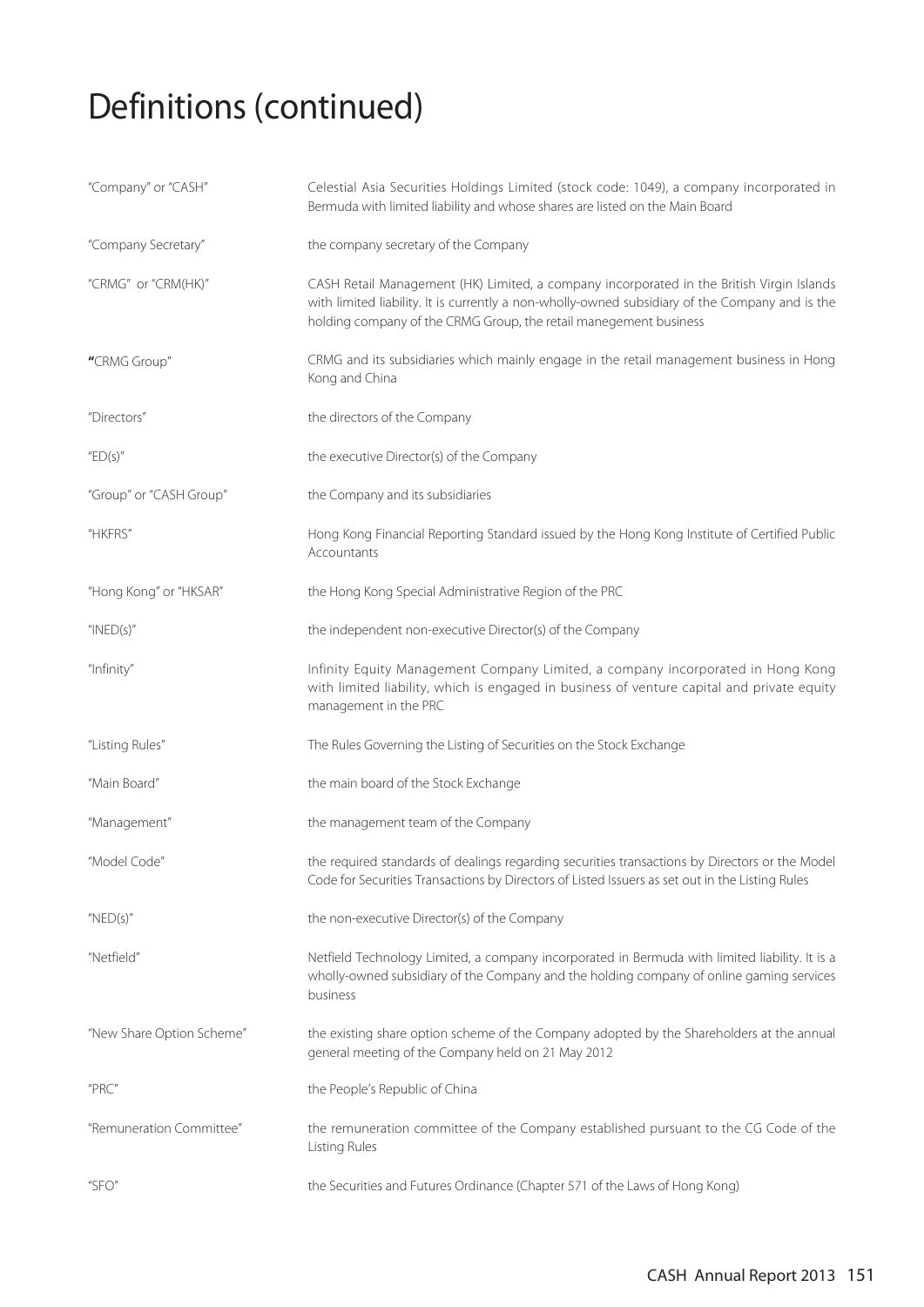# Definitions (continued)

| | |
|---|---|
| "Company" or "CASH" | Celestial Asia Securities Holdings Limited (stock code: 1049), a company incorporated in Bermuda with limited liability and whose shares are listed on the Main Board |
| "Company Secretary" | the company secretary of the Company |
| "CRMG" or "CRM(HK)" | CASH Retail Management (HK) Limited, a company incorporated in the British Virgin Islands with limited liability. It is currently a non-wholly-owned subsidiary of the Company and is the holding company of the CRMG Group, the retail manegement business |
| "CRMG Group" | CRMG and its subsidiaries which mainly engage in the retail management business in Hong Kong and China |
| "Directors" | the directors of the Company |
| "ED(s)" | the executive Director(s) of the Company |
| "Group" or "CASH Group" | the Company and its subsidiaries |
| "HKFRS" | Hong Kong Financial Reporting Standard issued by the Hong Kong Institute of Certified Public Accountants |
| "Hong Kong" or "HKSAR" | the Hong Kong Special Administrative Region of the PRC |
| "INED(s)" | the independent non-executive Director(s) of the Company |
| "Infinity" | Infinity Equity Management Company Limited, a company incorporated in Hong Kong with limited liability, which is engaged in business of venture capital and private equity management in the PRC |
| "Listing Rules" | The Rules Governing the Listing of Securities on the Stock Exchange |
| "Main Board" | the main board of the Stock Exchange |
| "Management" | the management team of the Company |
| "Model Code" | the required standards of dealings regarding securities transactions by Directors or the Model Code for Securities Transactions by Directors of Listed Issuers as set out in the Listing Rules |
| "NED(s)" | the non-executive Director(s) of the Company |
| "Netfield" | Netfield Technology Limited, a company incorporated in Bermuda with limited liability. It is a wholly-owned subsidiary of the Company and the holding company of online gaming services business |
| "New Share Option Scheme" | the existing share option scheme of the Company adopted by the Shareholders at the annual general meeting of the Company held on 21 May 2012 |
| "PRC" | the People's Republic of China |
| "Remuneration Committee" | the remuneration committee of the Company established pursuant to the CG Code of the Listing Rules |
| "SFO" | the Securities and Futures Ordinance (Chapter 571 of the Laws of Hong Kong) |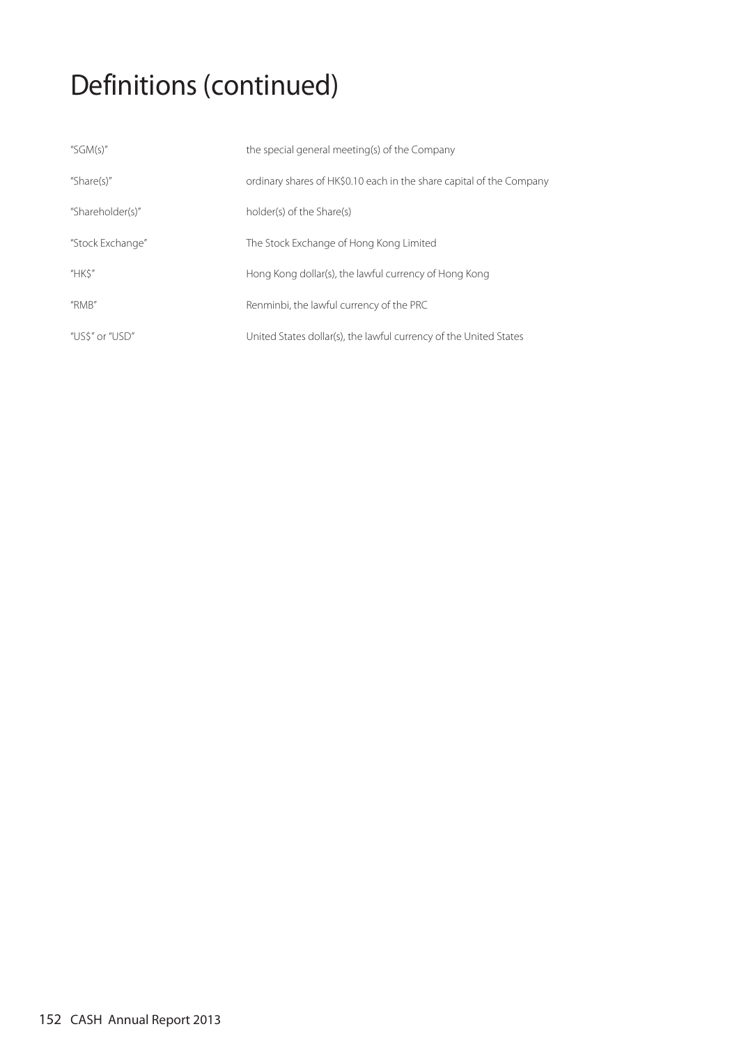# Definitions (continued)

| | |
|---|---|
| "SGM(s)" | the special general meeting(s) of the Company |
| "Share(s)" | ordinary shares of HK$0.10 each in the share capital of the Company |
| "Shareholder(s)" | holder(s) of the Share(s) |
| "Stock Exchange" | The Stock Exchange of Hong Kong Limited |
| "HK$" | Hong Kong dollar(s), the lawful currency of Hong Kong |
| "RMB" | Renminbi, the lawful currency of the PRC |
| "US$" or "USD" | United States dollar(s), the lawful currency of the United States |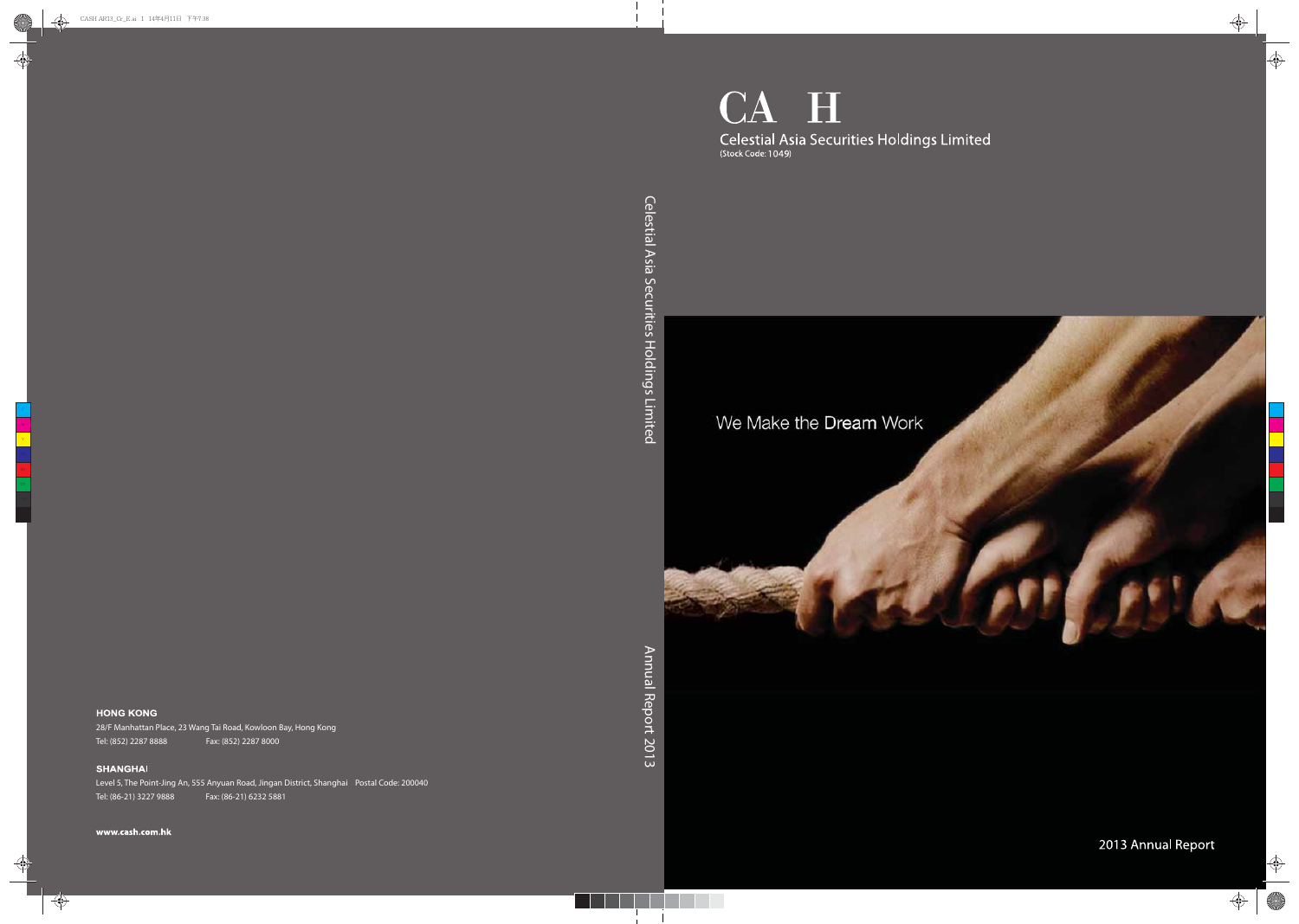# CASH

Celestial Asia Securities Holdings Limited
(Stock Code: 1049)

We Make the Dream Work

2013 Annual Report

Celestial Asia Securities Holdings Limited

Annual Report 2013

**HONG KONG**

28/F Manhattan Place, 23 Wang Tai Road, Kowloon Bay, Hong Kong

Tel: (852) 2287 8888 Fax: (852) 2287 8000

**SHANGHAI**

Level 5, The Point-Jing An, 555 Anyuan Road, Jingan District, Shanghai Postal Code: 200040

Tel: (86-21) 3227 9888 Fax: (86-21) 6232 5881

**www.cash.com.hk**